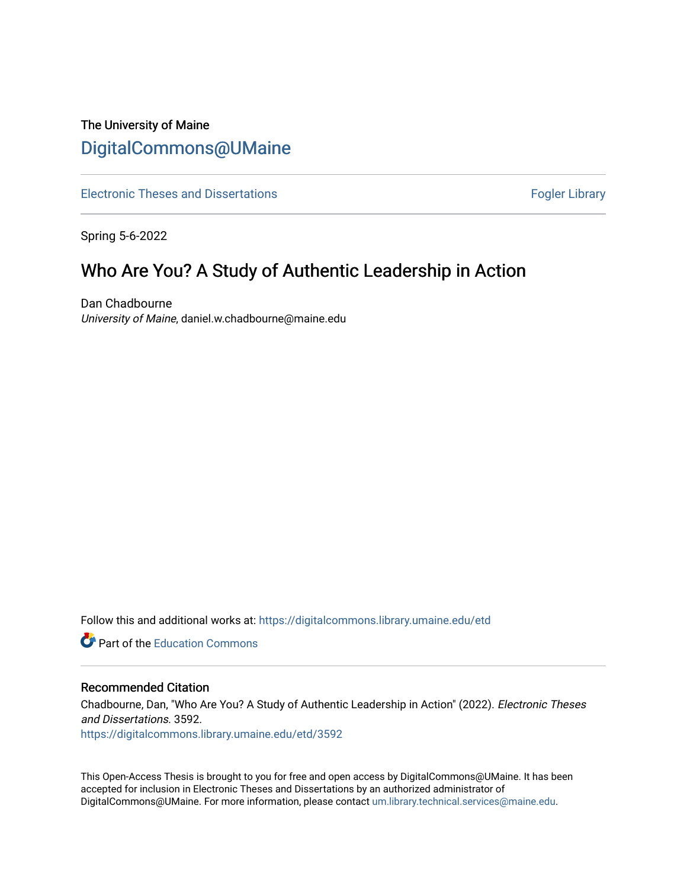The University of Maine

# DigitalCommons@UMaine

Electronic Theses and Dissertations

Fogler Library

Spring 5-6-2022

## Who Are You? A Study of Authentic Leadership in Action

Dan Chadbourne
*University of Maine*, daniel.w.chadbourne@maine.edu

Follow this and additional works at: https://digitalcommons.library.umaine.edu/etd

Part of the Education Commons

### Recommended Citation

Chadbourne, Dan, "Who Are You? A Study of Authentic Leadership in Action" (2022). *Electronic Theses and Dissertations*. 3592.
https://digitalcommons.library.umaine.edu/etd/3592

This Open-Access Thesis is brought to you for free and open access by DigitalCommons@UMaine. It has been accepted for inclusion in Electronic Theses and Dissertations by an authorized administrator of DigitalCommons@UMaine. For more information, please contact um.library.technical.services@maine.edu.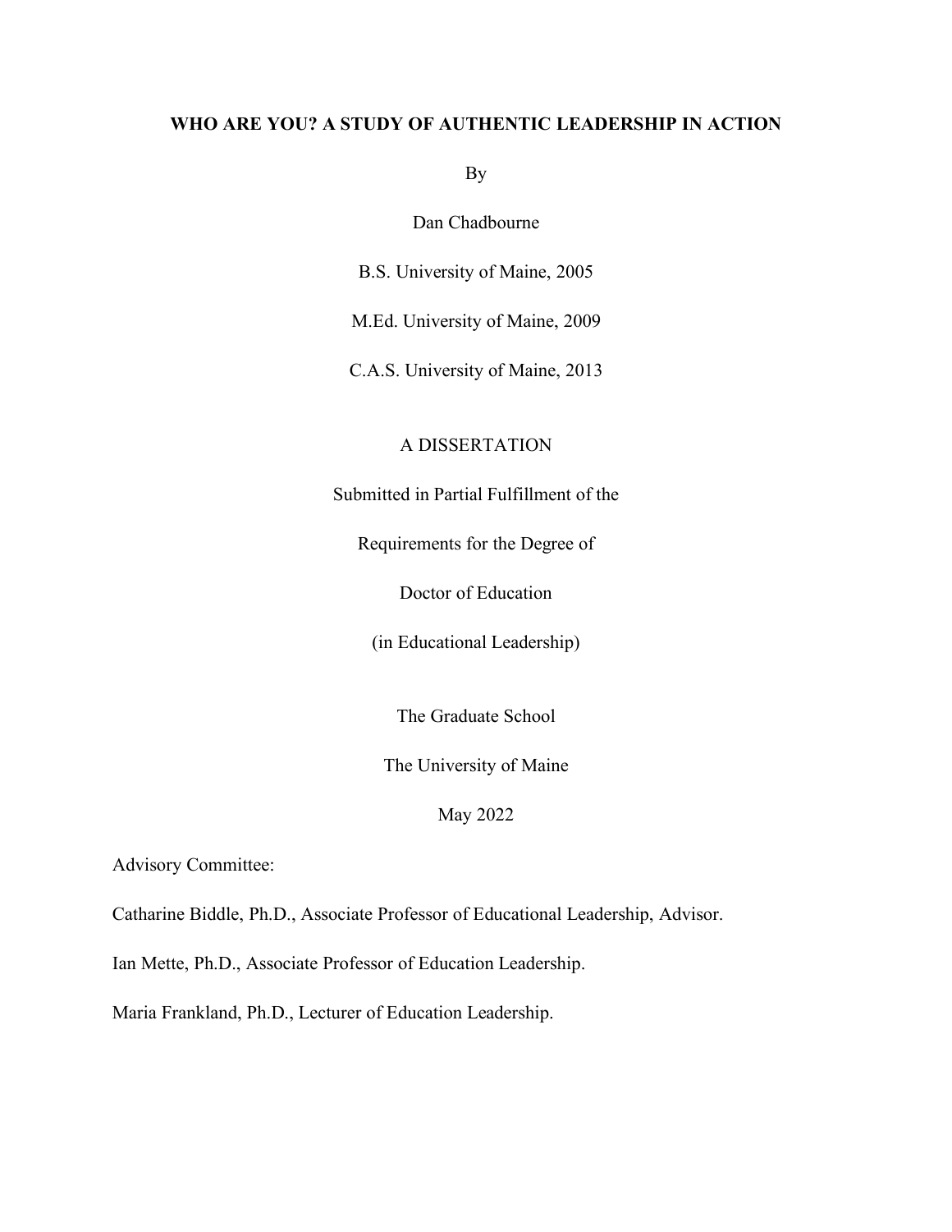**WHO ARE YOU? A STUDY OF AUTHENTIC LEADERSHIP IN ACTION**

By

Dan Chadbourne

B.S. University of Maine, 2005

M.Ed. University of Maine, 2009

C.A.S. University of Maine, 2013

A DISSERTATION

Submitted in Partial Fulfillment of the

Requirements for the Degree of

Doctor of Education

(in Educational Leadership)

The Graduate School

The University of Maine

May 2022

Advisory Committee:

Catharine Biddle, Ph.D., Associate Professor of Educational Leadership, Advisor.

Ian Mette, Ph.D., Associate Professor of Education Leadership.

Maria Frankland, Ph.D., Lecturer of Education Leadership.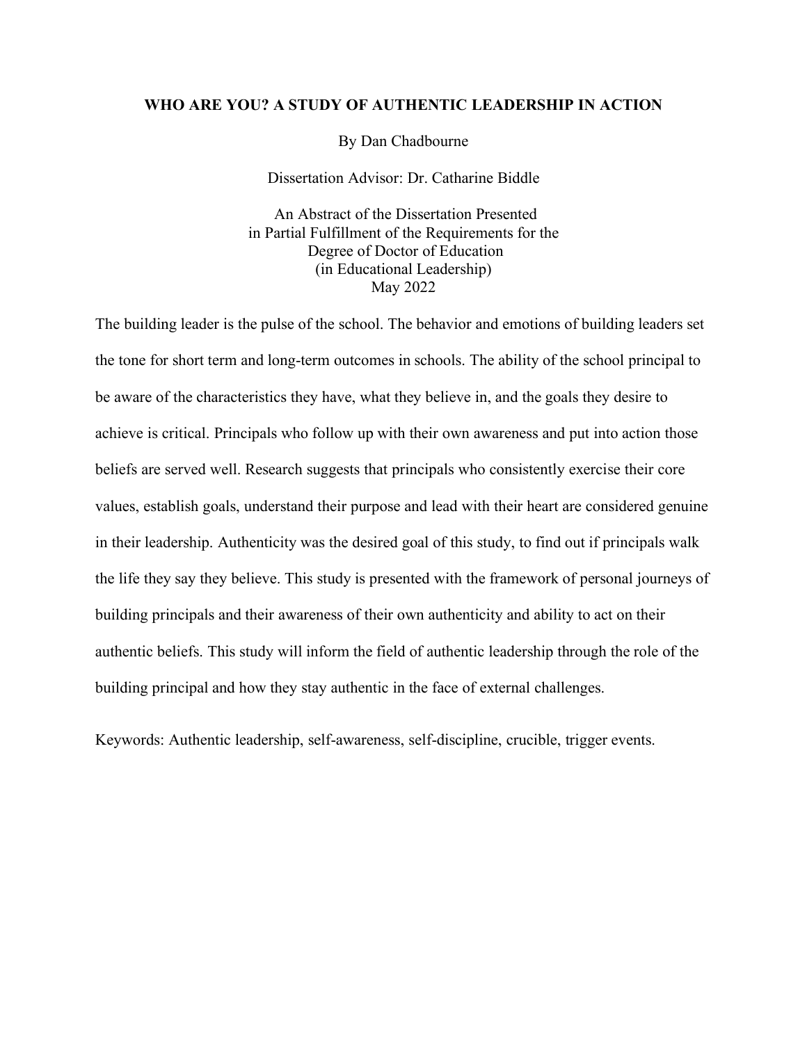**WHO ARE YOU? A STUDY OF AUTHENTIC LEADERSHIP IN ACTION**

By Dan Chadbourne

Dissertation Advisor: Dr. Catharine Biddle

An Abstract of the Dissertation Presented
in Partial Fulfillment of the Requirements for the
Degree of Doctor of Education
(in Educational Leadership)
May 2022

The building leader is the pulse of the school. The behavior and emotions of building leaders set the tone for short term and long-term outcomes in schools. The ability of the school principal to be aware of the characteristics they have, what they believe in, and the goals they desire to achieve is critical. Principals who follow up with their own awareness and put into action those beliefs are served well. Research suggests that principals who consistently exercise their core values, establish goals, understand their purpose and lead with their heart are considered genuine in their leadership. Authenticity was the desired goal of this study, to find out if principals walk the life they say they believe. This study is presented with the framework of personal journeys of building principals and their awareness of their own authenticity and ability to act on their authentic beliefs. This study will inform the field of authentic leadership through the role of the building principal and how they stay authentic in the face of external challenges.

Keywords: Authentic leadership, self-awareness, self-discipline, crucible, trigger events.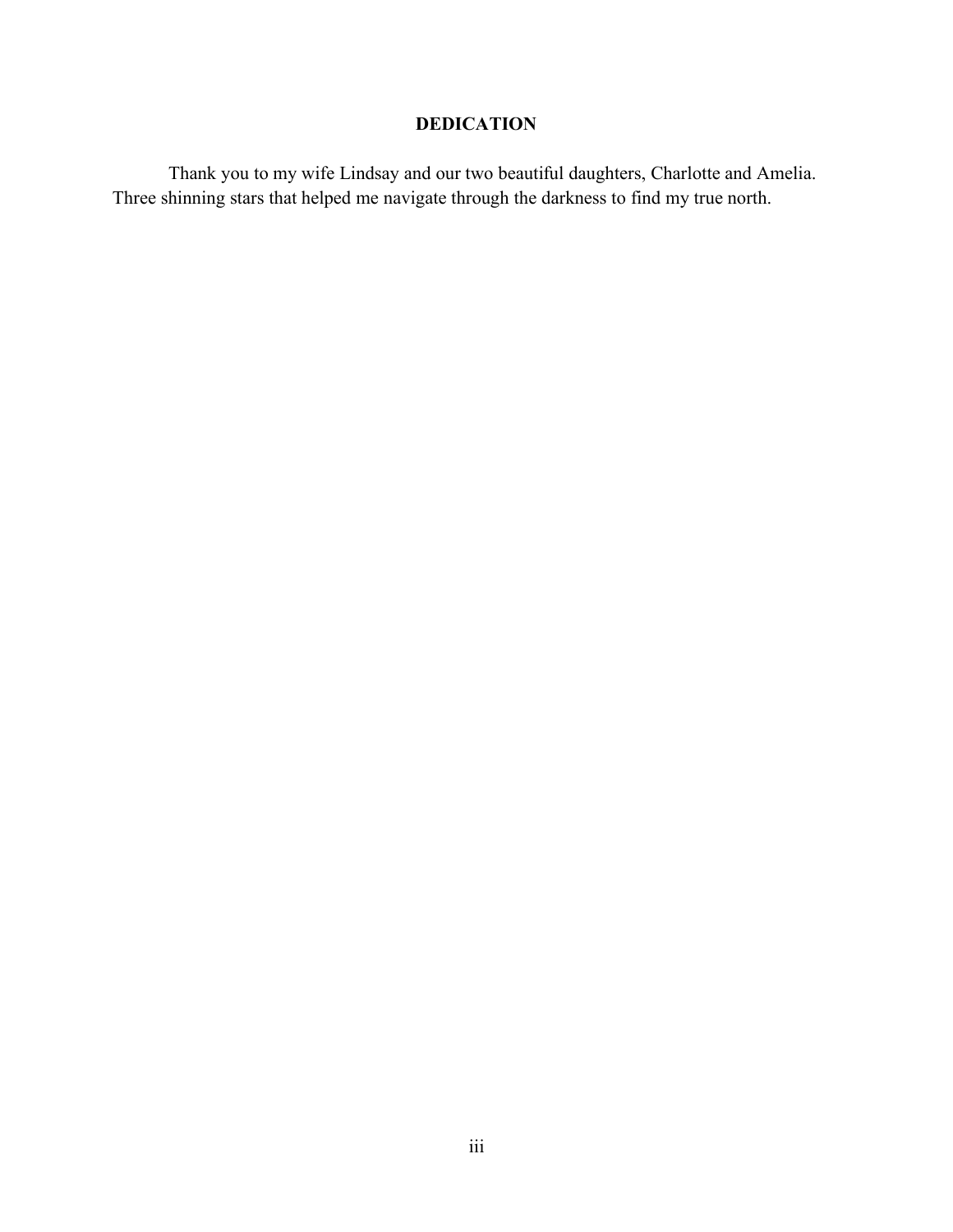## DEDICATION

Thank you to my wife Lindsay and our two beautiful daughters, Charlotte and Amelia. Three shinning stars that helped me navigate through the darkness to find my true north.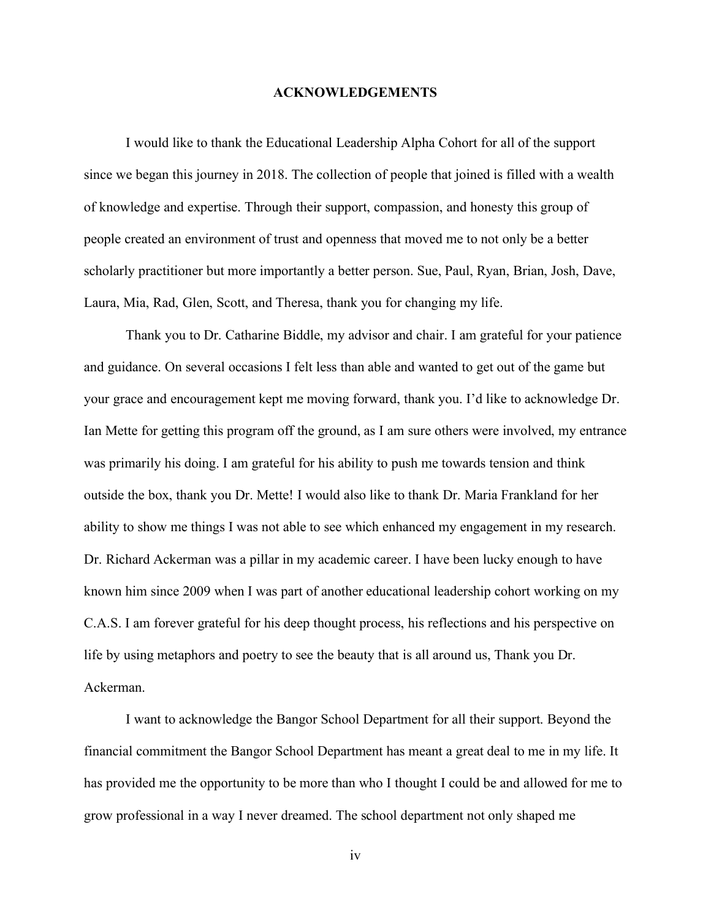# ACKNOWLEDGEMENTS

I would like to thank the Educational Leadership Alpha Cohort for all of the support since we began this journey in 2018. The collection of people that joined is filled with a wealth of knowledge and expertise. Through their support, compassion, and honesty this group of people created an environment of trust and openness that moved me to not only be a better scholarly practitioner but more importantly a better person. Sue, Paul, Ryan, Brian, Josh, Dave, Laura, Mia, Rad, Glen, Scott, and Theresa, thank you for changing my life.

Thank you to Dr. Catharine Biddle, my advisor and chair. I am grateful for your patience and guidance. On several occasions I felt less than able and wanted to get out of the game but your grace and encouragement kept me moving forward, thank you. I'd like to acknowledge Dr. Ian Mette for getting this program off the ground, as I am sure others were involved, my entrance was primarily his doing. I am grateful for his ability to push me towards tension and think outside the box, thank you Dr. Mette! I would also like to thank Dr. Maria Frankland for her ability to show me things I was not able to see which enhanced my engagement in my research. Dr. Richard Ackerman was a pillar in my academic career. I have been lucky enough to have known him since 2009 when I was part of another educational leadership cohort working on my C.A.S. I am forever grateful for his deep thought process, his reflections and his perspective on life by using metaphors and poetry to see the beauty that is all around us, Thank you Dr. Ackerman.

I want to acknowledge the Bangor School Department for all their support. Beyond the financial commitment the Bangor School Department has meant a great deal to me in my life. It has provided me the opportunity to be more than who I thought I could be and allowed for me to grow professional in a way I never dreamed. The school department not only shaped me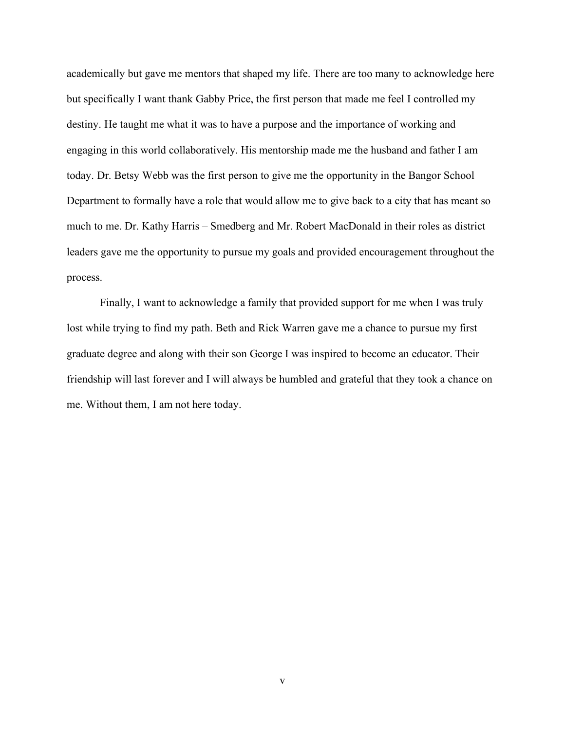academically but gave me mentors that shaped my life. There are too many to acknowledge here but specifically I want thank Gabby Price, the first person that made me feel I controlled my destiny. He taught me what it was to have a purpose and the importance of working and engaging in this world collaboratively. His mentorship made me the husband and father I am today. Dr. Betsy Webb was the first person to give me the opportunity in the Bangor School Department to formally have a role that would allow me to give back to a city that has meant so much to me. Dr. Kathy Harris – Smedberg and Mr. Robert MacDonald in their roles as district leaders gave me the opportunity to pursue my goals and provided encouragement throughout the process.

Finally, I want to acknowledge a family that provided support for me when I was truly lost while trying to find my path. Beth and Rick Warren gave me a chance to pursue my first graduate degree and along with their son George I was inspired to become an educator. Their friendship will last forever and I will always be humbled and grateful that they took a chance on me. Without them, I am not here today.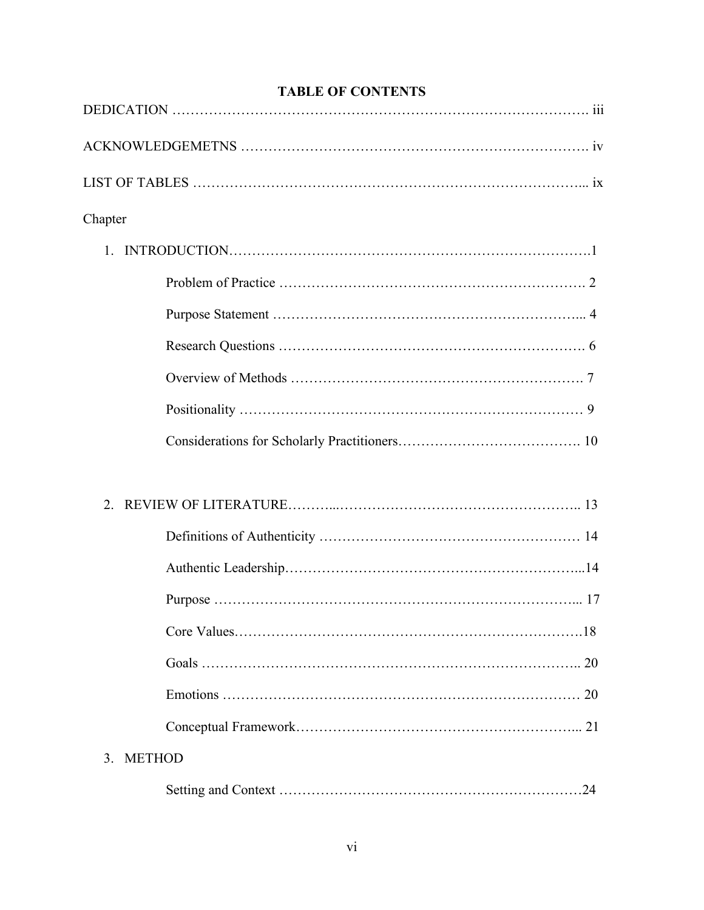# TABLE OF CONTENTS

DEDICATION ………………………………………………………………………………. iii

ACKNOWLEDGEMETNS …………………………………………………………………. iv

LIST OF TABLES ………………………………………………………………………... ix

Chapter

1. INTRODUCTION……………………………………………………………………….1

    Problem of Practice …………………………………………………………. 2

    Purpose Statement …………………………………………………………... 4

    Research Questions …………………………………………………………. 6

    Overview of Methods ……………………………………………………… 7

    Positionality ………………………………………………………………… 9

    Considerations for Scholarly Practitioners………………………………… 10

2. REVIEW OF LITERATURE………...……………………………………………….. 13

    Definitions of Authenticity ………………………………………………… 14

    Authentic Leadership………………………………………………………...14

    Purpose ……………………………………………………………………... 17

    Core Values…………………………………………………………………….18

    Goals …………………………………………………………………….. 20

    Emotions …………………………………………………………………… 20

    Conceptual Framework…………………………………………………... 21

3. METHOD

    Setting and Context …………………………………………………………24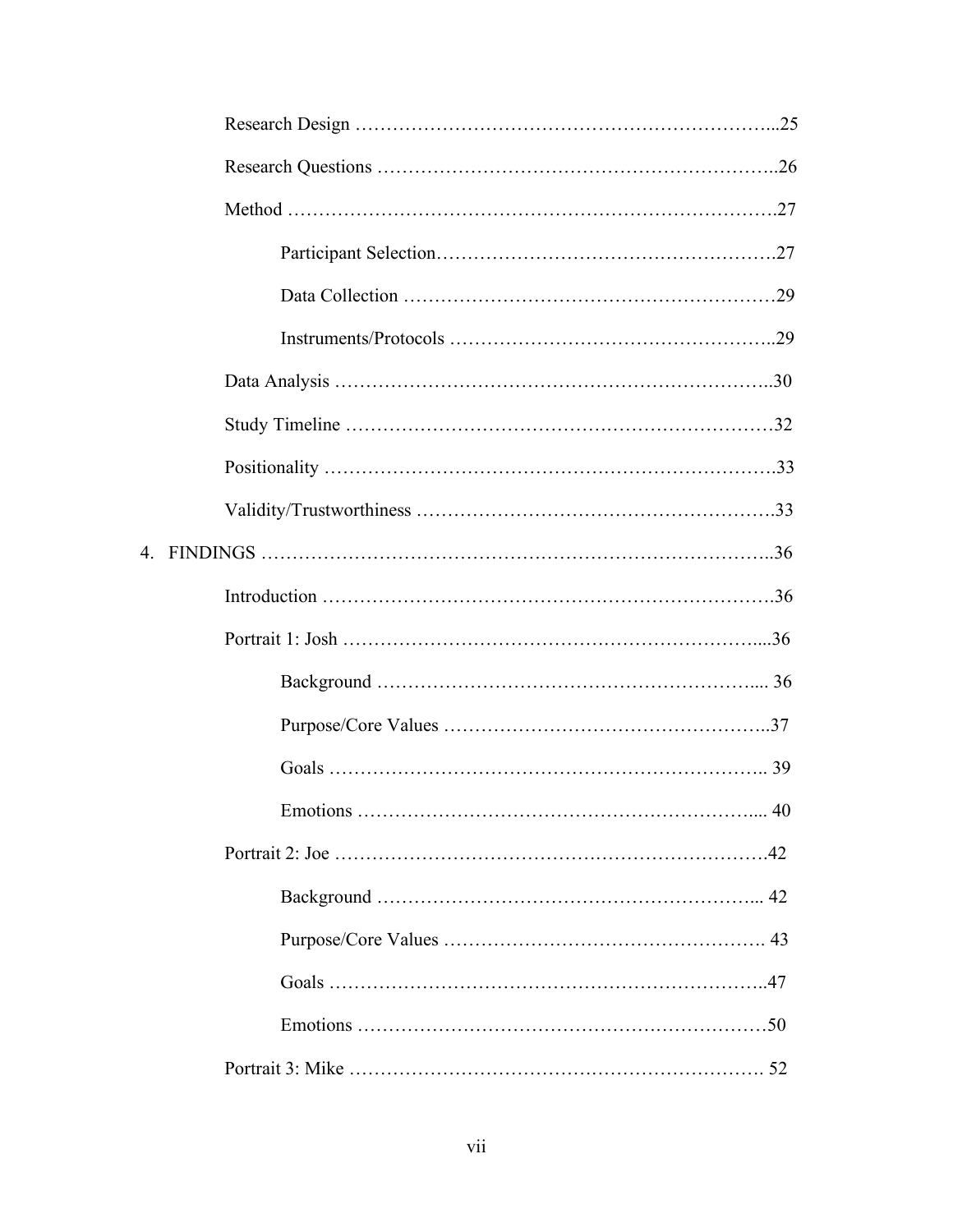Research Design ..........................................................................25

Research Questions ......................................................................26

Method ........................................................................................27

Participant Selection..................................................................27

Data Collection ..........................................................................29

Instruments/Protocols .................................................................29

Data Analysis ...............................................................................30

Study Timeline .............................................................................32

Positionality ..................................................................................33

Validity/Trustworthiness ................................................................33

4. FINDINGS ......................................................................................36

Introduction ...................................................................................36

Portrait 1: Josh ...............................................................................36

Background ...................................................................................36

Purpose/Core Values .......................................................................37

Goals .............................................................................................39

Emotions ........................................................................................40

Portrait 2: Joe ..................................................................................42

Background ....................................................................................42

Purpose/Core Values .......................................................................43

Goals .............................................................................................47

Emotions ........................................................................................50

Portrait 3: Mike ................................................................................52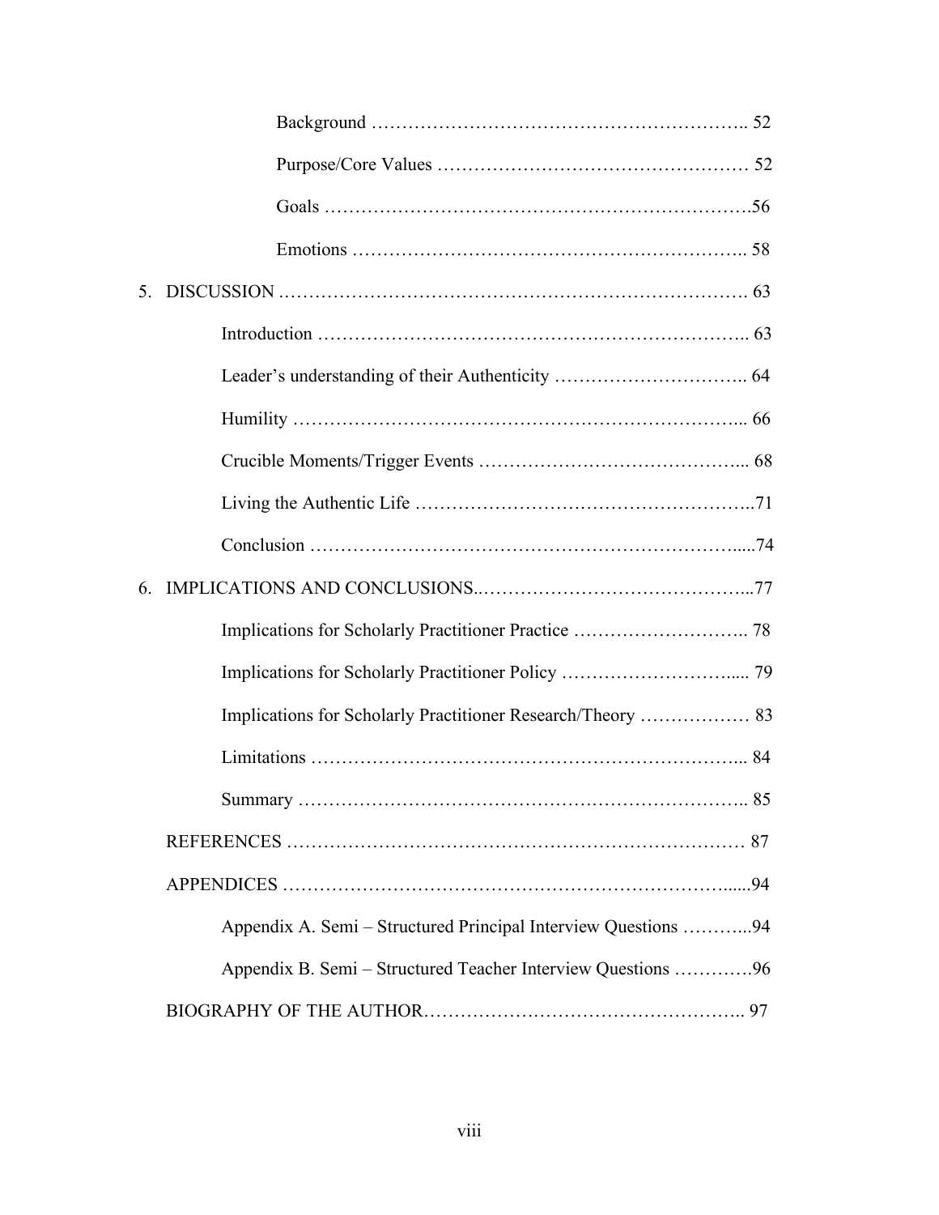Background ………………………………………………….. 52

Purpose/Core Values ………………………………………… 52

Goals ………………………………………………………….56

Emotions …………………………………………………….. 58

5. DISCUSSION ……………………………………………………………. 63

   Introduction ………………………………………………………….. 63

   Leader's understanding of their Authenticity ………………………….. 64

   Humility ……………………………………………………………... 66

   Crucible Moments/Trigger Events …………………………………... 68

   Living the Authentic Life ……………………………………………..71

   Conclusion …………………………………………………………....74

6. IMPLICATIONS AND CONCLUSIONS..……………………………………...77

   Implications for Scholarly Practitioner Practice ……………………….. 78

   Implications for Scholarly Practitioner Policy ……………………….... 79

   Implications for Scholarly Practitioner Research/Theory ……………… 83

   Limitations …………………………………………………………... 84

   Summary …………………………………………………………….. 85

REFERENCES ……………………………………………………………… 87

APPENDICES ……………………………………………………………......94

   Appendix A. Semi – Structured Principal Interview Questions ………...94

   Appendix B. Semi – Structured Teacher Interview Questions ………….96

BIOGRAPHY OF THE AUTHOR…………………………………………….. 97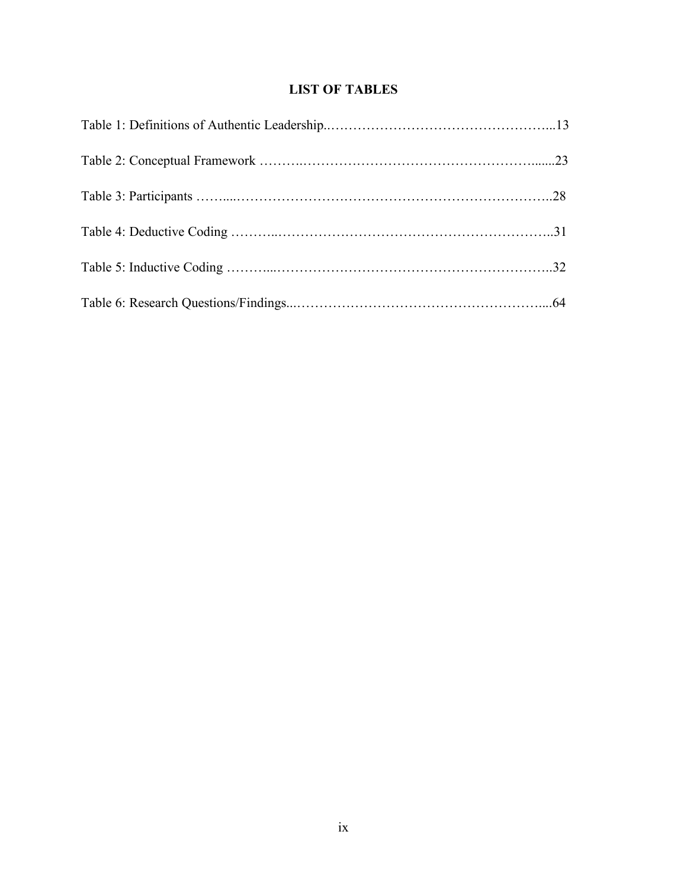# LIST OF TABLES

Table 1: Definitions of Authentic Leadership..…………………………………………...13

Table 2: Conceptual Framework ……….……………………………………………......23

Table 3: Participants ……....…………………………………………………………….28

Table 4: Deductive Coding ………..……………………………………………………..31

Table 5: Inductive Coding ………...……………………………………………………..32

Table 6: Research Questions/Findings...………………………………………………....64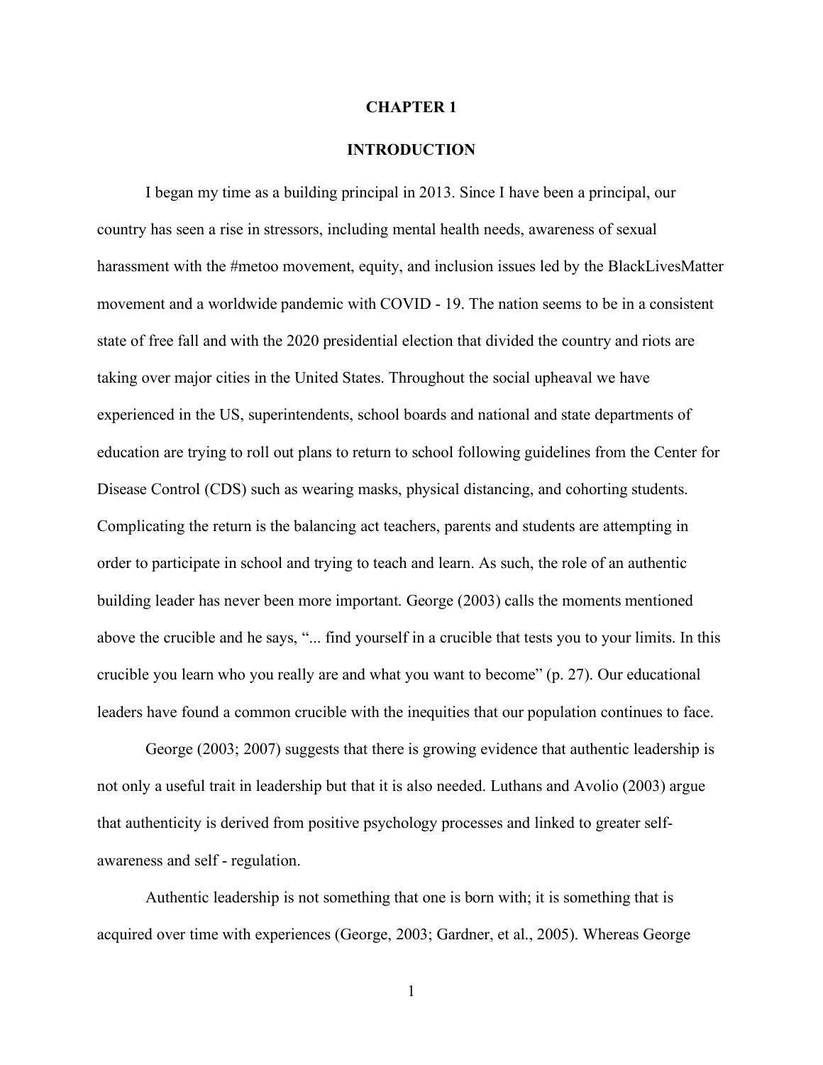# CHAPTER 1

## INTRODUCTION

I began my time as a building principal in 2013. Since I have been a principal, our country has seen a rise in stressors, including mental health needs, awareness of sexual harassment with the #metoo movement, equity, and inclusion issues led by the BlackLivesMatter movement and a worldwide pandemic with COVID - 19. The nation seems to be in a consistent state of free fall and with the 2020 presidential election that divided the country and riots are taking over major cities in the United States. Throughout the social upheaval we have experienced in the US, superintendents, school boards and national and state departments of education are trying to roll out plans to return to school following guidelines from the Center for Disease Control (CDS) such as wearing masks, physical distancing, and cohorting students. Complicating the return is the balancing act teachers, parents and students are attempting in order to participate in school and trying to teach and learn. As such, the role of an authentic building leader has never been more important. George (2003) calls the moments mentioned above the crucible and he says, "... find yourself in a crucible that tests you to your limits. In this crucible you learn who you really are and what you want to become" (p. 27). Our educational leaders have found a common crucible with the inequities that our population continues to face.

George (2003; 2007) suggests that there is growing evidence that authentic leadership is not only a useful trait in leadership but that it is also needed. Luthans and Avolio (2003) argue that authenticity is derived from positive psychology processes and linked to greater self-awareness and self - regulation.

Authentic leadership is not something that one is born with; it is something that is acquired over time with experiences (George, 2003; Gardner, et al., 2005). Whereas George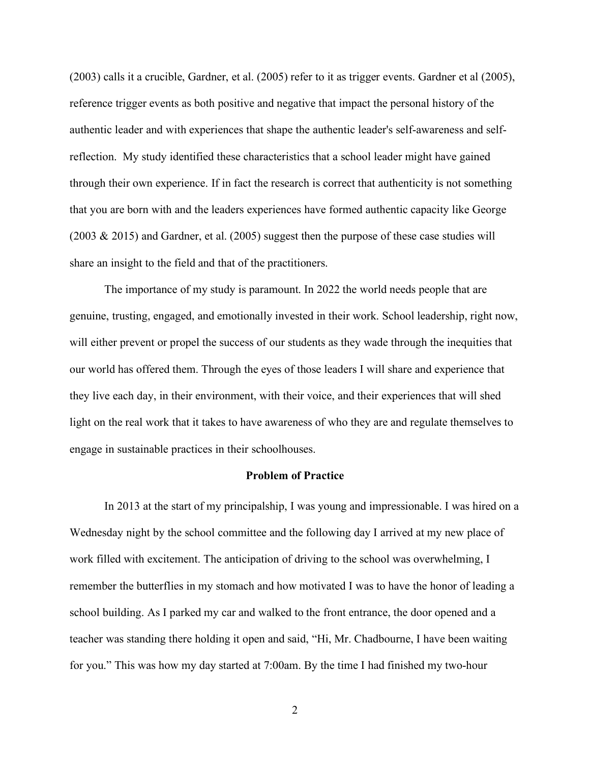(2003) calls it a crucible, Gardner, et al. (2005) refer to it as trigger events. Gardner et al (2005), reference trigger events as both positive and negative that impact the personal history of the authentic leader and with experiences that shape the authentic leader's self-awareness and self-reflection. My study identified these characteristics that a school leader might have gained through their own experience. If in fact the research is correct that authenticity is not something that you are born with and the leaders experiences have formed authentic capacity like George (2003 & 2015) and Gardner, et al. (2005) suggest then the purpose of these case studies will share an insight to the field and that of the practitioners.

The importance of my study is paramount. In 2022 the world needs people that are genuine, trusting, engaged, and emotionally invested in their work. School leadership, right now, will either prevent or propel the success of our students as they wade through the inequities that our world has offered them. Through the eyes of those leaders I will share and experience that they live each day, in their environment, with their voice, and their experiences that will shed light on the real work that it takes to have awareness of who they are and regulate themselves to engage in sustainable practices in their schoolhouses.

## Problem of Practice

In 2013 at the start of my principalship, I was young and impressionable. I was hired on a Wednesday night by the school committee and the following day I arrived at my new place of work filled with excitement. The anticipation of driving to the school was overwhelming, I remember the butterflies in my stomach and how motivated I was to have the honor of leading a school building. As I parked my car and walked to the front entrance, the door opened and a teacher was standing there holding it open and said, "Hi, Mr. Chadbourne, I have been waiting for you." This was how my day started at 7:00am. By the time I had finished my two-hour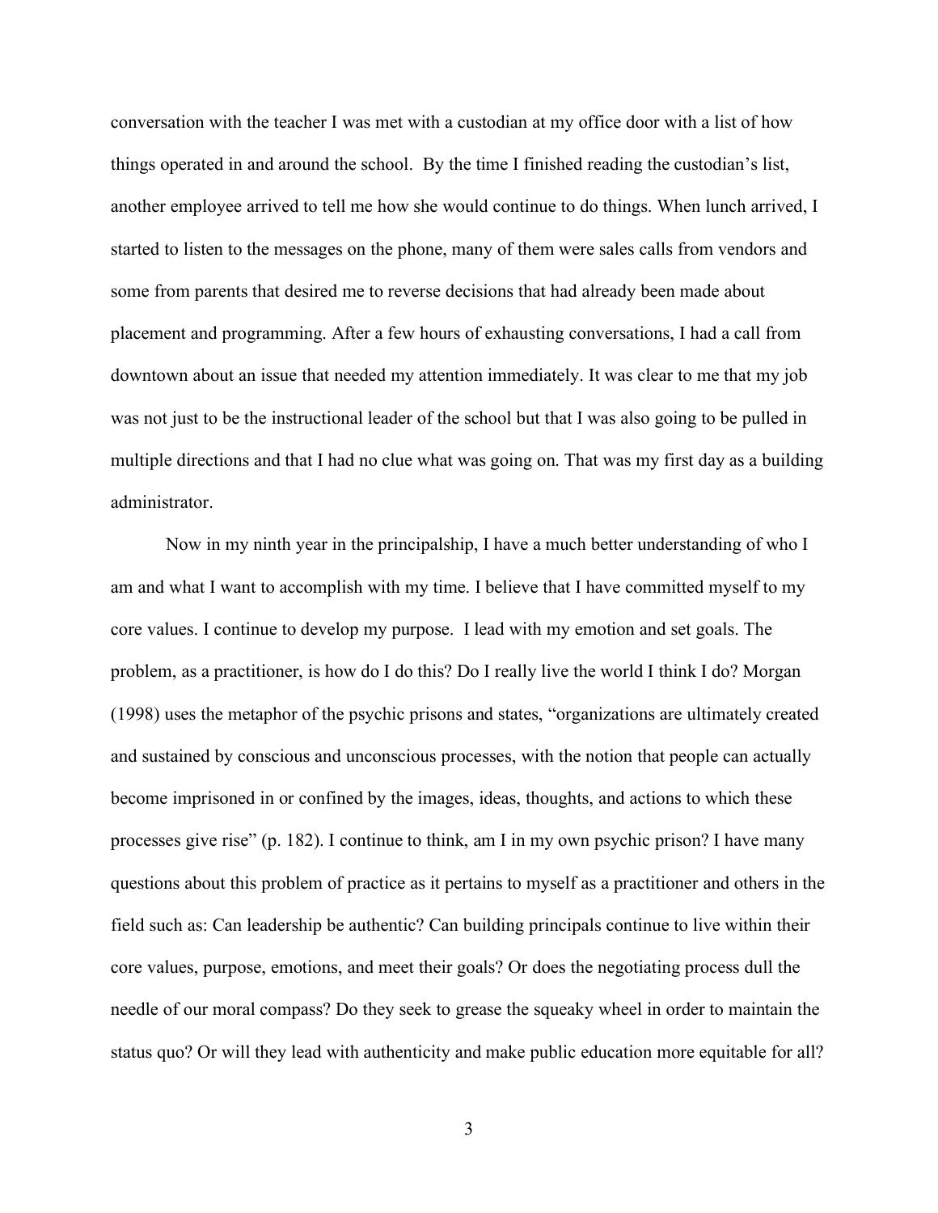conversation with the teacher I was met with a custodian at my office door with a list of how things operated in and around the school. By the time I finished reading the custodian's list, another employee arrived to tell me how she would continue to do things. When lunch arrived, I started to listen to the messages on the phone, many of them were sales calls from vendors and some from parents that desired me to reverse decisions that had already been made about placement and programming. After a few hours of exhausting conversations, I had a call from downtown about an issue that needed my attention immediately. It was clear to me that my job was not just to be the instructional leader of the school but that I was also going to be pulled in multiple directions and that I had no clue what was going on. That was my first day as a building administrator.

Now in my ninth year in the principalship, I have a much better understanding of who I am and what I want to accomplish with my time. I believe that I have committed myself to my core values. I continue to develop my purpose. I lead with my emotion and set goals. The problem, as a practitioner, is how do I do this? Do I really live the world I think I do? Morgan (1998) uses the metaphor of the psychic prisons and states, "organizations are ultimately created and sustained by conscious and unconscious processes, with the notion that people can actually become imprisoned in or confined by the images, ideas, thoughts, and actions to which these processes give rise" (p. 182). I continue to think, am I in my own psychic prison? I have many questions about this problem of practice as it pertains to myself as a practitioner and others in the field such as: Can leadership be authentic? Can building principals continue to live within their core values, purpose, emotions, and meet their goals? Or does the negotiating process dull the needle of our moral compass? Do they seek to grease the squeaky wheel in order to maintain the status quo? Or will they lead with authenticity and make public education more equitable for all?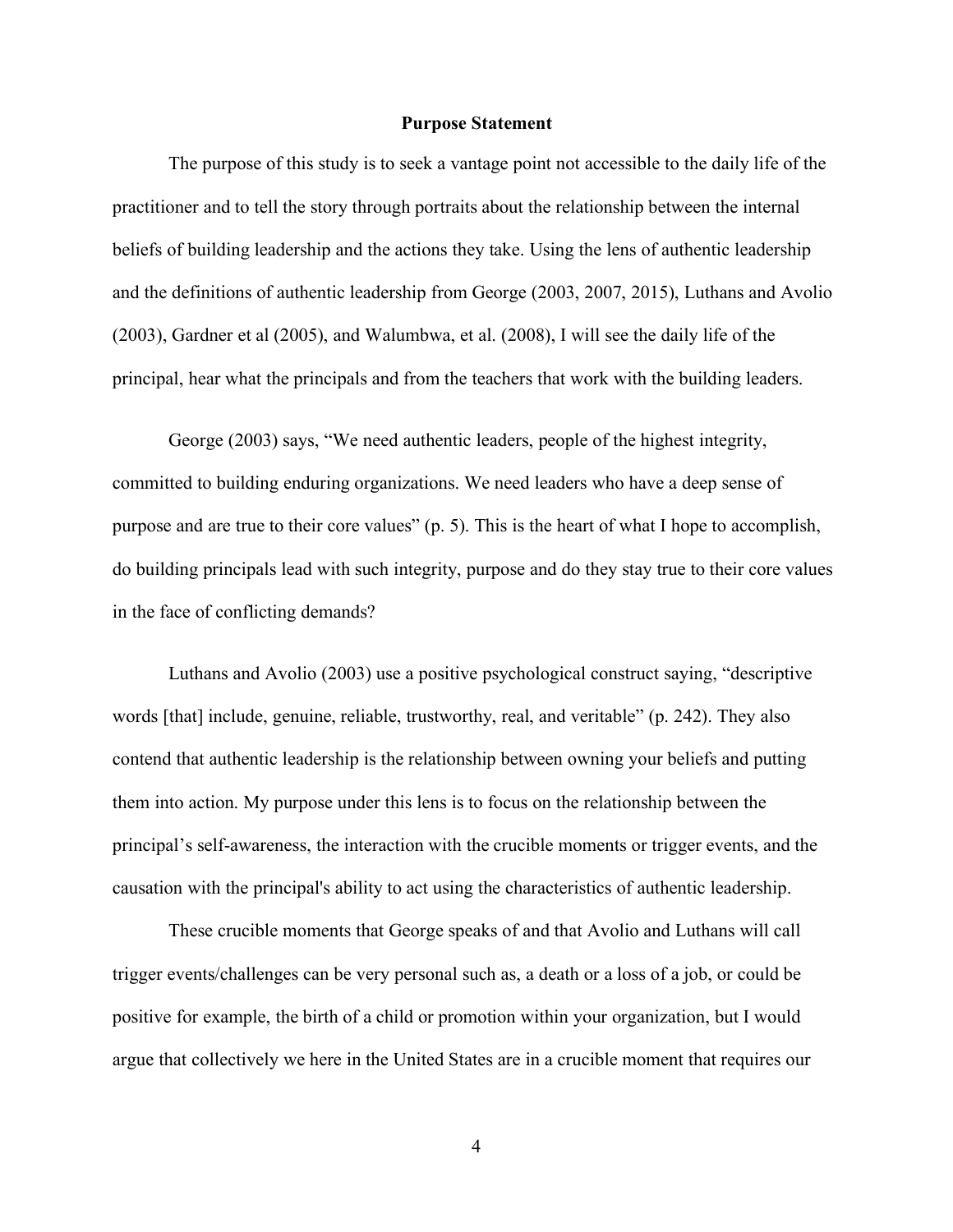**Purpose Statement**

The purpose of this study is to seek a vantage point not accessible to the daily life of the practitioner and to tell the story through portraits about the relationship between the internal beliefs of building leadership and the actions they take. Using the lens of authentic leadership and the definitions of authentic leadership from George (2003, 2007, 2015), Luthans and Avolio (2003), Gardner et al (2005), and Walumbwa, et al. (2008), I will see the daily life of the principal, hear what the principals and from the teachers that work with the building leaders.

George (2003) says, "We need authentic leaders, people of the highest integrity, committed to building enduring organizations. We need leaders who have a deep sense of purpose and are true to their core values" (p. 5). This is the heart of what I hope to accomplish, do building principals lead with such integrity, purpose and do they stay true to their core values in the face of conflicting demands?

Luthans and Avolio (2003) use a positive psychological construct saying, "descriptive words [that] include, genuine, reliable, trustworthy, real, and veritable" (p. 242). They also contend that authentic leadership is the relationship between owning your beliefs and putting them into action. My purpose under this lens is to focus on the relationship between the principal's self-awareness, the interaction with the crucible moments or trigger events, and the causation with the principal's ability to act using the characteristics of authentic leadership.

These crucible moments that George speaks of and that Avolio and Luthans will call trigger events/challenges can be very personal such as, a death or a loss of a job, or could be positive for example, the birth of a child or promotion within your organization, but I would argue that collectively we here in the United States are in a crucible moment that requires our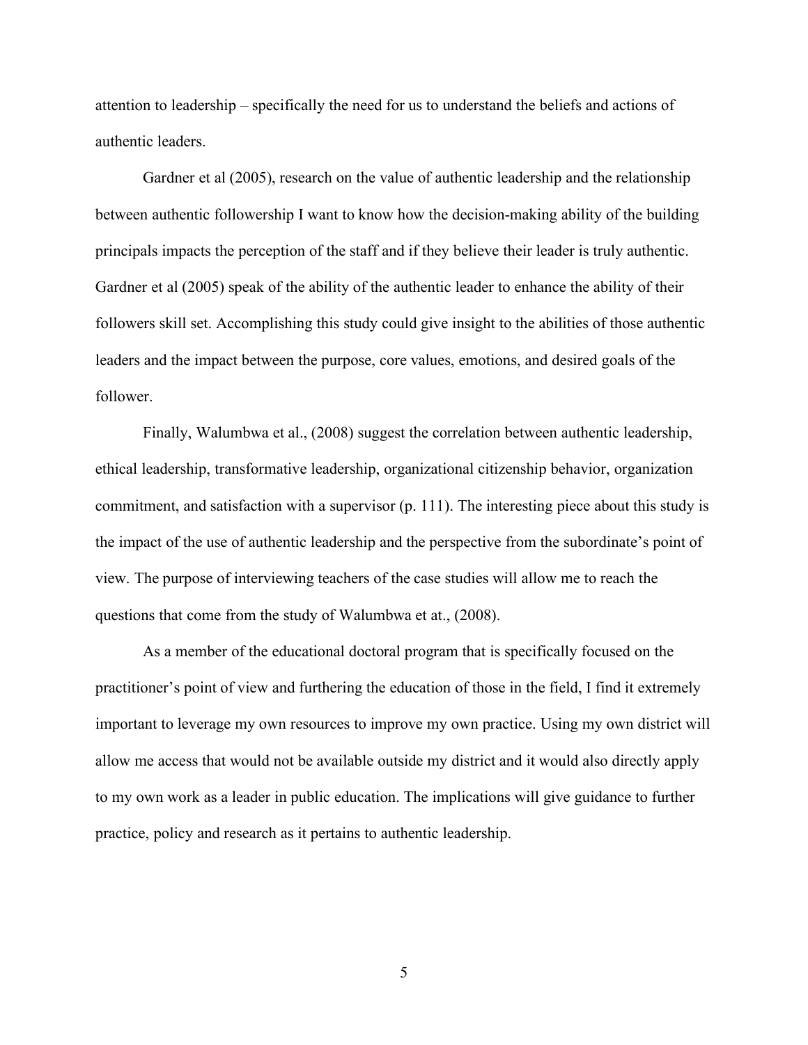attention to leadership – specifically the need for us to understand the beliefs and actions of authentic leaders.

Gardner et al (2005), research on the value of authentic leadership and the relationship between authentic followership I want to know how the decision-making ability of the building principals impacts the perception of the staff and if they believe their leader is truly authentic. Gardner et al (2005) speak of the ability of the authentic leader to enhance the ability of their followers skill set. Accomplishing this study could give insight to the abilities of those authentic leaders and the impact between the purpose, core values, emotions, and desired goals of the follower.

Finally, Walumbwa et al., (2008) suggest the correlation between authentic leadership, ethical leadership, transformative leadership, organizational citizenship behavior, organization commitment, and satisfaction with a supervisor (p. 111). The interesting piece about this study is the impact of the use of authentic leadership and the perspective from the subordinate's point of view. The purpose of interviewing teachers of the case studies will allow me to reach the questions that come from the study of Walumbwa et at., (2008).

As a member of the educational doctoral program that is specifically focused on the practitioner's point of view and furthering the education of those in the field, I find it extremely important to leverage my own resources to improve my own practice. Using my own district will allow me access that would not be available outside my district and it would also directly apply to my own work as a leader in public education. The implications will give guidance to further practice, policy and research as it pertains to authentic leadership.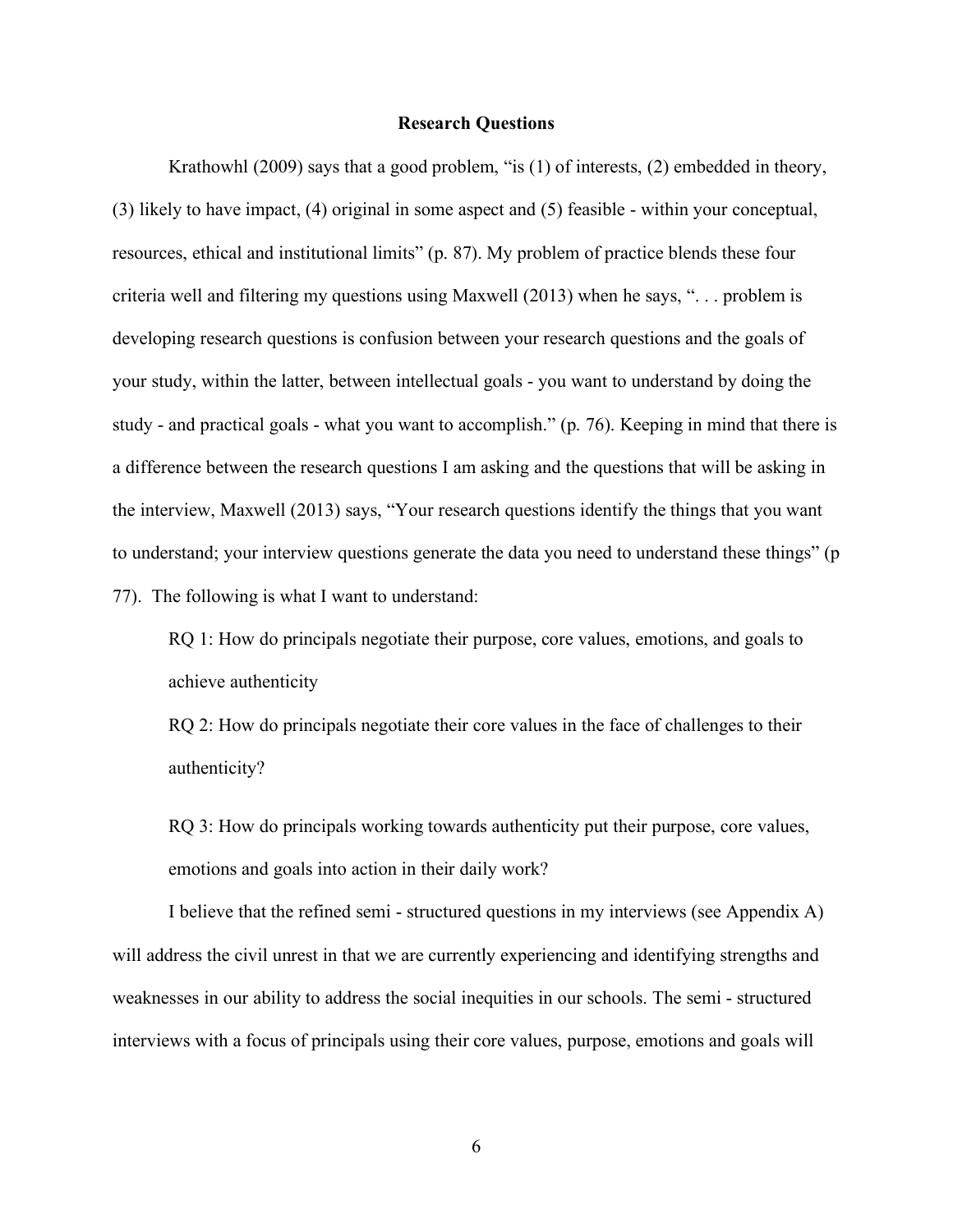## Research Questions

Krathowhl (2009) says that a good problem, "is (1) of interests, (2) embedded in theory, (3) likely to have impact, (4) original in some aspect and (5) feasible - within your conceptual, resources, ethical and institutional limits" (p. 87). My problem of practice blends these four criteria well and filtering my questions using Maxwell (2013) when he says, ". . . problem is developing research questions is confusion between your research questions and the goals of your study, within the latter, between intellectual goals - you want to understand by doing the study - and practical goals - what you want to accomplish." (p. 76). Keeping in mind that there is a difference between the research questions I am asking and the questions that will be asking in the interview, Maxwell (2013) says, "Your research questions identify the things that you want to understand; your interview questions generate the data you need to understand these things" (p 77). The following is what I want to understand:

> RQ 1: How do principals negotiate their purpose, core values, emotions, and goals to achieve authenticity
>
> RQ 2: How do principals negotiate their core values in the face of challenges to their authenticity?
>
> RQ 3: How do principals working towards authenticity put their purpose, core values, emotions and goals into action in their daily work?

I believe that the refined semi - structured questions in my interviews (see Appendix A) will address the civil unrest in that we are currently experiencing and identifying strengths and weaknesses in our ability to address the social inequities in our schools. The semi - structured interviews with a focus of principals using their core values, purpose, emotions and goals will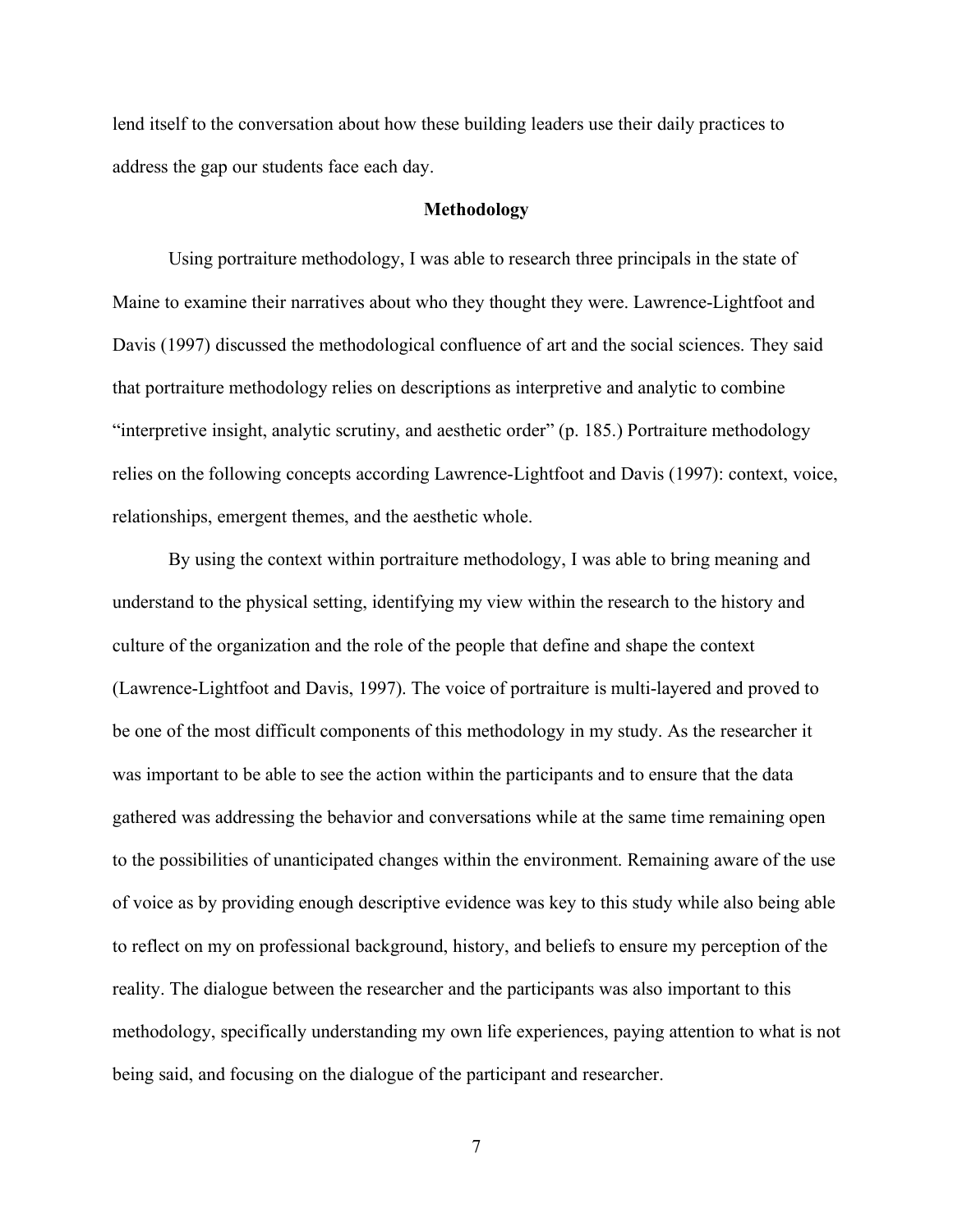lend itself to the conversation about how these building leaders use their daily practices to address the gap our students face each day.

## Methodology

Using portraiture methodology, I was able to research three principals in the state of Maine to examine their narratives about who they thought they were. Lawrence-Lightfoot and Davis (1997) discussed the methodological confluence of art and the social sciences. They said that portraiture methodology relies on descriptions as interpretive and analytic to combine "interpretive insight, analytic scrutiny, and aesthetic order" (p. 185.) Portraiture methodology relies on the following concepts according Lawrence-Lightfoot and Davis (1997): context, voice, relationships, emergent themes, and the aesthetic whole.

By using the context within portraiture methodology, I was able to bring meaning and understand to the physical setting, identifying my view within the research to the history and culture of the organization and the role of the people that define and shape the context (Lawrence-Lightfoot and Davis, 1997). The voice of portraiture is multi-layered and proved to be one of the most difficult components of this methodology in my study. As the researcher it was important to be able to see the action within the participants and to ensure that the data gathered was addressing the behavior and conversations while at the same time remaining open to the possibilities of unanticipated changes within the environment. Remaining aware of the use of voice as by providing enough descriptive evidence was key to this study while also being able to reflect on my on professional background, history, and beliefs to ensure my perception of the reality. The dialogue between the researcher and the participants was also important to this methodology, specifically understanding my own life experiences, paying attention to what is not being said, and focusing on the dialogue of the participant and researcher.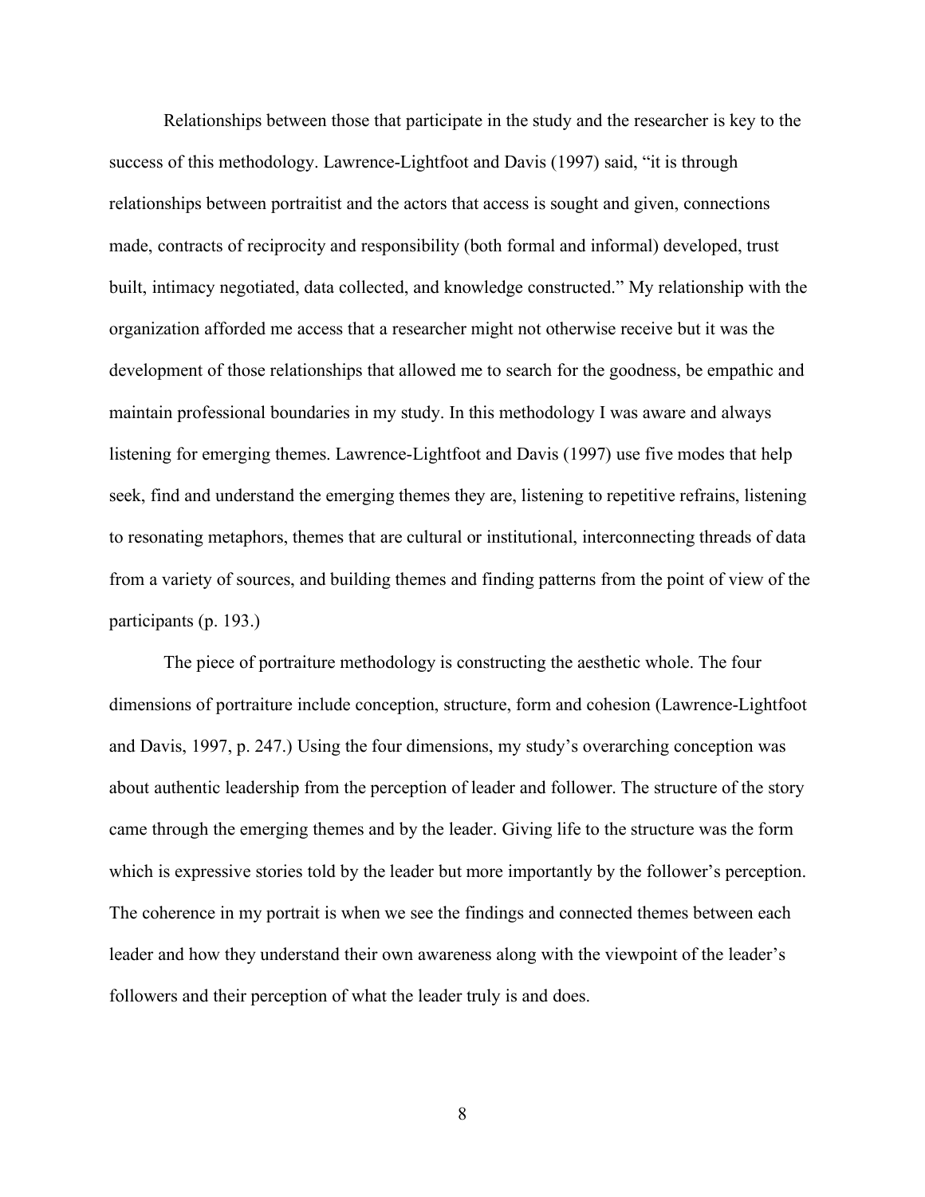Relationships between those that participate in the study and the researcher is key to the success of this methodology. Lawrence-Lightfoot and Davis (1997) said, "it is through relationships between portraitist and the actors that access is sought and given, connections made, contracts of reciprocity and responsibility (both formal and informal) developed, trust built, intimacy negotiated, data collected, and knowledge constructed." My relationship with the organization afforded me access that a researcher might not otherwise receive but it was the development of those relationships that allowed me to search for the goodness, be empathic and maintain professional boundaries in my study. In this methodology I was aware and always listening for emerging themes. Lawrence-Lightfoot and Davis (1997) use five modes that help seek, find and understand the emerging themes they are, listening to repetitive refrains, listening to resonating metaphors, themes that are cultural or institutional, interconnecting threads of data from a variety of sources, and building themes and finding patterns from the point of view of the participants (p. 193.)

The piece of portraiture methodology is constructing the aesthetic whole. The four dimensions of portraiture include conception, structure, form and cohesion (Lawrence-Lightfoot and Davis, 1997, p. 247.) Using the four dimensions, my study's overarching conception was about authentic leadership from the perception of leader and follower. The structure of the story came through the emerging themes and by the leader. Giving life to the structure was the form which is expressive stories told by the leader but more importantly by the follower's perception. The coherence in my portrait is when we see the findings and connected themes between each leader and how they understand their own awareness along with the viewpoint of the leader's followers and their perception of what the leader truly is and does.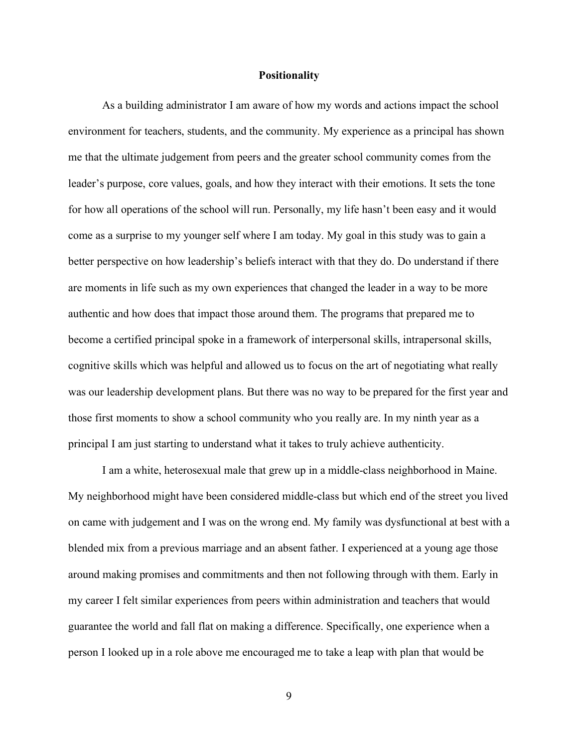## Positionality

As a building administrator I am aware of how my words and actions impact the school environment for teachers, students, and the community. My experience as a principal has shown me that the ultimate judgement from peers and the greater school community comes from the leader's purpose, core values, goals, and how they interact with their emotions. It sets the tone for how all operations of the school will run. Personally, my life hasn't been easy and it would come as a surprise to my younger self where I am today. My goal in this study was to gain a better perspective on how leadership's beliefs interact with that they do. Do understand if there are moments in life such as my own experiences that changed the leader in a way to be more authentic and how does that impact those around them. The programs that prepared me to become a certified principal spoke in a framework of interpersonal skills, intrapersonal skills, cognitive skills which was helpful and allowed us to focus on the art of negotiating what really was our leadership development plans. But there was no way to be prepared for the first year and those first moments to show a school community who you really are. In my ninth year as a principal I am just starting to understand what it takes to truly achieve authenticity.

I am a white, heterosexual male that grew up in a middle-class neighborhood in Maine. My neighborhood might have been considered middle-class but which end of the street you lived on came with judgement and I was on the wrong end. My family was dysfunctional at best with a blended mix from a previous marriage and an absent father. I experienced at a young age those around making promises and commitments and then not following through with them. Early in my career I felt similar experiences from peers within administration and teachers that would guarantee the world and fall flat on making a difference. Specifically, one experience when a person I looked up in a role above me encouraged me to take a leap with plan that would be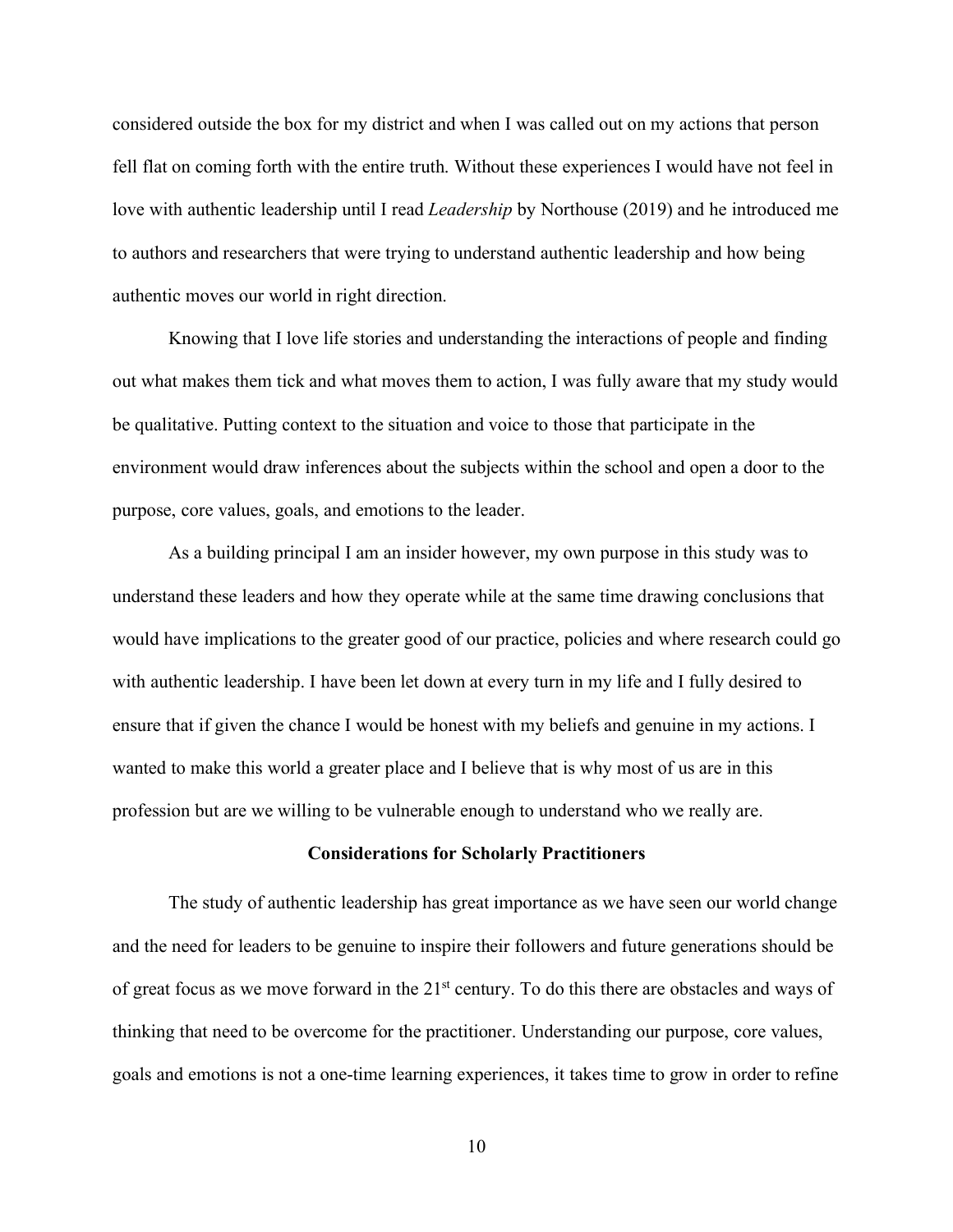considered outside the box for my district and when I was called out on my actions that person fell flat on coming forth with the entire truth. Without these experiences I would have not feel in love with authentic leadership until I read *Leadership* by Northouse (2019) and he introduced me to authors and researchers that were trying to understand authentic leadership and how being authentic moves our world in right direction.

Knowing that I love life stories and understanding the interactions of people and finding out what makes them tick and what moves them to action, I was fully aware that my study would be qualitative. Putting context to the situation and voice to those that participate in the environment would draw inferences about the subjects within the school and open a door to the purpose, core values, goals, and emotions to the leader.

As a building principal I am an insider however, my own purpose in this study was to understand these leaders and how they operate while at the same time drawing conclusions that would have implications to the greater good of our practice, policies and where research could go with authentic leadership. I have been let down at every turn in my life and I fully desired to ensure that if given the chance I would be honest with my beliefs and genuine in my actions. I wanted to make this world a greater place and I believe that is why most of us are in this profession but are we willing to be vulnerable enough to understand who we really are.

## Considerations for Scholarly Practitioners

The study of authentic leadership has great importance as we have seen our world change and the need for leaders to be genuine to inspire their followers and future generations should be of great focus as we move forward in the 21st century. To do this there are obstacles and ways of thinking that need to be overcome for the practitioner. Understanding our purpose, core values, goals and emotions is not a one-time learning experiences, it takes time to grow in order to refine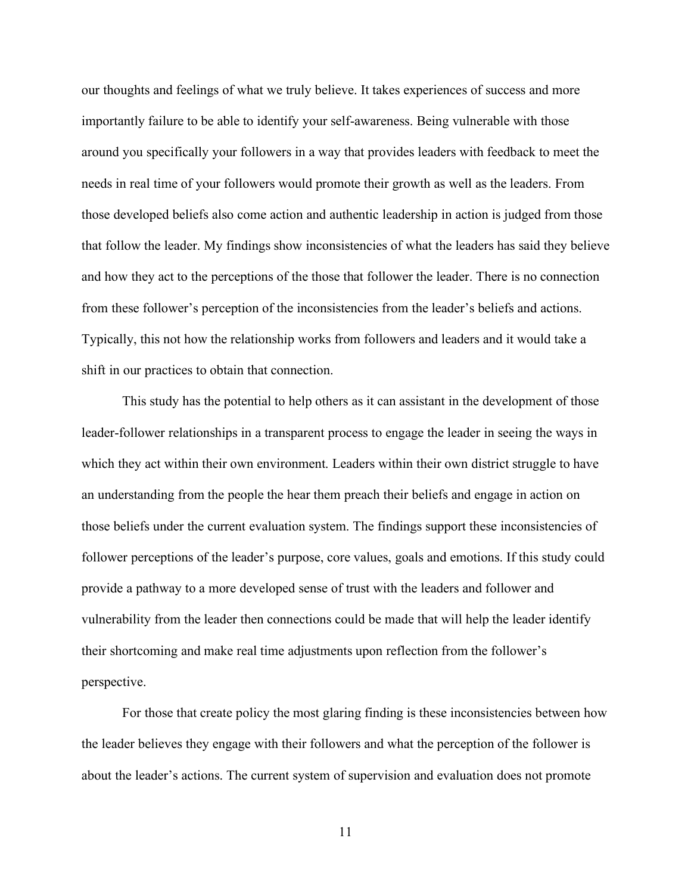our thoughts and feelings of what we truly believe. It takes experiences of success and more importantly failure to be able to identify your self-awareness. Being vulnerable with those around you specifically your followers in a way that provides leaders with feedback to meet the needs in real time of your followers would promote their growth as well as the leaders. From those developed beliefs also come action and authentic leadership in action is judged from those that follow the leader. My findings show inconsistencies of what the leaders has said they believe and how they act to the perceptions of the those that follower the leader. There is no connection from these follower's perception of the inconsistencies from the leader's beliefs and actions. Typically, this not how the relationship works from followers and leaders and it would take a shift in our practices to obtain that connection.

This study has the potential to help others as it can assistant in the development of those leader-follower relationships in a transparent process to engage the leader in seeing the ways in which they act within their own environment. Leaders within their own district struggle to have an understanding from the people the hear them preach their beliefs and engage in action on those beliefs under the current evaluation system. The findings support these inconsistencies of follower perceptions of the leader's purpose, core values, goals and emotions. If this study could provide a pathway to a more developed sense of trust with the leaders and follower and vulnerability from the leader then connections could be made that will help the leader identify their shortcoming and make real time adjustments upon reflection from the follower's perspective.

For those that create policy the most glaring finding is these inconsistencies between how the leader believes they engage with their followers and what the perception of the follower is about the leader's actions. The current system of supervision and evaluation does not promote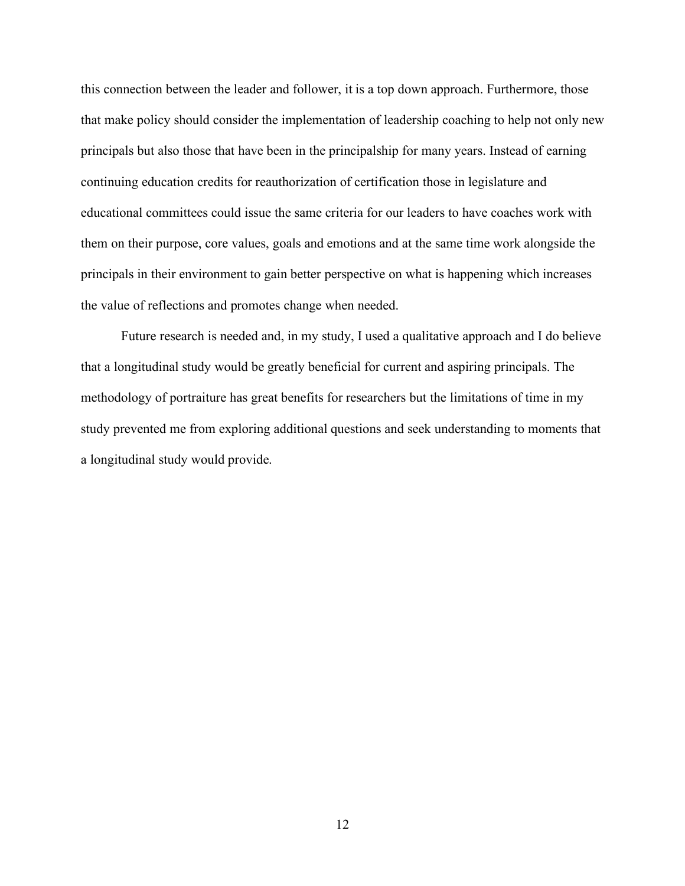this connection between the leader and follower, it is a top down approach. Furthermore, those that make policy should consider the implementation of leadership coaching to help not only new principals but also those that have been in the principalship for many years. Instead of earning continuing education credits for reauthorization of certification those in legislature and educational committees could issue the same criteria for our leaders to have coaches work with them on their purpose, core values, goals and emotions and at the same time work alongside the principals in their environment to gain better perspective on what is happening which increases the value of reflections and promotes change when needed.

Future research is needed and, in my study, I used a qualitative approach and I do believe that a longitudinal study would be greatly beneficial for current and aspiring principals. The methodology of portraiture has great benefits for researchers but the limitations of time in my study prevented me from exploring additional questions and seek understanding to moments that a longitudinal study would provide.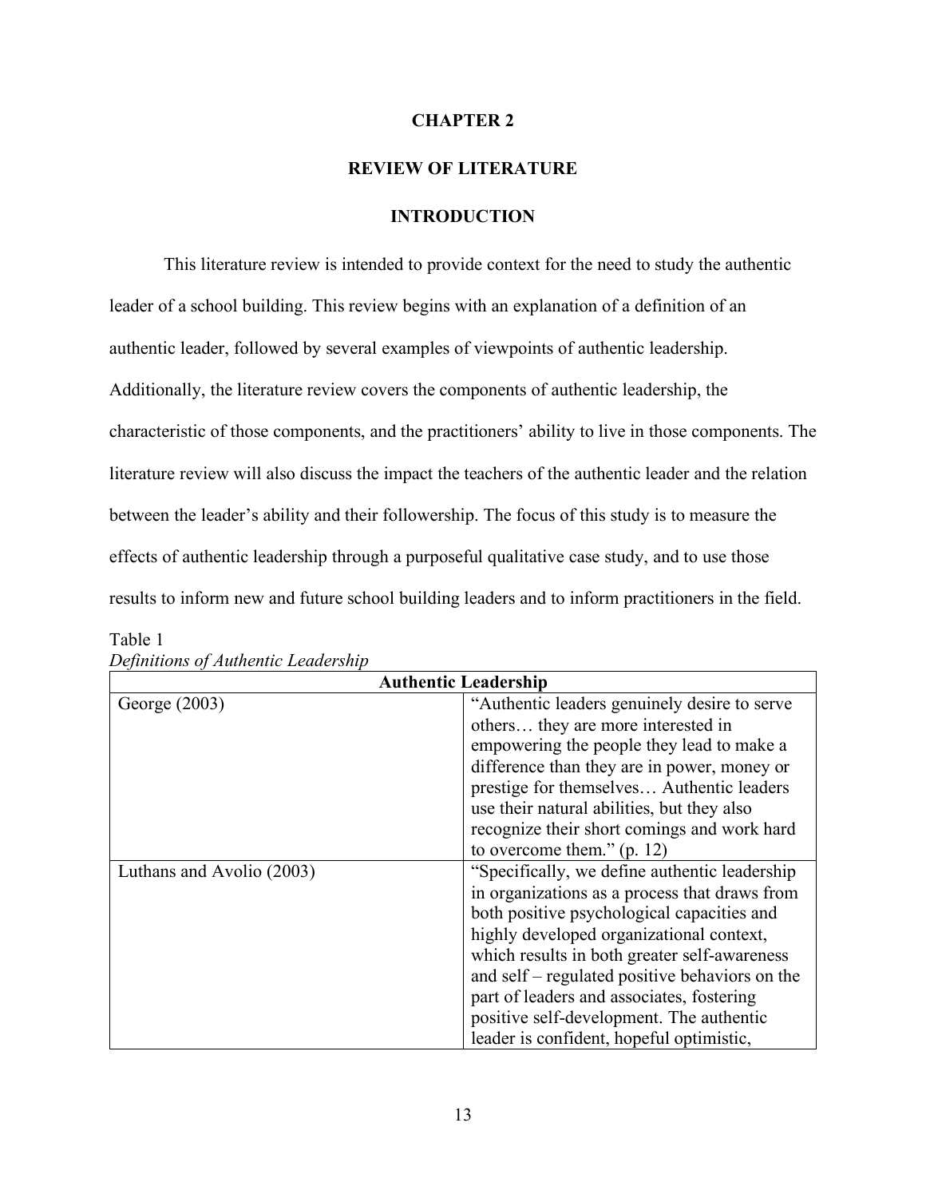# CHAPTER 2

## REVIEW OF LITERATURE

### INTRODUCTION

This literature review is intended to provide context for the need to study the authentic leader of a school building. This review begins with an explanation of a definition of an authentic leader, followed by several examples of viewpoints of authentic leadership. Additionally, the literature review covers the components of authentic leadership, the characteristic of those components, and the practitioners' ability to live in those components. The literature review will also discuss the impact the teachers of the authentic leader and the relation between the leader's ability and their followership. The focus of this study is to measure the effects of authentic leadership through a purposeful qualitative case study, and to use those results to inform new and future school building leaders and to inform practitioners in the field.

Table 1
*Definitions of Authentic Leadership*

| **Authentic Leadership** | |
|---|---|
| George (2003) | "Authentic leaders genuinely desire to serve others… they are more interested in empowering the people they lead to make a difference than they are in power, money or prestige for themselves… Authentic leaders use their natural abilities, but they also recognize their short comings and work hard to overcome them." (p. 12) |
| Luthans and Avolio (2003) | "Specifically, we define authentic leadership in organizations as a process that draws from both positive psychological capacities and highly developed organizational context, which results in both greater self-awareness and self – regulated positive behaviors on the part of leaders and associates, fostering positive self-development. The authentic leader is confident, hopeful optimistic, |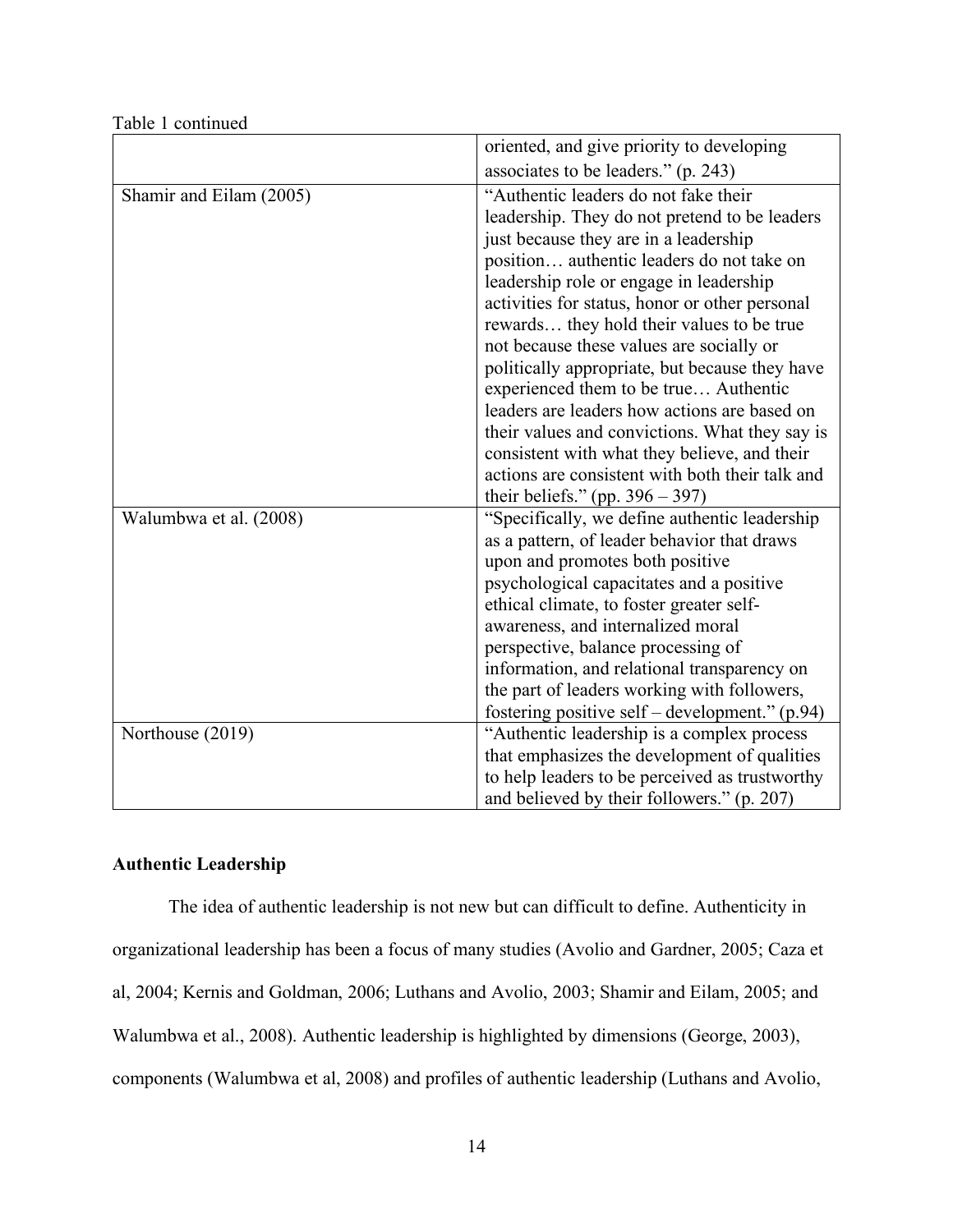Table 1 continued

| | |
|---|---|
| | oriented, and give priority to developing associates to be leaders." (p. 243) |
| Shamir and Eilam (2005) | "Authentic leaders do not fake their leadership. They do not pretend to be leaders just because they are in a leadership position… authentic leaders do not take on leadership role or engage in leadership activities for status, honor or other personal rewards… they hold their values to be true not because these values are socially or politically appropriate, but because they have experienced them to be true… Authentic leaders are leaders how actions are based on their values and convictions. What they say is consistent with what they believe, and their actions are consistent with both their talk and their beliefs." (pp. 396 – 397) |
| Walumbwa et al. (2008) | "Specifically, we define authentic leadership as a pattern, of leader behavior that draws upon and promotes both positive psychological capacitates and a positive ethical climate, to foster greater self-awareness, and internalized moral perspective, balance processing of information, and relational transparency on the part of leaders working with followers, fostering positive self – development." (p.94) |
| Northouse (2019) | "Authentic leadership is a complex process that emphasizes the development of qualities to help leaders to be perceived as trustworthy and believed by their followers." (p. 207) |

**Authentic Leadership**

The idea of authentic leadership is not new but can difficult to define. Authenticity in organizational leadership has been a focus of many studies (Avolio and Gardner, 2005; Caza et al, 2004; Kernis and Goldman, 2006; Luthans and Avolio, 2003; Shamir and Eilam, 2005; and Walumbwa et al., 2008). Authentic leadership is highlighted by dimensions (George, 2003), components (Walumbwa et al, 2008) and profiles of authentic leadership (Luthans and Avolio,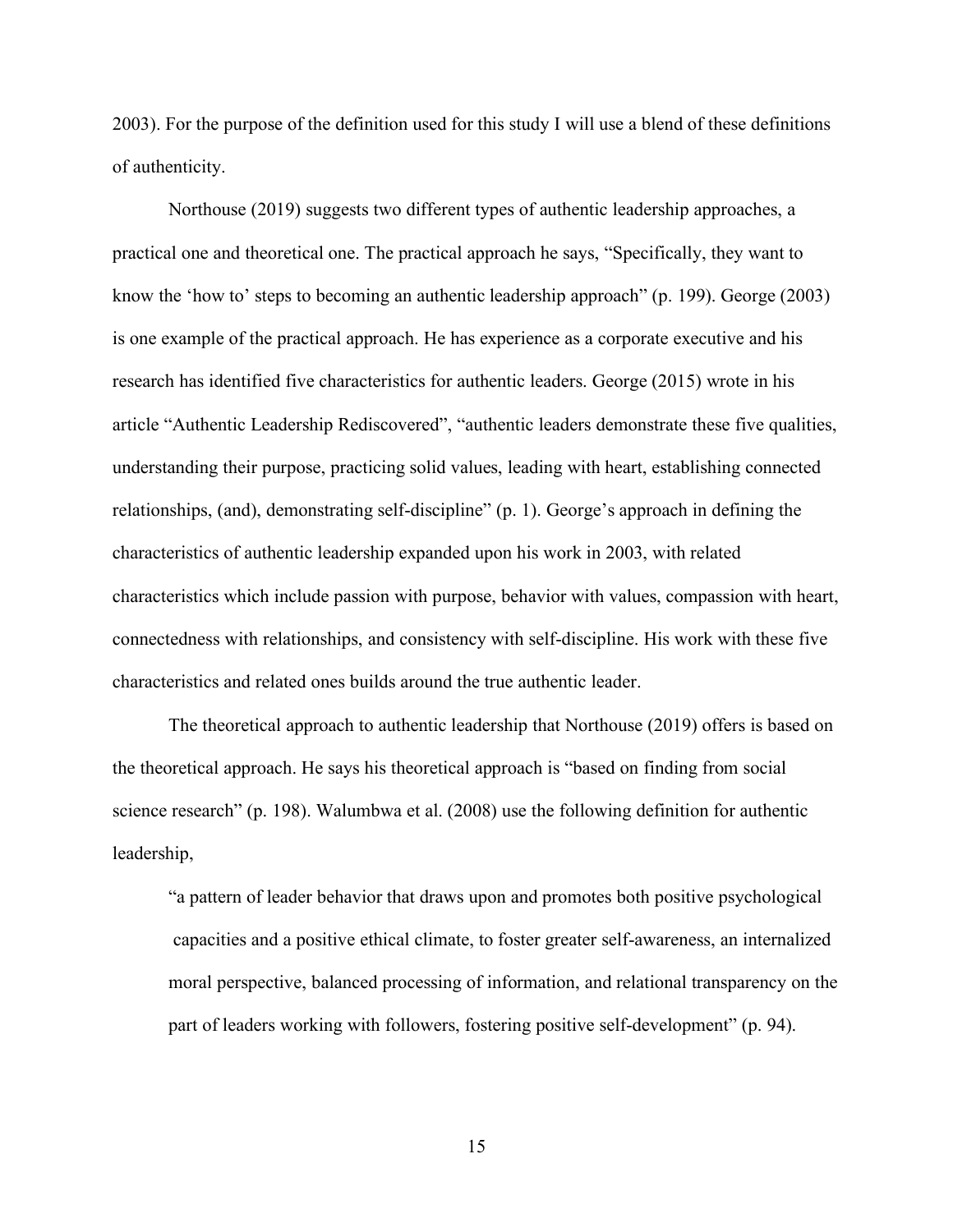2003). For the purpose of the definition used for this study I will use a blend of these definitions of authenticity.

Northouse (2019) suggests two different types of authentic leadership approaches, a practical one and theoretical one. The practical approach he says, "Specifically, they want to know the 'how to' steps to becoming an authentic leadership approach" (p. 199). George (2003) is one example of the practical approach. He has experience as a corporate executive and his research has identified five characteristics for authentic leaders. George (2015) wrote in his article "Authentic Leadership Rediscovered", "authentic leaders demonstrate these five qualities, understanding their purpose, practicing solid values, leading with heart, establishing connected relationships, (and), demonstrating self-discipline" (p. 1). George's approach in defining the characteristics of authentic leadership expanded upon his work in 2003, with related characteristics which include passion with purpose, behavior with values, compassion with heart, connectedness with relationships, and consistency with self-discipline. His work with these five characteristics and related ones builds around the true authentic leader.

The theoretical approach to authentic leadership that Northouse (2019) offers is based on the theoretical approach. He says his theoretical approach is "based on finding from social science research" (p. 198). Walumbwa et al. (2008) use the following definition for authentic leadership,

> "a pattern of leader behavior that draws upon and promotes both positive psychological capacities and a positive ethical climate, to foster greater self-awareness, an internalized moral perspective, balanced processing of information, and relational transparency on the part of leaders working with followers, fostering positive self-development" (p. 94).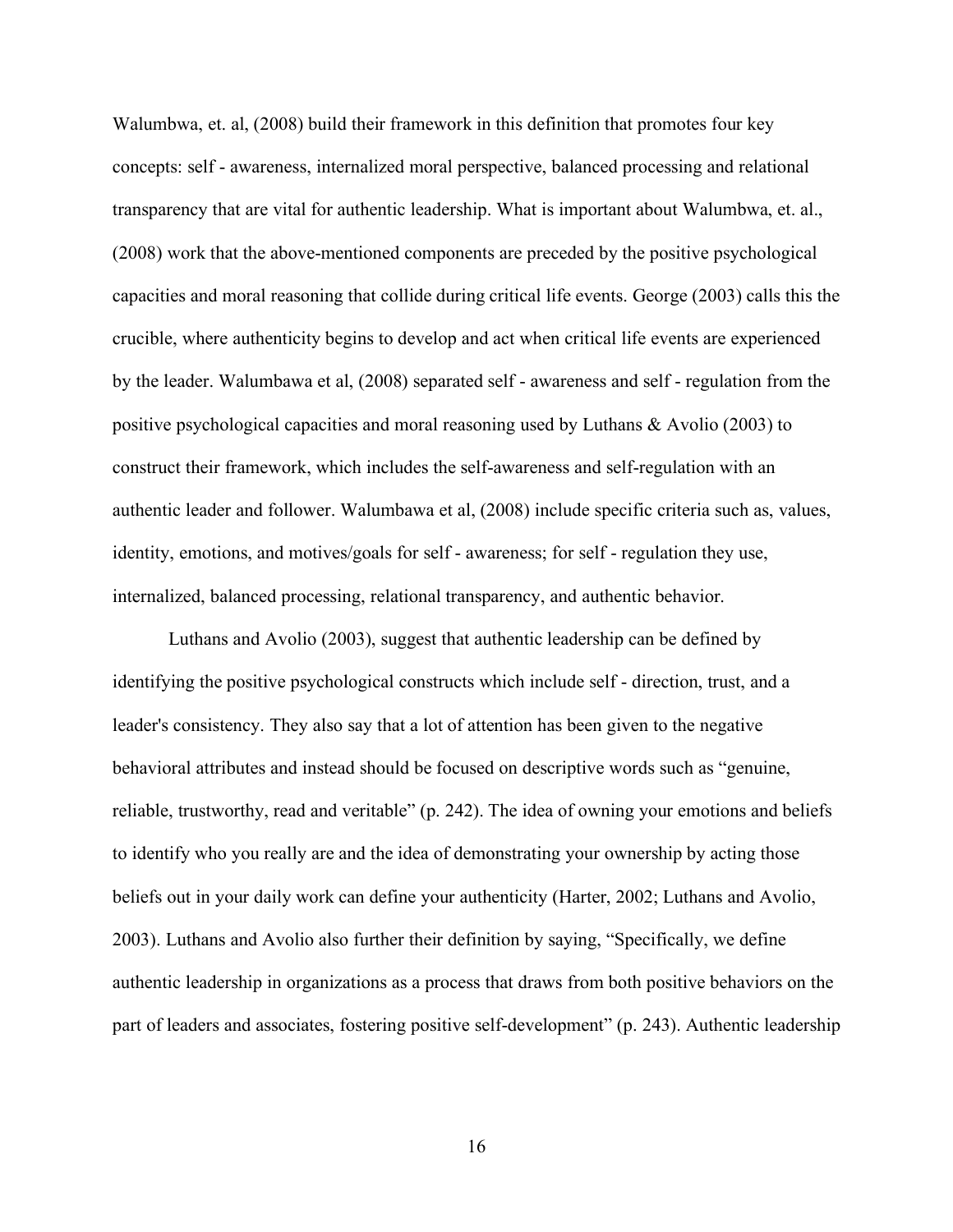Walumbwa, et. al, (2008) build their framework in this definition that promotes four key concepts: self - awareness, internalized moral perspective, balanced processing and relational transparency that are vital for authentic leadership. What is important about Walumbwa, et. al., (2008) work that the above-mentioned components are preceded by the positive psychological capacities and moral reasoning that collide during critical life events. George (2003) calls this the crucible, where authenticity begins to develop and act when critical life events are experienced by the leader. Walumbawa et al, (2008) separated self - awareness and self - regulation from the positive psychological capacities and moral reasoning used by Luthans & Avolio (2003) to construct their framework, which includes the self-awareness and self-regulation with an authentic leader and follower. Walumbawa et al, (2008) include specific criteria such as, values, identity, emotions, and motives/goals for self - awareness; for self - regulation they use, internalized, balanced processing, relational transparency, and authentic behavior.

Luthans and Avolio (2003), suggest that authentic leadership can be defined by identifying the positive psychological constructs which include self - direction, trust, and a leader's consistency. They also say that a lot of attention has been given to the negative behavioral attributes and instead should be focused on descriptive words such as "genuine, reliable, trustworthy, read and veritable" (p. 242). The idea of owning your emotions and beliefs to identify who you really are and the idea of demonstrating your ownership by acting those beliefs out in your daily work can define your authenticity (Harter, 2002; Luthans and Avolio, 2003). Luthans and Avolio also further their definition by saying, "Specifically, we define authentic leadership in organizations as a process that draws from both positive behaviors on the part of leaders and associates, fostering positive self-development" (p. 243). Authentic leadership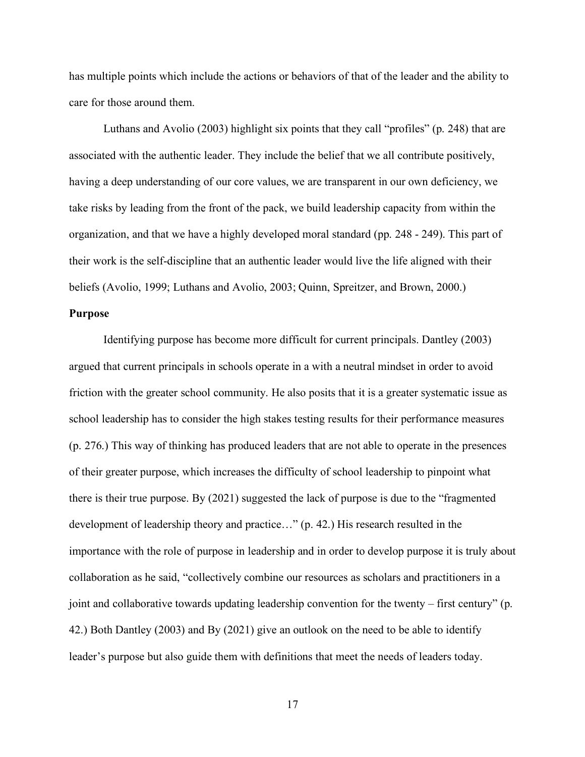has multiple points which include the actions or behaviors of that of the leader and the ability to care for those around them.

Luthans and Avolio (2003) highlight six points that they call "profiles" (p. 248) that are associated with the authentic leader. They include the belief that we all contribute positively, having a deep understanding of our core values, we are transparent in our own deficiency, we take risks by leading from the front of the pack, we build leadership capacity from within the organization, and that we have a highly developed moral standard (pp. 248 - 249). This part of their work is the self-discipline that an authentic leader would live the life aligned with their beliefs (Avolio, 1999; Luthans and Avolio, 2003; Quinn, Spreitzer, and Brown, 2000.)

**Purpose**

Identifying purpose has become more difficult for current principals. Dantley (2003) argued that current principals in schools operate in a with a neutral mindset in order to avoid friction with the greater school community. He also posits that it is a greater systematic issue as school leadership has to consider the high stakes testing results for their performance measures (p. 276.) This way of thinking has produced leaders that are not able to operate in the presences of their greater purpose, which increases the difficulty of school leadership to pinpoint what there is their true purpose. By (2021) suggested the lack of purpose is due to the "fragmented development of leadership theory and practice…" (p. 42.) His research resulted in the importance with the role of purpose in leadership and in order to develop purpose it is truly about collaboration as he said, "collectively combine our resources as scholars and practitioners in a joint and collaborative towards updating leadership convention for the twenty – first century" (p. 42.) Both Dantley (2003) and By (2021) give an outlook on the need to be able to identify leader's purpose but also guide them with definitions that meet the needs of leaders today.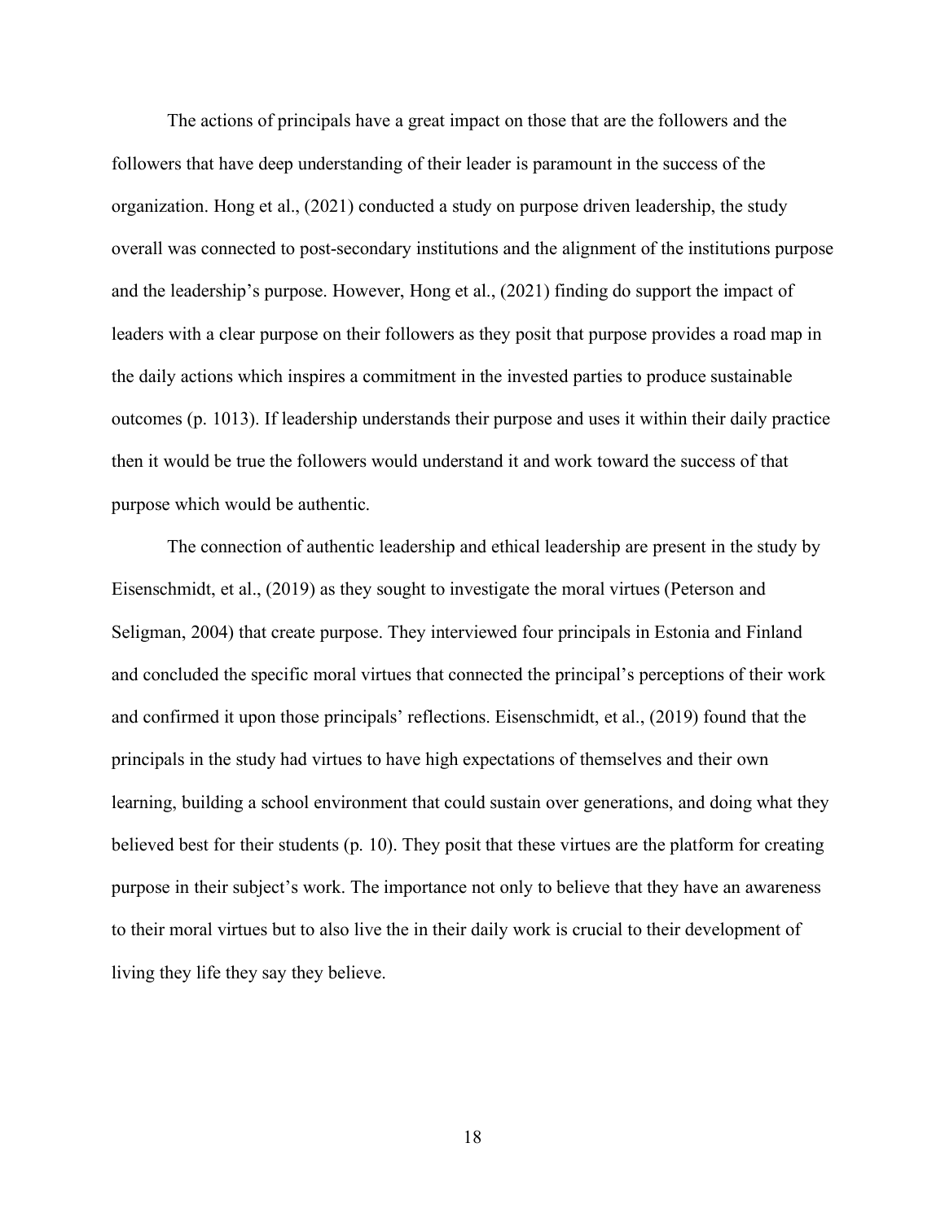The actions of principals have a great impact on those that are the followers and the followers that have deep understanding of their leader is paramount in the success of the organization. Hong et al., (2021) conducted a study on purpose driven leadership, the study overall was connected to post-secondary institutions and the alignment of the institutions purpose and the leadership's purpose. However, Hong et al., (2021) finding do support the impact of leaders with a clear purpose on their followers as they posit that purpose provides a road map in the daily actions which inspires a commitment in the invested parties to produce sustainable outcomes (p. 1013). If leadership understands their purpose and uses it within their daily practice then it would be true the followers would understand it and work toward the success of that purpose which would be authentic.

The connection of authentic leadership and ethical leadership are present in the study by Eisenschmidt, et al., (2019) as they sought to investigate the moral virtues (Peterson and Seligman, 2004) that create purpose. They interviewed four principals in Estonia and Finland and concluded the specific moral virtues that connected the principal's perceptions of their work and confirmed it upon those principals' reflections. Eisenschmidt, et al., (2019) found that the principals in the study had virtues to have high expectations of themselves and their own learning, building a school environment that could sustain over generations, and doing what they believed best for their students (p. 10). They posit that these virtues are the platform for creating purpose in their subject's work. The importance not only to believe that they have an awareness to their moral virtues but to also live the in their daily work is crucial to their development of living they life they say they believe.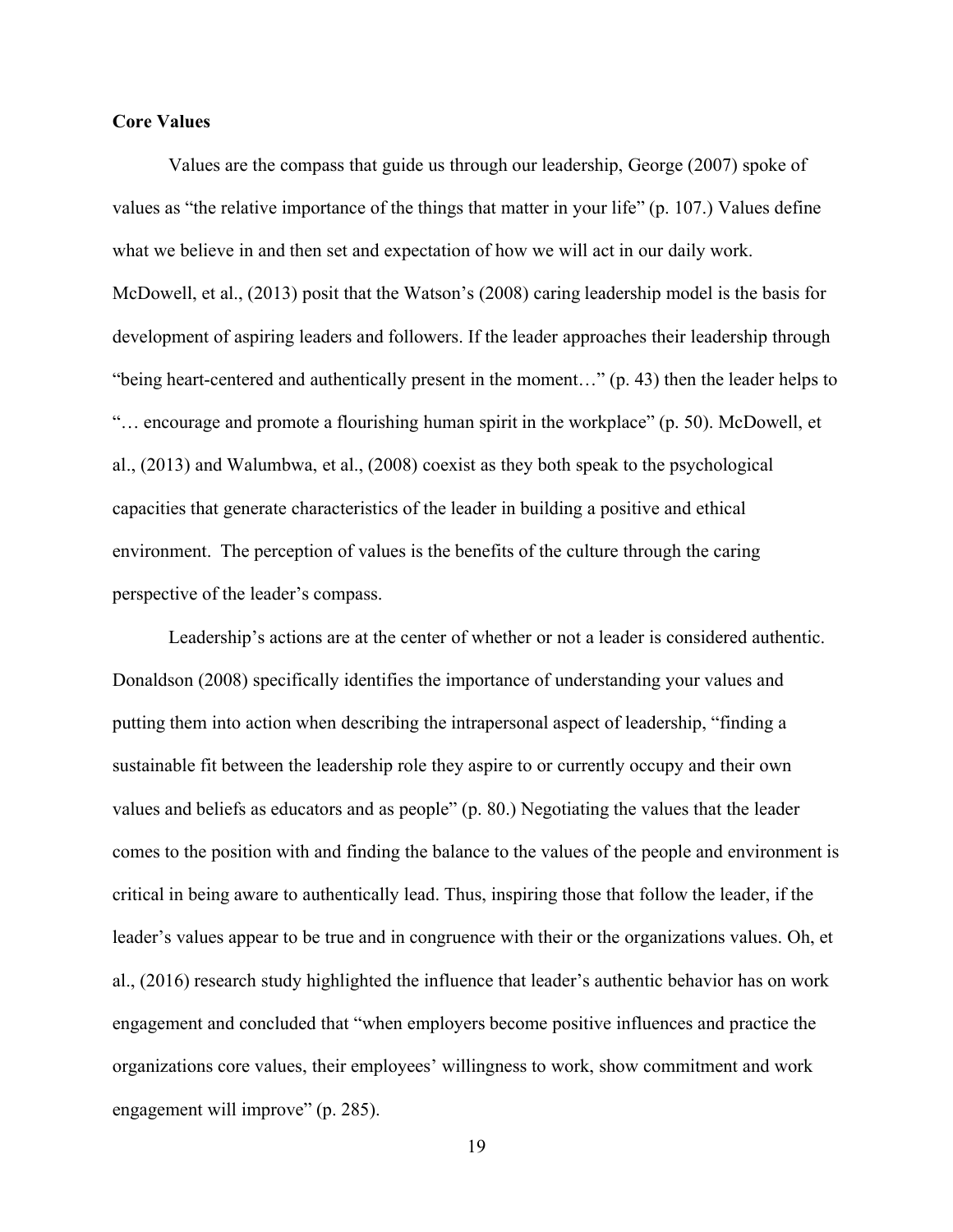**Core Values**

Values are the compass that guide us through our leadership, George (2007) spoke of values as "the relative importance of the things that matter in your life" (p. 107.) Values define what we believe in and then set and expectation of how we will act in our daily work. McDowell, et al., (2013) posit that the Watson's (2008) caring leadership model is the basis for development of aspiring leaders and followers. If the leader approaches their leadership through "being heart-centered and authentically present in the moment…" (p. 43) then the leader helps to "… encourage and promote a flourishing human spirit in the workplace" (p. 50). McDowell, et al., (2013) and Walumbwa, et al., (2008) coexist as they both speak to the psychological capacities that generate characteristics of the leader in building a positive and ethical environment.  The perception of values is the benefits of the culture through the caring perspective of the leader's compass.

Leadership's actions are at the center of whether or not a leader is considered authentic. Donaldson (2008) specifically identifies the importance of understanding your values and putting them into action when describing the intrapersonal aspect of leadership, "finding a sustainable fit between the leadership role they aspire to or currently occupy and their own values and beliefs as educators and as people" (p. 80.) Negotiating the values that the leader comes to the position with and finding the balance to the values of the people and environment is critical in being aware to authentically lead. Thus, inspiring those that follow the leader, if the leader's values appear to be true and in congruence with their or the organizations values. Oh, et al., (2016) research study highlighted the influence that leader's authentic behavior has on work engagement and concluded that "when employers become positive influences and practice the organizations core values, their employees' willingness to work, show commitment and work engagement will improve" (p. 285).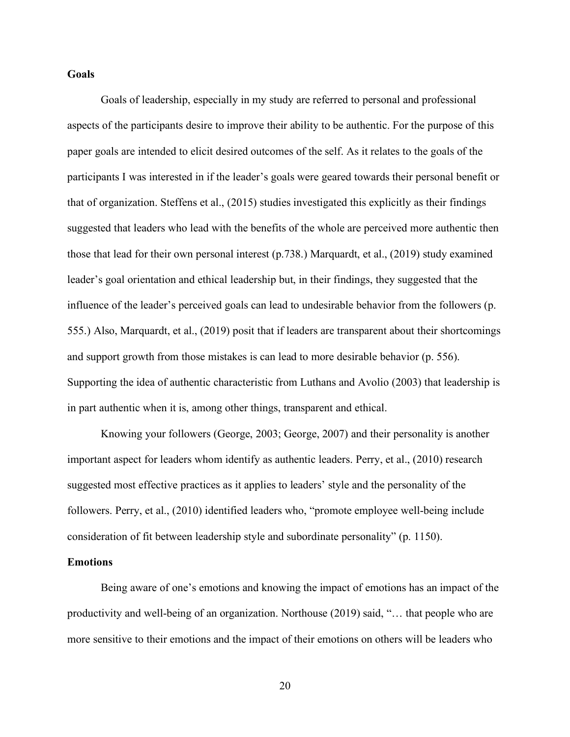**Goals**

Goals of leadership, especially in my study are referred to personal and professional aspects of the participants desire to improve their ability to be authentic. For the purpose of this paper goals are intended to elicit desired outcomes of the self. As it relates to the goals of the participants I was interested in if the leader's goals were geared towards their personal benefit or that of organization. Steffens et al., (2015) studies investigated this explicitly as their findings suggested that leaders who lead with the benefits of the whole are perceived more authentic then those that lead for their own personal interest (p.738.) Marquardt, et al., (2019) study examined leader's goal orientation and ethical leadership but, in their findings, they suggested that the influence of the leader's perceived goals can lead to undesirable behavior from the followers (p. 555.) Also, Marquardt, et al., (2019) posit that if leaders are transparent about their shortcomings and support growth from those mistakes is can lead to more desirable behavior (p. 556). Supporting the idea of authentic characteristic from Luthans and Avolio (2003) that leadership is in part authentic when it is, among other things, transparent and ethical.

Knowing your followers (George, 2003; George, 2007) and their personality is another important aspect for leaders whom identify as authentic leaders. Perry, et al., (2010) research suggested most effective practices as it applies to leaders' style and the personality of the followers. Perry, et al., (2010) identified leaders who, "promote employee well-being include consideration of fit between leadership style and subordinate personality" (p. 1150).

**Emotions**

Being aware of one's emotions and knowing the impact of emotions has an impact of the productivity and well-being of an organization. Northouse (2019) said, "… that people who are more sensitive to their emotions and the impact of their emotions on others will be leaders who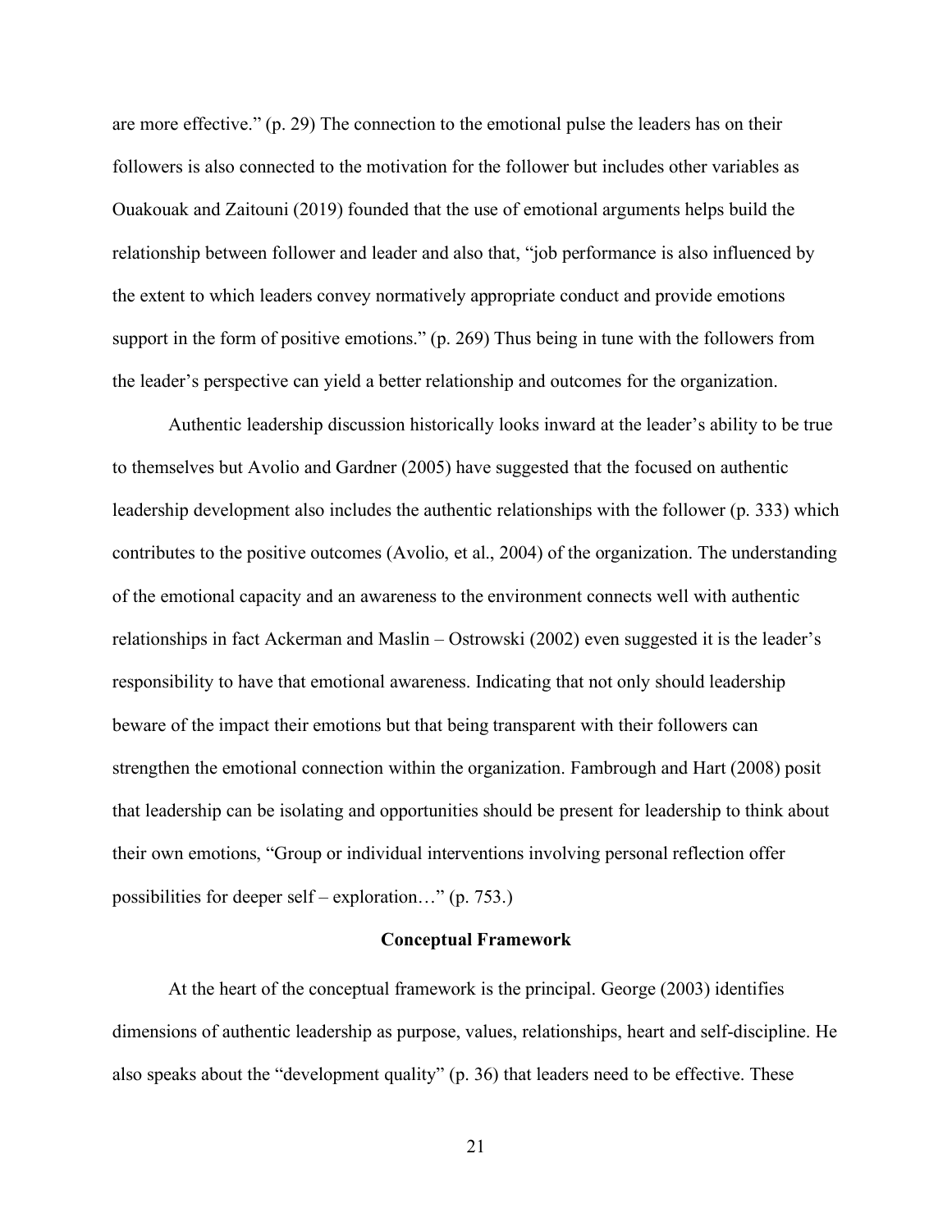are more effective." (p. 29) The connection to the emotional pulse the leaders has on their followers is also connected to the motivation for the follower but includes other variables as Ouakouak and Zaitouni (2019) founded that the use of emotional arguments helps build the relationship between follower and leader and also that, "job performance is also influenced by the extent to which leaders convey normatively appropriate conduct and provide emotions support in the form of positive emotions." (p. 269) Thus being in tune with the followers from the leader's perspective can yield a better relationship and outcomes for the organization.

Authentic leadership discussion historically looks inward at the leader's ability to be true to themselves but Avolio and Gardner (2005) have suggested that the focused on authentic leadership development also includes the authentic relationships with the follower (p. 333) which contributes to the positive outcomes (Avolio, et al., 2004) of the organization. The understanding of the emotional capacity and an awareness to the environment connects well with authentic relationships in fact Ackerman and Maslin – Ostrowski (2002) even suggested it is the leader's responsibility to have that emotional awareness. Indicating that not only should leadership beware of the impact their emotions but that being transparent with their followers can strengthen the emotional connection within the organization. Fambrough and Hart (2008) posit that leadership can be isolating and opportunities should be present for leadership to think about their own emotions, "Group or individual interventions involving personal reflection offer possibilities for deeper self – exploration…" (p. 753.)

## Conceptual Framework

At the heart of the conceptual framework is the principal. George (2003) identifies dimensions of authentic leadership as purpose, values, relationships, heart and self-discipline. He also speaks about the "development quality" (p. 36) that leaders need to be effective. These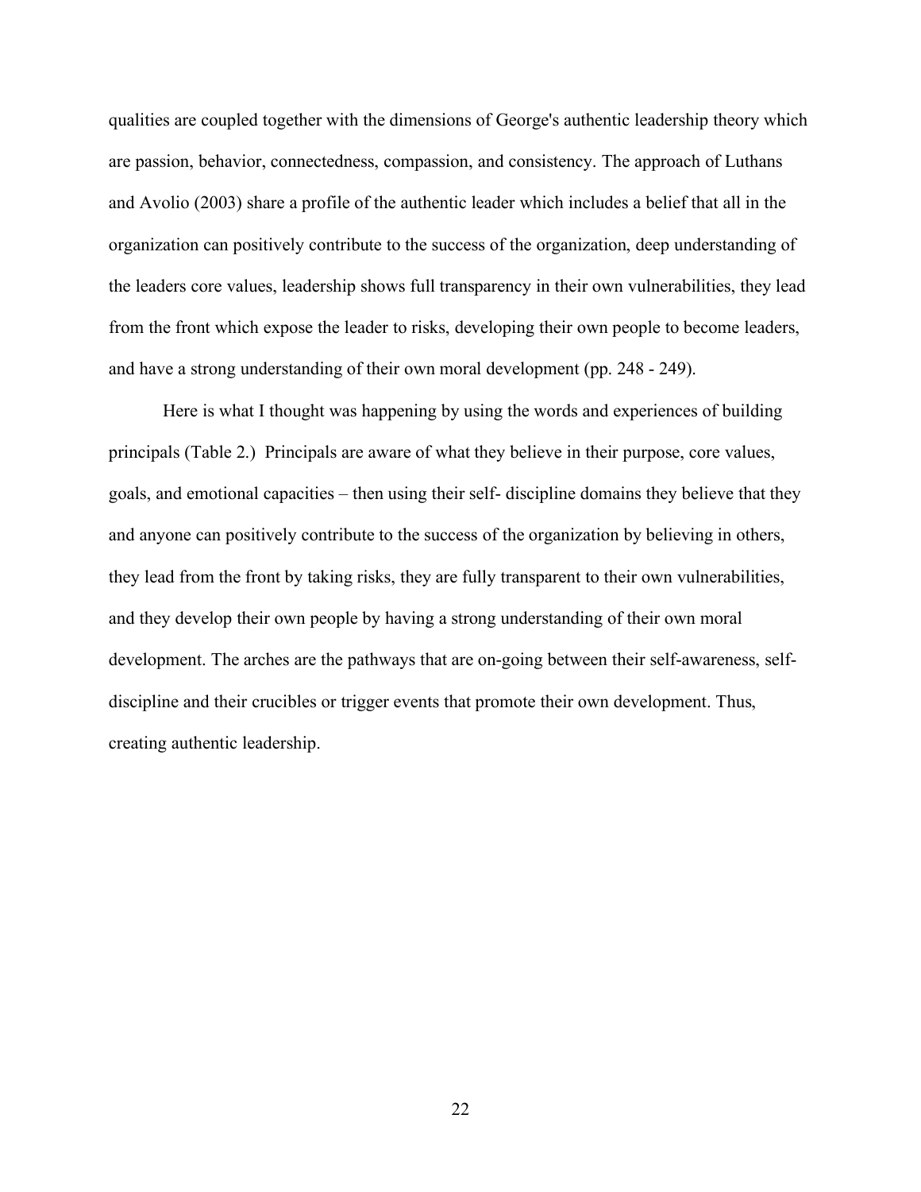qualities are coupled together with the dimensions of George's authentic leadership theory which are passion, behavior, connectedness, compassion, and consistency. The approach of Luthans and Avolio (2003) share a profile of the authentic leader which includes a belief that all in the organization can positively contribute to the success of the organization, deep understanding of the leaders core values, leadership shows full transparency in their own vulnerabilities, they lead from the front which expose the leader to risks, developing their own people to become leaders, and have a strong understanding of their own moral development (pp. 248 - 249).

Here is what I thought was happening by using the words and experiences of building principals (Table 2.) Principals are aware of what they believe in their purpose, core values, goals, and emotional capacities – then using their self- discipline domains they believe that they and anyone can positively contribute to the success of the organization by believing in others, they lead from the front by taking risks, they are fully transparent to their own vulnerabilities, and they develop their own people by having a strong understanding of their own moral development. The arches are the pathways that are on-going between their self-awareness, self-discipline and their crucibles or trigger events that promote their own development. Thus, creating authentic leadership.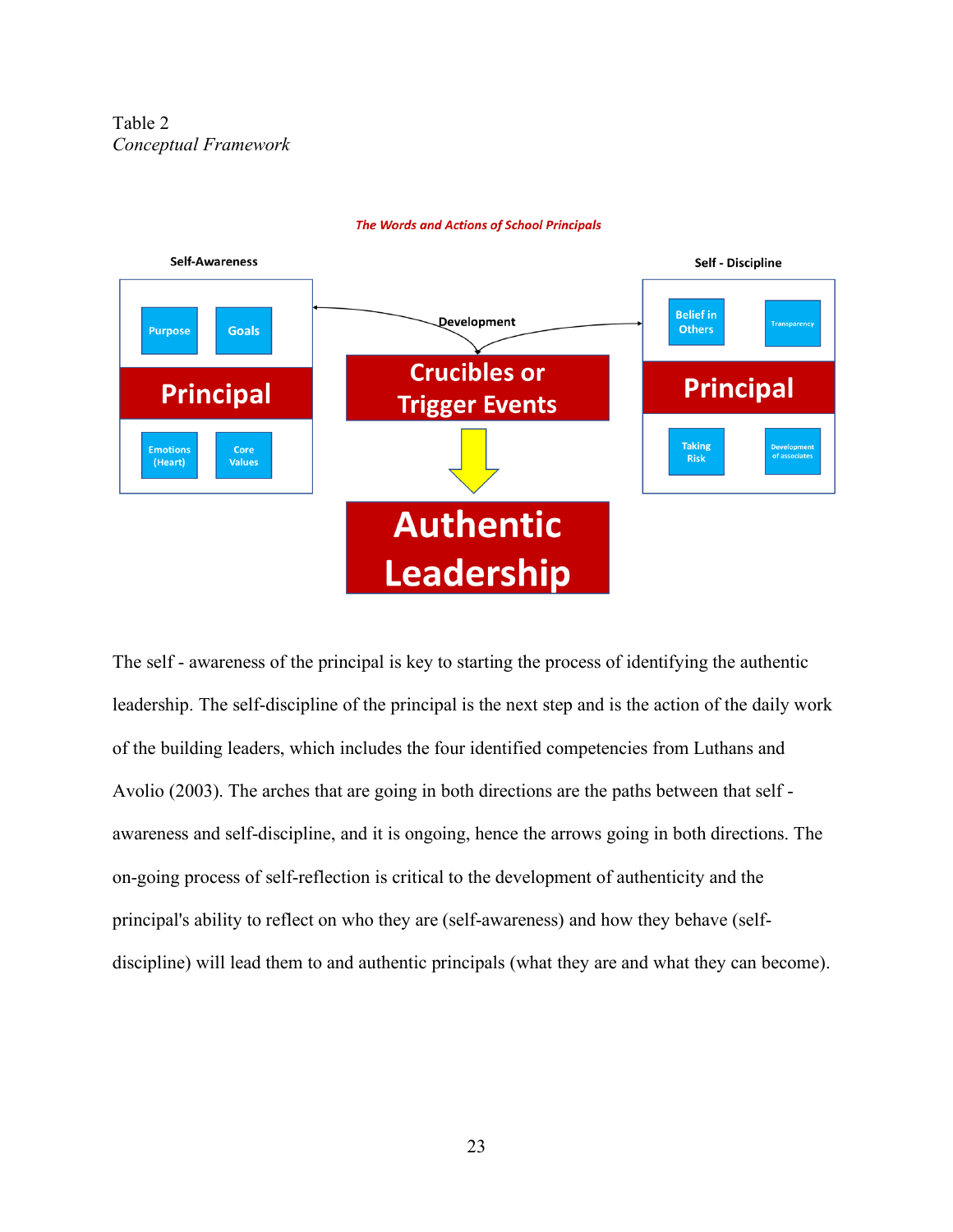Table 2
*Conceptual Framework*

*The Words and Actions of School Principals*

Self-Awareness

Purpose | Goals

**Principal**

Emotions (Heart) | Core Values

Development

**Crucibles or Trigger Events**

**Authentic Leadership**

Self - Discipline

Belief in Others | Transparency

**Principal**

Taking Risk | Development of associates

The self - awareness of the principal is key to starting the process of identifying the authentic leadership. The self-discipline of the principal is the next step and is the action of the daily work of the building leaders, which includes the four identified competencies from Luthans and Avolio (2003). The arches that are going in both directions are the paths between that self - awareness and self-discipline, and it is ongoing, hence the arrows going in both directions. The on-going process of self-reflection is critical to the development of authenticity and the principal's ability to reflect on who they are (self-awareness) and how they behave (self-discipline) will lead them to and authentic principals (what they are and what they can become).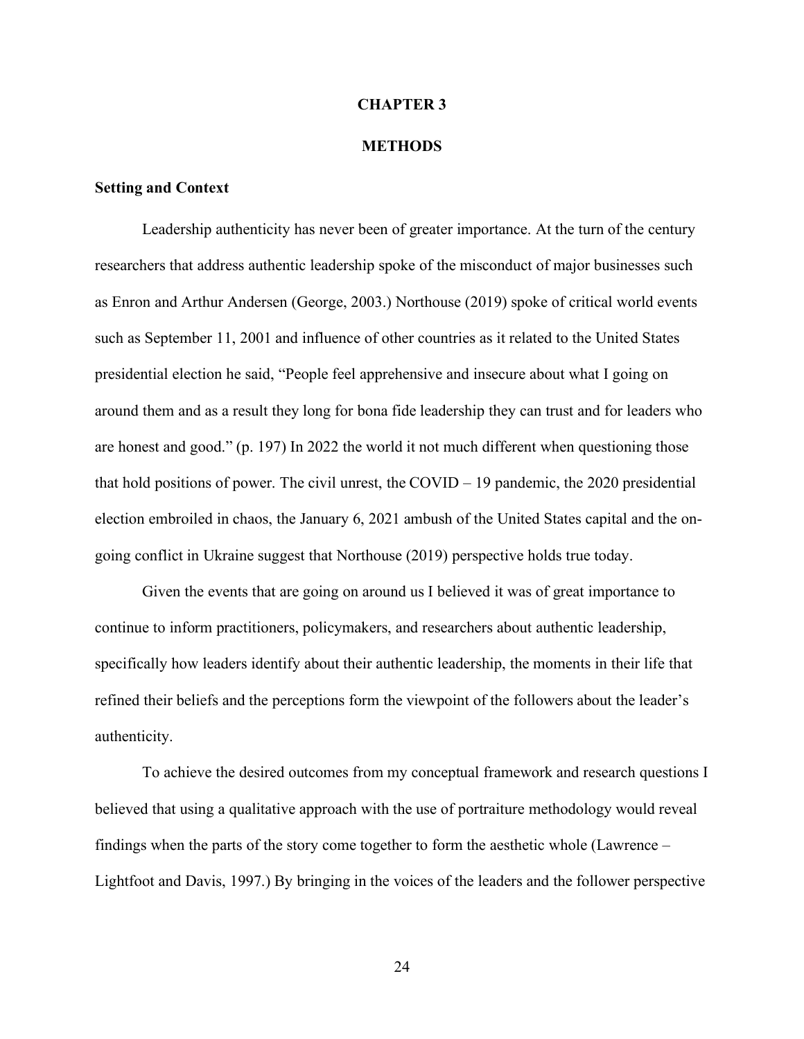# CHAPTER 3

# METHODS

## Setting and Context

Leadership authenticity has never been of greater importance. At the turn of the century researchers that address authentic leadership spoke of the misconduct of major businesses such as Enron and Arthur Andersen (George, 2003.) Northouse (2019) spoke of critical world events such as September 11, 2001 and influence of other countries as it related to the United States presidential election he said, "People feel apprehensive and insecure about what I going on around them and as a result they long for bona fide leadership they can trust and for leaders who are honest and good." (p. 197) In 2022 the world it not much different when questioning those that hold positions of power. The civil unrest, the COVID – 19 pandemic, the 2020 presidential election embroiled in chaos, the January 6, 2021 ambush of the United States capital and the on-going conflict in Ukraine suggest that Northouse (2019) perspective holds true today.

Given the events that are going on around us I believed it was of great importance to continue to inform practitioners, policymakers, and researchers about authentic leadership, specifically how leaders identify about their authentic leadership, the moments in their life that refined their beliefs and the perceptions form the viewpoint of the followers about the leader's authenticity.

To achieve the desired outcomes from my conceptual framework and research questions I believed that using a qualitative approach with the use of portraiture methodology would reveal findings when the parts of the story come together to form the aesthetic whole (Lawrence – Lightfoot and Davis, 1997.) By bringing in the voices of the leaders and the follower perspective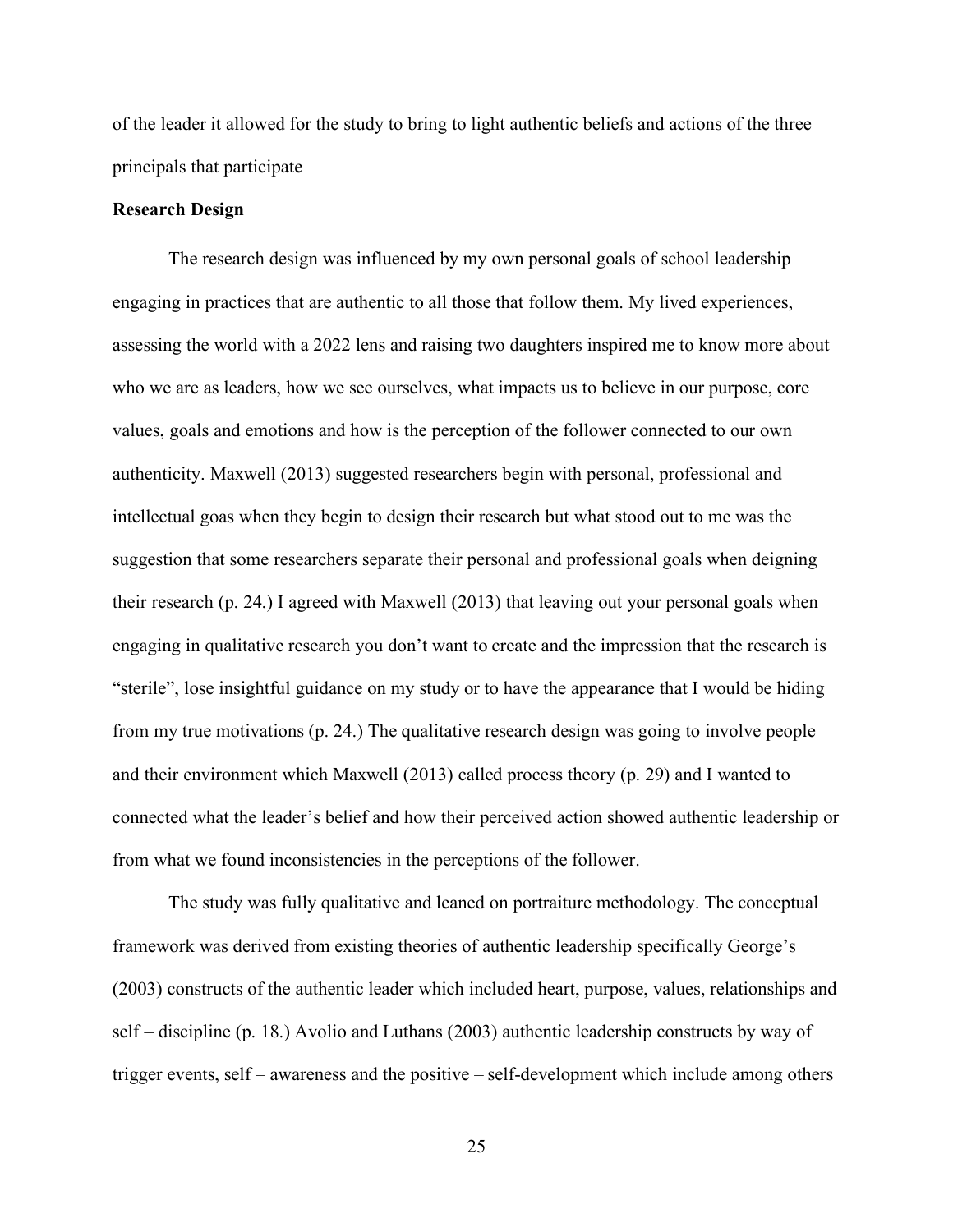of the leader it allowed for the study to bring to light authentic beliefs and actions of the three principals that participate

**Research Design**

The research design was influenced by my own personal goals of school leadership engaging in practices that are authentic to all those that follow them. My lived experiences, assessing the world with a 2022 lens and raising two daughters inspired me to know more about who we are as leaders, how we see ourselves, what impacts us to believe in our purpose, core values, goals and emotions and how is the perception of the follower connected to our own authenticity. Maxwell (2013) suggested researchers begin with personal, professional and intellectual goas when they begin to design their research but what stood out to me was the suggestion that some researchers separate their personal and professional goals when deigning their research (p. 24.) I agreed with Maxwell (2013) that leaving out your personal goals when engaging in qualitative research you don't want to create and the impression that the research is "sterile", lose insightful guidance on my study or to have the appearance that I would be hiding from my true motivations (p. 24.) The qualitative research design was going to involve people and their environment which Maxwell (2013) called process theory (p. 29) and I wanted to connected what the leader's belief and how their perceived action showed authentic leadership or from what we found inconsistencies in the perceptions of the follower.

The study was fully qualitative and leaned on portraiture methodology. The conceptual framework was derived from existing theories of authentic leadership specifically George's (2003) constructs of the authentic leader which included heart, purpose, values, relationships and self – discipline (p. 18.) Avolio and Luthans (2003) authentic leadership constructs by way of trigger events, self – awareness and the positive – self-development which include among others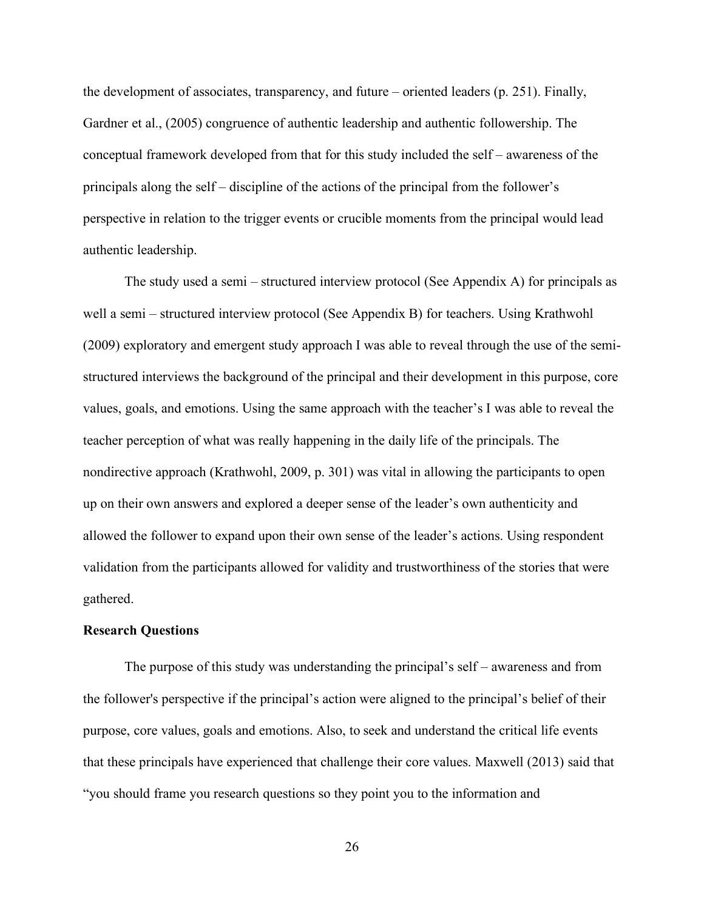the development of associates, transparency, and future – oriented leaders (p. 251). Finally, Gardner et al., (2005) congruence of authentic leadership and authentic followership. The conceptual framework developed from that for this study included the self – awareness of the principals along the self – discipline of the actions of the principal from the follower's perspective in relation to the trigger events or crucible moments from the principal would lead authentic leadership.

The study used a semi – structured interview protocol (See Appendix A) for principals as well a semi – structured interview protocol (See Appendix B) for teachers. Using Krathwohl (2009) exploratory and emergent study approach I was able to reveal through the use of the semi-structured interviews the background of the principal and their development in this purpose, core values, goals, and emotions. Using the same approach with the teacher's I was able to reveal the teacher perception of what was really happening in the daily life of the principals. The nondirective approach (Krathwohl, 2009, p. 301) was vital in allowing the participants to open up on their own answers and explored a deeper sense of the leader's own authenticity and allowed the follower to expand upon their own sense of the leader's actions. Using respondent validation from the participants allowed for validity and trustworthiness of the stories that were gathered.

**Research Questions**

The purpose of this study was understanding the principal's self – awareness and from the follower's perspective if the principal's action were aligned to the principal's belief of their purpose, core values, goals and emotions. Also, to seek and understand the critical life events that these principals have experienced that challenge their core values. Maxwell (2013) said that "you should frame you research questions so they point you to the information and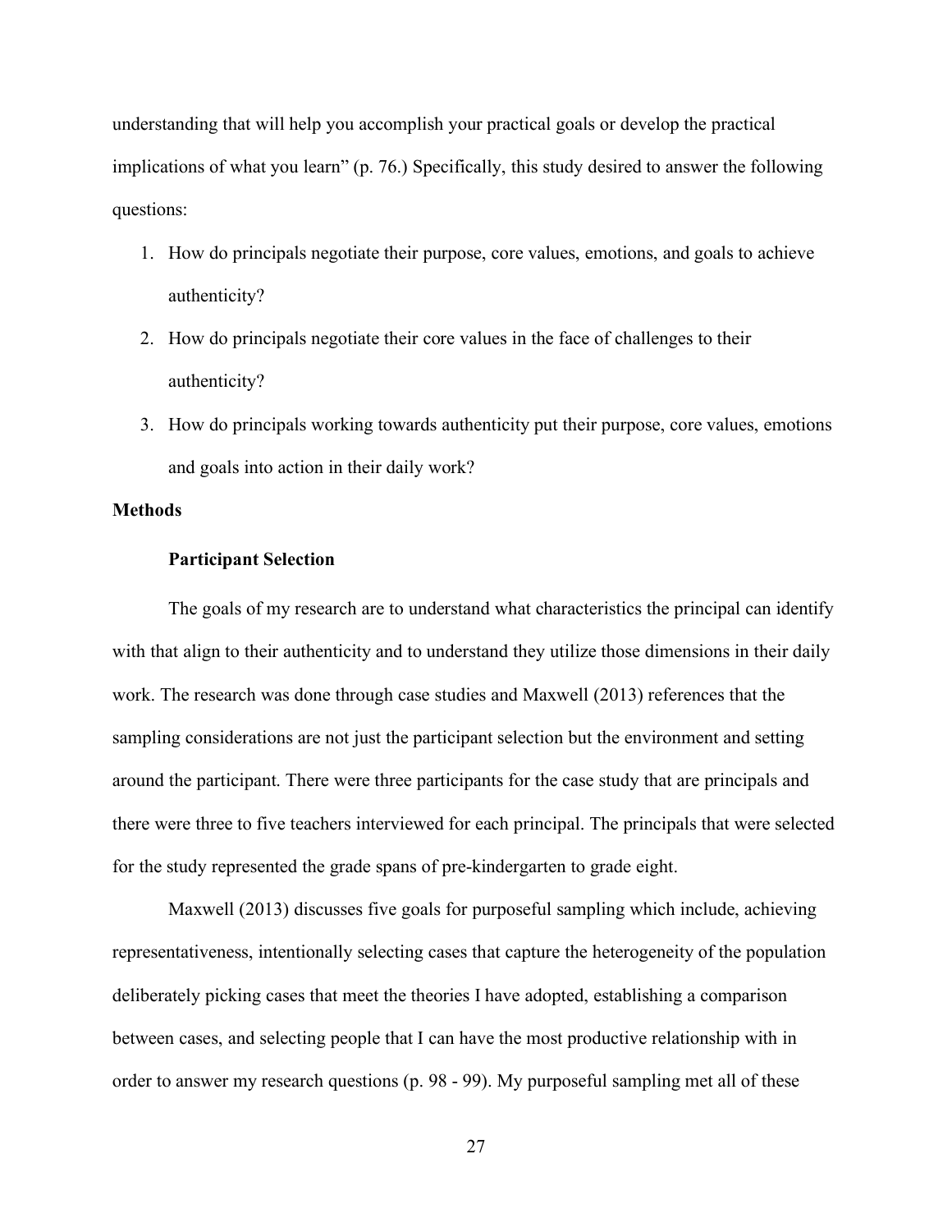understanding that will help you accomplish your practical goals or develop the practical implications of what you learn" (p. 76.) Specifically, this study desired to answer the following questions:

1. How do principals negotiate their purpose, core values, emotions, and goals to achieve authenticity?
2. How do principals negotiate their core values in the face of challenges to their authenticity?
3. How do principals working towards authenticity put their purpose, core values, emotions and goals into action in their daily work?

## Methods

### Participant Selection

The goals of my research are to understand what characteristics the principal can identify with that align to their authenticity and to understand they utilize those dimensions in their daily work. The research was done through case studies and Maxwell (2013) references that the sampling considerations are not just the participant selection but the environment and setting around the participant. There were three participants for the case study that are principals and there were three to five teachers interviewed for each principal. The principals that were selected for the study represented the grade spans of pre-kindergarten to grade eight.

Maxwell (2013) discusses five goals for purposeful sampling which include, achieving representativeness, intentionally selecting cases that capture the heterogeneity of the population deliberately picking cases that meet the theories I have adopted, establishing a comparison between cases, and selecting people that I can have the most productive relationship with in order to answer my research questions (p. 98 - 99). My purposeful sampling met all of these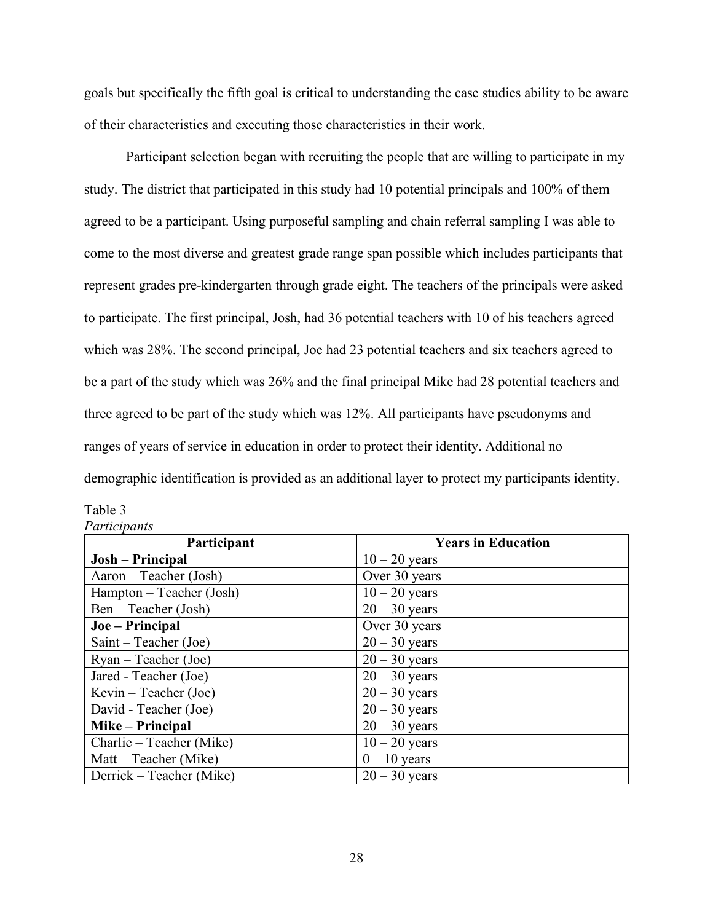goals but specifically the fifth goal is critical to understanding the case studies ability to be aware of their characteristics and executing those characteristics in their work.

Participant selection began with recruiting the people that are willing to participate in my study. The district that participated in this study had 10 potential principals and 100% of them agreed to be a participant. Using purposeful sampling and chain referral sampling I was able to come to the most diverse and greatest grade range span possible which includes participants that represent grades pre-kindergarten through grade eight. The teachers of the principals were asked to participate. The first principal, Josh, had 36 potential teachers with 10 of his teachers agreed which was 28%. The second principal, Joe had 23 potential teachers and six teachers agreed to be a part of the study which was 26% and the final principal Mike had 28 potential teachers and three agreed to be part of the study which was 12%. All participants have pseudonyms and ranges of years of service in education in order to protect their identity. Additional no demographic identification is provided as an additional layer to protect my participants identity.

Table 3
*Participants*

| Participant | Years in Education |
| --- | --- |
| **Josh – Principal** | 10 – 20 years |
| Aaron – Teacher (Josh) | Over 30 years |
| Hampton – Teacher (Josh) | 10 – 20 years |
| Ben – Teacher (Josh) | 20 – 30 years |
| **Joe – Principal** | Over 30 years |
| Saint – Teacher (Joe) | 20 – 30 years |
| Ryan – Teacher (Joe) | 20 – 30 years |
| Jared - Teacher (Joe) | 20 – 30 years |
| Kevin – Teacher (Joe) | 20 – 30 years |
| David - Teacher (Joe) | 20 – 30 years |
| **Mike – Principal** | 20 – 30 years |
| Charlie – Teacher (Mike) | 10 – 20 years |
| Matt – Teacher (Mike) | 0 – 10 years |
| Derrick – Teacher (Mike) | 20 – 30 years |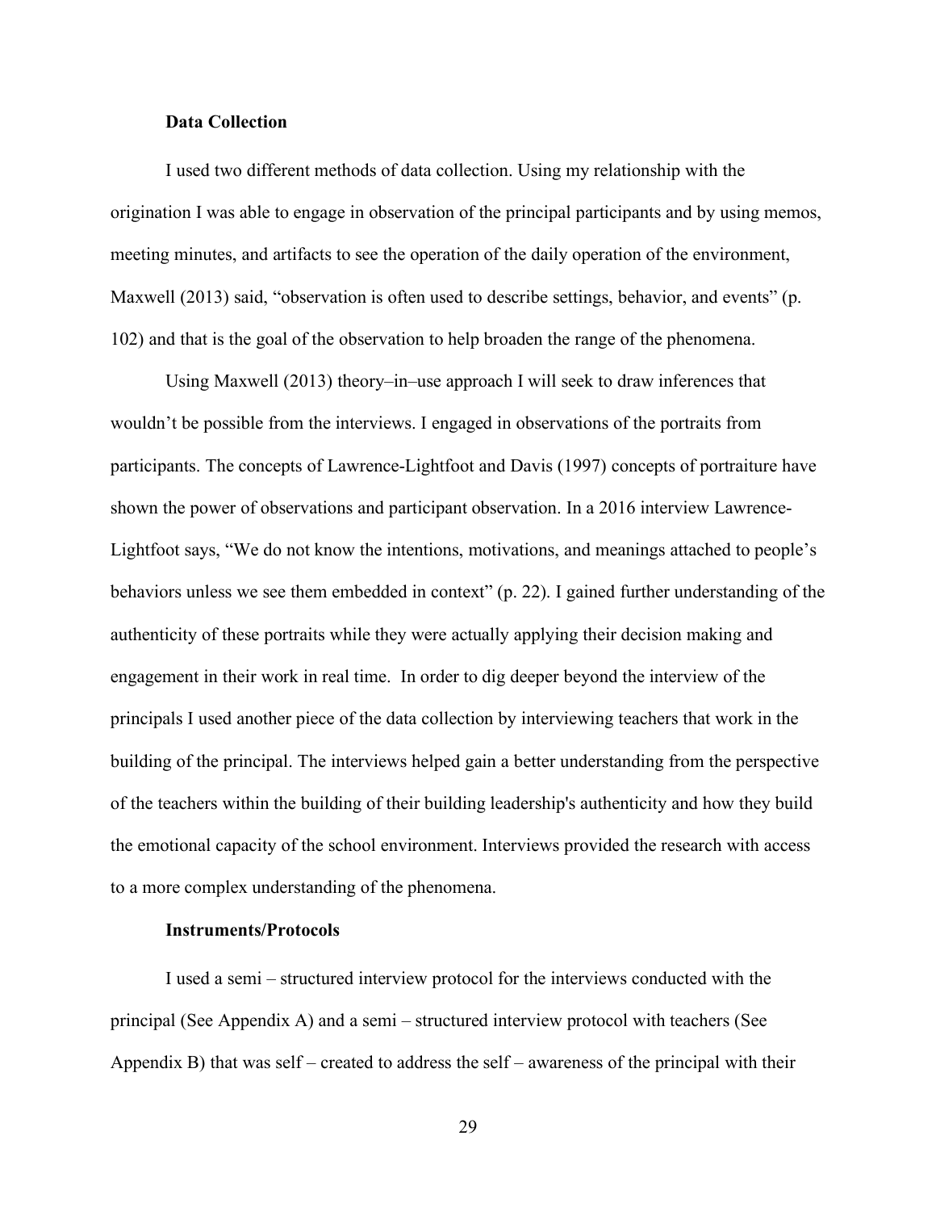### Data Collection

I used two different methods of data collection. Using my relationship with the origination I was able to engage in observation of the principal participants and by using memos, meeting minutes, and artifacts to see the operation of the daily operation of the environment, Maxwell (2013) said, "observation is often used to describe settings, behavior, and events" (p. 102) and that is the goal of the observation to help broaden the range of the phenomena.

Using Maxwell (2013) theory–in–use approach I will seek to draw inferences that wouldn't be possible from the interviews. I engaged in observations of the portraits from participants. The concepts of Lawrence-Lightfoot and Davis (1997) concepts of portraiture have shown the power of observations and participant observation. In a 2016 interview Lawrence-Lightfoot says, "We do not know the intentions, motivations, and meanings attached to people's behaviors unless we see them embedded in context" (p. 22). I gained further understanding of the authenticity of these portraits while they were actually applying their decision making and engagement in their work in real time. In order to dig deeper beyond the interview of the principals I used another piece of the data collection by interviewing teachers that work in the building of the principal. The interviews helped gain a better understanding from the perspective of the teachers within the building of their building leadership's authenticity and how they build the emotional capacity of the school environment. Interviews provided the research with access to a more complex understanding of the phenomena.

### Instruments/Protocols

I used a semi – structured interview protocol for the interviews conducted with the principal (See Appendix A) and a semi – structured interview protocol with teachers (See Appendix B) that was self – created to address the self – awareness of the principal with their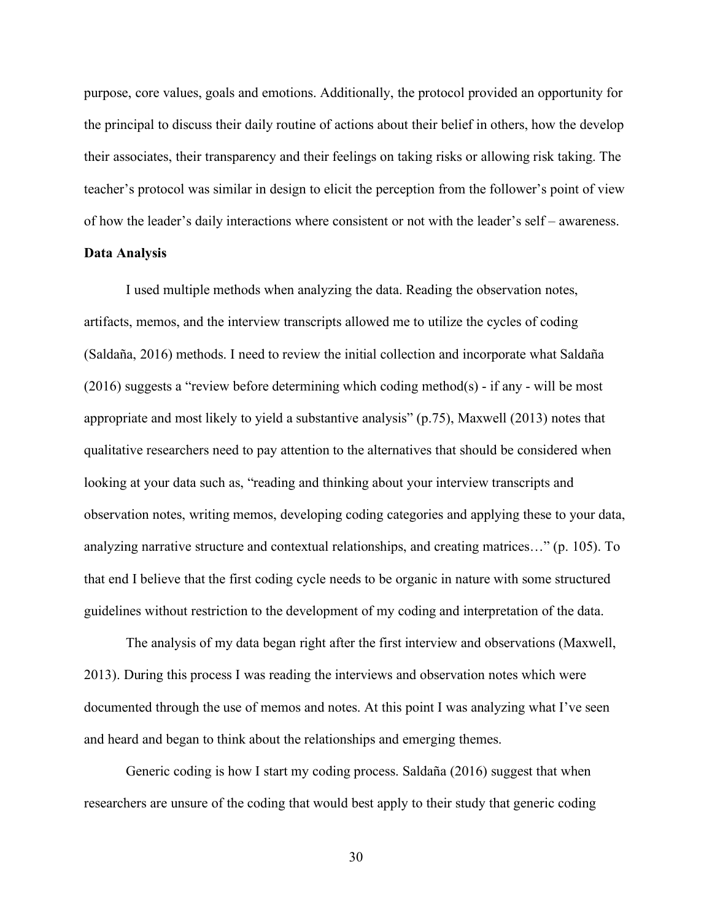purpose, core values, goals and emotions. Additionally, the protocol provided an opportunity for the principal to discuss their daily routine of actions about their belief in others, how the develop their associates, their transparency and their feelings on taking risks or allowing risk taking. The teacher's protocol was similar in design to elicit the perception from the follower's point of view of how the leader's daily interactions where consistent or not with the leader's self – awareness.

**Data Analysis**

I used multiple methods when analyzing the data. Reading the observation notes, artifacts, memos, and the interview transcripts allowed me to utilize the cycles of coding (Saldaña, 2016) methods. I need to review the initial collection and incorporate what Saldaña (2016) suggests a "review before determining which coding method(s) - if any - will be most appropriate and most likely to yield a substantive analysis" (p.75), Maxwell (2013) notes that qualitative researchers need to pay attention to the alternatives that should be considered when looking at your data such as, "reading and thinking about your interview transcripts and observation notes, writing memos, developing coding categories and applying these to your data, analyzing narrative structure and contextual relationships, and creating matrices…" (p. 105). To that end I believe that the first coding cycle needs to be organic in nature with some structured guidelines without restriction to the development of my coding and interpretation of the data.

The analysis of my data began right after the first interview and observations (Maxwell, 2013). During this process I was reading the interviews and observation notes which were documented through the use of memos and notes. At this point I was analyzing what I've seen and heard and began to think about the relationships and emerging themes.

Generic coding is how I start my coding process. Saldaña (2016) suggest that when researchers are unsure of the coding that would best apply to their study that generic coding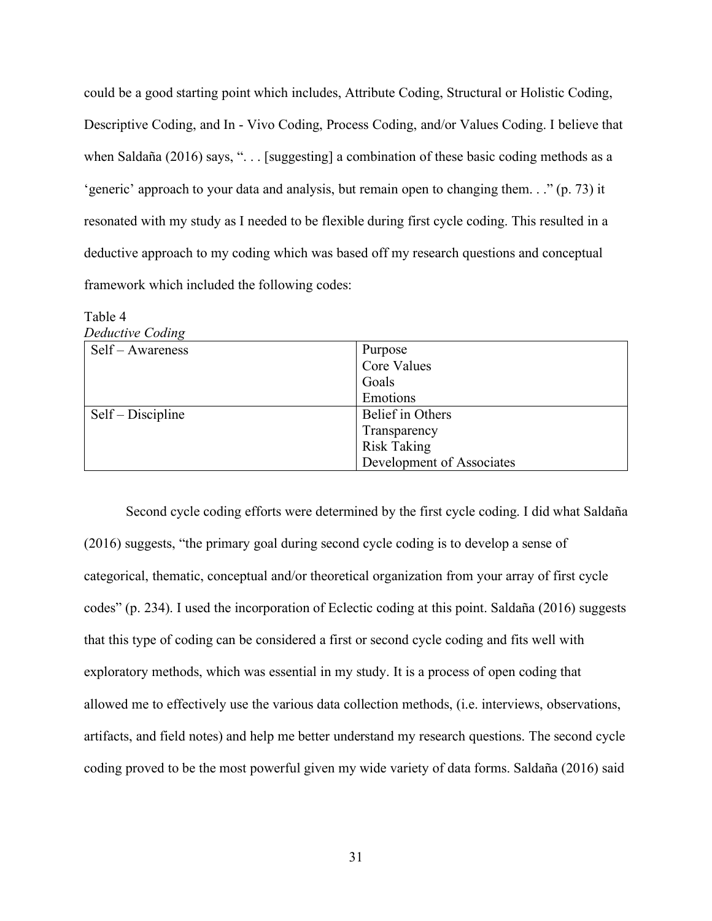could be a good starting point which includes, Attribute Coding, Structural or Holistic Coding, Descriptive Coding, and In - Vivo Coding, Process Coding, and/or Values Coding. I believe that when Saldaña (2016) says, ". . . [suggesting] a combination of these basic coding methods as a 'generic' approach to your data and analysis, but remain open to changing them. . ." (p. 73) it resonated with my study as I needed to be flexible during first cycle coding. This resulted in a deductive approach to my coding which was based off my research questions and conceptual framework which included the following codes:

Table 4

*Deductive Coding*

| | |
|---|---|
| Self – Awareness | Purpose<br>Core Values<br>Goals<br>Emotions |
| Self – Discipline | Belief in Others<br>Transparency<br>Risk Taking<br>Development of Associates |

Second cycle coding efforts were determined by the first cycle coding. I did what Saldaña (2016) suggests, "the primary goal during second cycle coding is to develop a sense of categorical, thematic, conceptual and/or theoretical organization from your array of first cycle codes" (p. 234). I used the incorporation of Eclectic coding at this point. Saldaña (2016) suggests that this type of coding can be considered a first or second cycle coding and fits well with exploratory methods, which was essential in my study. It is a process of open coding that allowed me to effectively use the various data collection methods, (i.e. interviews, observations, artifacts, and field notes) and help me better understand my research questions. The second cycle coding proved to be the most powerful given my wide variety of data forms. Saldaña (2016) said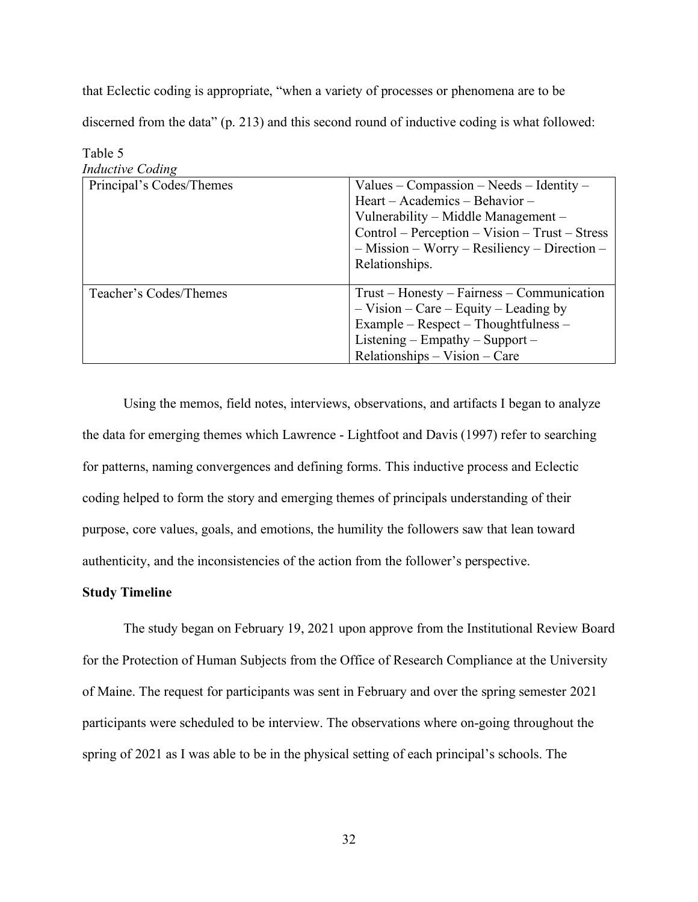that Eclectic coding is appropriate, "when a variety of processes or phenomena are to be discerned from the data" (p. 213) and this second round of inductive coding is what followed:

Table 5
*Inductive Coding*

| | |
|---|---|
| Principal's Codes/Themes | Values – Compassion – Needs – Identity – Heart – Academics – Behavior – Vulnerability – Middle Management – Control – Perception – Vision – Trust – Stress – Mission – Worry – Resiliency – Direction – Relationships. |
| Teacher's Codes/Themes | Trust – Honesty – Fairness – Communication – Vision – Care – Equity – Leading by Example – Respect – Thoughtfulness – Listening – Empathy – Support – Relationships – Vision – Care |

Using the memos, field notes, interviews, observations, and artifacts I began to analyze the data for emerging themes which Lawrence - Lightfoot and Davis (1997) refer to searching for patterns, naming convergences and defining forms. This inductive process and Eclectic coding helped to form the story and emerging themes of principals understanding of their purpose, core values, goals, and emotions, the humility the followers saw that lean toward authenticity, and the inconsistencies of the action from the follower's perspective.

**Study Timeline**

The study began on February 19, 2021 upon approve from the Institutional Review Board for the Protection of Human Subjects from the Office of Research Compliance at the University of Maine. The request for participants was sent in February and over the spring semester 2021 participants were scheduled to be interview. The observations where on-going throughout the spring of 2021 as I was able to be in the physical setting of each principal's schools. The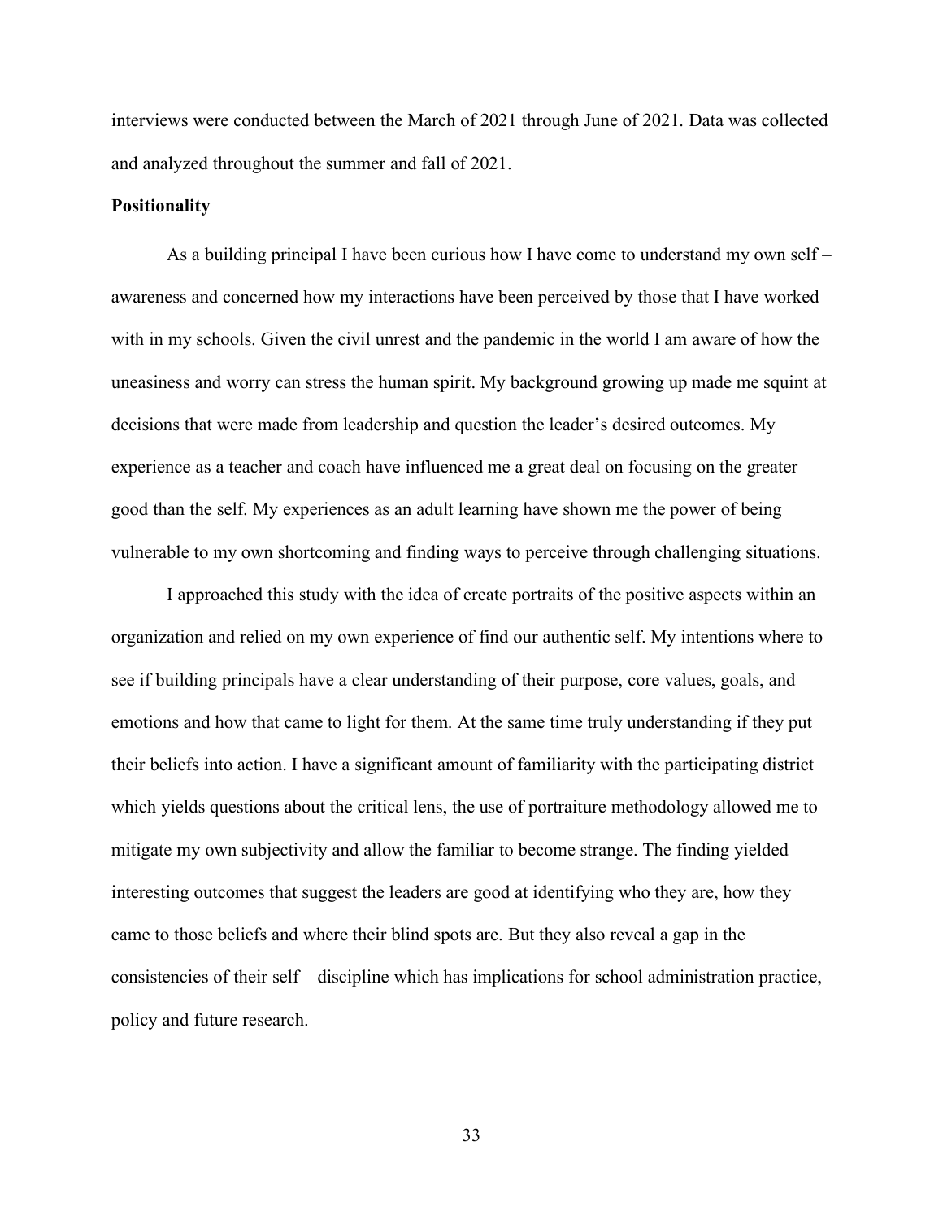interviews were conducted between the March of 2021 through June of 2021. Data was collected and analyzed throughout the summer and fall of 2021.

**Positionality**

As a building principal I have been curious how I have come to understand my own self – awareness and concerned how my interactions have been perceived by those that I have worked with in my schools. Given the civil unrest and the pandemic in the world I am aware of how the uneasiness and worry can stress the human spirit. My background growing up made me squint at decisions that were made from leadership and question the leader's desired outcomes. My experience as a teacher and coach have influenced me a great deal on focusing on the greater good than the self. My experiences as an adult learning have shown me the power of being vulnerable to my own shortcoming and finding ways to perceive through challenging situations.

I approached this study with the idea of create portraits of the positive aspects within an organization and relied on my own experience of find our authentic self. My intentions where to see if building principals have a clear understanding of their purpose, core values, goals, and emotions and how that came to light for them. At the same time truly understanding if they put their beliefs into action. I have a significant amount of familiarity with the participating district which yields questions about the critical lens, the use of portraiture methodology allowed me to mitigate my own subjectivity and allow the familiar to become strange. The finding yielded interesting outcomes that suggest the leaders are good at identifying who they are, how they came to those beliefs and where their blind spots are. But they also reveal a gap in the consistencies of their self – discipline which has implications for school administration practice, policy and future research.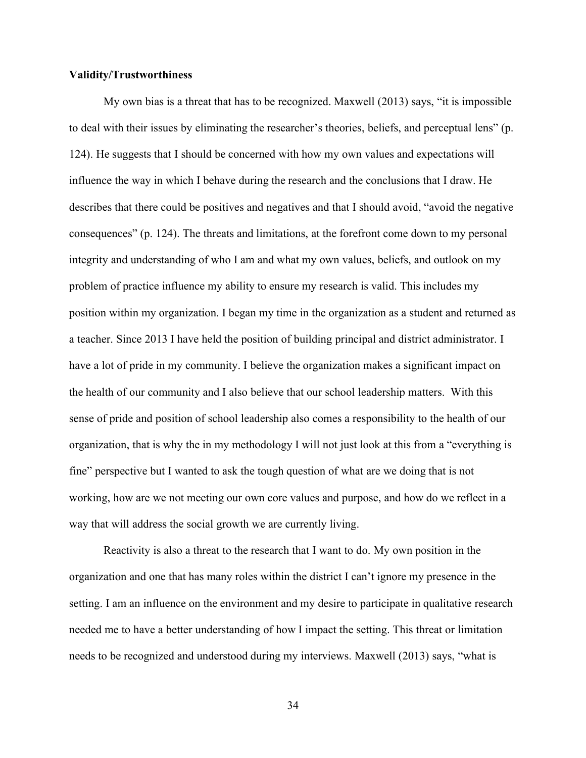**Validity/Trustworthiness**

My own bias is a threat that has to be recognized. Maxwell (2013) says, "it is impossible to deal with their issues by eliminating the researcher's theories, beliefs, and perceptual lens" (p. 124). He suggests that I should be concerned with how my own values and expectations will influence the way in which I behave during the research and the conclusions that I draw. He describes that there could be positives and negatives and that I should avoid, "avoid the negative consequences" (p. 124). The threats and limitations, at the forefront come down to my personal integrity and understanding of who I am and what my own values, beliefs, and outlook on my problem of practice influence my ability to ensure my research is valid. This includes my position within my organization. I began my time in the organization as a student and returned as a teacher. Since 2013 I have held the position of building principal and district administrator. I have a lot of pride in my community. I believe the organization makes a significant impact on the health of our community and I also believe that our school leadership matters. With this sense of pride and position of school leadership also comes a responsibility to the health of our organization, that is why the in my methodology I will not just look at this from a "everything is fine" perspective but I wanted to ask the tough question of what are we doing that is not working, how are we not meeting our own core values and purpose, and how do we reflect in a way that will address the social growth we are currently living.

Reactivity is also a threat to the research that I want to do. My own position in the organization and one that has many roles within the district I can't ignore my presence in the setting. I am an influence on the environment and my desire to participate in qualitative research needed me to have a better understanding of how I impact the setting. This threat or limitation needs to be recognized and understood during my interviews. Maxwell (2013) says, "what is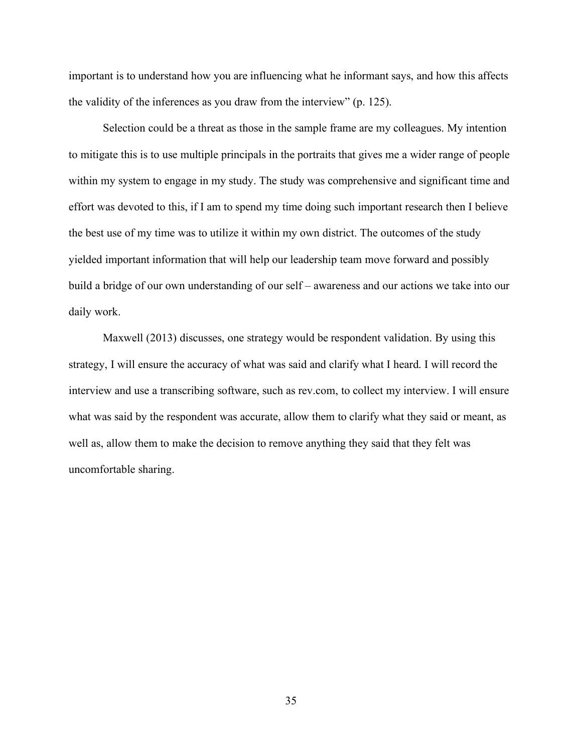important is to understand how you are influencing what he informant says, and how this affects the validity of the inferences as you draw from the interview" (p. 125).

Selection could be a threat as those in the sample frame are my colleagues. My intention to mitigate this is to use multiple principals in the portraits that gives me a wider range of people within my system to engage in my study. The study was comprehensive and significant time and effort was devoted to this, if I am to spend my time doing such important research then I believe the best use of my time was to utilize it within my own district. The outcomes of the study yielded important information that will help our leadership team move forward and possibly build a bridge of our own understanding of our self – awareness and our actions we take into our daily work.

Maxwell (2013) discusses, one strategy would be respondent validation. By using this strategy, I will ensure the accuracy of what was said and clarify what I heard. I will record the interview and use a transcribing software, such as rev.com, to collect my interview. I will ensure what was said by the respondent was accurate, allow them to clarify what they said or meant, as well as, allow them to make the decision to remove anything they said that they felt was uncomfortable sharing.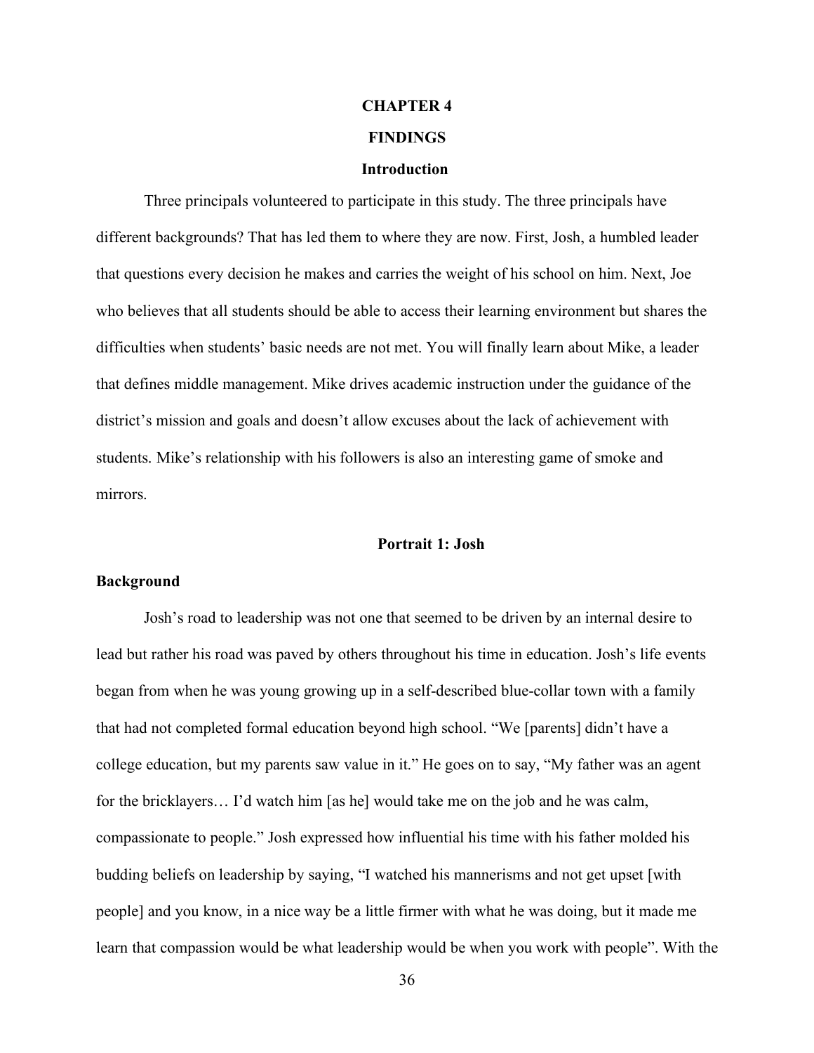# CHAPTER 4

# FINDINGS

## Introduction

Three principals volunteered to participate in this study. The three principals have different backgrounds? That has led them to where they are now. First, Josh, a humbled leader that questions every decision he makes and carries the weight of his school on him. Next, Joe who believes that all students should be able to access their learning environment but shares the difficulties when students' basic needs are not met. You will finally learn about Mike, a leader that defines middle management. Mike drives academic instruction under the guidance of the district's mission and goals and doesn't allow excuses about the lack of achievement with students. Mike's relationship with his followers is also an interesting game of smoke and mirrors.

## Portrait 1: Josh

### Background

Josh's road to leadership was not one that seemed to be driven by an internal desire to lead but rather his road was paved by others throughout his time in education. Josh's life events began from when he was young growing up in a self-described blue-collar town with a family that had not completed formal education beyond high school. "We [parents] didn't have a college education, but my parents saw value in it." He goes on to say, "My father was an agent for the bricklayers… I'd watch him [as he] would take me on the job and he was calm, compassionate to people." Josh expressed how influential his time with his father molded his budding beliefs on leadership by saying, "I watched his mannerisms and not get upset [with people] and you know, in a nice way be a little firmer with what he was doing, but it made me learn that compassion would be what leadership would be when you work with people". With the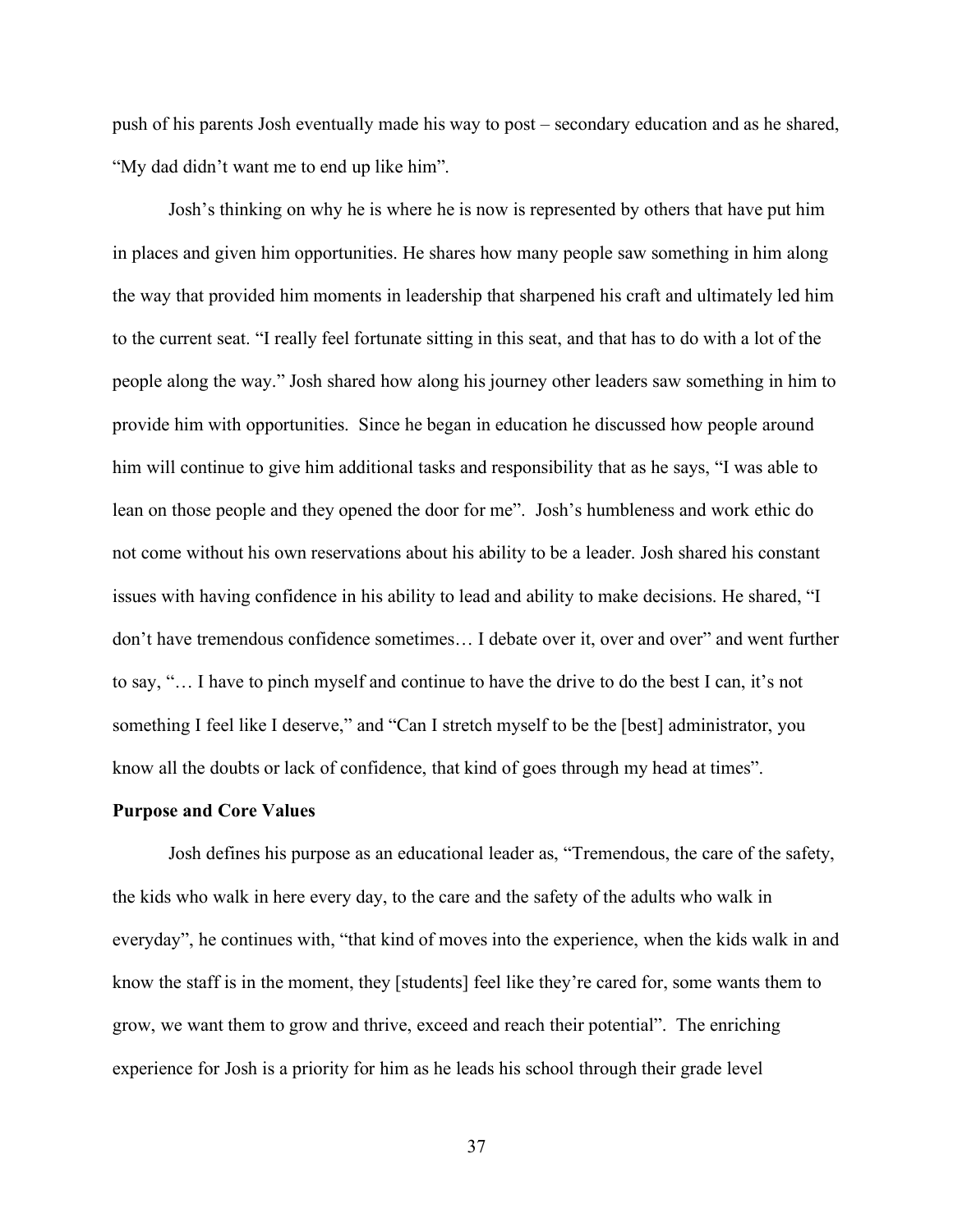push of his parents Josh eventually made his way to post – secondary education and as he shared, "My dad didn't want me to end up like him".

Josh's thinking on why he is where he is now is represented by others that have put him in places and given him opportunities. He shares how many people saw something in him along the way that provided him moments in leadership that sharpened his craft and ultimately led him to the current seat. "I really feel fortunate sitting in this seat, and that has to do with a lot of the people along the way." Josh shared how along his journey other leaders saw something in him to provide him with opportunities. Since he began in education he discussed how people around him will continue to give him additional tasks and responsibility that as he says, "I was able to lean on those people and they opened the door for me". Josh's humbleness and work ethic do not come without his own reservations about his ability to be a leader. Josh shared his constant issues with having confidence in his ability to lead and ability to make decisions. He shared, "I don't have tremendous confidence sometimes… I debate over it, over and over" and went further to say, "… I have to pinch myself and continue to have the drive to do the best I can, it's not something I feel like I deserve," and "Can I stretch myself to be the [best] administrator, you know all the doubts or lack of confidence, that kind of goes through my head at times".

**Purpose and Core Values**

Josh defines his purpose as an educational leader as, "Tremendous, the care of the safety, the kids who walk in here every day, to the care and the safety of the adults who walk in everyday", he continues with, "that kind of moves into the experience, when the kids walk in and know the staff is in the moment, they [students] feel like they're cared for, some wants them to grow, we want them to grow and thrive, exceed and reach their potential". The enriching experience for Josh is a priority for him as he leads his school through their grade level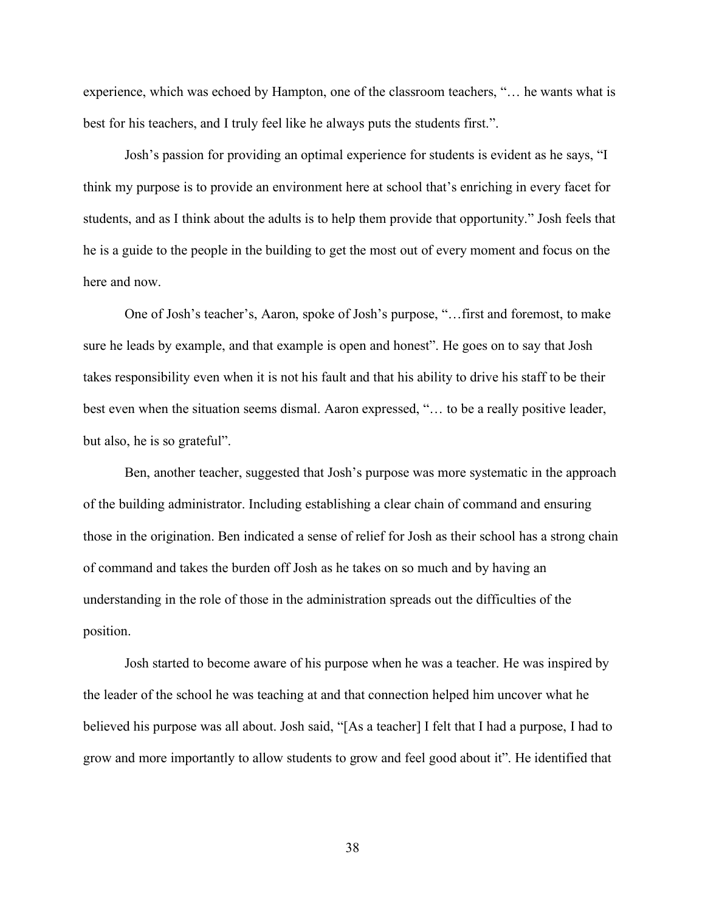experience, which was echoed by Hampton, one of the classroom teachers, "… he wants what is best for his teachers, and I truly feel like he always puts the students first.".

Josh's passion for providing an optimal experience for students is evident as he says, "I think my purpose is to provide an environment here at school that's enriching in every facet for students, and as I think about the adults is to help them provide that opportunity." Josh feels that he is a guide to the people in the building to get the most out of every moment and focus on the here and now.

One of Josh's teacher's, Aaron, spoke of Josh's purpose, "…first and foremost, to make sure he leads by example, and that example is open and honest". He goes on to say that Josh takes responsibility even when it is not his fault and that his ability to drive his staff to be their best even when the situation seems dismal. Aaron expressed, "… to be a really positive leader, but also, he is so grateful".

Ben, another teacher, suggested that Josh's purpose was more systematic in the approach of the building administrator. Including establishing a clear chain of command and ensuring those in the origination. Ben indicated a sense of relief for Josh as their school has a strong chain of command and takes the burden off Josh as he takes on so much and by having an understanding in the role of those in the administration spreads out the difficulties of the position.

Josh started to become aware of his purpose when he was a teacher. He was inspired by the leader of the school he was teaching at and that connection helped him uncover what he believed his purpose was all about. Josh said, "[As a teacher] I felt that I had a purpose, I had to grow and more importantly to allow students to grow and feel good about it". He identified that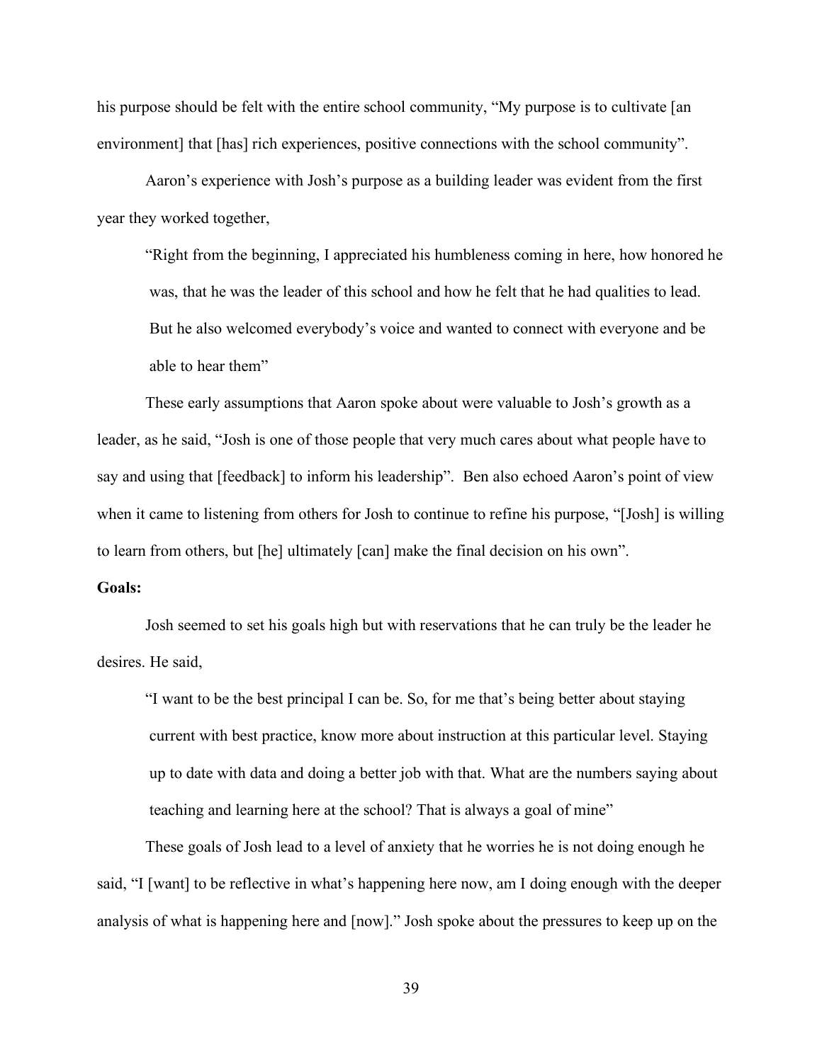his purpose should be felt with the entire school community, "My purpose is to cultivate [an environment] that [has] rich experiences, positive connections with the school community".

Aaron's experience with Josh's purpose as a building leader was evident from the first year they worked together,

> "Right from the beginning, I appreciated his humbleness coming in here, how honored he was, that he was the leader of this school and how he felt that he had qualities to lead. But he also welcomed everybody's voice and wanted to connect with everyone and be able to hear them"

These early assumptions that Aaron spoke about were valuable to Josh's growth as a leader, as he said, "Josh is one of those people that very much cares about what people have to say and using that [feedback] to inform his leadership". Ben also echoed Aaron's point of view when it came to listening from others for Josh to continue to refine his purpose, "[Josh] is willing to learn from others, but [he] ultimately [can] make the final decision on his own".

**Goals:**

Josh seemed to set his goals high but with reservations that he can truly be the leader he desires. He said,

> "I want to be the best principal I can be. So, for me that's being better about staying current with best practice, know more about instruction at this particular level. Staying up to date with data and doing a better job with that. What are the numbers saying about teaching and learning here at the school? That is always a goal of mine"

These goals of Josh lead to a level of anxiety that he worries he is not doing enough he said, "I [want] to be reflective in what's happening here now, am I doing enough with the deeper analysis of what is happening here and [now]." Josh spoke about the pressures to keep up on the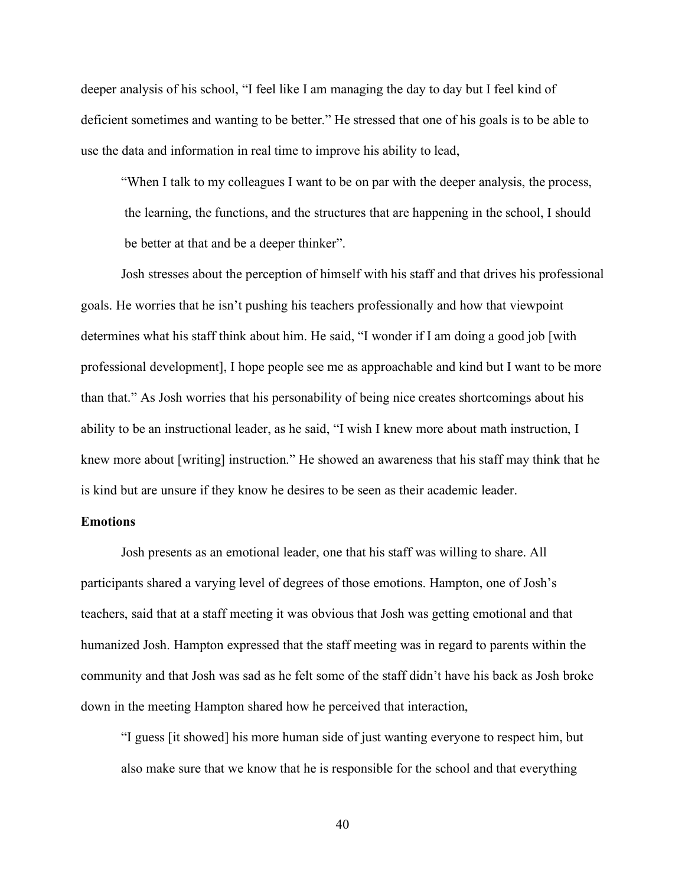deeper analysis of his school, "I feel like I am managing the day to day but I feel kind of deficient sometimes and wanting to be better." He stressed that one of his goals is to be able to use the data and information in real time to improve his ability to lead,

> "When I talk to my colleagues I want to be on par with the deeper analysis, the process, the learning, the functions, and the structures that are happening in the school, I should be better at that and be a deeper thinker".

Josh stresses about the perception of himself with his staff and that drives his professional goals. He worries that he isn't pushing his teachers professionally and how that viewpoint determines what his staff think about him. He said, "I wonder if I am doing a good job [with professional development], I hope people see me as approachable and kind but I want to be more than that." As Josh worries that his personability of being nice creates shortcomings about his ability to be an instructional leader, as he said, "I wish I knew more about math instruction, I knew more about [writing] instruction." He showed an awareness that his staff may think that he is kind but are unsure if they know he desires to be seen as their academic leader.

**Emotions**

Josh presents as an emotional leader, one that his staff was willing to share. All participants shared a varying level of degrees of those emotions. Hampton, one of Josh's teachers, said that at a staff meeting it was obvious that Josh was getting emotional and that humanized Josh. Hampton expressed that the staff meeting was in regard to parents within the community and that Josh was sad as he felt some of the staff didn't have his back as Josh broke down in the meeting Hampton shared how he perceived that interaction,

> "I guess [it showed] his more human side of just wanting everyone to respect him, but also make sure that we know that he is responsible for the school and that everything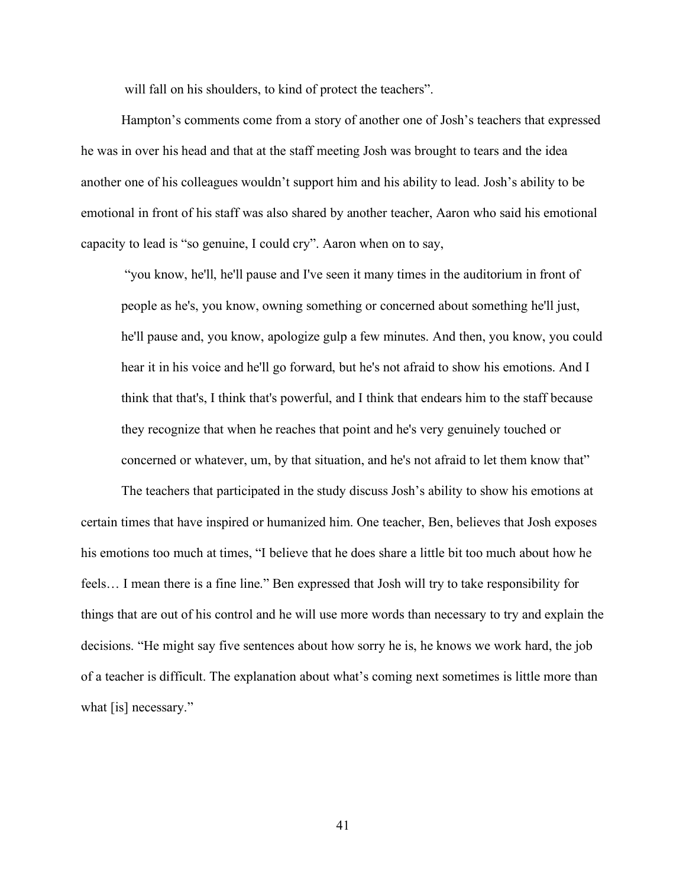will fall on his shoulders, to kind of protect the teachers".

Hampton's comments come from a story of another one of Josh's teachers that expressed he was in over his head and that at the staff meeting Josh was brought to tears and the idea another one of his colleagues wouldn't support him and his ability to lead. Josh's ability to be emotional in front of his staff was also shared by another teacher, Aaron who said his emotional capacity to lead is "so genuine, I could cry". Aaron when on to say,

> "you know, he'll, he'll pause and I've seen it many times in the auditorium in front of people as he's, you know, owning something or concerned about something he'll just, he'll pause and, you know, apologize gulp a few minutes. And then, you know, you could hear it in his voice and he'll go forward, but he's not afraid to show his emotions. And I think that that's, I think that's powerful, and I think that endears him to the staff because they recognize that when he reaches that point and he's very genuinely touched or concerned or whatever, um, by that situation, and he's not afraid to let them know that"

The teachers that participated in the study discuss Josh's ability to show his emotions at certain times that have inspired or humanized him. One teacher, Ben, believes that Josh exposes his emotions too much at times, "I believe that he does share a little bit too much about how he feels… I mean there is a fine line." Ben expressed that Josh will try to take responsibility for things that are out of his control and he will use more words than necessary to try and explain the decisions. "He might say five sentences about how sorry he is, he knows we work hard, the job of a teacher is difficult. The explanation about what's coming next sometimes is little more than what [is] necessary."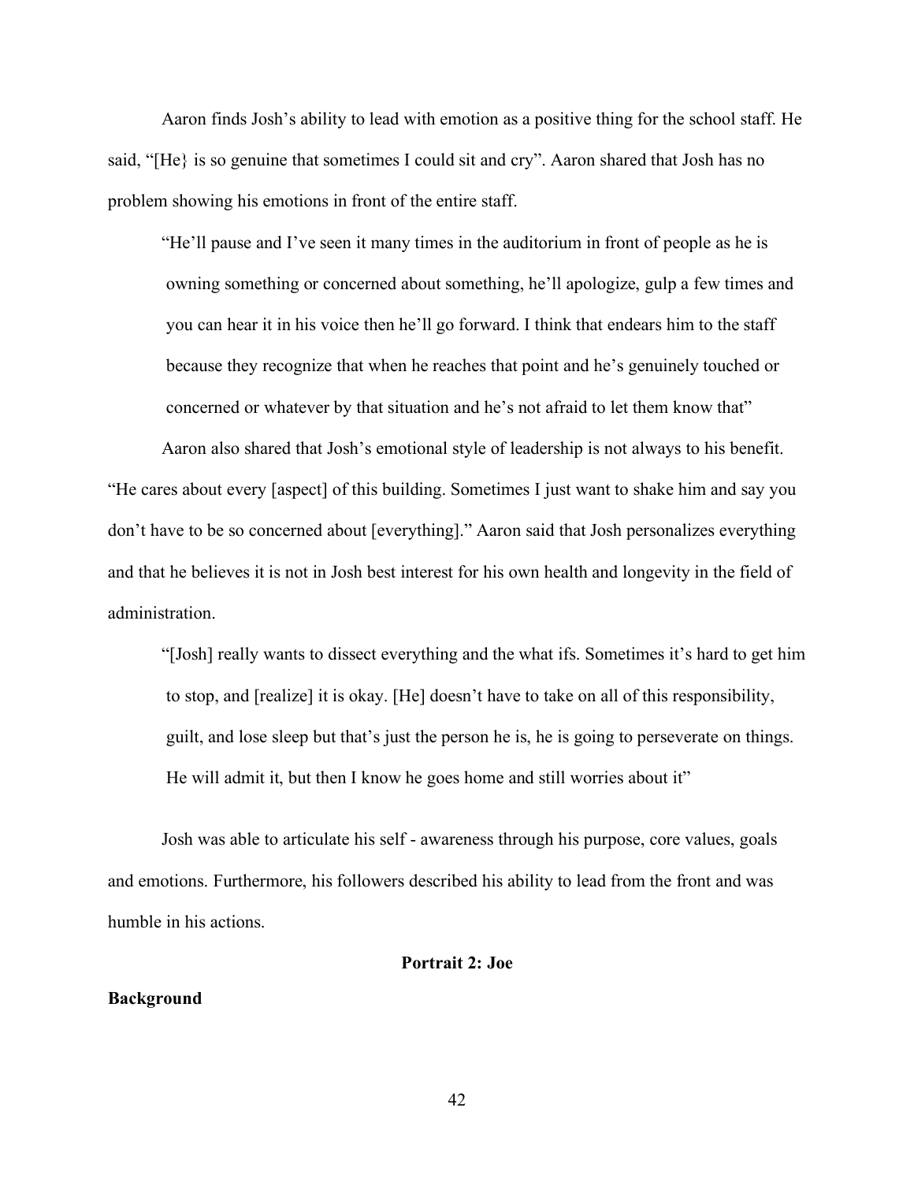Aaron finds Josh's ability to lead with emotion as a positive thing for the school staff. He said, "[He} is so genuine that sometimes I could sit and cry". Aaron shared that Josh has no problem showing his emotions in front of the entire staff.

> "He'll pause and I've seen it many times in the auditorium in front of people as he is owning something or concerned about something, he'll apologize, gulp a few times and you can hear it in his voice then he'll go forward. I think that endears him to the staff because they recognize that when he reaches that point and he's genuinely touched or concerned or whatever by that situation and he's not afraid to let them know that"

Aaron also shared that Josh's emotional style of leadership is not always to his benefit. "He cares about every [aspect] of this building. Sometimes I just want to shake him and say you don't have to be so concerned about [everything]." Aaron said that Josh personalizes everything and that he believes it is not in Josh best interest for his own health and longevity in the field of administration.

> "[Josh] really wants to dissect everything and the what ifs. Sometimes it's hard to get him to stop, and [realize] it is okay. [He] doesn't have to take on all of this responsibility, guilt, and lose sleep but that's just the person he is, he is going to perseverate on things. He will admit it, but then I know he goes home and still worries about it"

Josh was able to articulate his self - awareness through his purpose, core values, goals and emotions. Furthermore, his followers described his ability to lead from the front and was humble in his actions.

## Portrait 2: Joe

### Background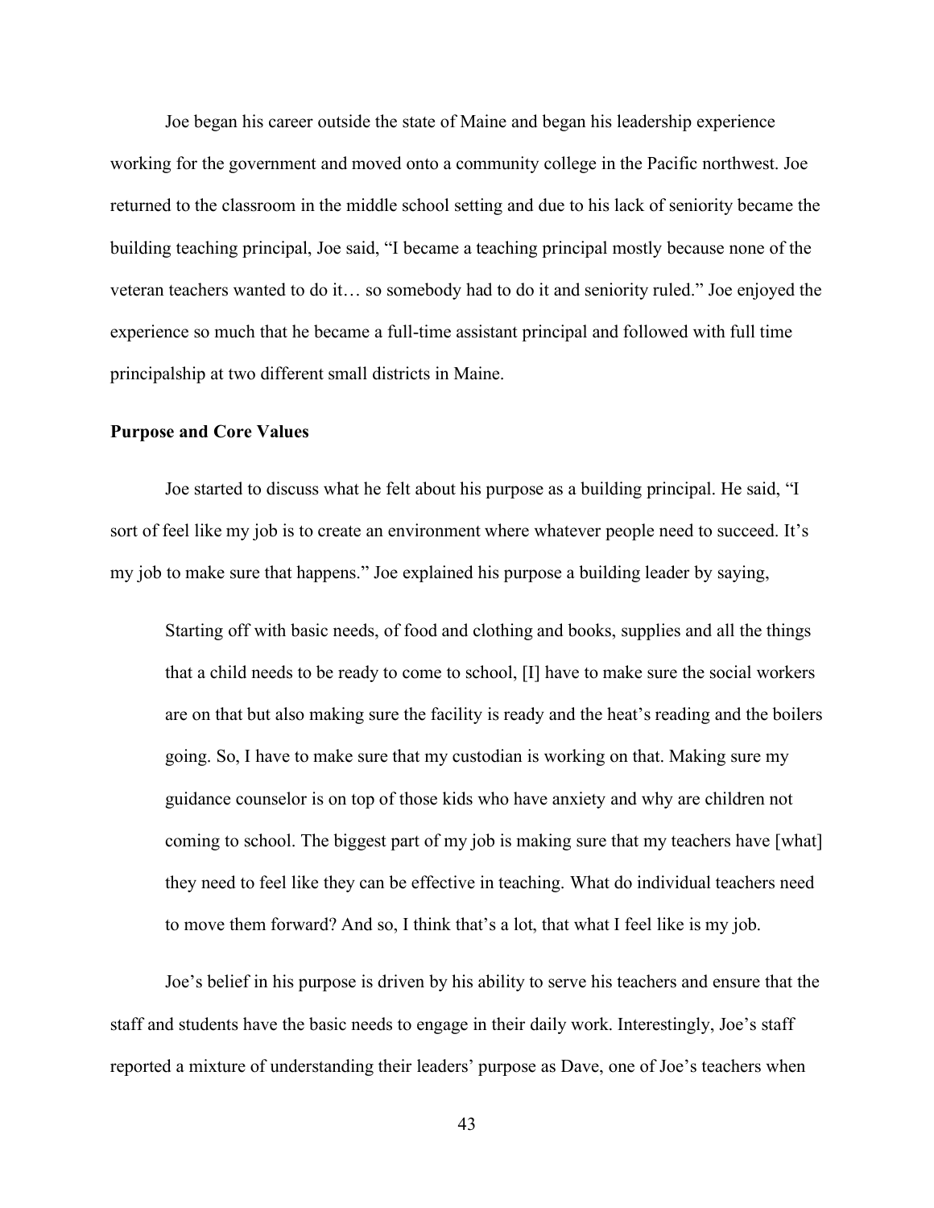Joe began his career outside the state of Maine and began his leadership experience working for the government and moved onto a community college in the Pacific northwest. Joe returned to the classroom in the middle school setting and due to his lack of seniority became the building teaching principal, Joe said, “I became a teaching principal mostly because none of the veteran teachers wanted to do it… so somebody had to do it and seniority ruled.” Joe enjoyed the experience so much that he became a full-time assistant principal and followed with full time principalship at two different small districts in Maine.

**Purpose and Core Values**

Joe started to discuss what he felt about his purpose as a building principal. He said, “I sort of feel like my job is to create an environment where whatever people need to succeed. It’s my job to make sure that happens.” Joe explained his purpose a building leader by saying,

> Starting off with basic needs, of food and clothing and books, supplies and all the things that a child needs to be ready to come to school, [I] have to make sure the social workers are on that but also making sure the facility is ready and the heat’s reading and the boilers going. So, I have to make sure that my custodian is working on that. Making sure my guidance counselor is on top of those kids who have anxiety and why are children not coming to school. The biggest part of my job is making sure that my teachers have [what] they need to feel like they can be effective in teaching. What do individual teachers need to move them forward? And so, I think that’s a lot, that what I feel like is my job.

Joe’s belief in his purpose is driven by his ability to serve his teachers and ensure that the staff and students have the basic needs to engage in their daily work. Interestingly, Joe’s staff reported a mixture of understanding their leaders’ purpose as Dave, one of Joe’s teachers when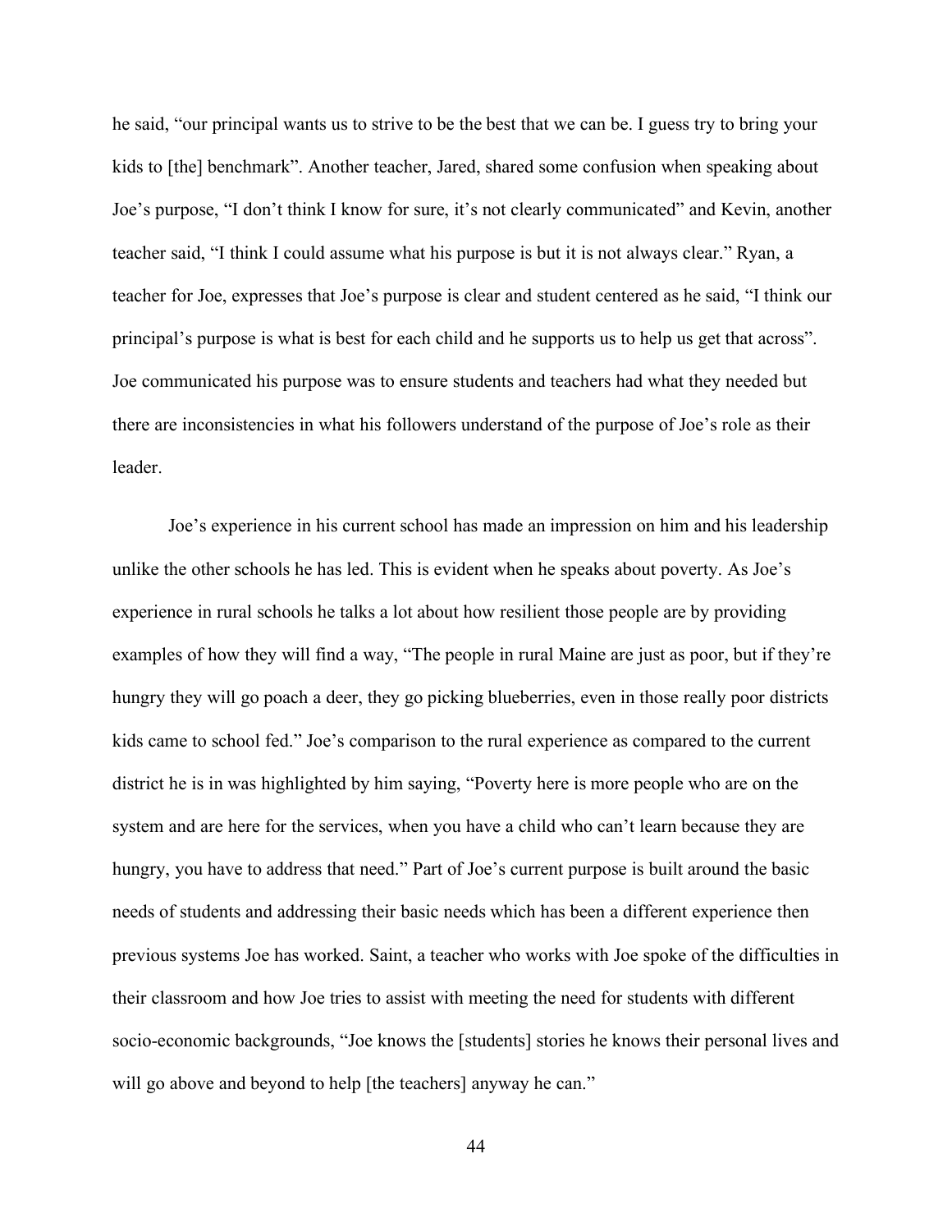he said, "our principal wants us to strive to be the best that we can be. I guess try to bring your kids to [the] benchmark". Another teacher, Jared, shared some confusion when speaking about Joe's purpose, "I don't think I know for sure, it's not clearly communicated" and Kevin, another teacher said, "I think I could assume what his purpose is but it is not always clear." Ryan, a teacher for Joe, expresses that Joe's purpose is clear and student centered as he said, "I think our principal's purpose is what is best for each child and he supports us to help us get that across". Joe communicated his purpose was to ensure students and teachers had what they needed but there are inconsistencies in what his followers understand of the purpose of Joe's role as their leader.

Joe's experience in his current school has made an impression on him and his leadership unlike the other schools he has led. This is evident when he speaks about poverty. As Joe's experience in rural schools he talks a lot about how resilient those people are by providing examples of how they will find a way, "The people in rural Maine are just as poor, but if they're hungry they will go poach a deer, they go picking blueberries, even in those really poor districts kids came to school fed." Joe's comparison to the rural experience as compared to the current district he is in was highlighted by him saying, "Poverty here is more people who are on the system and are here for the services, when you have a child who can't learn because they are hungry, you have to address that need." Part of Joe's current purpose is built around the basic needs of students and addressing their basic needs which has been a different experience then previous systems Joe has worked. Saint, a teacher who works with Joe spoke of the difficulties in their classroom and how Joe tries to assist with meeting the need for students with different socio-economic backgrounds, "Joe knows the [students] stories he knows their personal lives and will go above and beyond to help [the teachers] anyway he can."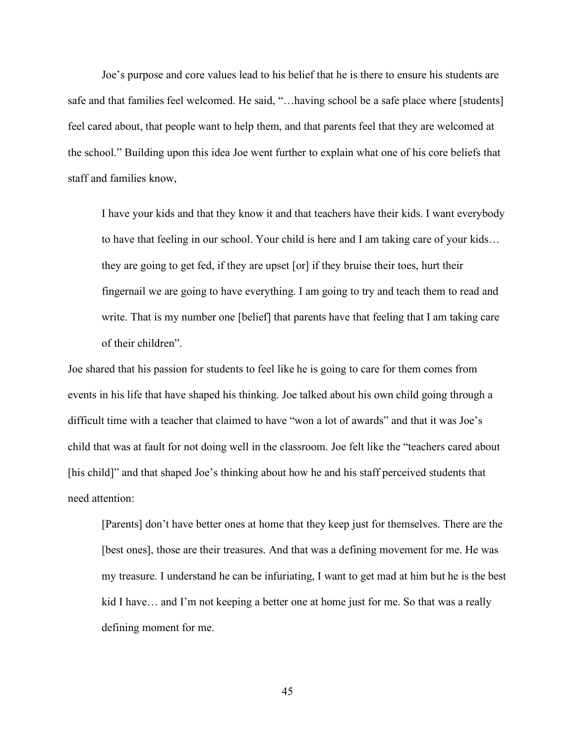Joe's purpose and core values lead to his belief that he is there to ensure his students are safe and that families feel welcomed. He said, "…having school be a safe place where [students] feel cared about, that people want to help them, and that parents feel that they are welcomed at the school." Building upon this idea Joe went further to explain what one of his core beliefs that staff and families know,

> I have your kids and that they know it and that teachers have their kids. I want everybody to have that feeling in our school. Your child is here and I am taking care of your kids… they are going to get fed, if they are upset [or] if they bruise their toes, hurt their fingernail we are going to have everything. I am going to try and teach them to read and write. That is my number one [belief] that parents have that feeling that I am taking care of their children".

Joe shared that his passion for students to feel like he is going to care for them comes from events in his life that have shaped his thinking. Joe talked about his own child going through a difficult time with a teacher that claimed to have "won a lot of awards" and that it was Joe's child that was at fault for not doing well in the classroom. Joe felt like the "teachers cared about [his child]" and that shaped Joe's thinking about how he and his staff perceived students that need attention:

> [Parents] don't have better ones at home that they keep just for themselves. There are the [best ones], those are their treasures. And that was a defining movement for me. He was my treasure. I understand he can be infuriating, I want to get mad at him but he is the best kid I have… and I'm not keeping a better one at home just for me. So that was a really defining moment for me.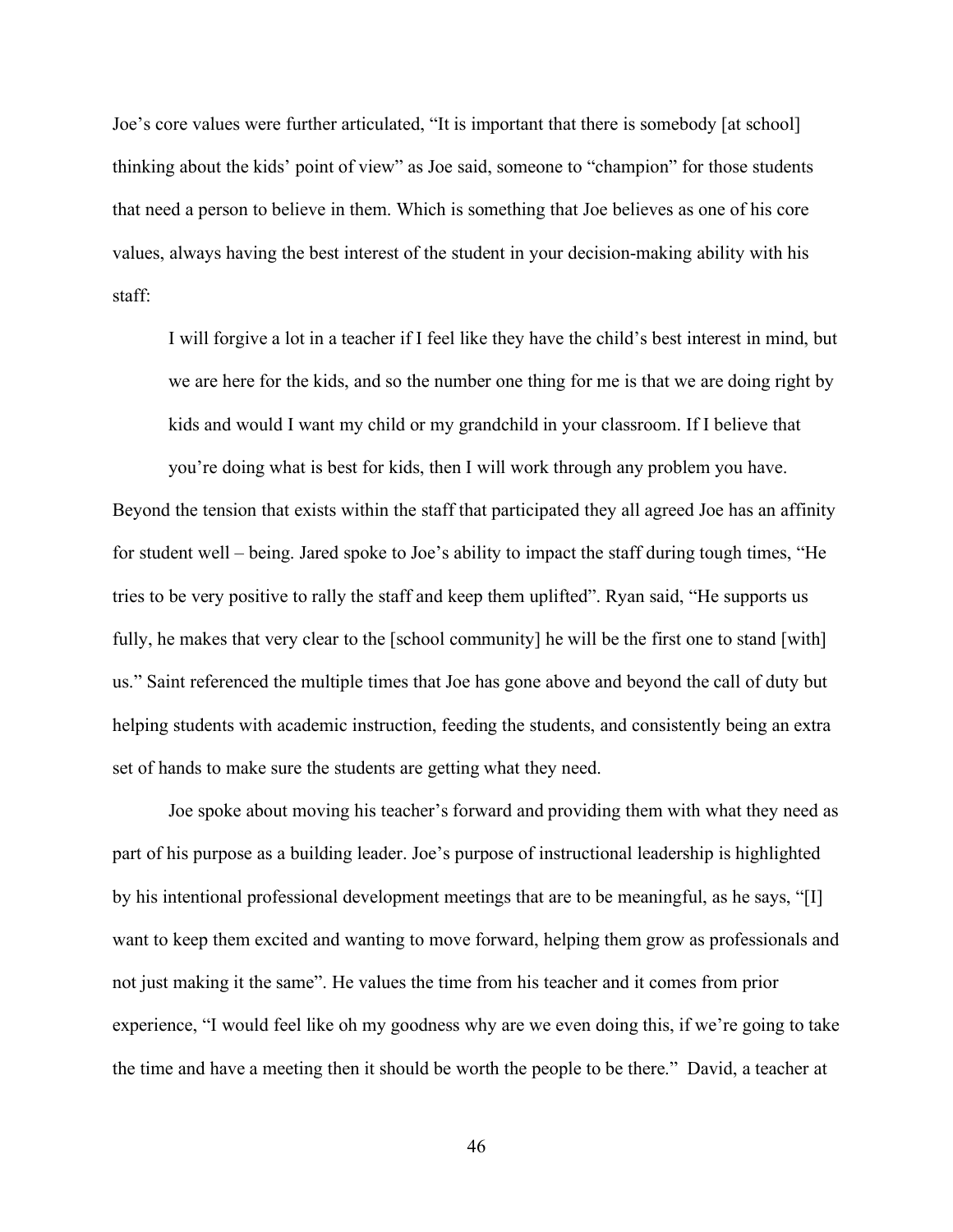Joe's core values were further articulated, "It is important that there is somebody [at school] thinking about the kids' point of view" as Joe said, someone to "champion" for those students that need a person to believe in them. Which is something that Joe believes as one of his core values, always having the best interest of the student in your decision-making ability with his staff:

> I will forgive a lot in a teacher if I feel like they have the child's best interest in mind, but we are here for the kids, and so the number one thing for me is that we are doing right by kids and would I want my child or my grandchild in your classroom. If I believe that you're doing what is best for kids, then I will work through any problem you have.

Beyond the tension that exists within the staff that participated they all agreed Joe has an affinity for student well – being. Jared spoke to Joe's ability to impact the staff during tough times, "He tries to be very positive to rally the staff and keep them uplifted". Ryan said, "He supports us fully, he makes that very clear to the [school community] he will be the first one to stand [with] us." Saint referenced the multiple times that Joe has gone above and beyond the call of duty but helping students with academic instruction, feeding the students, and consistently being an extra set of hands to make sure the students are getting what they need.

Joe spoke about moving his teacher's forward and providing them with what they need as part of his purpose as a building leader. Joe's purpose of instructional leadership is highlighted by his intentional professional development meetings that are to be meaningful, as he says, "[I] want to keep them excited and wanting to move forward, helping them grow as professionals and not just making it the same". He values the time from his teacher and it comes from prior experience, "I would feel like oh my goodness why are we even doing this, if we're going to take the time and have a meeting then it should be worth the people to be there." David, a teacher at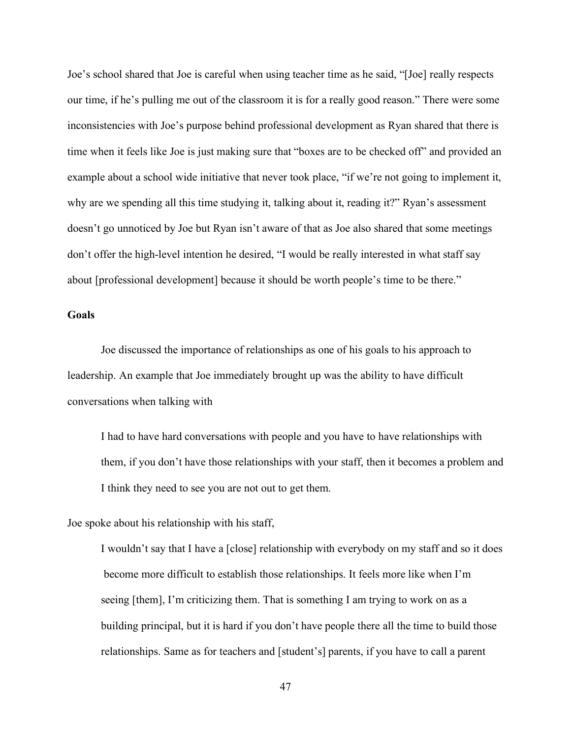Joe's school shared that Joe is careful when using teacher time as he said, "[Joe] really respects our time, if he's pulling me out of the classroom it is for a really good reason." There were some inconsistencies with Joe's purpose behind professional development as Ryan shared that there is time when it feels like Joe is just making sure that "boxes are to be checked off" and provided an example about a school wide initiative that never took place, "if we're not going to implement it, why are we spending all this time studying it, talking about it, reading it?" Ryan's assessment doesn't go unnoticed by Joe but Ryan isn't aware of that as Joe also shared that some meetings don't offer the high-level intention he desired, "I would be really interested in what staff say about [professional development] because it should be worth people's time to be there."

**Goals**

Joe discussed the importance of relationships as one of his goals to his approach to leadership. An example that Joe immediately brought up was the ability to have difficult conversations when talking with

> I had to have hard conversations with people and you have to have relationships with them, if you don't have those relationships with your staff, then it becomes a problem and I think they need to see you are not out to get them.

Joe spoke about his relationship with his staff,

> I wouldn't say that I have a [close] relationship with everybody on my staff and so it does become more difficult to establish those relationships. It feels more like when I'm seeing [them], I'm criticizing them. That is something I am trying to work on as a building principal, but it is hard if you don't have people there all the time to build those relationships. Same as for teachers and [student's] parents, if you have to call a parent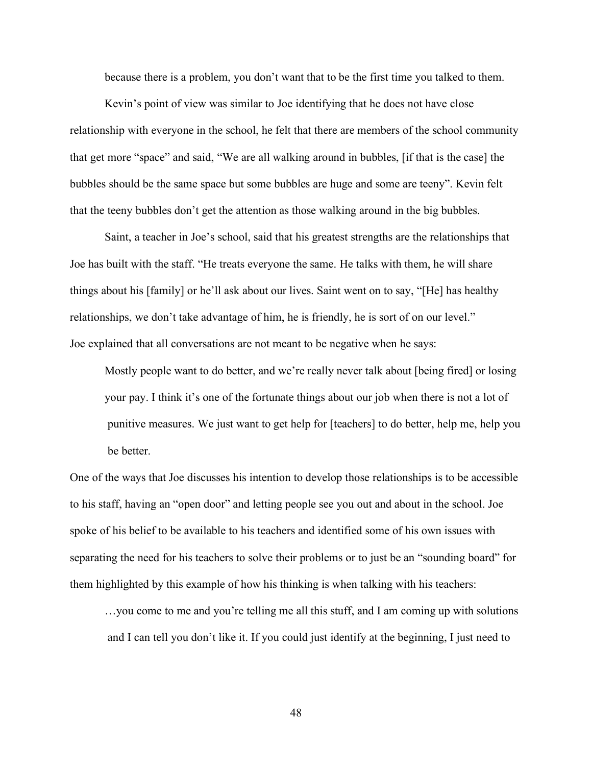because there is a problem, you don't want that to be the first time you talked to them.

Kevin's point of view was similar to Joe identifying that he does not have close relationship with everyone in the school, he felt that there are members of the school community that get more "space" and said, "We are all walking around in bubbles, [if that is the case] the bubbles should be the same space but some bubbles are huge and some are teeny". Kevin felt that the teeny bubbles don't get the attention as those walking around in the big bubbles.

Saint, a teacher in Joe's school, said that his greatest strengths are the relationships that Joe has built with the staff. "He treats everyone the same. He talks with them, he will share things about his [family] or he'll ask about our lives. Saint went on to say, "[He] has healthy relationships, we don't take advantage of him, he is friendly, he is sort of on our level."

Joe explained that all conversations are not meant to be negative when he says:

> Mostly people want to do better, and we're really never talk about [being fired] or losing your pay. I think it's one of the fortunate things about our job when there is not a lot of punitive measures. We just want to get help for [teachers] to do better, help me, help you be better.

One of the ways that Joe discusses his intention to develop those relationships is to be accessible to his staff, having an "open door" and letting people see you out and about in the school. Joe spoke of his belief to be available to his teachers and identified some of his own issues with separating the need for his teachers to solve their problems or to just be an "sounding board" for them highlighted by this example of how his thinking is when talking with his teachers:

> …you come to me and you're telling me all this stuff, and I am coming up with solutions and I can tell you don't like it. If you could just identify at the beginning, I just need to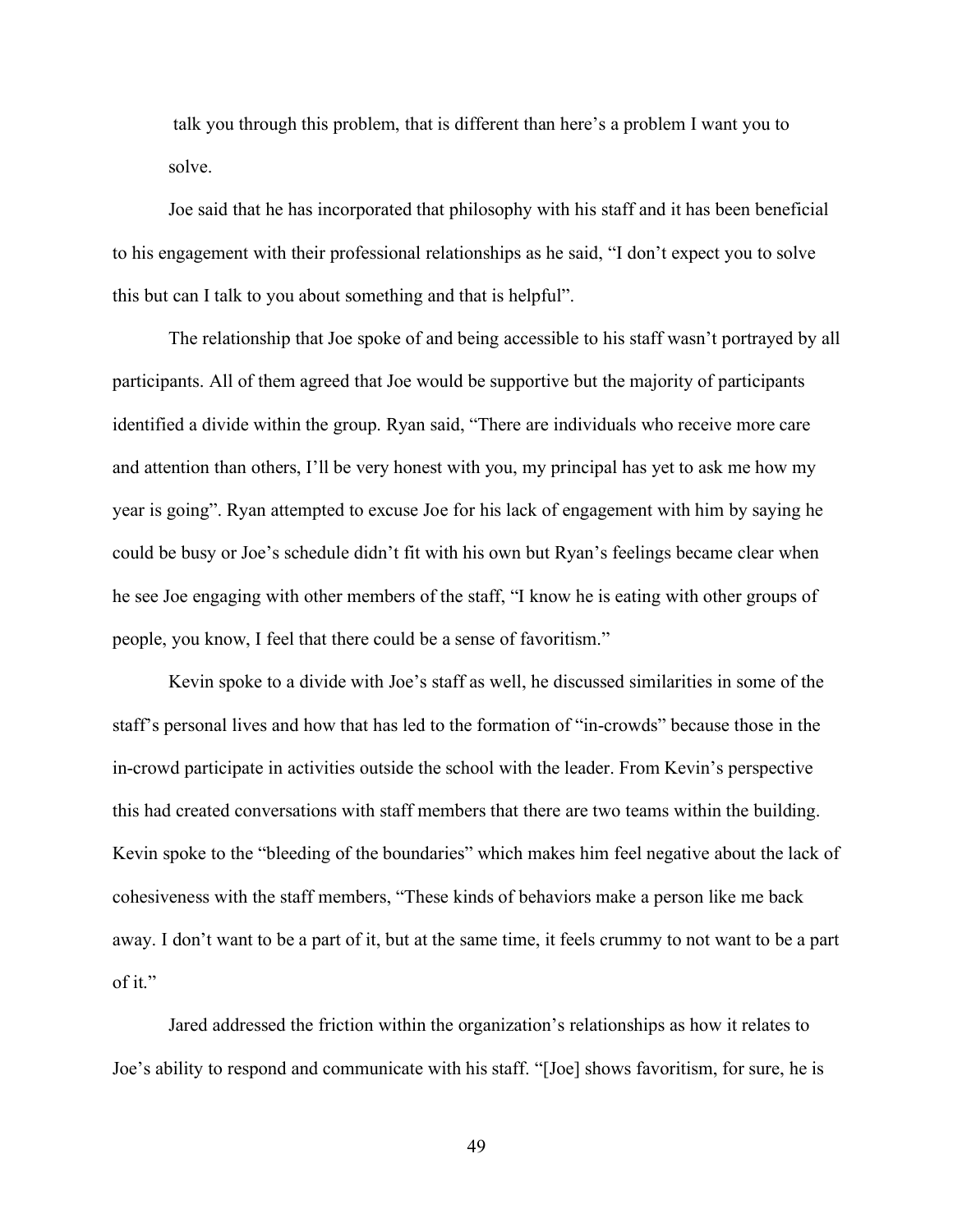talk you through this problem, that is different than here's a problem I want you to solve.

Joe said that he has incorporated that philosophy with his staff and it has been beneficial to his engagement with their professional relationships as he said, "I don't expect you to solve this but can I talk to you about something and that is helpful".

The relationship that Joe spoke of and being accessible to his staff wasn't portrayed by all participants. All of them agreed that Joe would be supportive but the majority of participants identified a divide within the group. Ryan said, "There are individuals who receive more care and attention than others, I'll be very honest with you, my principal has yet to ask me how my year is going". Ryan attempted to excuse Joe for his lack of engagement with him by saying he could be busy or Joe's schedule didn't fit with his own but Ryan's feelings became clear when he see Joe engaging with other members of the staff, "I know he is eating with other groups of people, you know, I feel that there could be a sense of favoritism."

Kevin spoke to a divide with Joe's staff as well, he discussed similarities in some of the staff's personal lives and how that has led to the formation of "in-crowds" because those in the in-crowd participate in activities outside the school with the leader. From Kevin's perspective this had created conversations with staff members that there are two teams within the building. Kevin spoke to the "bleeding of the boundaries" which makes him feel negative about the lack of cohesiveness with the staff members, "These kinds of behaviors make a person like me back away. I don't want to be a part of it, but at the same time, it feels crummy to not want to be a part of it."

Jared addressed the friction within the organization's relationships as how it relates to Joe's ability to respond and communicate with his staff. "[Joe] shows favoritism, for sure, he is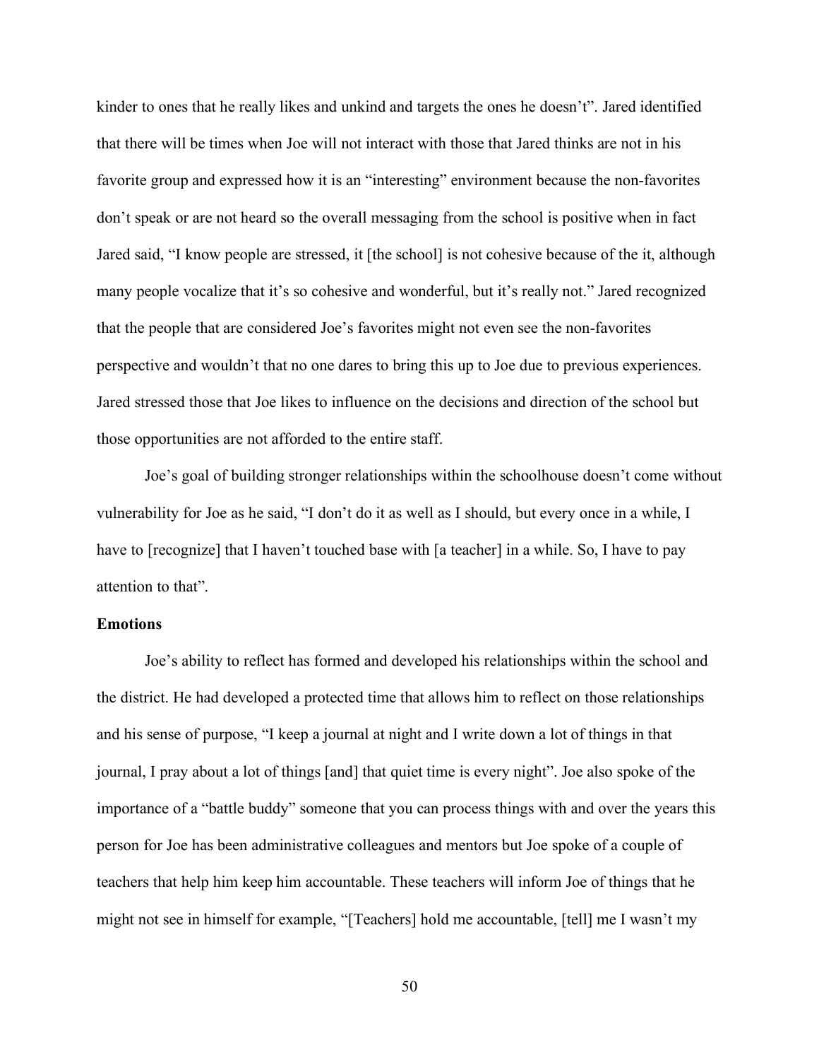kinder to ones that he really likes and unkind and targets the ones he doesn't". Jared identified that there will be times when Joe will not interact with those that Jared thinks are not in his favorite group and expressed how it is an "interesting" environment because the non-favorites don't speak or are not heard so the overall messaging from the school is positive when in fact Jared said, "I know people are stressed, it [the school] is not cohesive because of the it, although many people vocalize that it's so cohesive and wonderful, but it's really not." Jared recognized that the people that are considered Joe's favorites might not even see the non-favorites perspective and wouldn't that no one dares to bring this up to Joe due to previous experiences. Jared stressed those that Joe likes to influence on the decisions and direction of the school but those opportunities are not afforded to the entire staff.

Joe's goal of building stronger relationships within the schoolhouse doesn't come without vulnerability for Joe as he said, "I don't do it as well as I should, but every once in a while, I have to [recognize] that I haven't touched base with [a teacher] in a while. So, I have to pay attention to that".

**Emotions**

Joe's ability to reflect has formed and developed his relationships within the school and the district. He had developed a protected time that allows him to reflect on those relationships and his sense of purpose, "I keep a journal at night and I write down a lot of things in that journal, I pray about a lot of things [and] that quiet time is every night". Joe also spoke of the importance of a "battle buddy" someone that you can process things with and over the years this person for Joe has been administrative colleagues and mentors but Joe spoke of a couple of teachers that help him keep him accountable. These teachers will inform Joe of things that he might not see in himself for example, "[Teachers] hold me accountable, [tell] me I wasn't my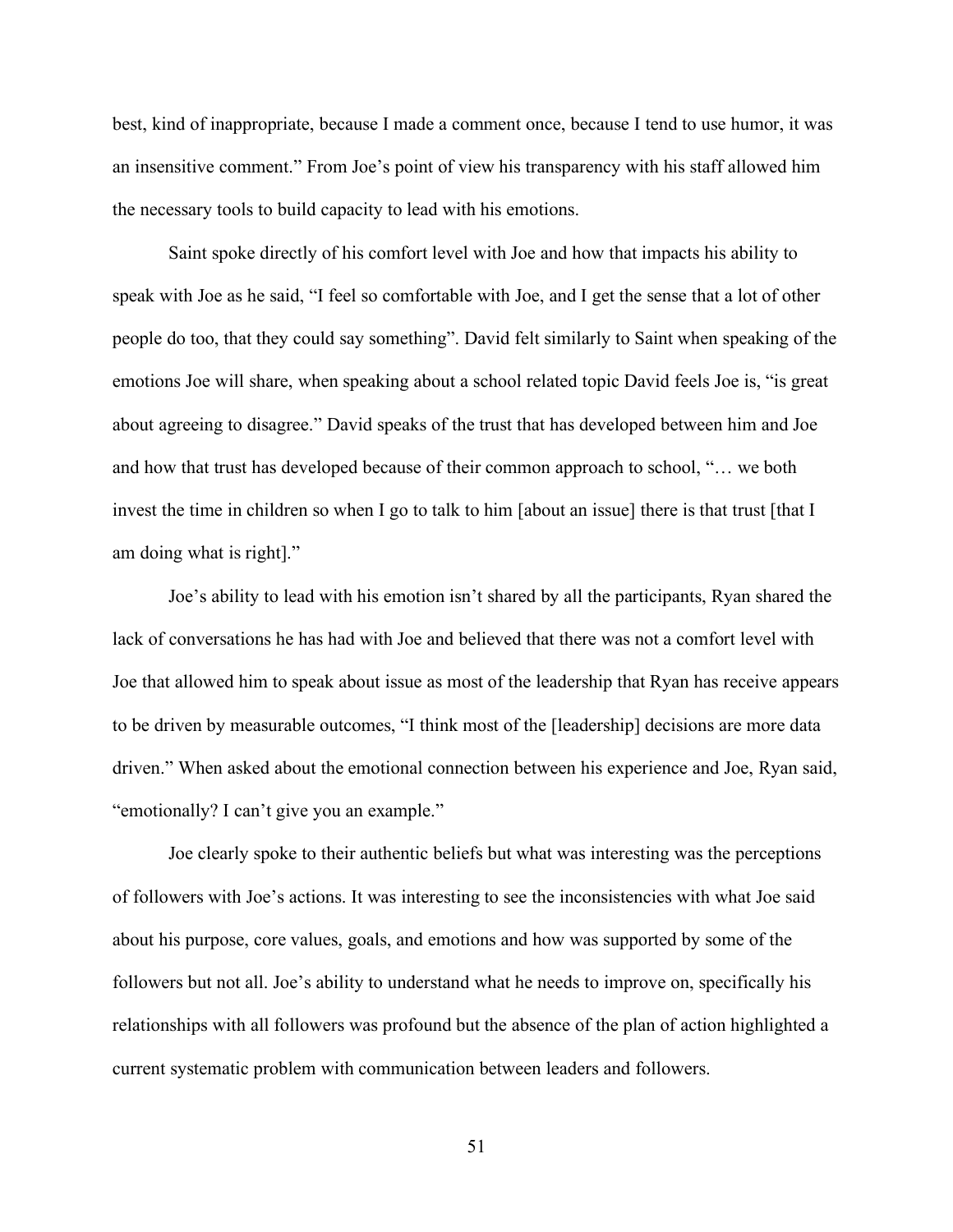best, kind of inappropriate, because I made a comment once, because I tend to use humor, it was an insensitive comment." From Joe's point of view his transparency with his staff allowed him the necessary tools to build capacity to lead with his emotions.

Saint spoke directly of his comfort level with Joe and how that impacts his ability to speak with Joe as he said, "I feel so comfortable with Joe, and I get the sense that a lot of other people do too, that they could say something". David felt similarly to Saint when speaking of the emotions Joe will share, when speaking about a school related topic David feels Joe is, "is great about agreeing to disagree." David speaks of the trust that has developed between him and Joe and how that trust has developed because of their common approach to school, "… we both invest the time in children so when I go to talk to him [about an issue] there is that trust [that I am doing what is right]."

Joe's ability to lead with his emotion isn't shared by all the participants, Ryan shared the lack of conversations he has had with Joe and believed that there was not a comfort level with Joe that allowed him to speak about issue as most of the leadership that Ryan has receive appears to be driven by measurable outcomes, "I think most of the [leadership] decisions are more data driven." When asked about the emotional connection between his experience and Joe, Ryan said, "emotionally? I can't give you an example."

Joe clearly spoke to their authentic beliefs but what was interesting was the perceptions of followers with Joe's actions. It was interesting to see the inconsistencies with what Joe said about his purpose, core values, goals, and emotions and how was supported by some of the followers but not all. Joe's ability to understand what he needs to improve on, specifically his relationships with all followers was profound but the absence of the plan of action highlighted a current systematic problem with communication between leaders and followers.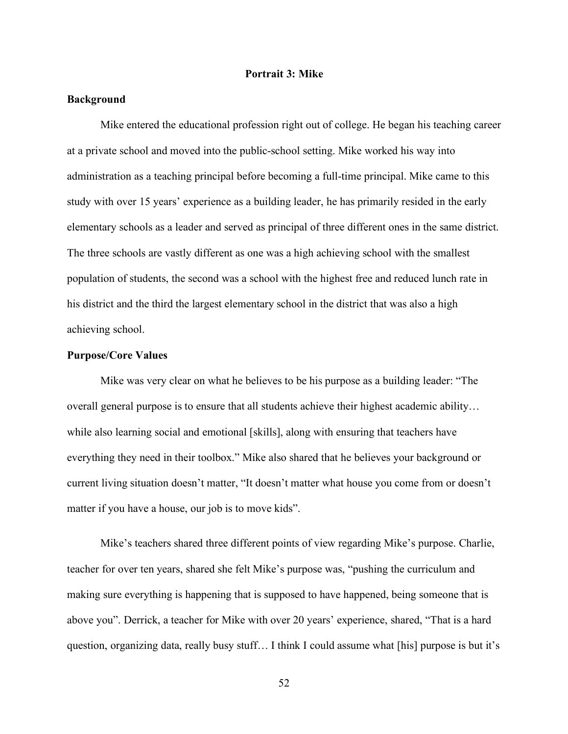## Portrait 3: Mike

### Background

Mike entered the educational profession right out of college. He began his teaching career at a private school and moved into the public-school setting. Mike worked his way into administration as a teaching principal before becoming a full-time principal. Mike came to this study with over 15 years' experience as a building leader, he has primarily resided in the early elementary schools as a leader and served as principal of three different ones in the same district. The three schools are vastly different as one was a high achieving school with the smallest population of students, the second was a school with the highest free and reduced lunch rate in his district and the third the largest elementary school in the district that was also a high achieving school.

### Purpose/Core Values

Mike was very clear on what he believes to be his purpose as a building leader: "The overall general purpose is to ensure that all students achieve their highest academic ability… while also learning social and emotional [skills], along with ensuring that teachers have everything they need in their toolbox." Mike also shared that he believes your background or current living situation doesn't matter, "It doesn't matter what house you come from or doesn't matter if you have a house, our job is to move kids".

Mike's teachers shared three different points of view regarding Mike's purpose. Charlie, teacher for over ten years, shared she felt Mike's purpose was, "pushing the curriculum and making sure everything is happening that is supposed to have happened, being someone that is above you". Derrick, a teacher for Mike with over 20 years' experience, shared, "That is a hard question, organizing data, really busy stuff… I think I could assume what [his] purpose is but it's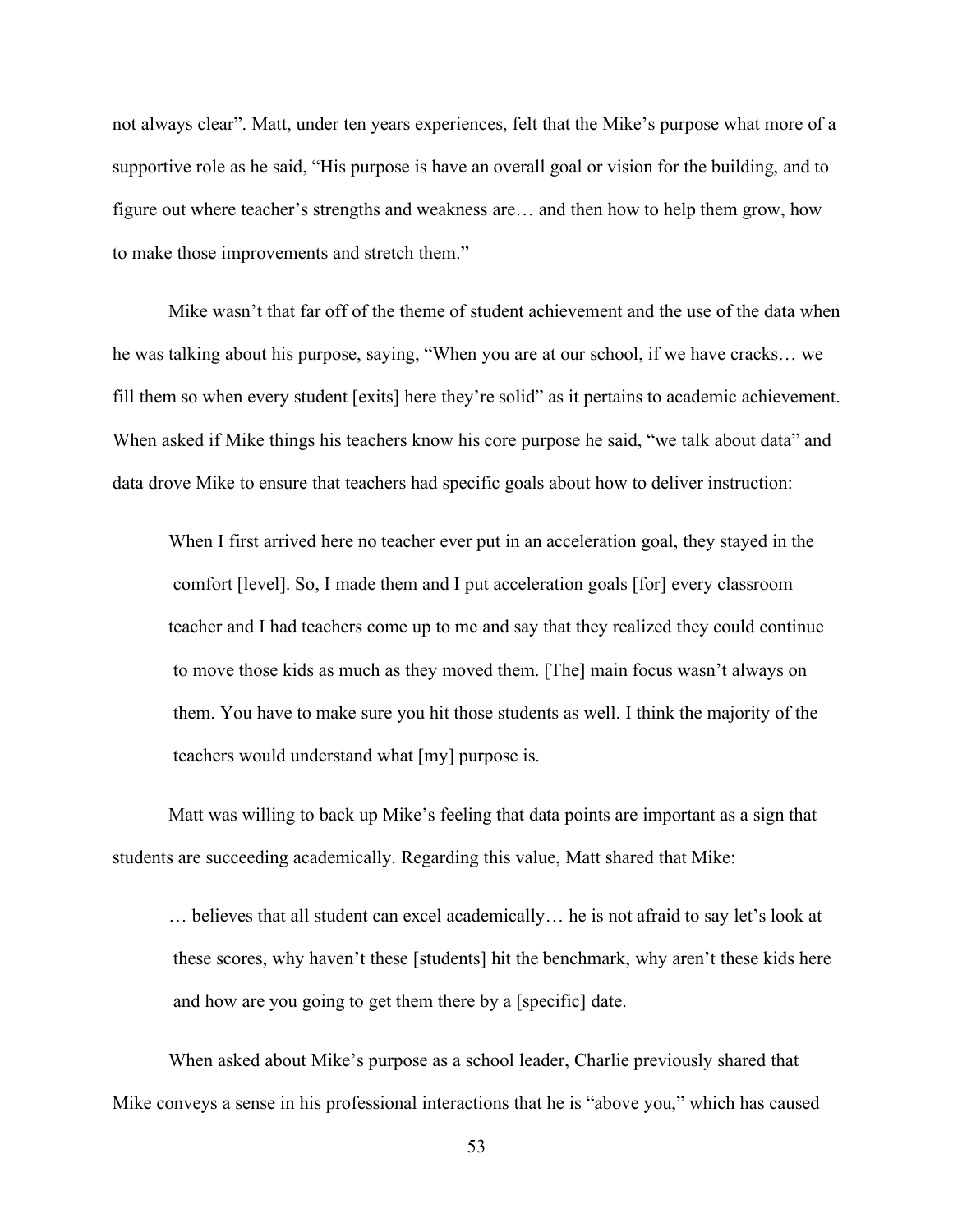not always clear". Matt, under ten years experiences, felt that the Mike's purpose what more of a supportive role as he said, "His purpose is have an overall goal or vision for the building, and to figure out where teacher's strengths and weakness are… and then how to help them grow, how to make those improvements and stretch them."

Mike wasn't that far off of the theme of student achievement and the use of the data when he was talking about his purpose, saying, "When you are at our school, if we have cracks… we fill them so when every student [exits] here they're solid" as it pertains to academic achievement. When asked if Mike things his teachers know his core purpose he said, "we talk about data" and data drove Mike to ensure that teachers had specific goals about how to deliver instruction:

> When I first arrived here no teacher ever put in an acceleration goal, they stayed in the comfort [level]. So, I made them and I put acceleration goals [for] every classroom teacher and I had teachers come up to me and say that they realized they could continue to move those kids as much as they moved them. [The] main focus wasn't always on them. You have to make sure you hit those students as well. I think the majority of the teachers would understand what [my] purpose is.

Matt was willing to back up Mike's feeling that data points are important as a sign that students are succeeding academically. Regarding this value, Matt shared that Mike:

> … believes that all student can excel academically… he is not afraid to say let's look at these scores, why haven't these [students] hit the benchmark, why aren't these kids here and how are you going to get them there by a [specific] date.

When asked about Mike's purpose as a school leader, Charlie previously shared that Mike conveys a sense in his professional interactions that he is "above you," which has caused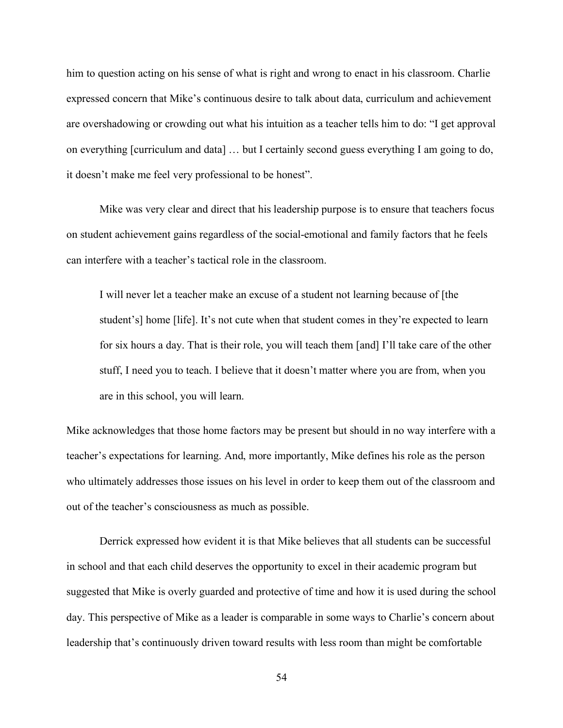him to question acting on his sense of what is right and wrong to enact in his classroom. Charlie expressed concern that Mike's continuous desire to talk about data, curriculum and achievement are overshadowing or crowding out what his intuition as a teacher tells him to do: "I get approval on everything [curriculum and data] … but I certainly second guess everything I am going to do, it doesn't make me feel very professional to be honest".

Mike was very clear and direct that his leadership purpose is to ensure that teachers focus on student achievement gains regardless of the social-emotional and family factors that he feels can interfere with a teacher's tactical role in the classroom.

> I will never let a teacher make an excuse of a student not learning because of [the student's] home [life]. It's not cute when that student comes in they're expected to learn for six hours a day. That is their role, you will teach them [and] I'll take care of the other stuff, I need you to teach. I believe that it doesn't matter where you are from, when you are in this school, you will learn.

Mike acknowledges that those home factors may be present but should in no way interfere with a teacher's expectations for learning. And, more importantly, Mike defines his role as the person who ultimately addresses those issues on his level in order to keep them out of the classroom and out of the teacher's consciousness as much as possible.

Derrick expressed how evident it is that Mike believes that all students can be successful in school and that each child deserves the opportunity to excel in their academic program but suggested that Mike is overly guarded and protective of time and how it is used during the school day. This perspective of Mike as a leader is comparable in some ways to Charlie's concern about leadership that's continuously driven toward results with less room than might be comfortable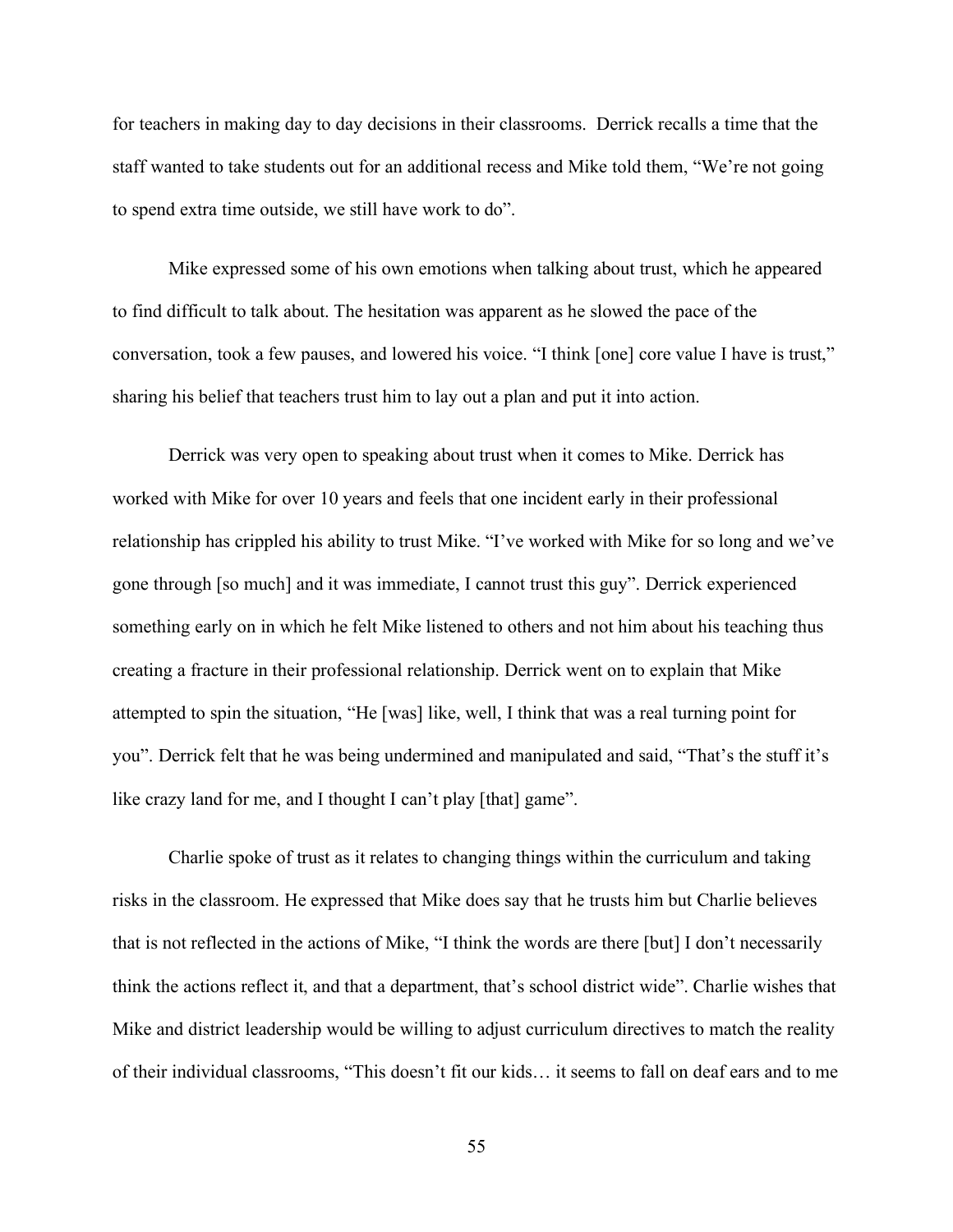for teachers in making day to day decisions in their classrooms. Derrick recalls a time that the staff wanted to take students out for an additional recess and Mike told them, "We're not going to spend extra time outside, we still have work to do".

Mike expressed some of his own emotions when talking about trust, which he appeared to find difficult to talk about. The hesitation was apparent as he slowed the pace of the conversation, took a few pauses, and lowered his voice. "I think [one] core value I have is trust," sharing his belief that teachers trust him to lay out a plan and put it into action.

Derrick was very open to speaking about trust when it comes to Mike. Derrick has worked with Mike for over 10 years and feels that one incident early in their professional relationship has crippled his ability to trust Mike. "I've worked with Mike for so long and we've gone through [so much] and it was immediate, I cannot trust this guy". Derrick experienced something early on in which he felt Mike listened to others and not him about his teaching thus creating a fracture in their professional relationship. Derrick went on to explain that Mike attempted to spin the situation, "He [was] like, well, I think that was a real turning point for you". Derrick felt that he was being undermined and manipulated and said, "That's the stuff it's like crazy land for me, and I thought I can't play [that] game".

Charlie spoke of trust as it relates to changing things within the curriculum and taking risks in the classroom. He expressed that Mike does say that he trusts him but Charlie believes that is not reflected in the actions of Mike, "I think the words are there [but] I don't necessarily think the actions reflect it, and that a department, that's school district wide". Charlie wishes that Mike and district leadership would be willing to adjust curriculum directives to match the reality of their individual classrooms, "This doesn't fit our kids… it seems to fall on deaf ears and to me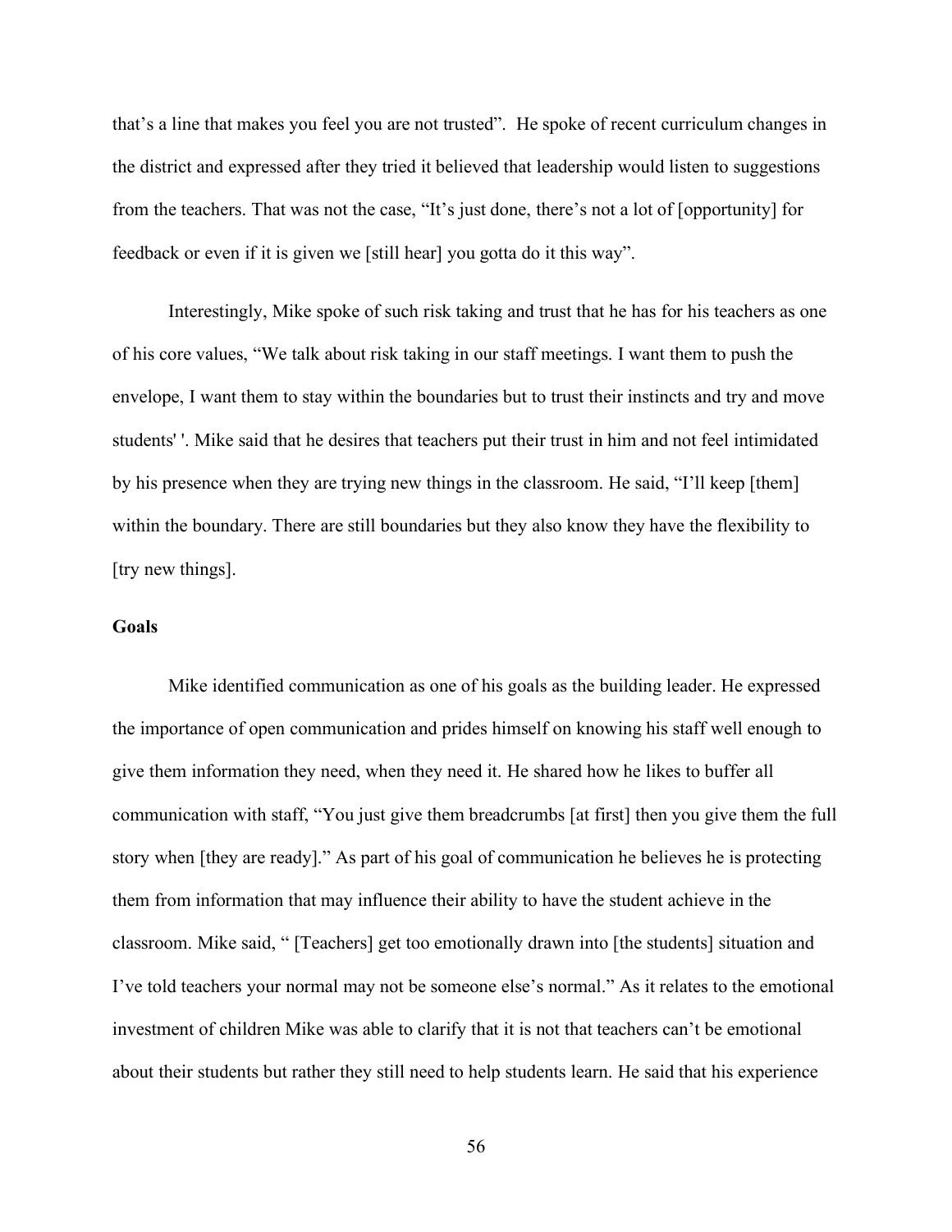that's a line that makes you feel you are not trusted". He spoke of recent curriculum changes in the district and expressed after they tried it believed that leadership would listen to suggestions from the teachers. That was not the case, "It's just done, there's not a lot of [opportunity] for feedback or even if it is given we [still hear] you gotta do it this way".

Interestingly, Mike spoke of such risk taking and trust that he has for his teachers as one of his core values, "We talk about risk taking in our staff meetings. I want them to push the envelope, I want them to stay within the boundaries but to trust their instincts and try and move students' '. Mike said that he desires that teachers put their trust in him and not feel intimidated by his presence when they are trying new things in the classroom. He said, "I'll keep [them] within the boundary. There are still boundaries but they also know they have the flexibility to [try new things].

**Goals**

Mike identified communication as one of his goals as the building leader. He expressed the importance of open communication and prides himself on knowing his staff well enough to give them information they need, when they need it. He shared how he likes to buffer all communication with staff, "You just give them breadcrumbs [at first] then you give them the full story when [they are ready]." As part of his goal of communication he believes he is protecting them from information that may influence their ability to have the student achieve in the classroom. Mike said, " [Teachers] get too emotionally drawn into [the students] situation and I've told teachers your normal may not be someone else's normal." As it relates to the emotional investment of children Mike was able to clarify that it is not that teachers can't be emotional about their students but rather they still need to help students learn. He said that his experience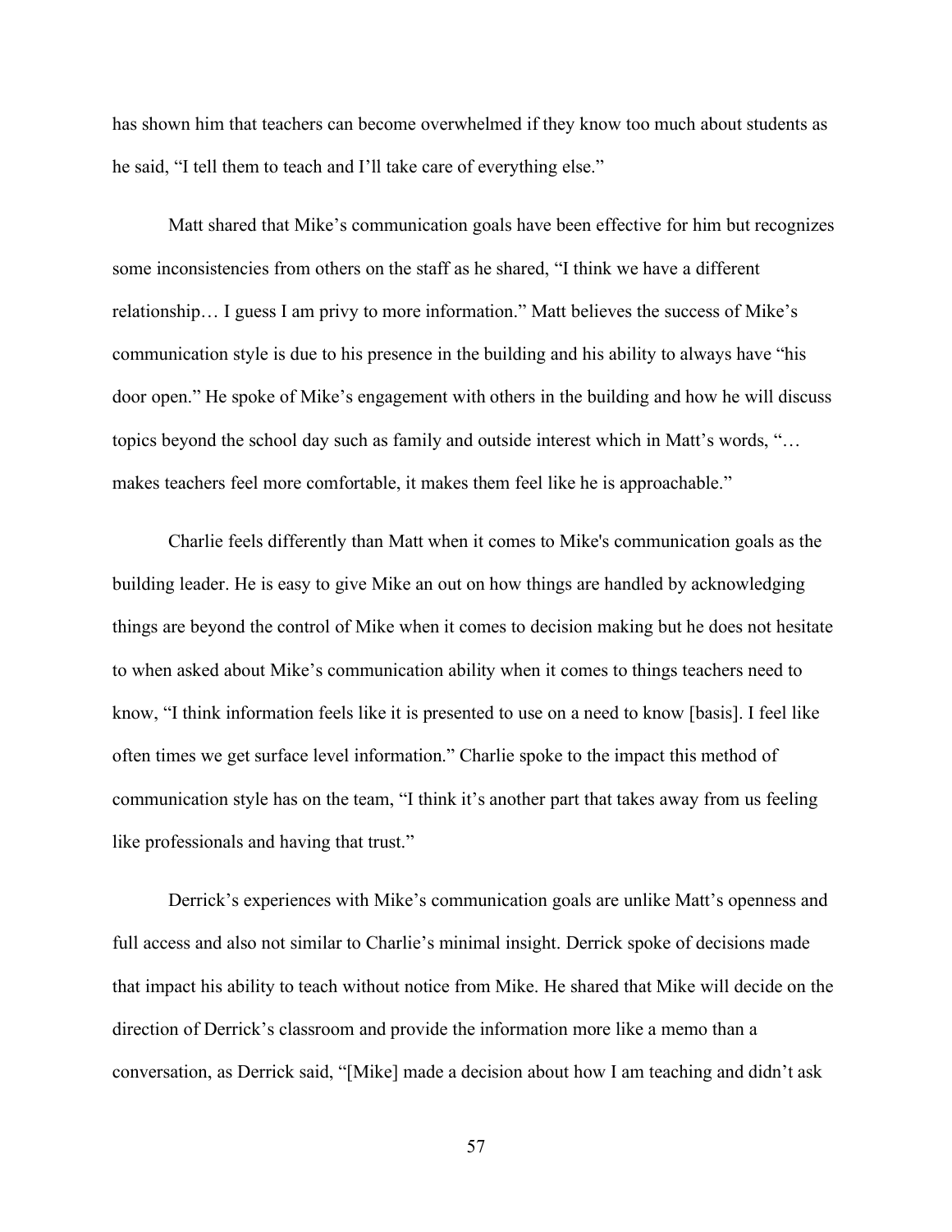has shown him that teachers can become overwhelmed if they know too much about students as he said, "I tell them to teach and I'll take care of everything else."

Matt shared that Mike's communication goals have been effective for him but recognizes some inconsistencies from others on the staff as he shared, "I think we have a different relationship… I guess I am privy to more information." Matt believes the success of Mike's communication style is due to his presence in the building and his ability to always have "his door open." He spoke of Mike's engagement with others in the building and how he will discuss topics beyond the school day such as family and outside interest which in Matt's words, "… makes teachers feel more comfortable, it makes them feel like he is approachable."

Charlie feels differently than Matt when it comes to Mike's communication goals as the building leader. He is easy to give Mike an out on how things are handled by acknowledging things are beyond the control of Mike when it comes to decision making but he does not hesitate to when asked about Mike's communication ability when it comes to things teachers need to know, "I think information feels like it is presented to use on a need to know [basis]. I feel like often times we get surface level information." Charlie spoke to the impact this method of communication style has on the team, "I think it's another part that takes away from us feeling like professionals and having that trust."

Derrick's experiences with Mike's communication goals are unlike Matt's openness and full access and also not similar to Charlie's minimal insight. Derrick spoke of decisions made that impact his ability to teach without notice from Mike. He shared that Mike will decide on the direction of Derrick's classroom and provide the information more like a memo than a conversation, as Derrick said, "[Mike] made a decision about how I am teaching and didn't ask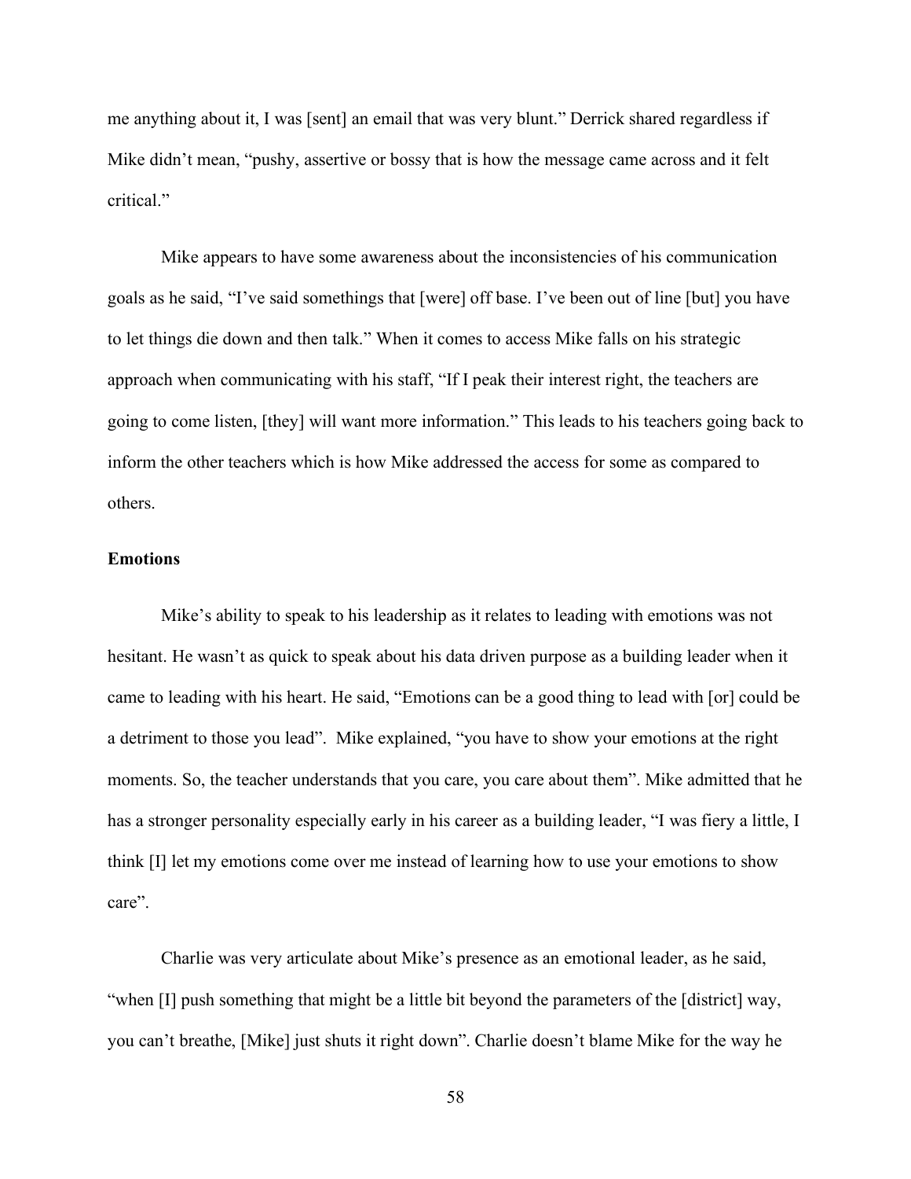me anything about it, I was [sent] an email that was very blunt." Derrick shared regardless if Mike didn't mean, "pushy, assertive or bossy that is how the message came across and it felt critical."

Mike appears to have some awareness about the inconsistencies of his communication goals as he said, "I've said somethings that [were] off base. I've been out of line [but] you have to let things die down and then talk." When it comes to access Mike falls on his strategic approach when communicating with his staff, "If I peak their interest right, the teachers are going to come listen, [they] will want more information." This leads to his teachers going back to inform the other teachers which is how Mike addressed the access for some as compared to others.

**Emotions**

Mike's ability to speak to his leadership as it relates to leading with emotions was not hesitant. He wasn't as quick to speak about his data driven purpose as a building leader when it came to leading with his heart. He said, "Emotions can be a good thing to lead with [or] could be a detriment to those you lead". Mike explained, "you have to show your emotions at the right moments. So, the teacher understands that you care, you care about them". Mike admitted that he has a stronger personality especially early in his career as a building leader, "I was fiery a little, I think [I] let my emotions come over me instead of learning how to use your emotions to show care".

Charlie was very articulate about Mike's presence as an emotional leader, as he said, "when [I] push something that might be a little bit beyond the parameters of the [district] way, you can't breathe, [Mike] just shuts it right down". Charlie doesn't blame Mike for the way he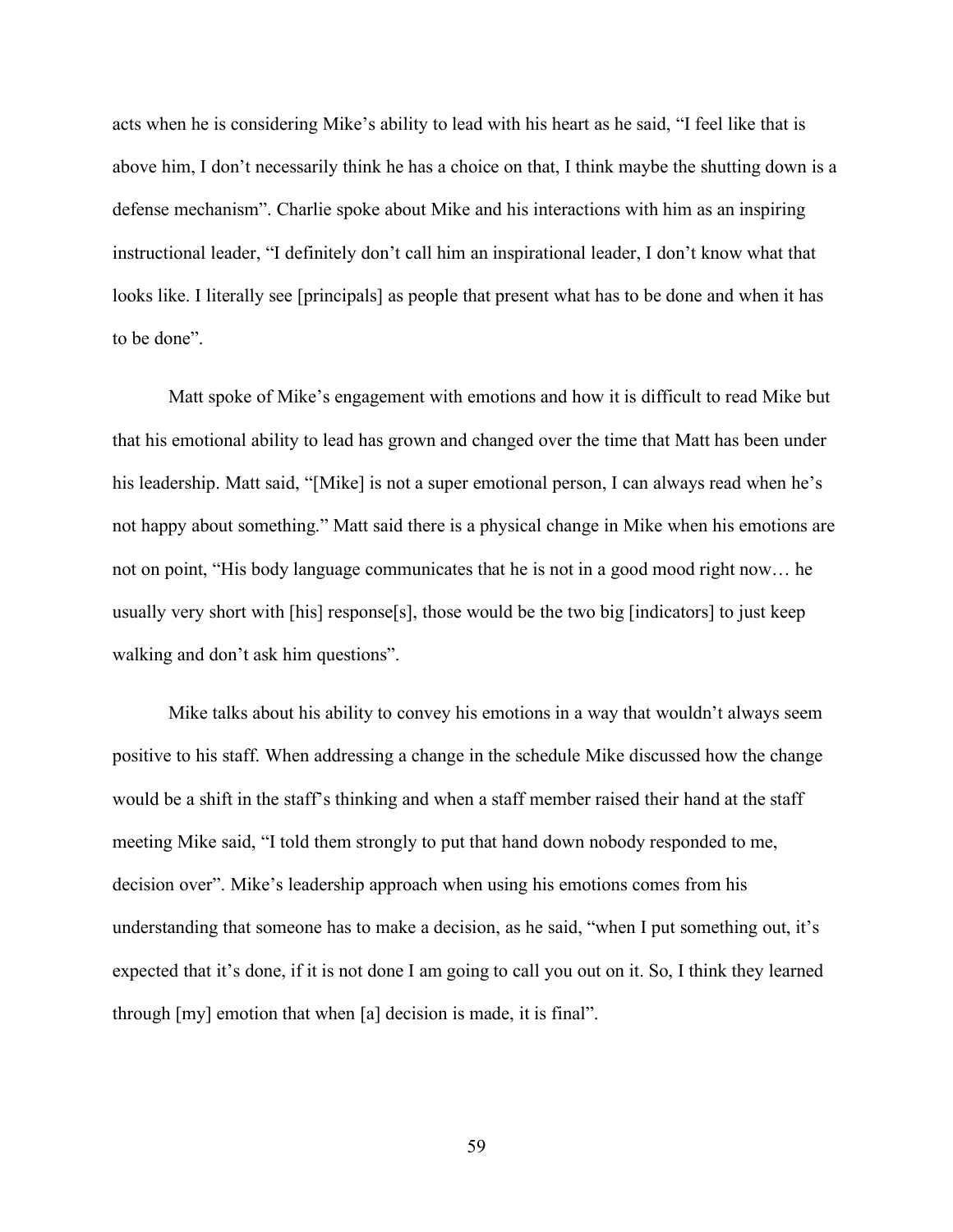acts when he is considering Mike's ability to lead with his heart as he said, "I feel like that is above him, I don't necessarily think he has a choice on that, I think maybe the shutting down is a defense mechanism". Charlie spoke about Mike and his interactions with him as an inspiring instructional leader, "I definitely don't call him an inspirational leader, I don't know what that looks like. I literally see [principals] as people that present what has to be done and when it has to be done".

Matt spoke of Mike's engagement with emotions and how it is difficult to read Mike but that his emotional ability to lead has grown and changed over the time that Matt has been under his leadership. Matt said, "[Mike] is not a super emotional person, I can always read when he's not happy about something." Matt said there is a physical change in Mike when his emotions are not on point, "His body language communicates that he is not in a good mood right now… he usually very short with [his] response[s], those would be the two big [indicators] to just keep walking and don't ask him questions".

Mike talks about his ability to convey his emotions in a way that wouldn't always seem positive to his staff. When addressing a change in the schedule Mike discussed how the change would be a shift in the staff's thinking and when a staff member raised their hand at the staff meeting Mike said, "I told them strongly to put that hand down nobody responded to me, decision over". Mike's leadership approach when using his emotions comes from his understanding that someone has to make a decision, as he said, "when I put something out, it's expected that it's done, if it is not done I am going to call you out on it. So, I think they learned through [my] emotion that when [a] decision is made, it is final".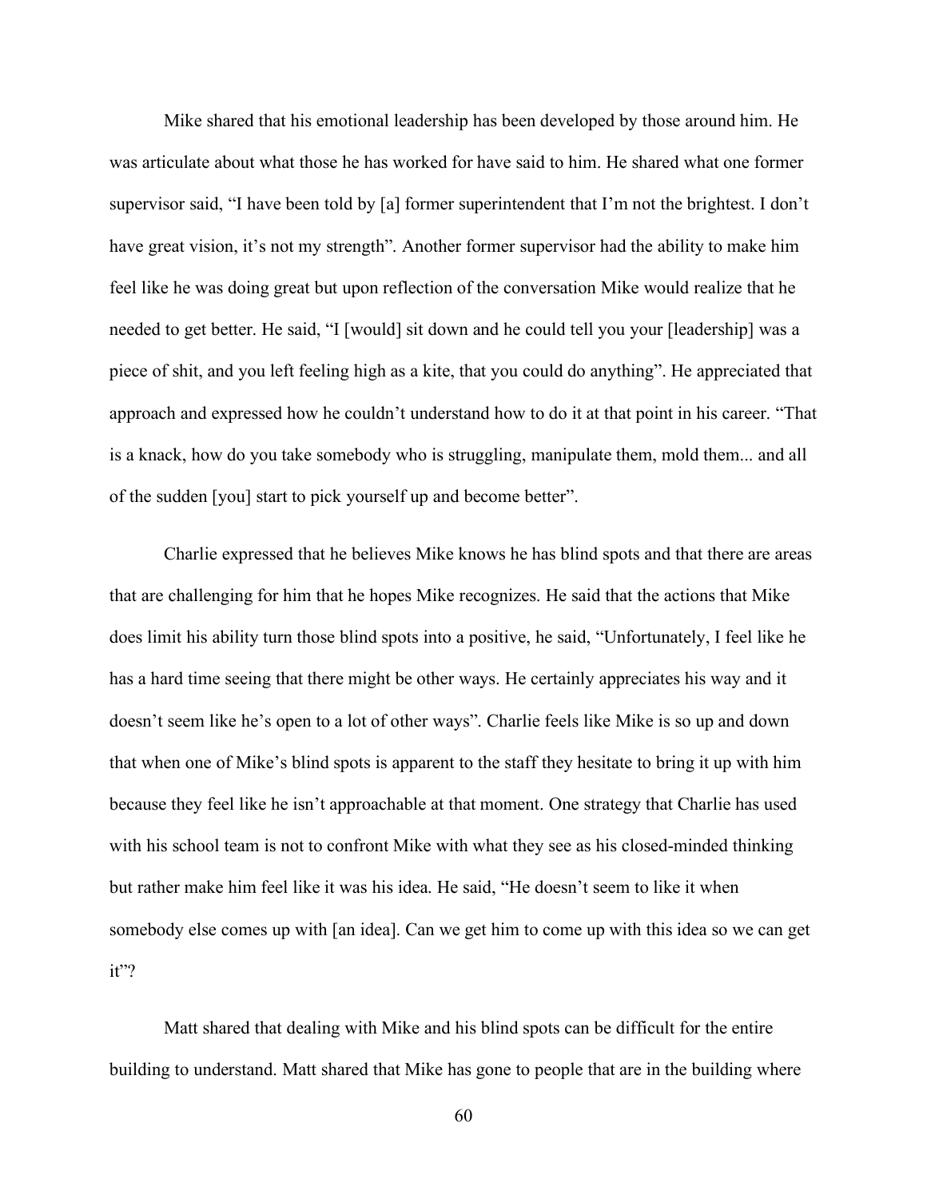Mike shared that his emotional leadership has been developed by those around him. He was articulate about what those he has worked for have said to him. He shared what one former supervisor said, "I have been told by [a] former superintendent that I'm not the brightest. I don't have great vision, it's not my strength". Another former supervisor had the ability to make him feel like he was doing great but upon reflection of the conversation Mike would realize that he needed to get better. He said, "I [would] sit down and he could tell you your [leadership] was a piece of shit, and you left feeling high as a kite, that you could do anything". He appreciated that approach and expressed how he couldn't understand how to do it at that point in his career. "That is a knack, how do you take somebody who is struggling, manipulate them, mold them... and all of the sudden [you] start to pick yourself up and become better".

Charlie expressed that he believes Mike knows he has blind spots and that there are areas that are challenging for him that he hopes Mike recognizes. He said that the actions that Mike does limit his ability turn those blind spots into a positive, he said, "Unfortunately, I feel like he has a hard time seeing that there might be other ways. He certainly appreciates his way and it doesn't seem like he's open to a lot of other ways". Charlie feels like Mike is so up and down that when one of Mike's blind spots is apparent to the staff they hesitate to bring it up with him because they feel like he isn't approachable at that moment. One strategy that Charlie has used with his school team is not to confront Mike with what they see as his closed-minded thinking but rather make him feel like it was his idea. He said, "He doesn't seem to like it when somebody else comes up with [an idea]. Can we get him to come up with this idea so we can get it"?

Matt shared that dealing with Mike and his blind spots can be difficult for the entire building to understand. Matt shared that Mike has gone to people that are in the building where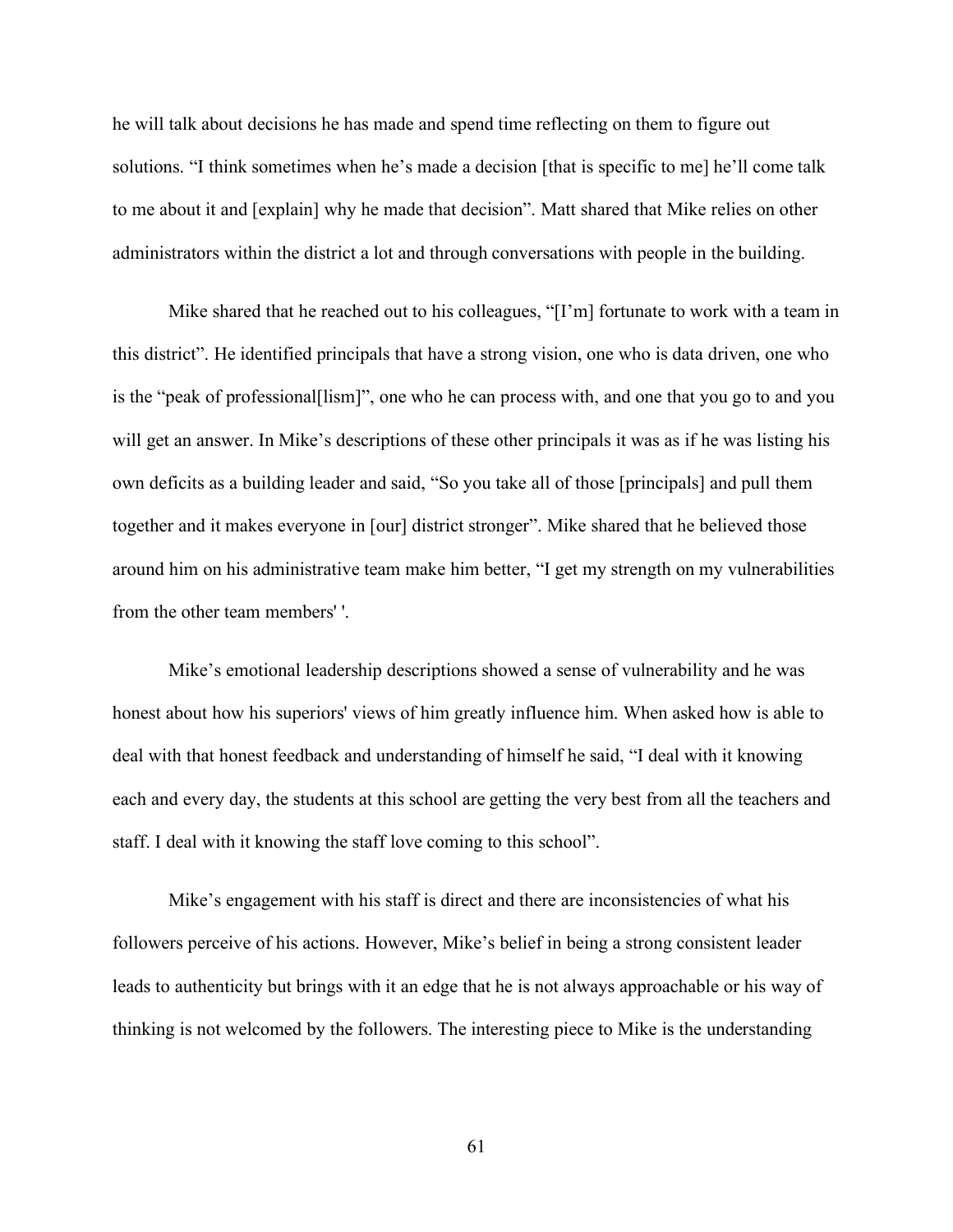he will talk about decisions he has made and spend time reflecting on them to figure out solutions. “I think sometimes when he’s made a decision [that is specific to me] he’ll come talk to me about it and [explain] why he made that decision”. Matt shared that Mike relies on other administrators within the district a lot and through conversations with people in the building.

Mike shared that he reached out to his colleagues, “[I’m] fortunate to work with a team in this district”. He identified principals that have a strong vision, one who is data driven, one who is the “peak of professional[lism]”, one who he can process with, and one that you go to and you will get an answer. In Mike’s descriptions of these other principals it was as if he was listing his own deficits as a building leader and said, “So you take all of those [principals] and pull them together and it makes everyone in [our] district stronger”. Mike shared that he believed those around him on his administrative team make him better, “I get my strength on my vulnerabilities from the other team members' '.

Mike’s emotional leadership descriptions showed a sense of vulnerability and he was honest about how his superiors' views of him greatly influence him. When asked how is able to deal with that honest feedback and understanding of himself he said, “I deal with it knowing each and every day, the students at this school are getting the very best from all the teachers and staff. I deal with it knowing the staff love coming to this school”.

Mike’s engagement with his staff is direct and there are inconsistencies of what his followers perceive of his actions. However, Mike’s belief in being a strong consistent leader leads to authenticity but brings with it an edge that he is not always approachable or his way of thinking is not welcomed by the followers. The interesting piece to Mike is the understanding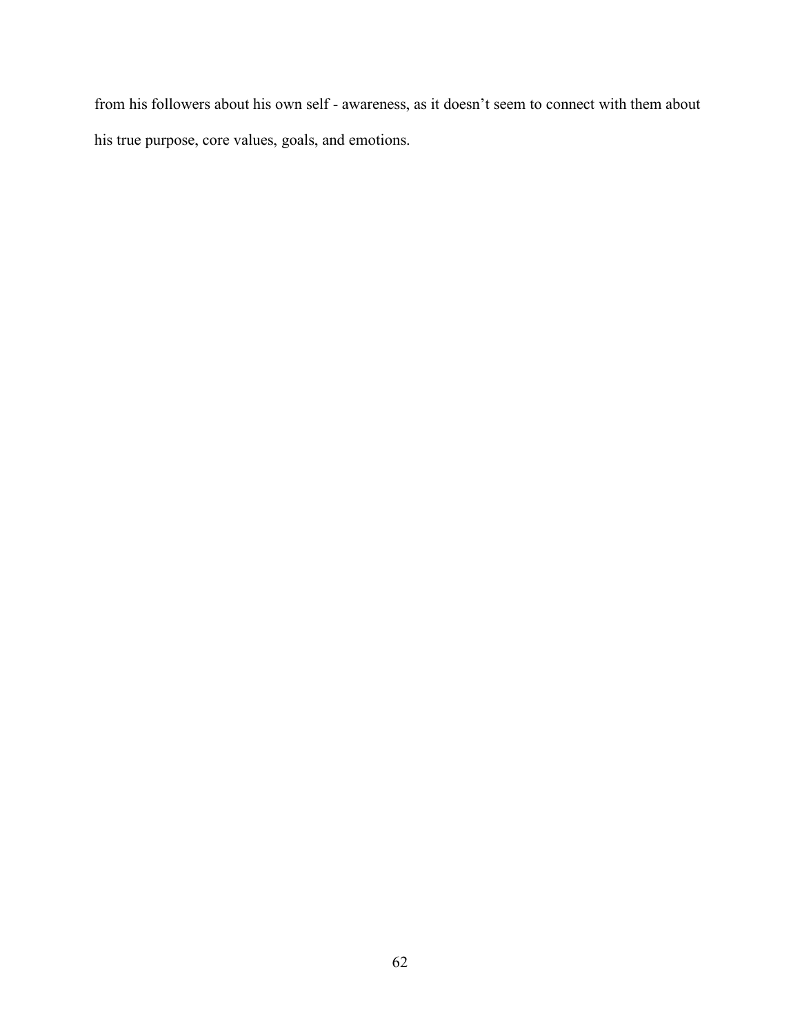from his followers about his own self - awareness, as it doesn't seem to connect with them about his true purpose, core values, goals, and emotions.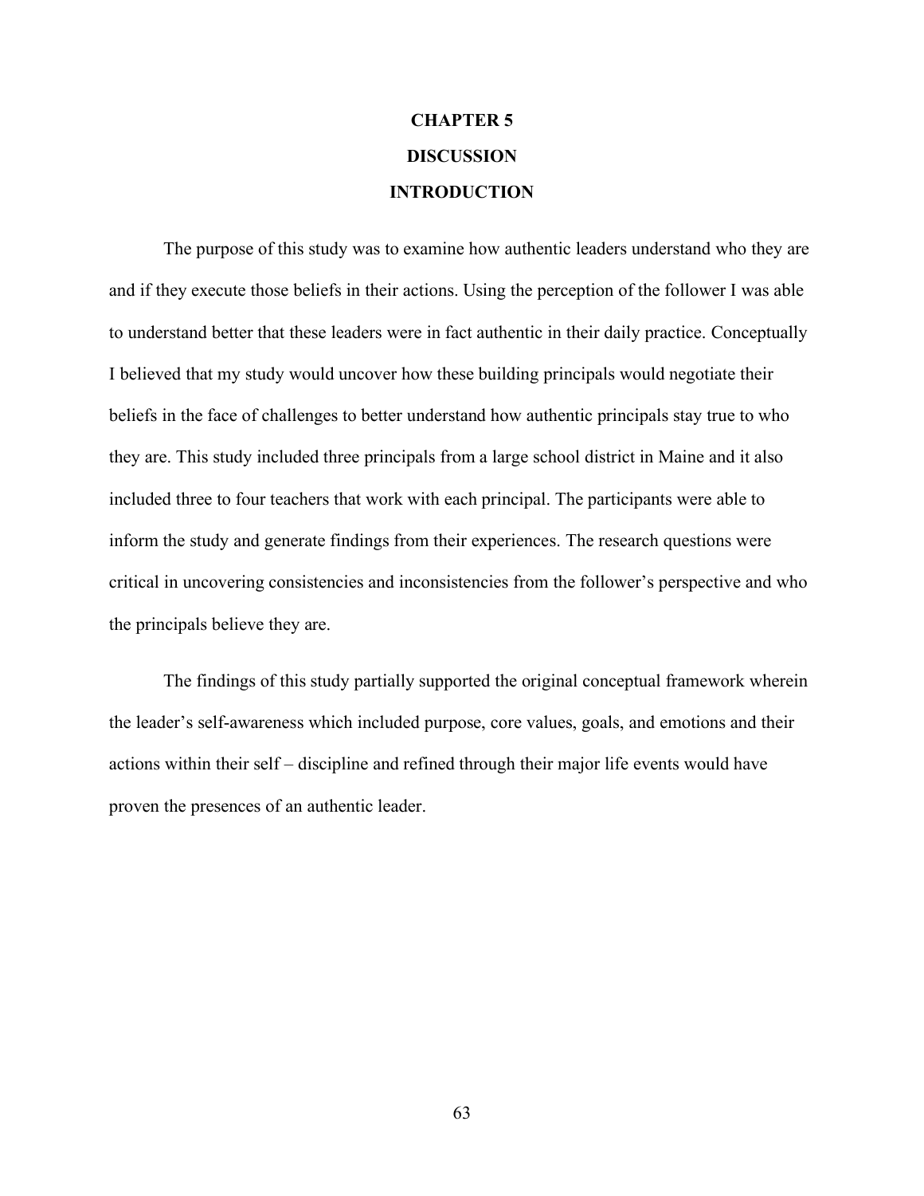# CHAPTER 5

# DISCUSSION

## INTRODUCTION

The purpose of this study was to examine how authentic leaders understand who they are and if they execute those beliefs in their actions. Using the perception of the follower I was able to understand better that these leaders were in fact authentic in their daily practice. Conceptually I believed that my study would uncover how these building principals would negotiate their beliefs in the face of challenges to better understand how authentic principals stay true to who they are. This study included three principals from a large school district in Maine and it also included three to four teachers that work with each principal. The participants were able to inform the study and generate findings from their experiences. The research questions were critical in uncovering consistencies and inconsistencies from the follower's perspective and who the principals believe they are.

The findings of this study partially supported the original conceptual framework wherein the leader's self-awareness which included purpose, core values, goals, and emotions and their actions within their self – discipline and refined through their major life events would have proven the presences of an authentic leader.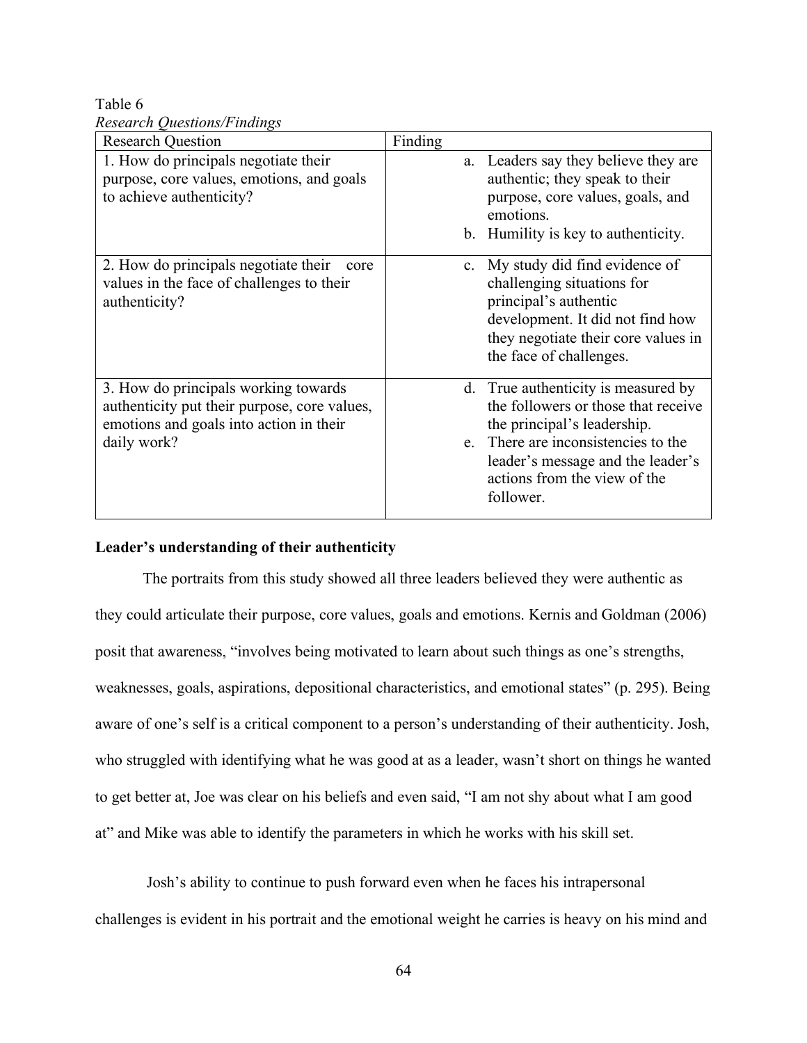Table 6
*Research Questions/Findings*

| Research Question | Finding |
|---|---|
| 1. How do principals negotiate their purpose, core values, emotions, and goals to achieve authenticity? | a. Leaders say they believe they are authentic; they speak to their purpose, core values, goals, and emotions.<br>b. Humility is key to authenticity. |
| 2. How do principals negotiate their core values in the face of challenges to their authenticity? | c. My study did find evidence of challenging situations for principal's authentic development. It did not find how they negotiate their core values in the face of challenges. |
| 3. How do principals working towards authenticity put their purpose, core values, emotions and goals into action in their daily work? | d. True authenticity is measured by the followers or those that receive the principal's leadership.<br>e. There are inconsistencies to the leader's message and the leader's actions from the view of the follower. |

**Leader's understanding of their authenticity**

The portraits from this study showed all three leaders believed they were authentic as they could articulate their purpose, core values, goals and emotions. Kernis and Goldman (2006) posit that awareness, "involves being motivated to learn about such things as one's strengths, weaknesses, goals, aspirations, depositional characteristics, and emotional states" (p. 295). Being aware of one's self is a critical component to a person's understanding of their authenticity. Josh, who struggled with identifying what he was good at as a leader, wasn't short on things he wanted to get better at, Joe was clear on his beliefs and even said, "I am not shy about what I am good at" and Mike was able to identify the parameters in which he works with his skill set.

Josh's ability to continue to push forward even when he faces his intrapersonal challenges is evident in his portrait and the emotional weight he carries is heavy on his mind and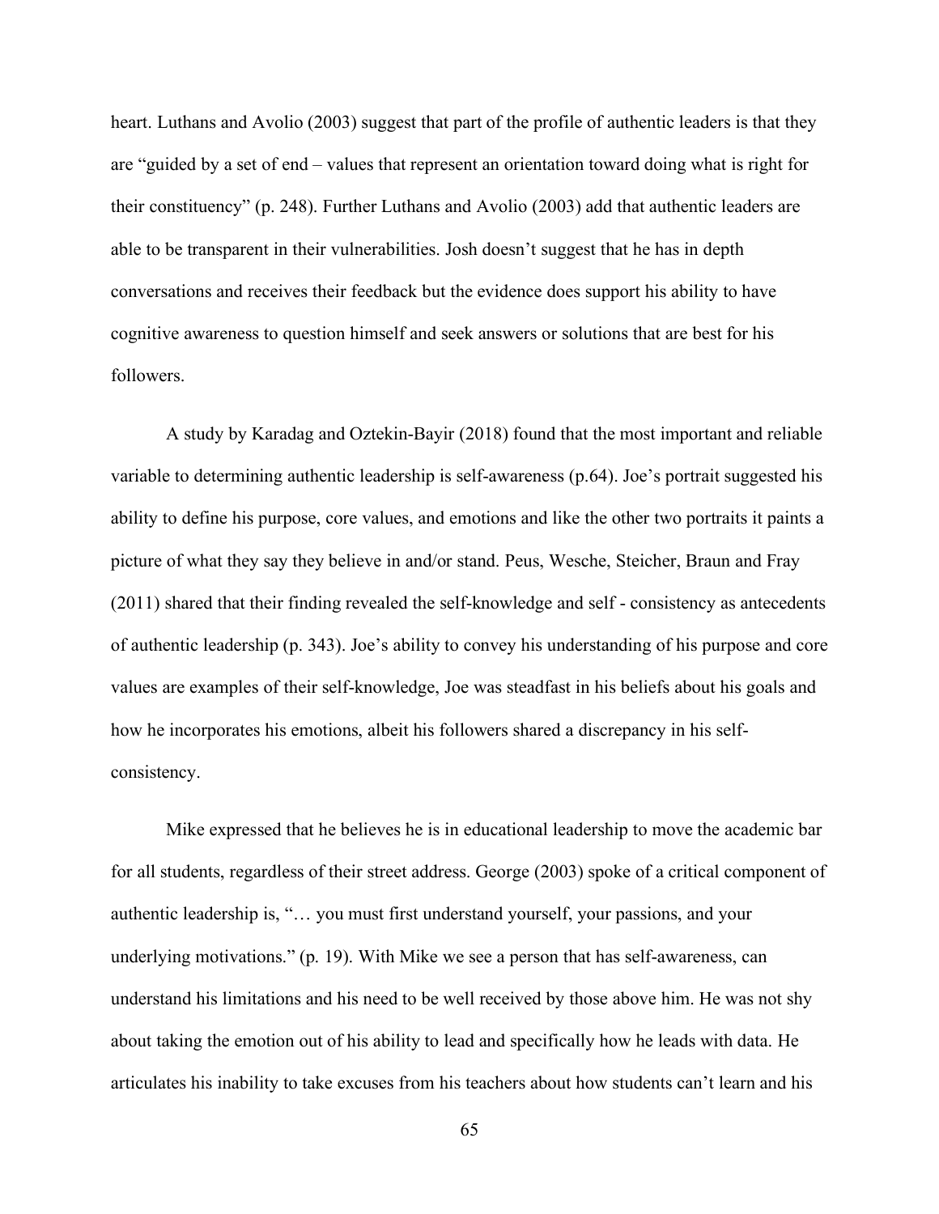heart. Luthans and Avolio (2003) suggest that part of the profile of authentic leaders is that they are "guided by a set of end – values that represent an orientation toward doing what is right for their constituency" (p. 248). Further Luthans and Avolio (2003) add that authentic leaders are able to be transparent in their vulnerabilities. Josh doesn't suggest that he has in depth conversations and receives their feedback but the evidence does support his ability to have cognitive awareness to question himself and seek answers or solutions that are best for his followers.

A study by Karadag and Oztekin-Bayir (2018) found that the most important and reliable variable to determining authentic leadership is self-awareness (p.64). Joe's portrait suggested his ability to define his purpose, core values, and emotions and like the other two portraits it paints a picture of what they say they believe in and/or stand. Peus, Wesche, Steicher, Braun and Fray (2011) shared that their finding revealed the self-knowledge and self - consistency as antecedents of authentic leadership (p. 343). Joe's ability to convey his understanding of his purpose and core values are examples of their self-knowledge, Joe was steadfast in his beliefs about his goals and how he incorporates his emotions, albeit his followers shared a discrepancy in his self-consistency.

Mike expressed that he believes he is in educational leadership to move the academic bar for all students, regardless of their street address. George (2003) spoke of a critical component of authentic leadership is, "… you must first understand yourself, your passions, and your underlying motivations." (p. 19). With Mike we see a person that has self-awareness, can understand his limitations and his need to be well received by those above him. He was not shy about taking the emotion out of his ability to lead and specifically how he leads with data. He articulates his inability to take excuses from his teachers about how students can't learn and his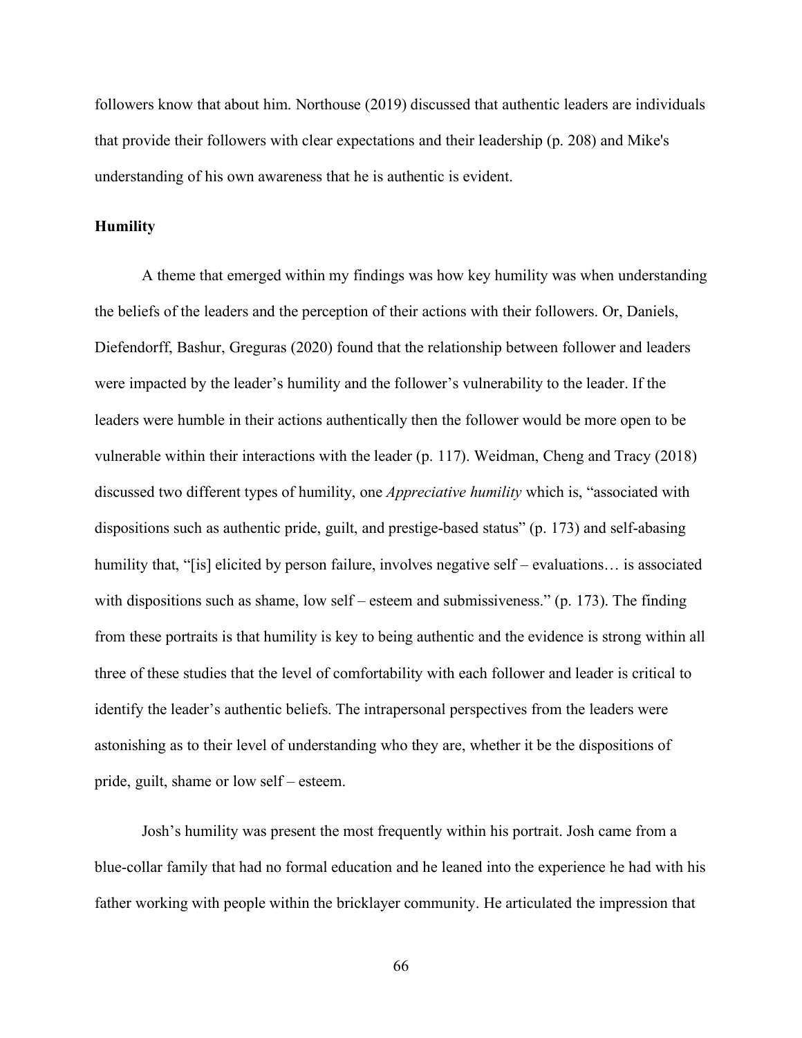followers know that about him. Northouse (2019) discussed that authentic leaders are individuals that provide their followers with clear expectations and their leadership (p. 208) and Mike's understanding of his own awareness that he is authentic is evident.

**Humility**

A theme that emerged within my findings was how key humility was when understanding the beliefs of the leaders and the perception of their actions with their followers. Or, Daniels, Diefendorff, Bashur, Greguras (2020) found that the relationship between follower and leaders were impacted by the leader's humility and the follower's vulnerability to the leader. If the leaders were humble in their actions authentically then the follower would be more open to be vulnerable within their interactions with the leader (p. 117). Weidman, Cheng and Tracy (2018) discussed two different types of humility, one *Appreciative humility* which is, "associated with dispositions such as authentic pride, guilt, and prestige-based status" (p. 173) and self-abasing humility that, "[is] elicited by person failure, involves negative self – evaluations… is associated with dispositions such as shame, low self – esteem and submissiveness." (p. 173). The finding from these portraits is that humility is key to being authentic and the evidence is strong within all three of these studies that the level of comfortability with each follower and leader is critical to identify the leader's authentic beliefs. The intrapersonal perspectives from the leaders were astonishing as to their level of understanding who they are, whether it be the dispositions of pride, guilt, shame or low self – esteem.

Josh's humility was present the most frequently within his portrait. Josh came from a blue-collar family that had no formal education and he leaned into the experience he had with his father working with people within the bricklayer community. He articulated the impression that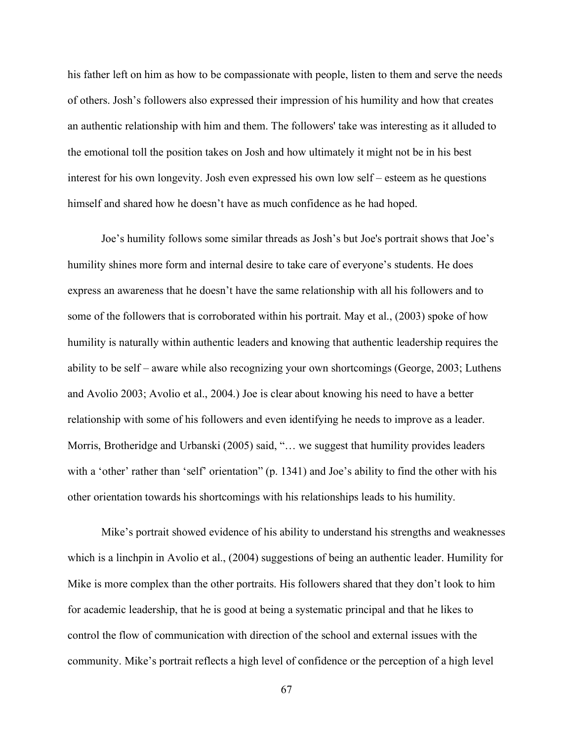his father left on him as how to be compassionate with people, listen to them and serve the needs of others. Josh's followers also expressed their impression of his humility and how that creates an authentic relationship with him and them. The followers' take was interesting as it alluded to the emotional toll the position takes on Josh and how ultimately it might not be in his best interest for his own longevity. Josh even expressed his own low self – esteem as he questions himself and shared how he doesn't have as much confidence as he had hoped.

Joe's humility follows some similar threads as Josh's but Joe's portrait shows that Joe's humility shines more form and internal desire to take care of everyone's students. He does express an awareness that he doesn't have the same relationship with all his followers and to some of the followers that is corroborated within his portrait. May et al., (2003) spoke of how humility is naturally within authentic leaders and knowing that authentic leadership requires the ability to be self – aware while also recognizing your own shortcomings (George, 2003; Luthens and Avolio 2003; Avolio et al., 2004.) Joe is clear about knowing his need to have a better relationship with some of his followers and even identifying he needs to improve as a leader. Morris, Brotheridge and Urbanski (2005) said, "… we suggest that humility provides leaders with a 'other' rather than 'self' orientation" (p. 1341) and Joe's ability to find the other with his other orientation towards his shortcomings with his relationships leads to his humility.

Mike's portrait showed evidence of his ability to understand his strengths and weaknesses which is a linchpin in Avolio et al., (2004) suggestions of being an authentic leader. Humility for Mike is more complex than the other portraits. His followers shared that they don't look to him for academic leadership, that he is good at being a systematic principal and that he likes to control the flow of communication with direction of the school and external issues with the community. Mike's portrait reflects a high level of confidence or the perception of a high level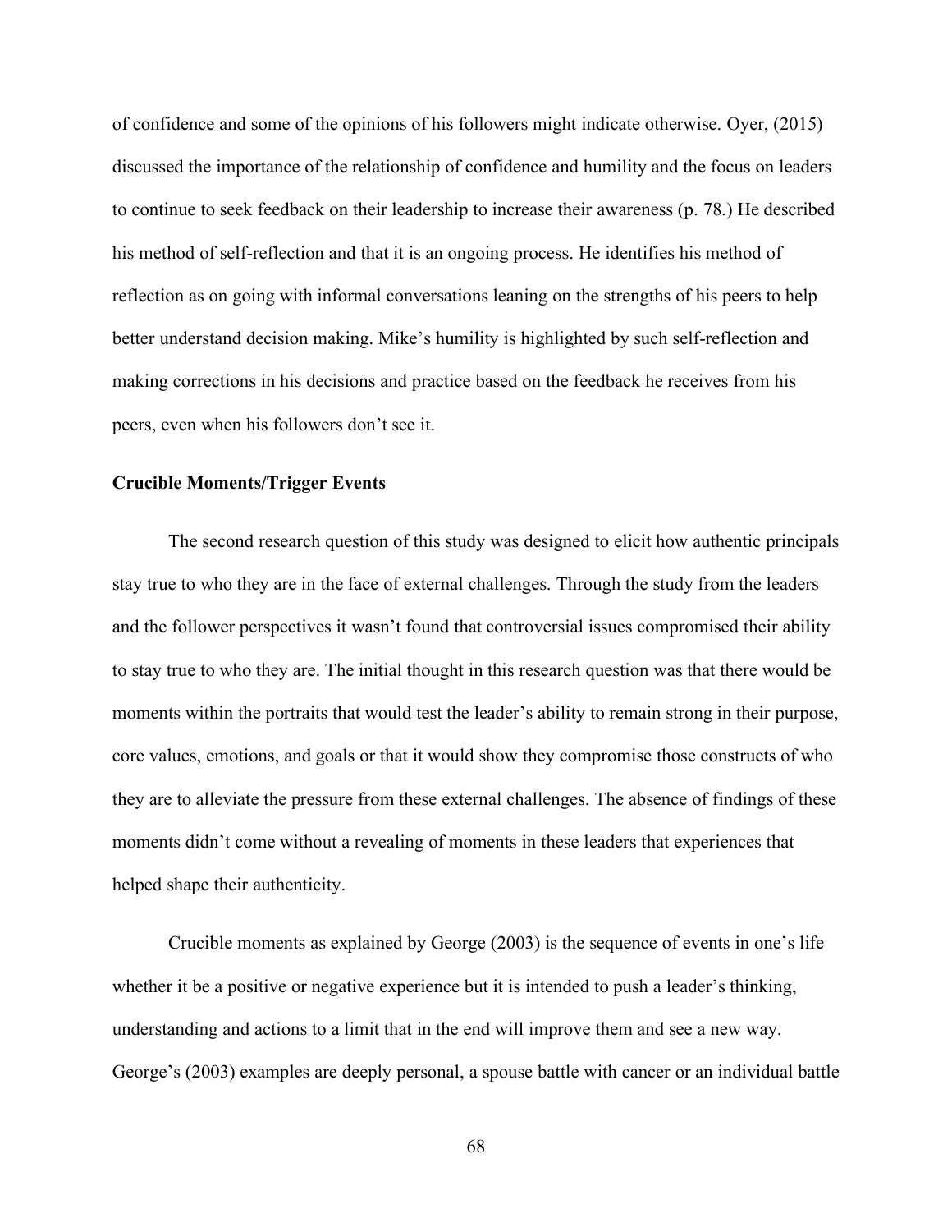of confidence and some of the opinions of his followers might indicate otherwise. Oyer, (2015) discussed the importance of the relationship of confidence and humility and the focus on leaders to continue to seek feedback on their leadership to increase their awareness (p. 78.) He described his method of self-reflection and that it is an ongoing process. He identifies his method of reflection as on going with informal conversations leaning on the strengths of his peers to help better understand decision making. Mike's humility is highlighted by such self-reflection and making corrections in his decisions and practice based on the feedback he receives from his peers, even when his followers don't see it.

**Crucible Moments/Trigger Events**

The second research question of this study was designed to elicit how authentic principals stay true to who they are in the face of external challenges. Through the study from the leaders and the follower perspectives it wasn't found that controversial issues compromised their ability to stay true to who they are. The initial thought in this research question was that there would be moments within the portraits that would test the leader's ability to remain strong in their purpose, core values, emotions, and goals or that it would show they compromise those constructs of who they are to alleviate the pressure from these external challenges. The absence of findings of these moments didn't come without a revealing of moments in these leaders that experiences that helped shape their authenticity.

Crucible moments as explained by George (2003) is the sequence of events in one's life whether it be a positive or negative experience but it is intended to push a leader's thinking, understanding and actions to a limit that in the end will improve them and see a new way. George's (2003) examples are deeply personal, a spouse battle with cancer or an individual battle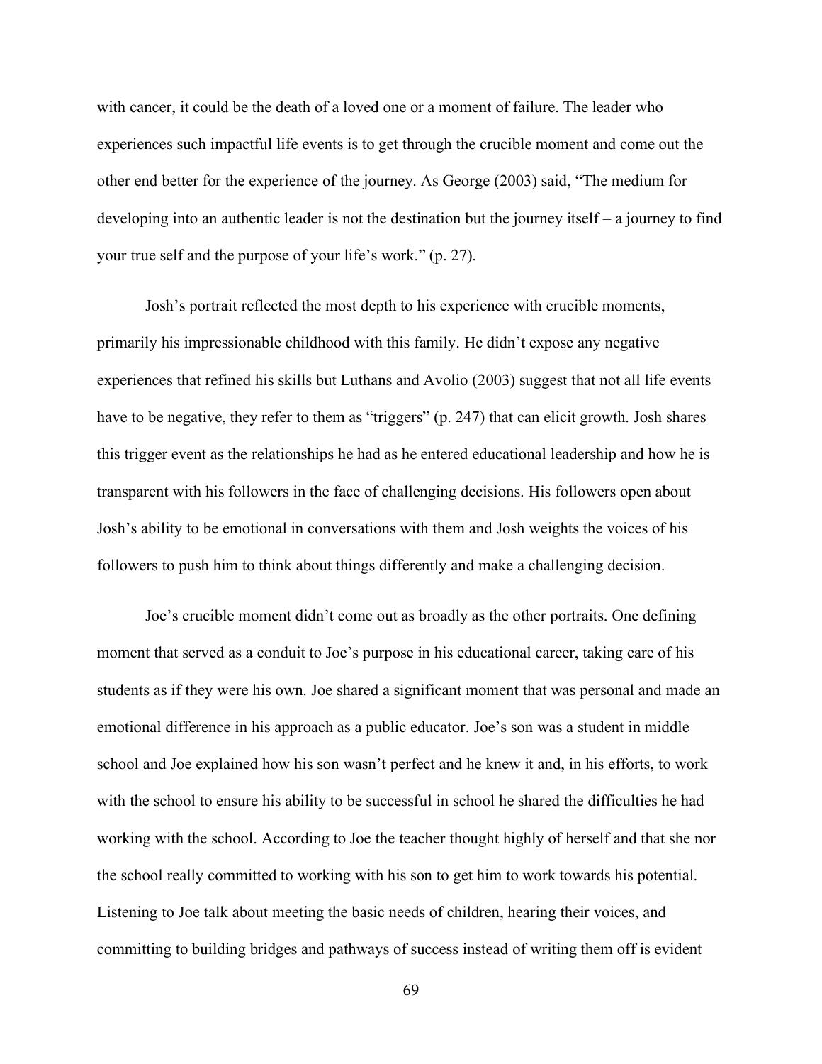with cancer, it could be the death of a loved one or a moment of failure. The leader who experiences such impactful life events is to get through the crucible moment and come out the other end better for the experience of the journey. As George (2003) said, "The medium for developing into an authentic leader is not the destination but the journey itself – a journey to find your true self and the purpose of your life's work." (p. 27).

Josh's portrait reflected the most depth to his experience with crucible moments, primarily his impressionable childhood with this family. He didn't expose any negative experiences that refined his skills but Luthans and Avolio (2003) suggest that not all life events have to be negative, they refer to them as "triggers" (p. 247) that can elicit growth. Josh shares this trigger event as the relationships he had as he entered educational leadership and how he is transparent with his followers in the face of challenging decisions. His followers open about Josh's ability to be emotional in conversations with them and Josh weights the voices of his followers to push him to think about things differently and make a challenging decision.

Joe's crucible moment didn't come out as broadly as the other portraits. One defining moment that served as a conduit to Joe's purpose in his educational career, taking care of his students as if they were his own. Joe shared a significant moment that was personal and made an emotional difference in his approach as a public educator. Joe's son was a student in middle school and Joe explained how his son wasn't perfect and he knew it and, in his efforts, to work with the school to ensure his ability to be successful in school he shared the difficulties he had working with the school. According to Joe the teacher thought highly of herself and that she nor the school really committed to working with his son to get him to work towards his potential. Listening to Joe talk about meeting the basic needs of children, hearing their voices, and committing to building bridges and pathways of success instead of writing them off is evident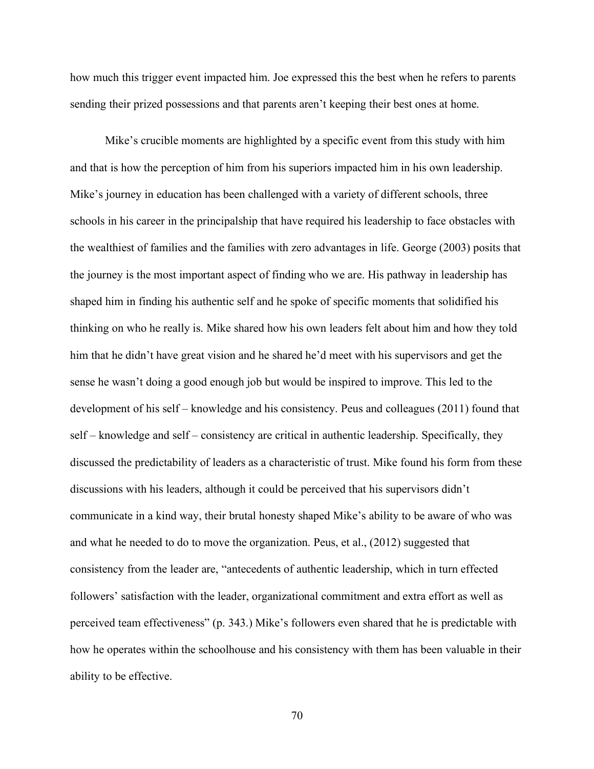how much this trigger event impacted him. Joe expressed this the best when he refers to parents sending their prized possessions and that parents aren't keeping their best ones at home.

Mike's crucible moments are highlighted by a specific event from this study with him and that is how the perception of him from his superiors impacted him in his own leadership. Mike's journey in education has been challenged with a variety of different schools, three schools in his career in the principalship that have required his leadership to face obstacles with the wealthiest of families and the families with zero advantages in life. George (2003) posits that the journey is the most important aspect of finding who we are. His pathway in leadership has shaped him in finding his authentic self and he spoke of specific moments that solidified his thinking on who he really is. Mike shared how his own leaders felt about him and how they told him that he didn't have great vision and he shared he'd meet with his supervisors and get the sense he wasn't doing a good enough job but would be inspired to improve. This led to the development of his self – knowledge and his consistency. Peus and colleagues (2011) found that self – knowledge and self – consistency are critical in authentic leadership. Specifically, they discussed the predictability of leaders as a characteristic of trust. Mike found his form from these discussions with his leaders, although it could be perceived that his supervisors didn't communicate in a kind way, their brutal honesty shaped Mike's ability to be aware of who was and what he needed to do to move the organization. Peus, et al., (2012) suggested that consistency from the leader are, "antecedents of authentic leadership, which in turn effected followers' satisfaction with the leader, organizational commitment and extra effort as well as perceived team effectiveness" (p. 343.) Mike's followers even shared that he is predictable with how he operates within the schoolhouse and his consistency with them has been valuable in their ability to be effective.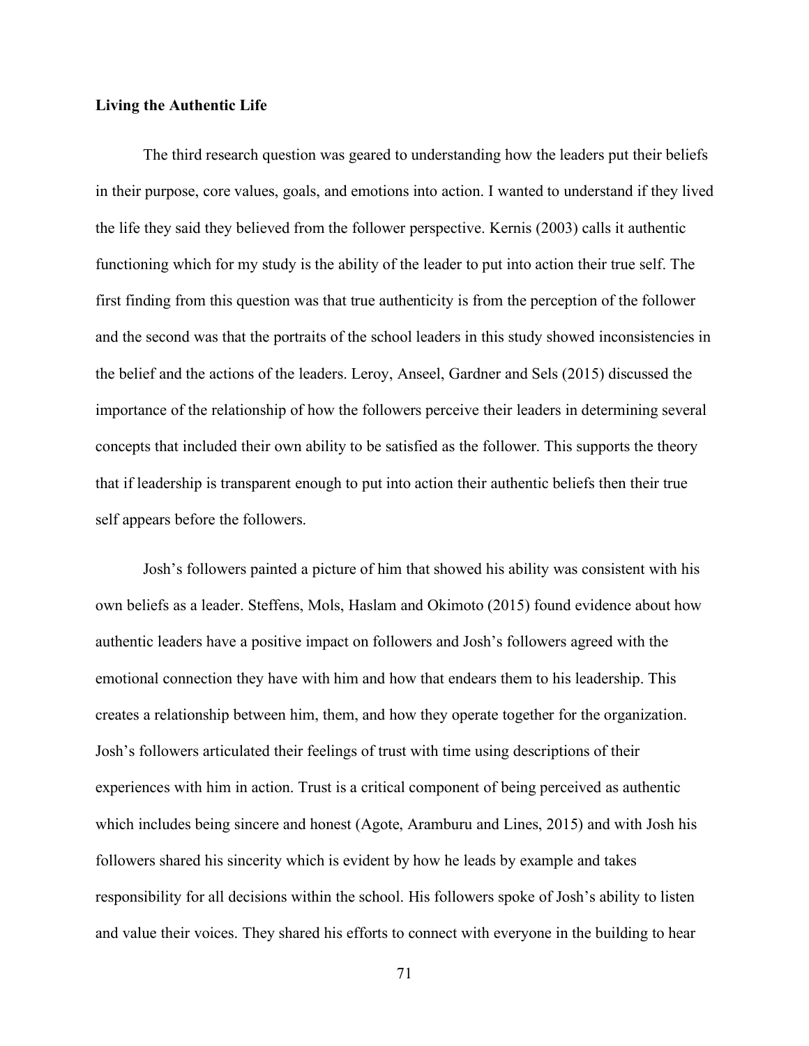**Living the Authentic Life**

The third research question was geared to understanding how the leaders put their beliefs in their purpose, core values, goals, and emotions into action. I wanted to understand if they lived the life they said they believed from the follower perspective. Kernis (2003) calls it authentic functioning which for my study is the ability of the leader to put into action their true self. The first finding from this question was that true authenticity is from the perception of the follower and the second was that the portraits of the school leaders in this study showed inconsistencies in the belief and the actions of the leaders. Leroy, Anseel, Gardner and Sels (2015) discussed the importance of the relationship of how the followers perceive their leaders in determining several concepts that included their own ability to be satisfied as the follower. This supports the theory that if leadership is transparent enough to put into action their authentic beliefs then their true self appears before the followers.

Josh's followers painted a picture of him that showed his ability was consistent with his own beliefs as a leader. Steffens, Mols, Haslam and Okimoto (2015) found evidence about how authentic leaders have a positive impact on followers and Josh's followers agreed with the emotional connection they have with him and how that endears them to his leadership. This creates a relationship between him, them, and how they operate together for the organization. Josh's followers articulated their feelings of trust with time using descriptions of their experiences with him in action. Trust is a critical component of being perceived as authentic which includes being sincere and honest (Agote, Aramburu and Lines, 2015) and with Josh his followers shared his sincerity which is evident by how he leads by example and takes responsibility for all decisions within the school. His followers spoke of Josh's ability to listen and value their voices. They shared his efforts to connect with everyone in the building to hear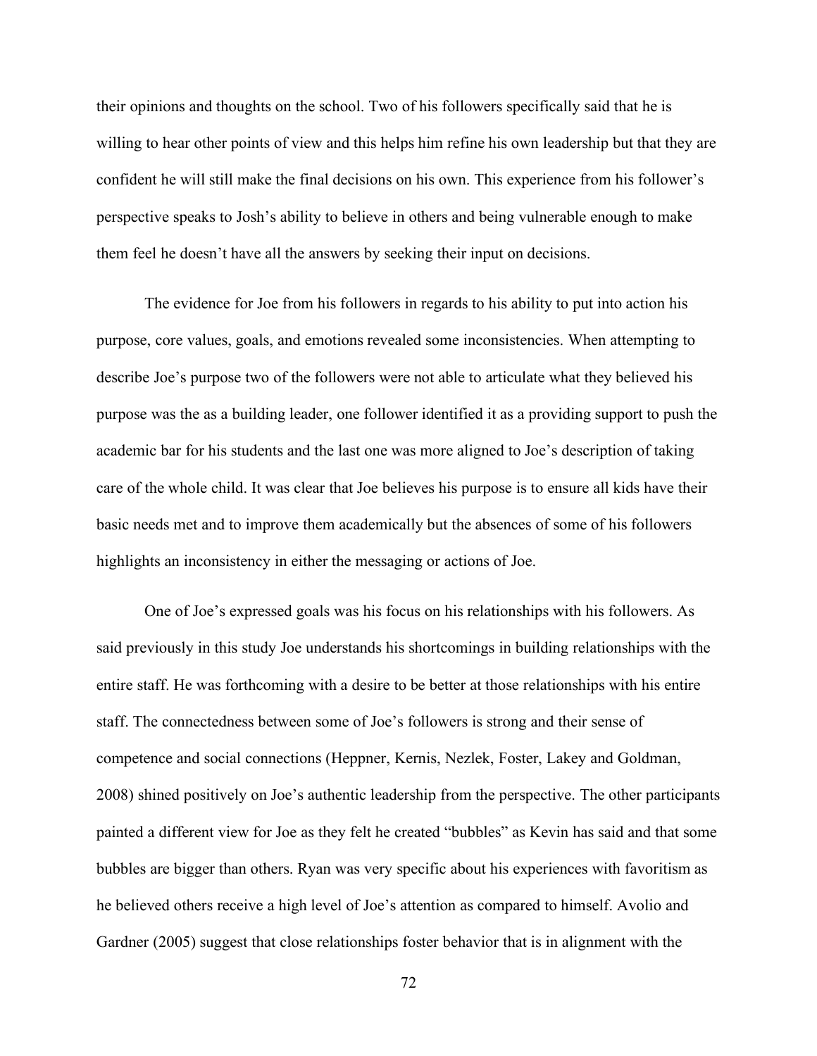their opinions and thoughts on the school. Two of his followers specifically said that he is willing to hear other points of view and this helps him refine his own leadership but that they are confident he will still make the final decisions on his own. This experience from his follower's perspective speaks to Josh's ability to believe in others and being vulnerable enough to make them feel he doesn't have all the answers by seeking their input on decisions.

The evidence for Joe from his followers in regards to his ability to put into action his purpose, core values, goals, and emotions revealed some inconsistencies. When attempting to describe Joe's purpose two of the followers were not able to articulate what they believed his purpose was the as a building leader, one follower identified it as a providing support to push the academic bar for his students and the last one was more aligned to Joe's description of taking care of the whole child. It was clear that Joe believes his purpose is to ensure all kids have their basic needs met and to improve them academically but the absences of some of his followers highlights an inconsistency in either the messaging or actions of Joe.

One of Joe's expressed goals was his focus on his relationships with his followers. As said previously in this study Joe understands his shortcomings in building relationships with the entire staff. He was forthcoming with a desire to be better at those relationships with his entire staff. The connectedness between some of Joe's followers is strong and their sense of competence and social connections (Heppner, Kernis, Nezlek, Foster, Lakey and Goldman, 2008) shined positively on Joe's authentic leadership from the perspective. The other participants painted a different view for Joe as they felt he created "bubbles" as Kevin has said and that some bubbles are bigger than others. Ryan was very specific about his experiences with favoritism as he believed others receive a high level of Joe's attention as compared to himself. Avolio and Gardner (2005) suggest that close relationships foster behavior that is in alignment with the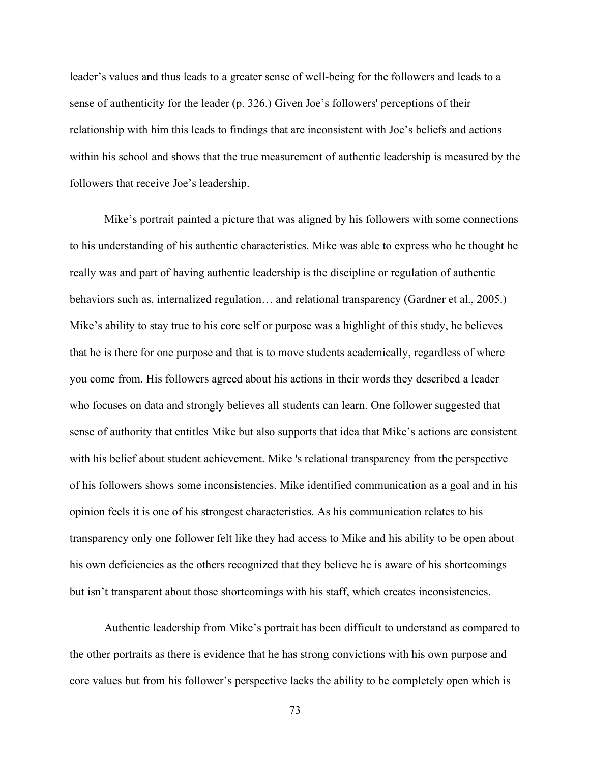leader's values and thus leads to a greater sense of well-being for the followers and leads to a sense of authenticity for the leader (p. 326.) Given Joe's followers' perceptions of their relationship with him this leads to findings that are inconsistent with Joe's beliefs and actions within his school and shows that the true measurement of authentic leadership is measured by the followers that receive Joe's leadership.

Mike's portrait painted a picture that was aligned by his followers with some connections to his understanding of his authentic characteristics. Mike was able to express who he thought he really was and part of having authentic leadership is the discipline or regulation of authentic behaviors such as, internalized regulation… and relational transparency (Gardner et al., 2005.) Mike's ability to stay true to his core self or purpose was a highlight of this study, he believes that he is there for one purpose and that is to move students academically, regardless of where you come from. His followers agreed about his actions in their words they described a leader who focuses on data and strongly believes all students can learn. One follower suggested that sense of authority that entitles Mike but also supports that idea that Mike's actions are consistent with his belief about student achievement. Mike 's relational transparency from the perspective of his followers shows some inconsistencies. Mike identified communication as a goal and in his opinion feels it is one of his strongest characteristics. As his communication relates to his transparency only one follower felt like they had access to Mike and his ability to be open about his own deficiencies as the others recognized that they believe he is aware of his shortcomings but isn't transparent about those shortcomings with his staff, which creates inconsistencies.

Authentic leadership from Mike's portrait has been difficult to understand as compared to the other portraits as there is evidence that he has strong convictions with his own purpose and core values but from his follower's perspective lacks the ability to be completely open which is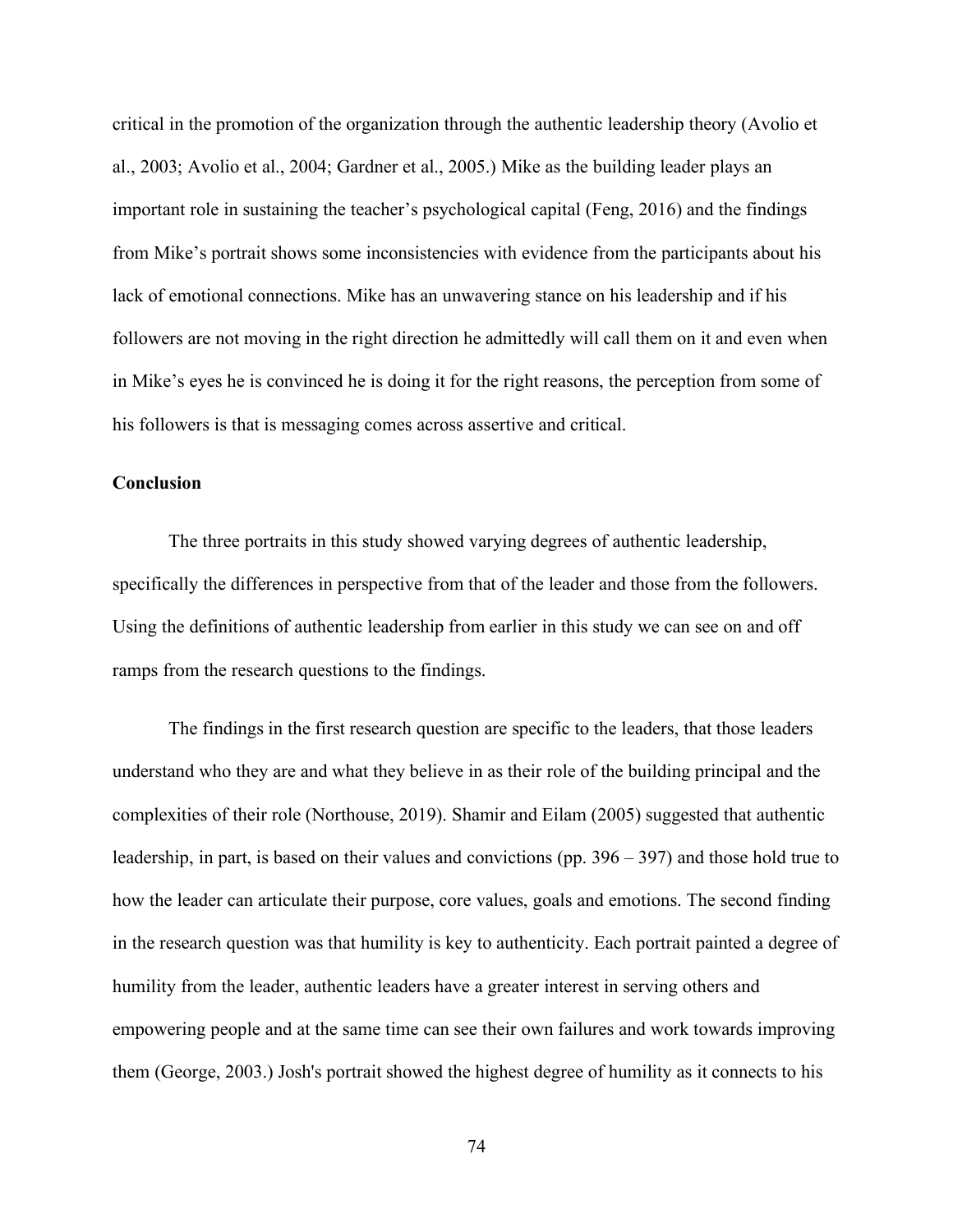critical in the promotion of the organization through the authentic leadership theory (Avolio et al., 2003; Avolio et al., 2004; Gardner et al., 2005.) Mike as the building leader plays an important role in sustaining the teacher's psychological capital (Feng, 2016) and the findings from Mike's portrait shows some inconsistencies with evidence from the participants about his lack of emotional connections. Mike has an unwavering stance on his leadership and if his followers are not moving in the right direction he admittedly will call them on it and even when in Mike's eyes he is convinced he is doing it for the right reasons, the perception from some of his followers is that is messaging comes across assertive and critical.

## Conclusion

The three portraits in this study showed varying degrees of authentic leadership, specifically the differences in perspective from that of the leader and those from the followers. Using the definitions of authentic leadership from earlier in this study we can see on and off ramps from the research questions to the findings.

The findings in the first research question are specific to the leaders, that those leaders understand who they are and what they believe in as their role of the building principal and the complexities of their role (Northouse, 2019). Shamir and Eilam (2005) suggested that authentic leadership, in part, is based on their values and convictions (pp. 396 – 397) and those hold true to how the leader can articulate their purpose, core values, goals and emotions. The second finding in the research question was that humility is key to authenticity. Each portrait painted a degree of humility from the leader, authentic leaders have a greater interest in serving others and empowering people and at the same time can see their own failures and work towards improving them (George, 2003.) Josh's portrait showed the highest degree of humility as it connects to his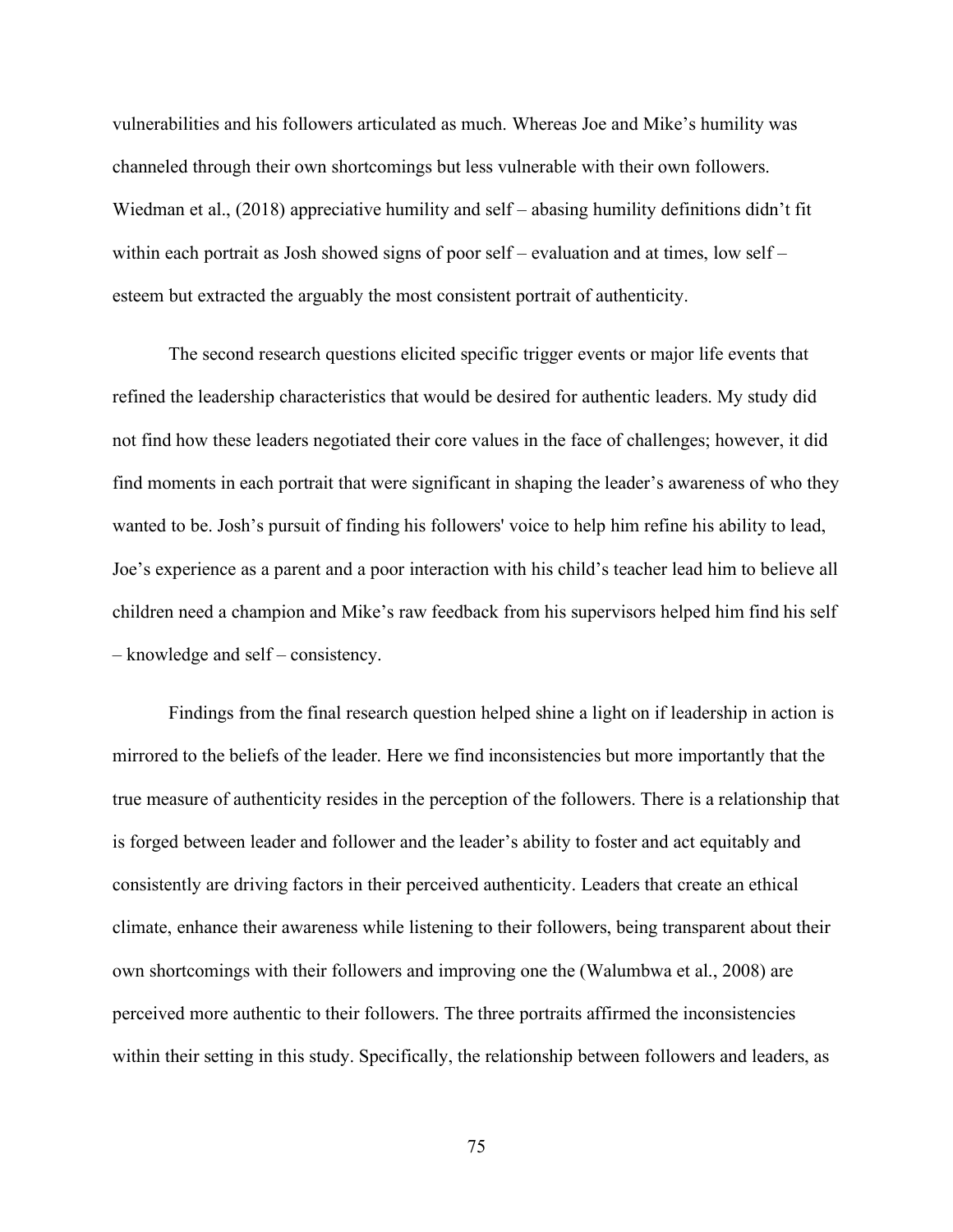vulnerabilities and his followers articulated as much. Whereas Joe and Mike's humility was channeled through their own shortcomings but less vulnerable with their own followers. Wiedman et al., (2018) appreciative humility and self – abasing humility definitions didn't fit within each portrait as Josh showed signs of poor self – evaluation and at times, low self – esteem but extracted the arguably the most consistent portrait of authenticity.

The second research questions elicited specific trigger events or major life events that refined the leadership characteristics that would be desired for authentic leaders. My study did not find how these leaders negotiated their core values in the face of challenges; however, it did find moments in each portrait that were significant in shaping the leader's awareness of who they wanted to be. Josh's pursuit of finding his followers' voice to help him refine his ability to lead, Joe's experience as a parent and a poor interaction with his child's teacher lead him to believe all children need a champion and Mike's raw feedback from his supervisors helped him find his self – knowledge and self – consistency.

Findings from the final research question helped shine a light on if leadership in action is mirrored to the beliefs of the leader. Here we find inconsistencies but more importantly that the true measure of authenticity resides in the perception of the followers. There is a relationship that is forged between leader and follower and the leader's ability to foster and act equitably and consistently are driving factors in their perceived authenticity. Leaders that create an ethical climate, enhance their awareness while listening to their followers, being transparent about their own shortcomings with their followers and improving one the (Walumbwa et al., 2008) are perceived more authentic to their followers. The three portraits affirmed the inconsistencies within their setting in this study. Specifically, the relationship between followers and leaders, as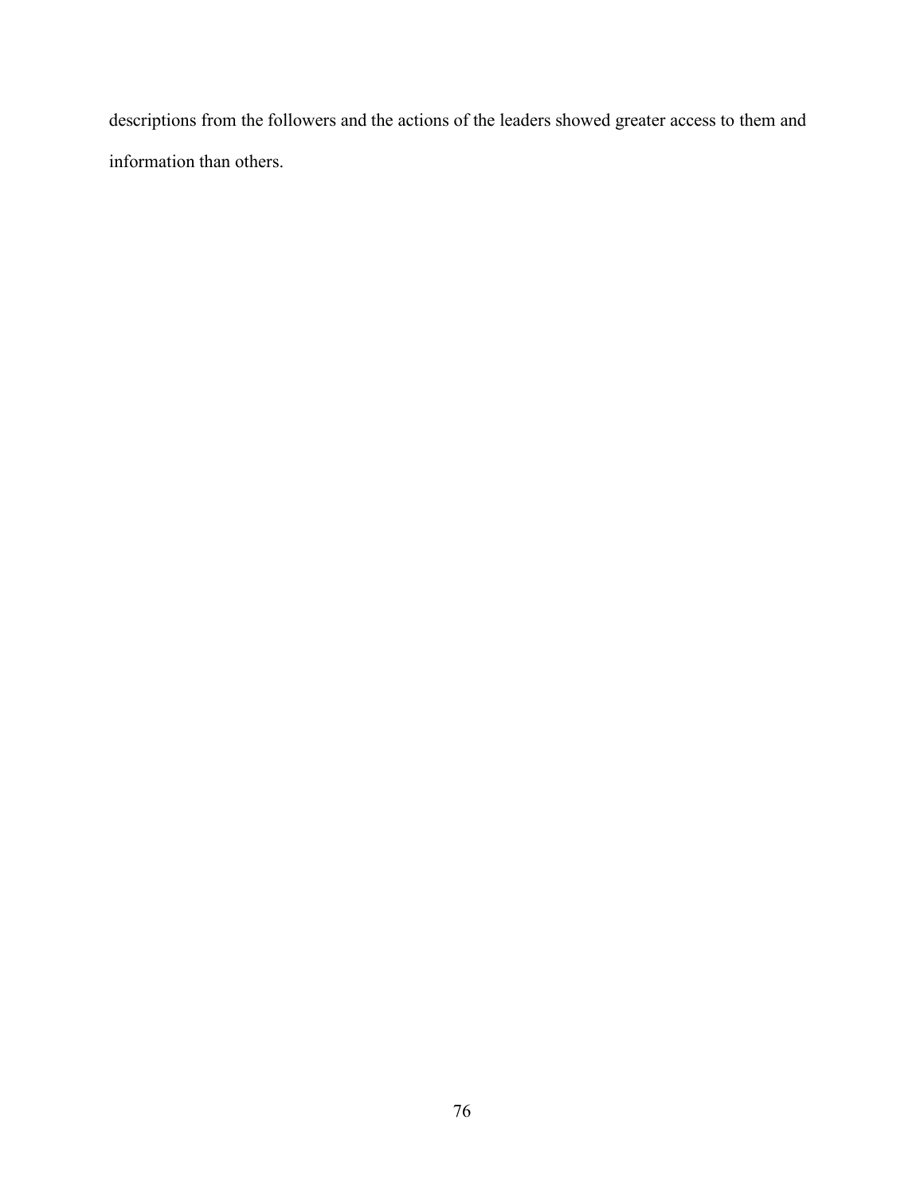descriptions from the followers and the actions of the leaders showed greater access to them and information than others.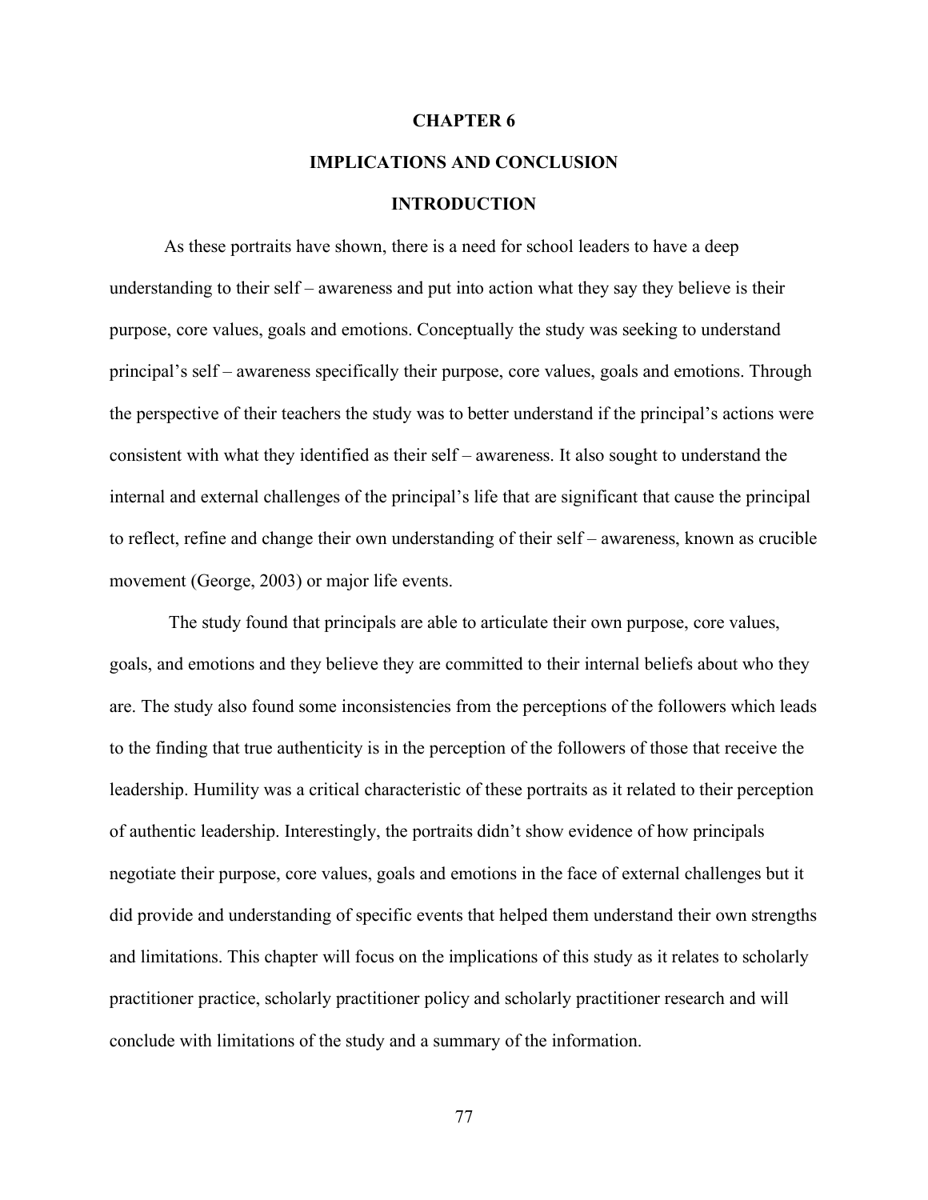# CHAPTER 6

## IMPLICATIONS AND CONCLUSION

### INTRODUCTION

As these portraits have shown, there is a need for school leaders to have a deep understanding to their self – awareness and put into action what they say they believe is their purpose, core values, goals and emotions. Conceptually the study was seeking to understand principal's self – awareness specifically their purpose, core values, goals and emotions. Through the perspective of their teachers the study was to better understand if the principal's actions were consistent with what they identified as their self – awareness. It also sought to understand the internal and external challenges of the principal's life that are significant that cause the principal to reflect, refine and change their own understanding of their self – awareness, known as crucible movement (George, 2003) or major life events.

The study found that principals are able to articulate their own purpose, core values, goals, and emotions and they believe they are committed to their internal beliefs about who they are. The study also found some inconsistencies from the perceptions of the followers which leads to the finding that true authenticity is in the perception of the followers of those that receive the leadership. Humility was a critical characteristic of these portraits as it related to their perception of authentic leadership. Interestingly, the portraits didn't show evidence of how principals negotiate their purpose, core values, goals and emotions in the face of external challenges but it did provide and understanding of specific events that helped them understand their own strengths and limitations. This chapter will focus on the implications of this study as it relates to scholarly practitioner practice, scholarly practitioner policy and scholarly practitioner research and will conclude with limitations of the study and a summary of the information.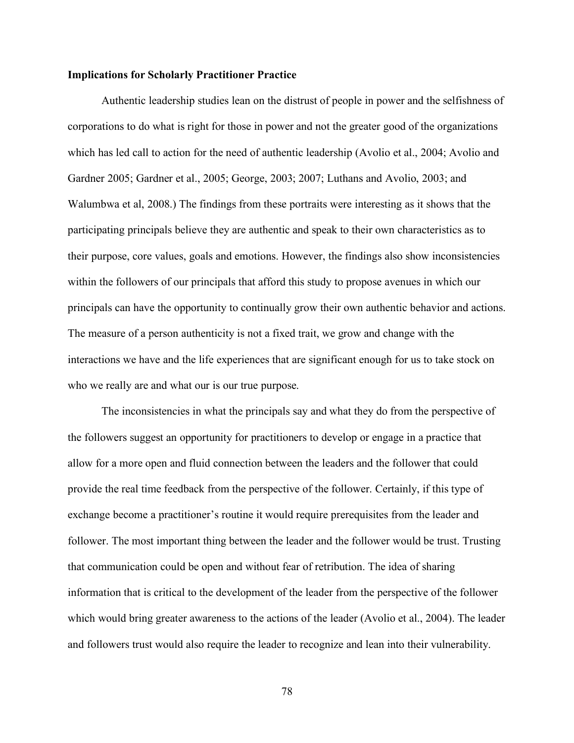**Implications for Scholarly Practitioner Practice**

Authentic leadership studies lean on the distrust of people in power and the selfishness of corporations to do what is right for those in power and not the greater good of the organizations which has led call to action for the need of authentic leadership (Avolio et al., 2004; Avolio and Gardner 2005; Gardner et al., 2005; George, 2003; 2007; Luthans and Avolio, 2003; and Walumbwa et al, 2008.) The findings from these portraits were interesting as it shows that the participating principals believe they are authentic and speak to their own characteristics as to their purpose, core values, goals and emotions. However, the findings also show inconsistencies within the followers of our principals that afford this study to propose avenues in which our principals can have the opportunity to continually grow their own authentic behavior and actions. The measure of a person authenticity is not a fixed trait, we grow and change with the interactions we have and the life experiences that are significant enough for us to take stock on who we really are and what our is our true purpose.

The inconsistencies in what the principals say and what they do from the perspective of the followers suggest an opportunity for practitioners to develop or engage in a practice that allow for a more open and fluid connection between the leaders and the follower that could provide the real time feedback from the perspective of the follower. Certainly, if this type of exchange become a practitioner's routine it would require prerequisites from the leader and follower. The most important thing between the leader and the follower would be trust. Trusting that communication could be open and without fear of retribution. The idea of sharing information that is critical to the development of the leader from the perspective of the follower which would bring greater awareness to the actions of the leader (Avolio et al., 2004). The leader and followers trust would also require the leader to recognize and lean into their vulnerability.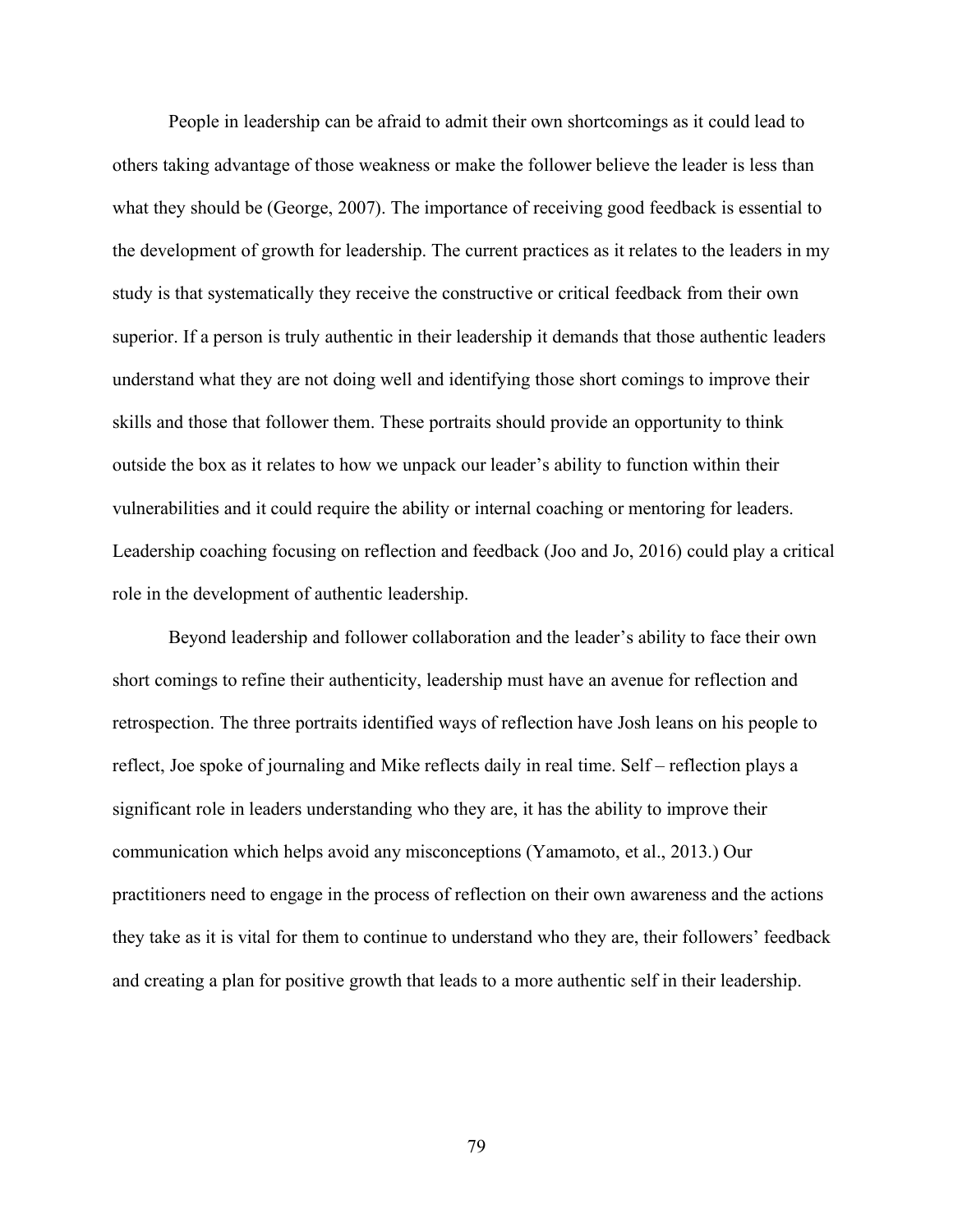People in leadership can be afraid to admit their own shortcomings as it could lead to others taking advantage of those weakness or make the follower believe the leader is less than what they should be (George, 2007). The importance of receiving good feedback is essential to the development of growth for leadership. The current practices as it relates to the leaders in my study is that systematically they receive the constructive or critical feedback from their own superior. If a person is truly authentic in their leadership it demands that those authentic leaders understand what they are not doing well and identifying those short comings to improve their skills and those that follower them. These portraits should provide an opportunity to think outside the box as it relates to how we unpack our leader's ability to function within their vulnerabilities and it could require the ability or internal coaching or mentoring for leaders. Leadership coaching focusing on reflection and feedback (Joo and Jo, 2016) could play a critical role in the development of authentic leadership.

Beyond leadership and follower collaboration and the leader's ability to face their own short comings to refine their authenticity, leadership must have an avenue for reflection and retrospection. The three portraits identified ways of reflection have Josh leans on his people to reflect, Joe spoke of journaling and Mike reflects daily in real time. Self – reflection plays a significant role in leaders understanding who they are, it has the ability to improve their communication which helps avoid any misconceptions (Yamamoto, et al., 2013.) Our practitioners need to engage in the process of reflection on their own awareness and the actions they take as it is vital for them to continue to understand who they are, their followers' feedback and creating a plan for positive growth that leads to a more authentic self in their leadership.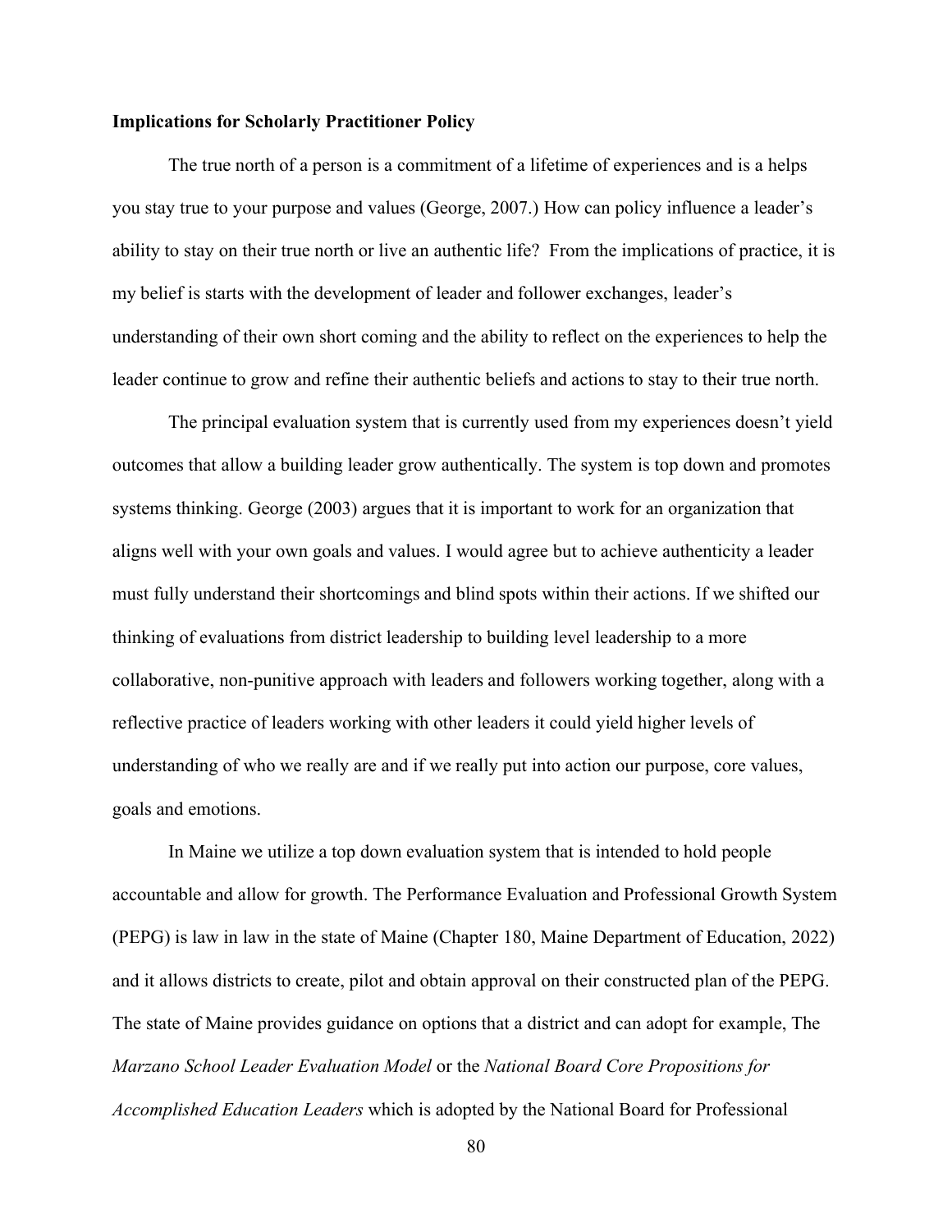**Implications for Scholarly Practitioner Policy**

The true north of a person is a commitment of a lifetime of experiences and is a helps you stay true to your purpose and values (George, 2007.) How can policy influence a leader's ability to stay on their true north or live an authentic life? From the implications of practice, it is my belief is starts with the development of leader and follower exchanges, leader's understanding of their own short coming and the ability to reflect on the experiences to help the leader continue to grow and refine their authentic beliefs and actions to stay to their true north.

The principal evaluation system that is currently used from my experiences doesn't yield outcomes that allow a building leader grow authentically. The system is top down and promotes systems thinking. George (2003) argues that it is important to work for an organization that aligns well with your own goals and values. I would agree but to achieve authenticity a leader must fully understand their shortcomings and blind spots within their actions. If we shifted our thinking of evaluations from district leadership to building level leadership to a more collaborative, non-punitive approach with leaders and followers working together, along with a reflective practice of leaders working with other leaders it could yield higher levels of understanding of who we really are and if we really put into action our purpose, core values, goals and emotions.

In Maine we utilize a top down evaluation system that is intended to hold people accountable and allow for growth. The Performance Evaluation and Professional Growth System (PEPG) is law in law in the state of Maine (Chapter 180, Maine Department of Education, 2022) and it allows districts to create, pilot and obtain approval on their constructed plan of the PEPG. The state of Maine provides guidance on options that a district and can adopt for example, The *Marzano School Leader Evaluation Model* or the *National Board Core Propositions for Accomplished Education Leaders* which is adopted by the National Board for Professional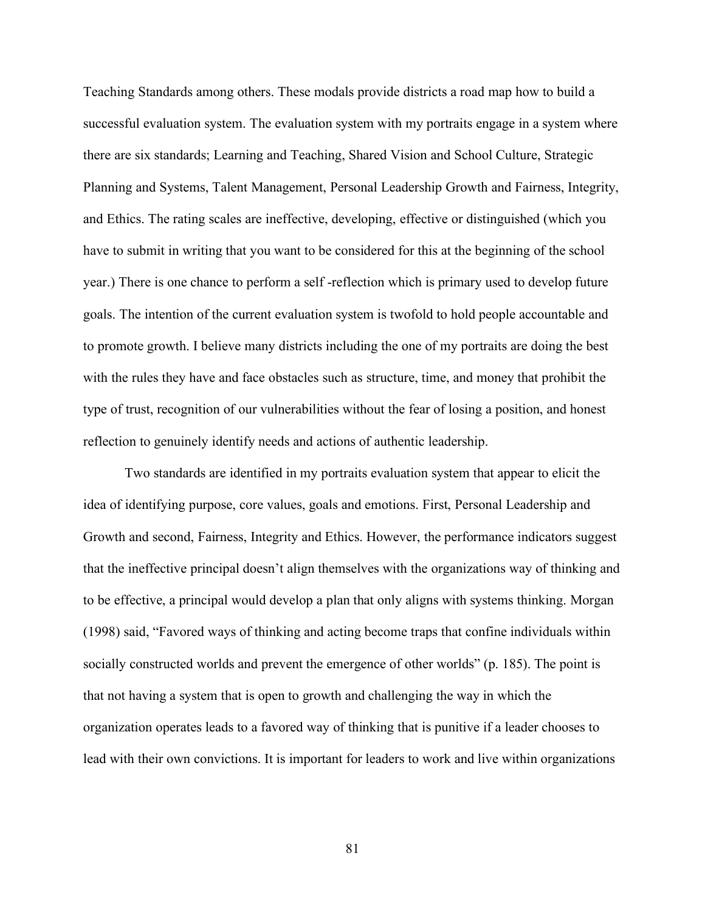Teaching Standards among others. These modals provide districts a road map how to build a successful evaluation system. The evaluation system with my portraits engage in a system where there are six standards; Learning and Teaching, Shared Vision and School Culture, Strategic Planning and Systems, Talent Management, Personal Leadership Growth and Fairness, Integrity, and Ethics. The rating scales are ineffective, developing, effective or distinguished (which you have to submit in writing that you want to be considered for this at the beginning of the school year.) There is one chance to perform a self -reflection which is primary used to develop future goals. The intention of the current evaluation system is twofold to hold people accountable and to promote growth. I believe many districts including the one of my portraits are doing the best with the rules they have and face obstacles such as structure, time, and money that prohibit the type of trust, recognition of our vulnerabilities without the fear of losing a position, and honest reflection to genuinely identify needs and actions of authentic leadership.

Two standards are identified in my portraits evaluation system that appear to elicit the idea of identifying purpose, core values, goals and emotions. First, Personal Leadership and Growth and second, Fairness, Integrity and Ethics. However, the performance indicators suggest that the ineffective principal doesn't align themselves with the organizations way of thinking and to be effective, a principal would develop a plan that only aligns with systems thinking. Morgan (1998) said, "Favored ways of thinking and acting become traps that confine individuals within socially constructed worlds and prevent the emergence of other worlds" (p. 185). The point is that not having a system that is open to growth and challenging the way in which the organization operates leads to a favored way of thinking that is punitive if a leader chooses to lead with their own convictions. It is important for leaders to work and live within organizations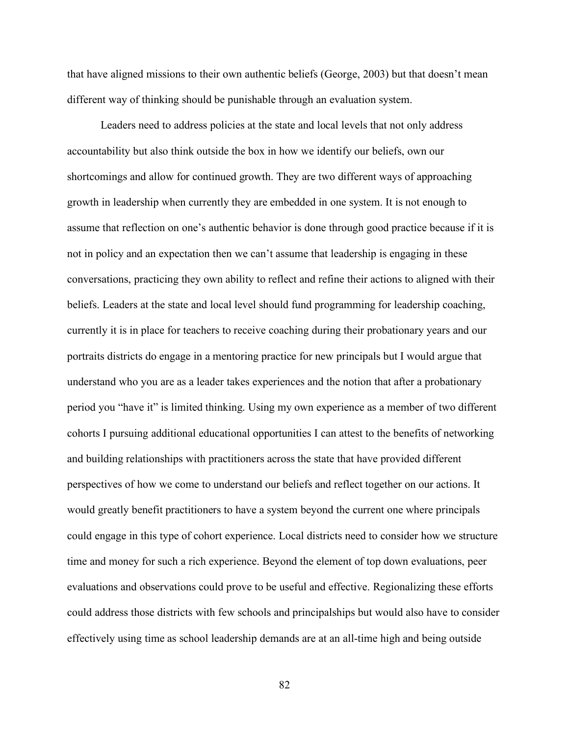that have aligned missions to their own authentic beliefs (George, 2003) but that doesn't mean different way of thinking should be punishable through an evaluation system.

Leaders need to address policies at the state and local levels that not only address accountability but also think outside the box in how we identify our beliefs, own our shortcomings and allow for continued growth. They are two different ways of approaching growth in leadership when currently they are embedded in one system. It is not enough to assume that reflection on one's authentic behavior is done through good practice because if it is not in policy and an expectation then we can't assume that leadership is engaging in these conversations, practicing they own ability to reflect and refine their actions to aligned with their beliefs. Leaders at the state and local level should fund programming for leadership coaching, currently it is in place for teachers to receive coaching during their probationary years and our portraits districts do engage in a mentoring practice for new principals but I would argue that understand who you are as a leader takes experiences and the notion that after a probationary period you "have it" is limited thinking. Using my own experience as a member of two different cohorts I pursuing additional educational opportunities I can attest to the benefits of networking and building relationships with practitioners across the state that have provided different perspectives of how we come to understand our beliefs and reflect together on our actions. It would greatly benefit practitioners to have a system beyond the current one where principals could engage in this type of cohort experience. Local districts need to consider how we structure time and money for such a rich experience. Beyond the element of top down evaluations, peer evaluations and observations could prove to be useful and effective. Regionalizing these efforts could address those districts with few schools and principalships but would also have to consider effectively using time as school leadership demands are at an all-time high and being outside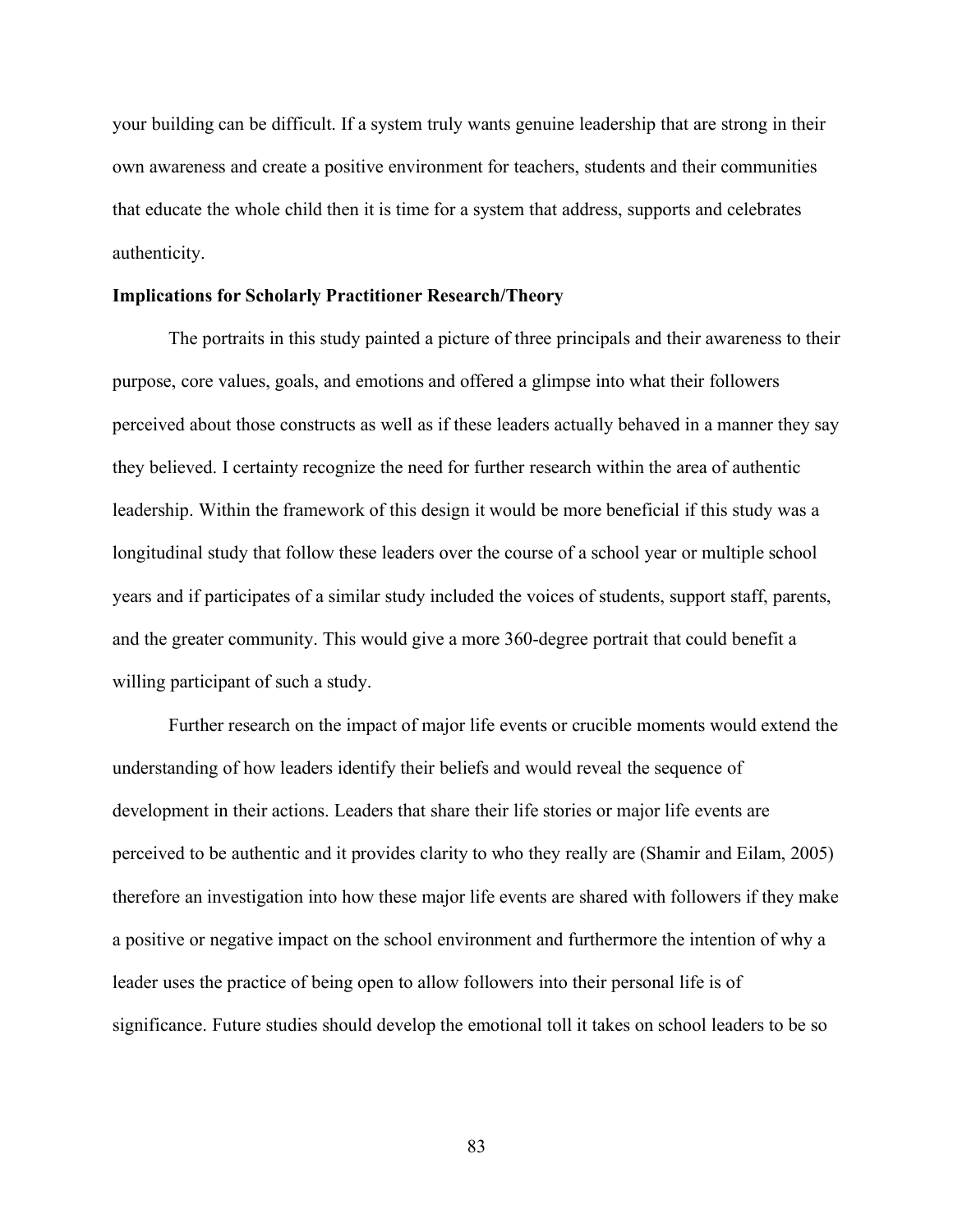your building can be difficult. If a system truly wants genuine leadership that are strong in their own awareness and create a positive environment for teachers, students and their communities that educate the whole child then it is time for a system that address, supports and celebrates authenticity.

**Implications for Scholarly Practitioner Research/Theory**

The portraits in this study painted a picture of three principals and their awareness to their purpose, core values, goals, and emotions and offered a glimpse into what their followers perceived about those constructs as well as if these leaders actually behaved in a manner they say they believed. I certainty recognize the need for further research within the area of authentic leadership. Within the framework of this design it would be more beneficial if this study was a longitudinal study that follow these leaders over the course of a school year or multiple school years and if participates of a similar study included the voices of students, support staff, parents, and the greater community. This would give a more 360-degree portrait that could benefit a willing participant of such a study.

Further research on the impact of major life events or crucible moments would extend the understanding of how leaders identify their beliefs and would reveal the sequence of development in their actions. Leaders that share their life stories or major life events are perceived to be authentic and it provides clarity to who they really are (Shamir and Eilam, 2005) therefore an investigation into how these major life events are shared with followers if they make a positive or negative impact on the school environment and furthermore the intention of why a leader uses the practice of being open to allow followers into their personal life is of significance. Future studies should develop the emotional toll it takes on school leaders to be so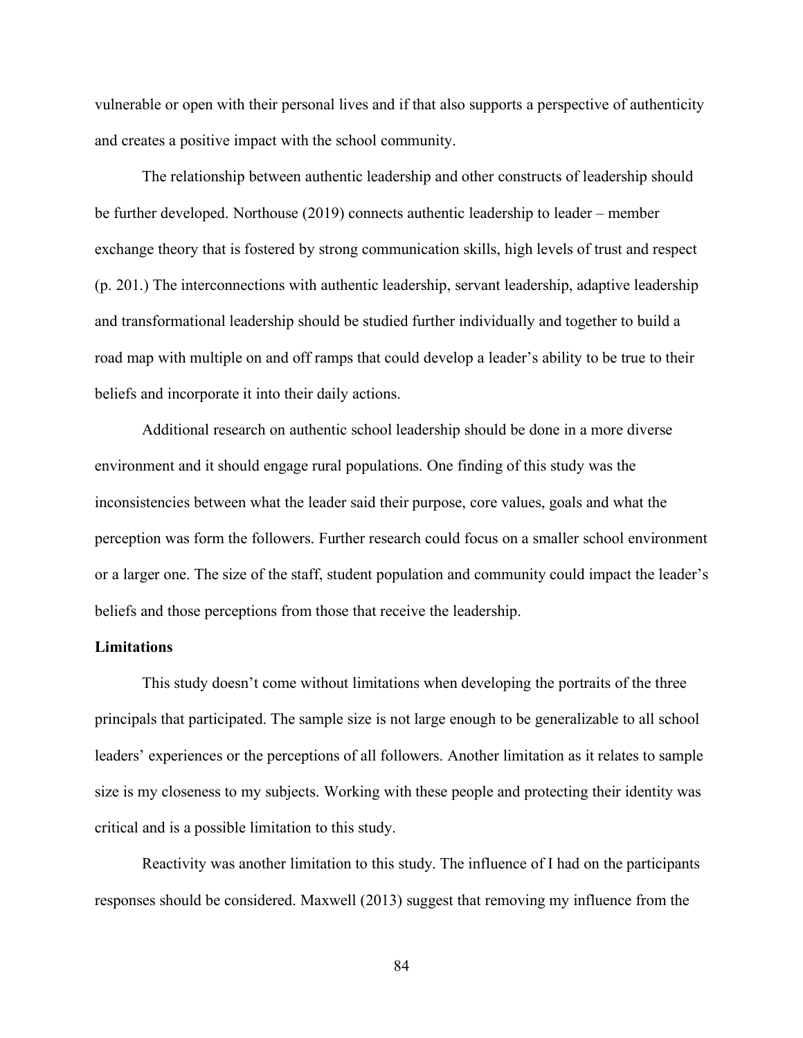vulnerable or open with their personal lives and if that also supports a perspective of authenticity and creates a positive impact with the school community.

The relationship between authentic leadership and other constructs of leadership should be further developed. Northouse (2019) connects authentic leadership to leader – member exchange theory that is fostered by strong communication skills, high levels of trust and respect (p. 201.) The interconnections with authentic leadership, servant leadership, adaptive leadership and transformational leadership should be studied further individually and together to build a road map with multiple on and off ramps that could develop a leader's ability to be true to their beliefs and incorporate it into their daily actions.

Additional research on authentic school leadership should be done in a more diverse environment and it should engage rural populations. One finding of this study was the inconsistencies between what the leader said their purpose, core values, goals and what the perception was form the followers. Further research could focus on a smaller school environment or a larger one. The size of the staff, student population and community could impact the leader's beliefs and those perceptions from those that receive the leadership.

**Limitations**

This study doesn't come without limitations when developing the portraits of the three principals that participated. The sample size is not large enough to be generalizable to all school leaders' experiences or the perceptions of all followers. Another limitation as it relates to sample size is my closeness to my subjects. Working with these people and protecting their identity was critical and is a possible limitation to this study.

Reactivity was another limitation to this study. The influence of I had on the participants responses should be considered. Maxwell (2013) suggest that removing my influence from the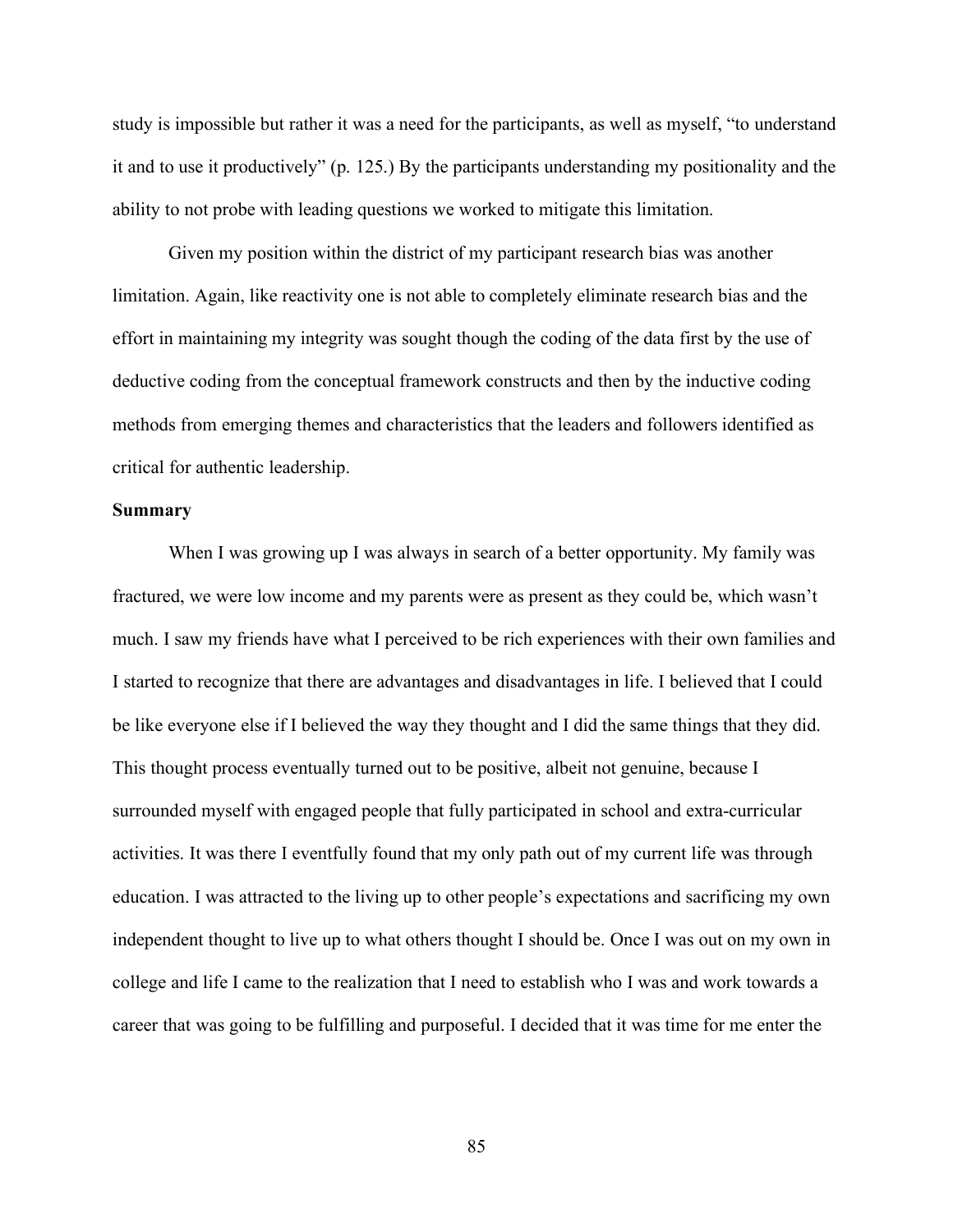study is impossible but rather it was a need for the participants, as well as myself, "to understand it and to use it productively" (p. 125.) By the participants understanding my positionality and the ability to not probe with leading questions we worked to mitigate this limitation.

Given my position within the district of my participant research bias was another limitation. Again, like reactivity one is not able to completely eliminate research bias and the effort in maintaining my integrity was sought though the coding of the data first by the use of deductive coding from the conceptual framework constructs and then by the inductive coding methods from emerging themes and characteristics that the leaders and followers identified as critical for authentic leadership.

**Summary**

When I was growing up I was always in search of a better opportunity. My family was fractured, we were low income and my parents were as present as they could be, which wasn't much. I saw my friends have what I perceived to be rich experiences with their own families and I started to recognize that there are advantages and disadvantages in life. I believed that I could be like everyone else if I believed the way they thought and I did the same things that they did. This thought process eventually turned out to be positive, albeit not genuine, because I surrounded myself with engaged people that fully participated in school and extra-curricular activities. It was there I eventfully found that my only path out of my current life was through education. I was attracted to the living up to other people's expectations and sacrificing my own independent thought to live up to what others thought I should be. Once I was out on my own in college and life I came to the realization that I need to establish who I was and work towards a career that was going to be fulfilling and purposeful. I decided that it was time for me enter the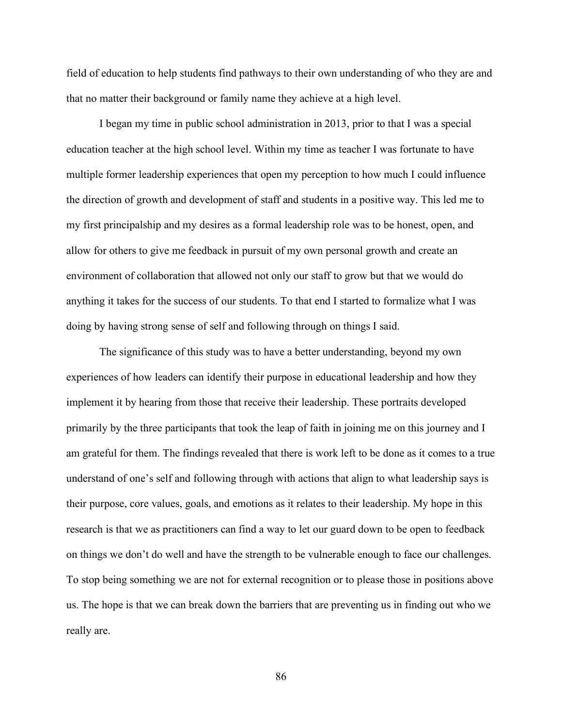field of education to help students find pathways to their own understanding of who they are and that no matter their background or family name they achieve at a high level.

I began my time in public school administration in 2013, prior to that I was a special education teacher at the high school level. Within my time as teacher I was fortunate to have multiple former leadership experiences that open my perception to how much I could influence the direction of growth and development of staff and students in a positive way. This led me to my first principalship and my desires as a formal leadership role was to be honest, open, and allow for others to give me feedback in pursuit of my own personal growth and create an environment of collaboration that allowed not only our staff to grow but that we would do anything it takes for the success of our students. To that end I started to formalize what I was doing by having strong sense of self and following through on things I said.

The significance of this study was to have a better understanding, beyond my own experiences of how leaders can identify their purpose in educational leadership and how they implement it by hearing from those that receive their leadership. These portraits developed primarily by the three participants that took the leap of faith in joining me on this journey and I am grateful for them. The findings revealed that there is work left to be done as it comes to a true understand of one's self and following through with actions that align to what leadership says is their purpose, core values, goals, and emotions as it relates to their leadership. My hope in this research is that we as practitioners can find a way to let our guard down to be open to feedback on things we don't do well and have the strength to be vulnerable enough to face our challenges. To stop being something we are not for external recognition or to please those in positions above us. The hope is that we can break down the barriers that are preventing us in finding out who we really are.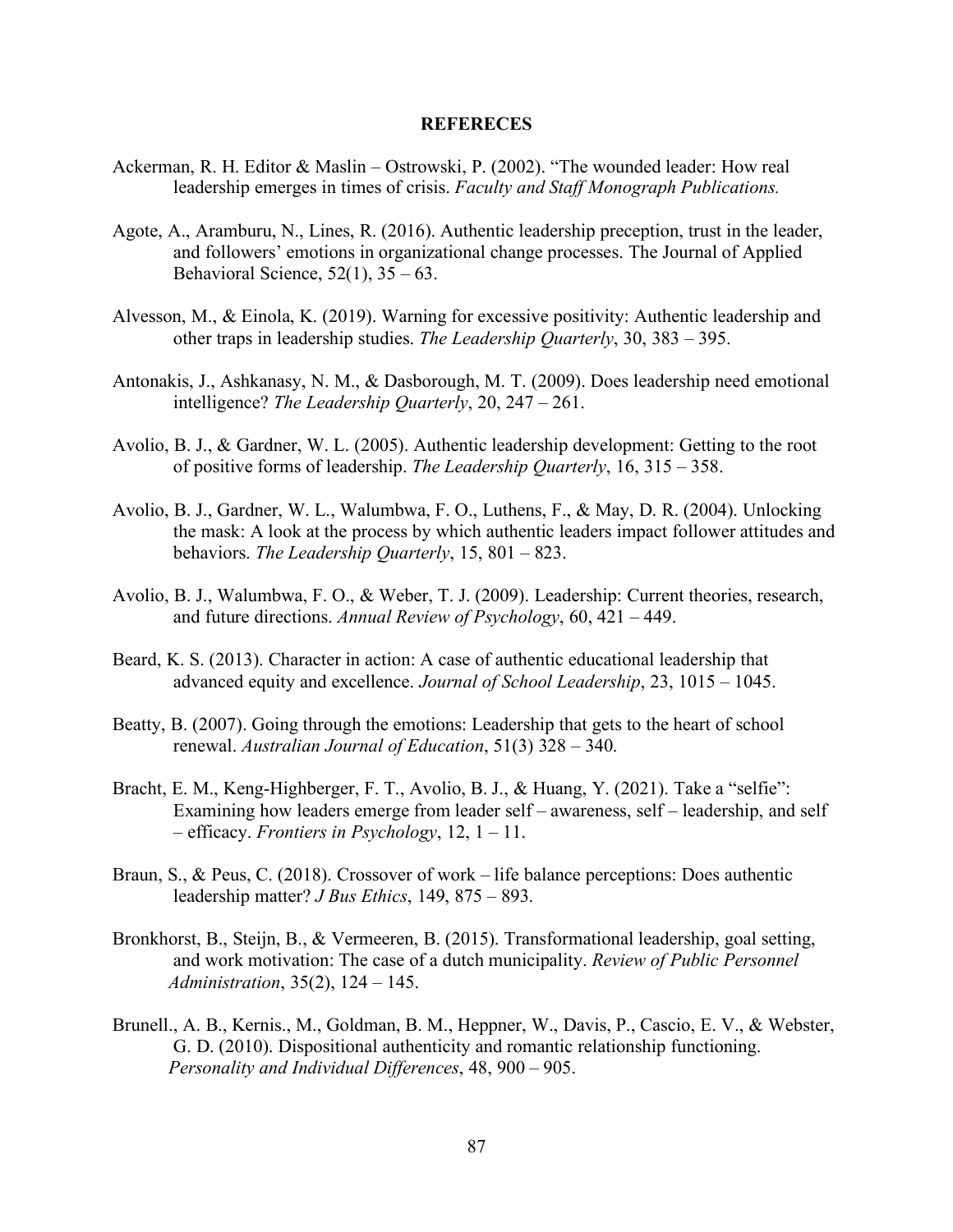# REFERECES

Ackerman, R. H. Editor & Maslin – Ostrowski, P. (2002). "The wounded leader: How real leadership emerges in times of crisis. *Faculty and Staff Monograph Publications.*

Agote, A., Aramburu, N., Lines, R. (2016). Authentic leadership preception, trust in the leader, and followers' emotions in organizational change processes. The Journal of Applied Behavioral Science, 52(1), 35 – 63.

Alvesson, M., & Einola, K. (2019). Warning for excessive positivity: Authentic leadership and other traps in leadership studies. *The Leadership Quarterly*, 30, 383 – 395.

Antonakis, J., Ashkanasy, N. M., & Dasborough, M. T. (2009). Does leadership need emotional intelligence? *The Leadership Quarterly*, 20, 247 – 261.

Avolio, B. J., & Gardner, W. L. (2005). Authentic leadership development: Getting to the root of positive forms of leadership. *The Leadership Quarterly*, 16, 315 – 358.

Avolio, B. J., Gardner, W. L., Walumbwa, F. O., Luthens, F., & May, D. R. (2004). Unlocking the mask: A look at the process by which authentic leaders impact follower attitudes and behaviors. *The Leadership Quarterly*, 15, 801 – 823.

Avolio, B. J., Walumbwa, F. O., & Weber, T. J. (2009). Leadership: Current theories, research, and future directions. *Annual Review of Psychology*, 60, 421 – 449.

Beard, K. S. (2013). Character in action: A case of authentic educational leadership that advanced equity and excellence. *Journal of School Leadership*, 23, 1015 – 1045.

Beatty, B. (2007). Going through the emotions: Leadership that gets to the heart of school renewal. *Australian Journal of Education*, 51(3) 328 – 340.

Bracht, E. M., Keng-Highberger, F. T., Avolio, B. J., & Huang, Y. (2021). Take a "selfie": Examining how leaders emerge from leader self – awareness, self – leadership, and self – efficacy. *Frontiers in Psychology*, 12, 1 – 11.

Braun, S., & Peus, C. (2018). Crossover of work – life balance perceptions: Does authentic leadership matter? *J Bus Ethics*, 149, 875 – 893.

Bronkhorst, B., Steijn, B., & Vermeeren, B. (2015). Transformational leadership, goal setting, and work motivation: The case of a dutch municipality. *Review of Public Personnel Administration*, 35(2), 124 – 145.

Brunell., A. B., Kernis., M., Goldman, B. M., Heppner, W., Davis, P., Cascio, E. V., & Webster, G. D. (2010). Dispositional authenticity and romantic relationship functioning. *Personality and Individual Differences*, 48, 900 – 905.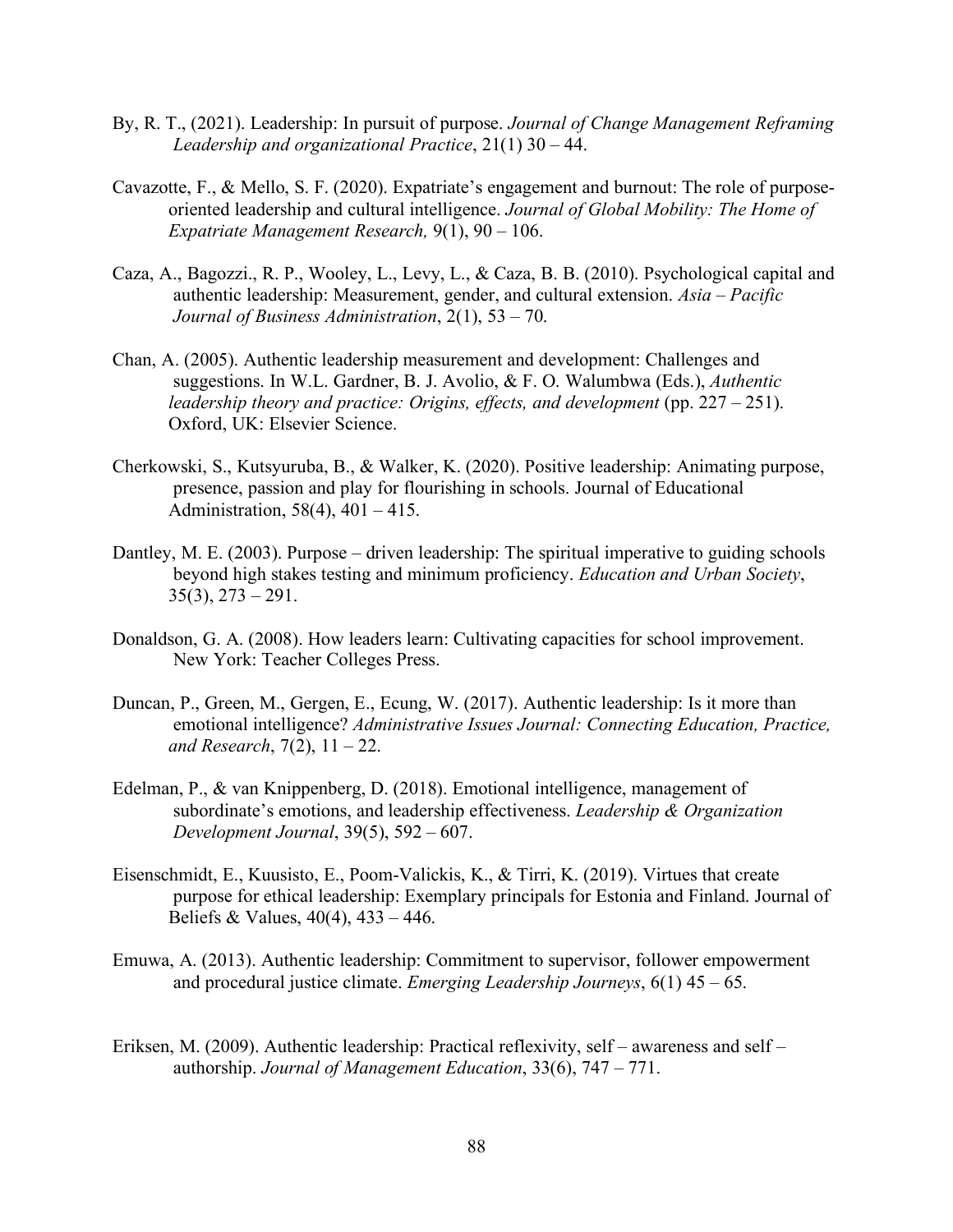By, R. T., (2021). Leadership: In pursuit of purpose. *Journal of Change Management Reframing Leadership and organizational Practice*, 21(1) 30 – 44.

Cavazotte, F., & Mello, S. F. (2020). Expatriate's engagement and burnout: The role of purpose-oriented leadership and cultural intelligence. *Journal of Global Mobility: The Home of Expatriate Management Research,* 9(1), 90 – 106.

Caza, A., Bagozzi., R. P., Wooley, L., Levy, L., & Caza, B. B. (2010). Psychological capital and authentic leadership: Measurement, gender, and cultural extension. *Asia – Pacific Journal of Business Administration*, 2(1), 53 – 70.

Chan, A. (2005). Authentic leadership measurement and development: Challenges and suggestions. In W.L. Gardner, B. J. Avolio, & F. O. Walumbwa (Eds.), *Authentic leadership theory and practice: Origins, effects, and development* (pp. 227 – 251). Oxford, UK: Elsevier Science.

Cherkowski, S., Kutsyuruba, B., & Walker, K. (2020). Positive leadership: Animating purpose, presence, passion and play for flourishing in schools. Journal of Educational Administration, 58(4), 401 – 415.

Dantley, M. E. (2003). Purpose – driven leadership: The spiritual imperative to guiding schools beyond high stakes testing and minimum proficiency. *Education and Urban Society*, 35(3), 273 – 291.

Donaldson, G. A. (2008). How leaders learn: Cultivating capacities for school improvement. New York: Teacher Colleges Press.

Duncan, P., Green, M., Gergen, E., Ecung, W. (2017). Authentic leadership: Is it more than emotional intelligence? *Administrative Issues Journal: Connecting Education, Practice, and Research*, 7(2), 11 – 22.

Edelman, P., & van Knippenberg, D. (2018). Emotional intelligence, management of subordinate's emotions, and leadership effectiveness. *Leadership & Organization Development Journal*, 39(5), 592 – 607.

Eisenschmidt, E., Kuusisto, E., Poom-Valickis, K., & Tirri, K. (2019). Virtues that create purpose for ethical leadership: Exemplary principals for Estonia and Finland. Journal of Beliefs & Values, 40(4), 433 – 446.

Emuwa, A. (2013). Authentic leadership: Commitment to supervisor, follower empowerment and procedural justice climate. *Emerging Leadership Journeys*, 6(1) 45 – 65.

Eriksen, M. (2009). Authentic leadership: Practical reflexivity, self – awareness and self – authorship. *Journal of Management Education*, 33(6), 747 – 771.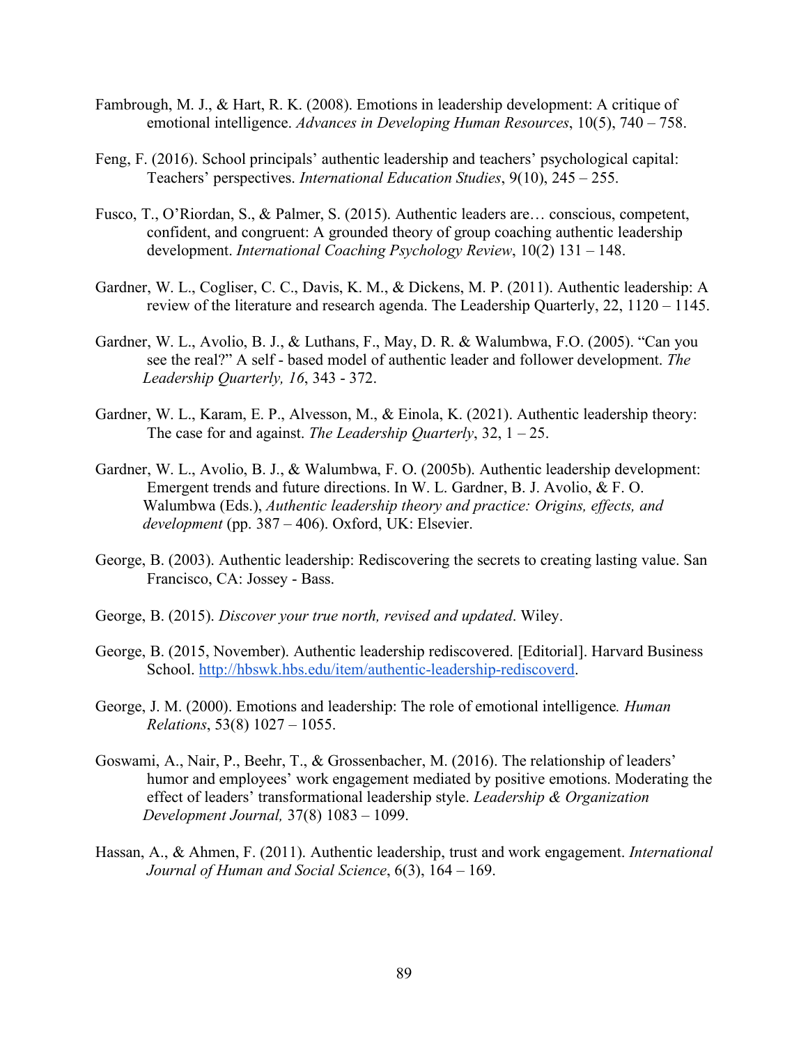Fambrough, M. J., & Hart, R. K. (2008). Emotions in leadership development: A critique of emotional intelligence. *Advances in Developing Human Resources*, 10(5), 740 – 758.

Feng, F. (2016). School principals' authentic leadership and teachers' psychological capital: Teachers' perspectives. *International Education Studies*, 9(10), 245 – 255.

Fusco, T., O'Riordan, S., & Palmer, S. (2015). Authentic leaders are… conscious, competent, confident, and congruent: A grounded theory of group coaching authentic leadership development. *International Coaching Psychology Review*, 10(2) 131 – 148.

Gardner, W. L., Cogliser, C. C., Davis, K. M., & Dickens, M. P. (2011). Authentic leadership: A review of the literature and research agenda. The Leadership Quarterly, 22, 1120 – 1145.

Gardner, W. L., Avolio, B. J., & Luthans, F., May, D. R. & Walumbwa, F.O. (2005). "Can you see the real?" A self - based model of authentic leader and follower development. *The Leadership Quarterly, 16*, 343 - 372.

Gardner, W. L., Karam, E. P., Alvesson, M., & Einola, K. (2021). Authentic leadership theory: The case for and against. *The Leadership Quarterly*, 32, 1 – 25.

Gardner, W. L., Avolio, B. J., & Walumbwa, F. O. (2005b). Authentic leadership development: Emergent trends and future directions. In W. L. Gardner, B. J. Avolio, & F. O. Walumbwa (Eds.), *Authentic leadership theory and practice: Origins, effects, and development* (pp. 387 – 406). Oxford, UK: Elsevier.

George, B. (2003). Authentic leadership: Rediscovering the secrets to creating lasting value. San Francisco, CA: Jossey - Bass.

George, B. (2015). *Discover your true north, revised and updated*. Wiley.

George, B. (2015, November). Authentic leadership rediscovered. [Editorial]. Harvard Business School. http://hbswk.hbs.edu/item/authentic-leadership-rediscoverd.

George, J. M. (2000). Emotions and leadership: The role of emotional intelligence. *Human Relations*, 53(8) 1027 – 1055.

Goswami, A., Nair, P., Beehr, T., & Grossenbacher, M. (2016). The relationship of leaders' humor and employees' work engagement mediated by positive emotions. Moderating the effect of leaders' transformational leadership style. *Leadership & Organization Development Journal,* 37(8) 1083 – 1099.

Hassan, A., & Ahmen, F. (2011). Authentic leadership, trust and work engagement. *International Journal of Human and Social Science*, 6(3), 164 – 169.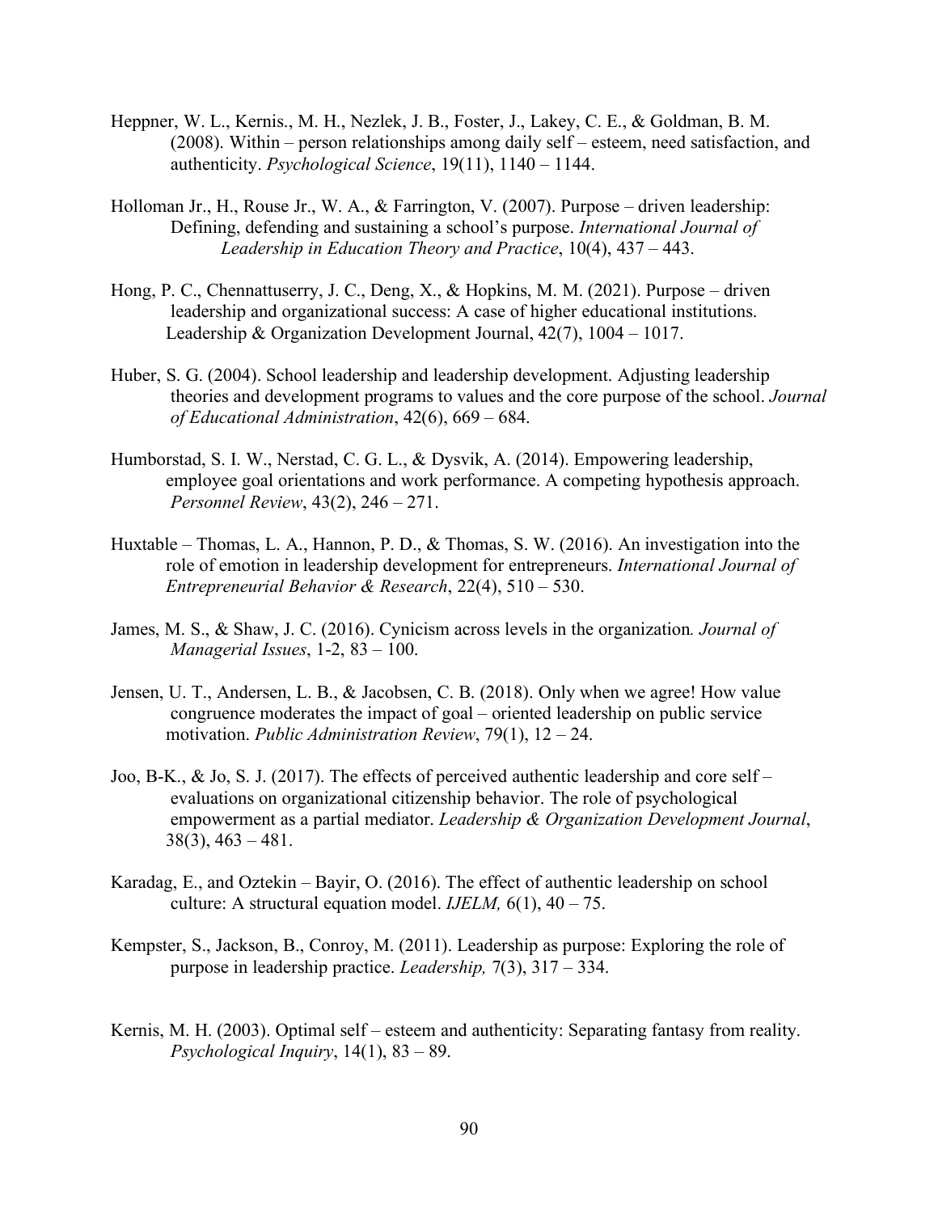Heppner, W. L., Kernis., M. H., Nezlek, J. B., Foster, J., Lakey, C. E., & Goldman, B. M. (2008). Within – person relationships among daily self – esteem, need satisfaction, and authenticity. *Psychological Science*, 19(11), 1140 – 1144.

Holloman Jr., H., Rouse Jr., W. A., & Farrington, V. (2007). Purpose – driven leadership: Defining, defending and sustaining a school's purpose. *International Journal of Leadership in Education Theory and Practice*, 10(4), 437 – 443.

Hong, P. C., Chennattuserry, J. C., Deng, X., & Hopkins, M. M. (2021). Purpose – driven leadership and organizational success: A case of higher educational institutions. Leadership & Organization Development Journal, 42(7), 1004 – 1017.

Huber, S. G. (2004). School leadership and leadership development. Adjusting leadership theories and development programs to values and the core purpose of the school. *Journal of Educational Administration*, 42(6), 669 – 684.

Humborstad, S. I. W., Nerstad, C. G. L., & Dysvik, A. (2014). Empowering leadership, employee goal orientations and work performance. A competing hypothesis approach. *Personnel Review*, 43(2), 246 – 271.

Huxtable – Thomas, L. A., Hannon, P. D., & Thomas, S. W. (2016). An investigation into the role of emotion in leadership development for entrepreneurs. *International Journal of Entrepreneurial Behavior & Research*, 22(4), 510 – 530.

James, M. S., & Shaw, J. C. (2016). Cynicism across levels in the organization. *Journal of Managerial Issues*, 1-2, 83 – 100.

Jensen, U. T., Andersen, L. B., & Jacobsen, C. B. (2018). Only when we agree! How value congruence moderates the impact of goal – oriented leadership on public service motivation. *Public Administration Review*, 79(1), 12 – 24.

Joo, B-K., & Jo, S. J. (2017). The effects of perceived authentic leadership and core self – evaluations on organizational citizenship behavior. The role of psychological empowerment as a partial mediator. *Leadership & Organization Development Journal*, 38(3), 463 – 481.

Karadag, E., and Oztekin – Bayir, O. (2016). The effect of authentic leadership on school culture: A structural equation model. *IJELM,* 6(1), 40 – 75.

Kempster, S., Jackson, B., Conroy, M. (2011). Leadership as purpose: Exploring the role of purpose in leadership practice. *Leadership,* 7(3), 317 – 334.

Kernis, M. H. (2003). Optimal self – esteem and authenticity: Separating fantasy from reality. *Psychological Inquiry*, 14(1), 83 – 89.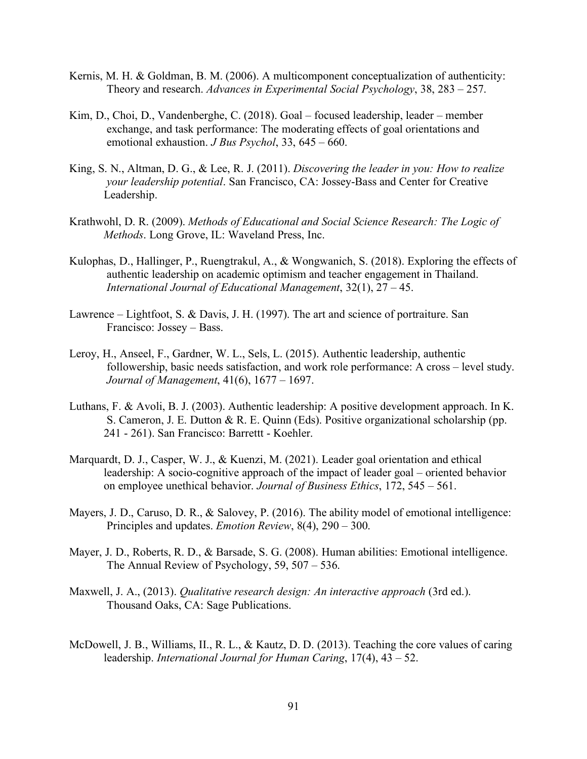Kernis, M. H. & Goldman, B. M. (2006). A multicomponent conceptualization of authenticity: Theory and research. *Advances in Experimental Social Psychology*, 38, 283 – 257.

Kim, D., Choi, D., Vandenberghe, C. (2018). Goal – focused leadership, leader – member exchange, and task performance: The moderating effects of goal orientations and emotional exhaustion. *J Bus Psychol*, 33, 645 – 660.

King, S. N., Altman, D. G., & Lee, R. J. (2011). *Discovering the leader in you: How to realize your leadership potential*. San Francisco, CA: Jossey-Bass and Center for Creative Leadership.

Krathwohl, D. R. (2009). *Methods of Educational and Social Science Research: The Logic of Methods*. Long Grove, IL: Waveland Press, Inc.

Kulophas, D., Hallinger, P., Ruengtrakul, A., & Wongwanich, S. (2018). Exploring the effects of authentic leadership on academic optimism and teacher engagement in Thailand. *International Journal of Educational Management*, 32(1), 27 – 45.

Lawrence – Lightfoot, S. & Davis, J. H. (1997). The art and science of portraiture. San Francisco: Jossey – Bass.

Leroy, H., Anseel, F., Gardner, W. L., Sels, L. (2015). Authentic leadership, authentic followership, basic needs satisfaction, and work role performance: A cross – level study. *Journal of Management*, 41(6), 1677 – 1697.

Luthans, F. & Avoli, B. J. (2003). Authentic leadership: A positive development approach. In K. S. Cameron, J. E. Dutton & R. E. Quinn (Eds). Positive organizational scholarship (pp. 241 - 261). San Francisco: Barrettt - Koehler.

Marquardt, D. J., Casper, W. J., & Kuenzi, M. (2021). Leader goal orientation and ethical leadership: A socio-cognitive approach of the impact of leader goal – oriented behavior on employee unethical behavior. *Journal of Business Ethics*, 172, 545 – 561.

Mayers, J. D., Caruso, D. R., & Salovey, P. (2016). The ability model of emotional intelligence: Principles and updates. *Emotion Review*, 8(4), 290 – 300.

Mayer, J. D., Roberts, R. D., & Barsade, S. G. (2008). Human abilities: Emotional intelligence. The Annual Review of Psychology, 59, 507 – 536.

Maxwell, J. A., (2013). *Qualitative research design: An interactive approach* (3rd ed.). Thousand Oaks, CA: Sage Publications.

McDowell, J. B., Williams, II., R. L., & Kautz, D. D. (2013). Teaching the core values of caring leadership. *International Journal for Human Caring*, 17(4), 43 – 52.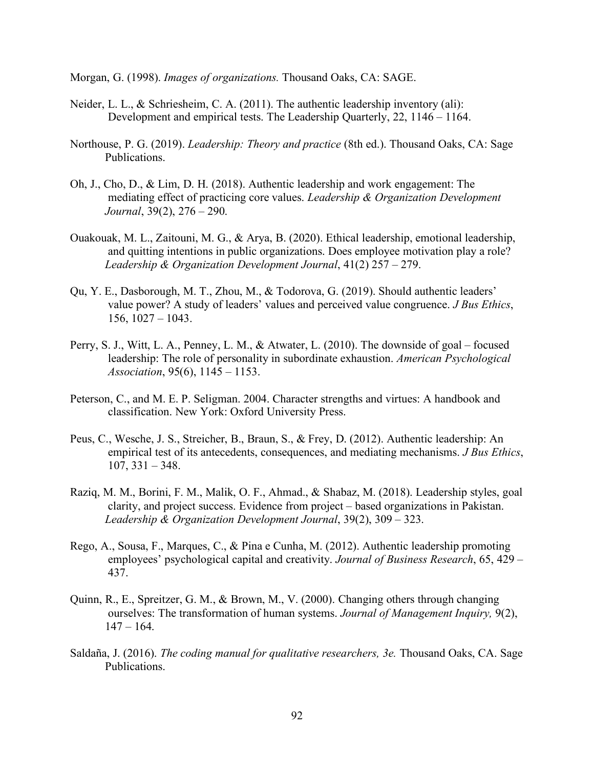Morgan, G. (1998). *Images of organizations.* Thousand Oaks, CA: SAGE.

Neider, L. L., & Schriesheim, C. A. (2011). The authentic leadership inventory (ali): Development and empirical tests. The Leadership Quarterly, 22, 1146 – 1164.

Northouse, P. G. (2019). *Leadership: Theory and practice* (8th ed.). Thousand Oaks, CA: Sage Publications.

Oh, J., Cho, D., & Lim, D. H. (2018). Authentic leadership and work engagement: The mediating effect of practicing core values. *Leadership & Organization Development Journal*, 39(2), 276 – 290.

Ouakouak, M. L., Zaitouni, M. G., & Arya, B. (2020). Ethical leadership, emotional leadership, and quitting intentions in public organizations. Does employee motivation play a role? *Leadership & Organization Development Journal*, 41(2) 257 – 279.

Qu, Y. E., Dasborough, M. T., Zhou, M., & Todorova, G. (2019). Should authentic leaders' value power? A study of leaders' values and perceived value congruence. *J Bus Ethics*, 156, 1027 – 1043.

Perry, S. J., Witt, L. A., Penney, L. M., & Atwater, L. (2010). The downside of goal – focused leadership: The role of personality in subordinate exhaustion. *American Psychological Association*, 95(6), 1145 – 1153.

Peterson, C., and M. E. P. Seligman. 2004. Character strengths and virtues: A handbook and classification. New York: Oxford University Press.

Peus, C., Wesche, J. S., Streicher, B., Braun, S., & Frey, D. (2012). Authentic leadership: An empirical test of its antecedents, consequences, and mediating mechanisms. *J Bus Ethics*, 107, 331 – 348.

Raziq, M. M., Borini, F. M., Malik, O. F., Ahmad., & Shabaz, M. (2018). Leadership styles, goal clarity, and project success. Evidence from project – based organizations in Pakistan. *Leadership & Organization Development Journal*, 39(2), 309 – 323.

Rego, A., Sousa, F., Marques, C., & Pina e Cunha, M. (2012). Authentic leadership promoting employees' psychological capital and creativity. *Journal of Business Research*, 65, 429 – 437.

Quinn, R., E., Spreitzer, G. M., & Brown, M., V. (2000). Changing others through changing ourselves: The transformation of human systems. *Journal of Management Inquiry,* 9(2), 147 – 164.

Saldaña, J. (2016). *The coding manual for qualitative researchers, 3e.* Thousand Oaks, CA. Sage Publications.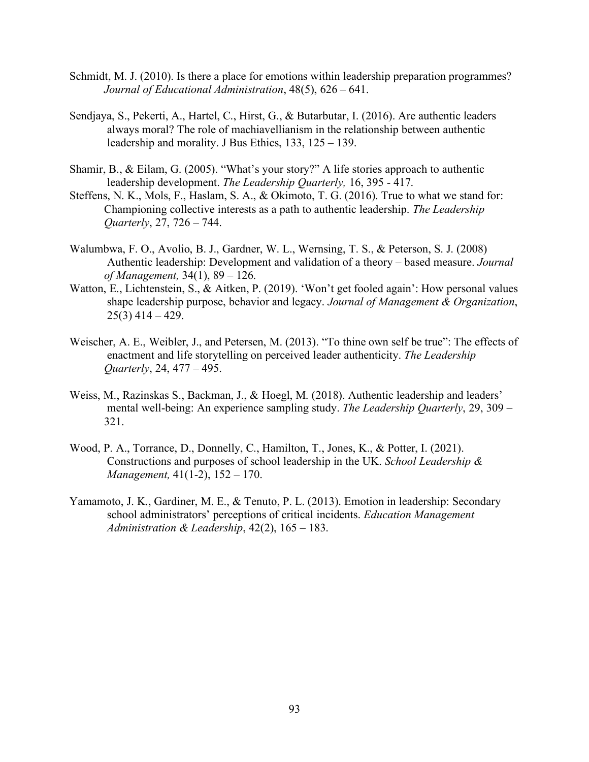Schmidt, M. J. (2010). Is there a place for emotions within leadership preparation programmes? *Journal of Educational Administration*, 48(5), 626 – 641.

Sendjaya, S., Pekerti, A., Hartel, C., Hirst, G., & Butarbutar, I. (2016). Are authentic leaders always moral? The role of machiavellianism in the relationship between authentic leadership and morality. J Bus Ethics, 133, 125 – 139.

Shamir, B., & Eilam, G. (2005). "What's your story?" A life stories approach to authentic leadership development. *The Leadership Quarterly,* 16, 395 - 417.

Steffens, N. K., Mols, F., Haslam, S. A., & Okimoto, T. G. (2016). True to what we stand for: Championing collective interests as a path to authentic leadership. *The Leadership Quarterly*, 27, 726 – 744.

Walumbwa, F. O., Avolio, B. J., Gardner, W. L., Wernsing, T. S., & Peterson, S. J. (2008) Authentic leadership: Development and validation of a theory – based measure. *Journal of Management,* 34(1), 89 – 126.

Watton, E., Lichtenstein, S., & Aitken, P. (2019). 'Won't get fooled again': How personal values shape leadership purpose, behavior and legacy. *Journal of Management & Organization*, 25(3) 414 – 429.

Weischer, A. E., Weibler, J., and Petersen, M. (2013). "To thine own self be true": The effects of enactment and life storytelling on perceived leader authenticity. *The Leadership Quarterly*, 24, 477 – 495.

Weiss, M., Razinskas S., Backman, J., & Hoegl, M. (2018). Authentic leadership and leaders' mental well-being: An experience sampling study. *The Leadership Quarterly*, 29, 309 – 321.

Wood, P. A., Torrance, D., Donnelly, C., Hamilton, T., Jones, K., & Potter, I. (2021). Constructions and purposes of school leadership in the UK. *School Leadership & Management,* 41(1-2), 152 – 170.

Yamamoto, J. K., Gardiner, M. E., & Tenuto, P. L. (2013). Emotion in leadership: Secondary school administrators' perceptions of critical incidents. *Education Management Administration & Leadership*, 42(2), 165 – 183.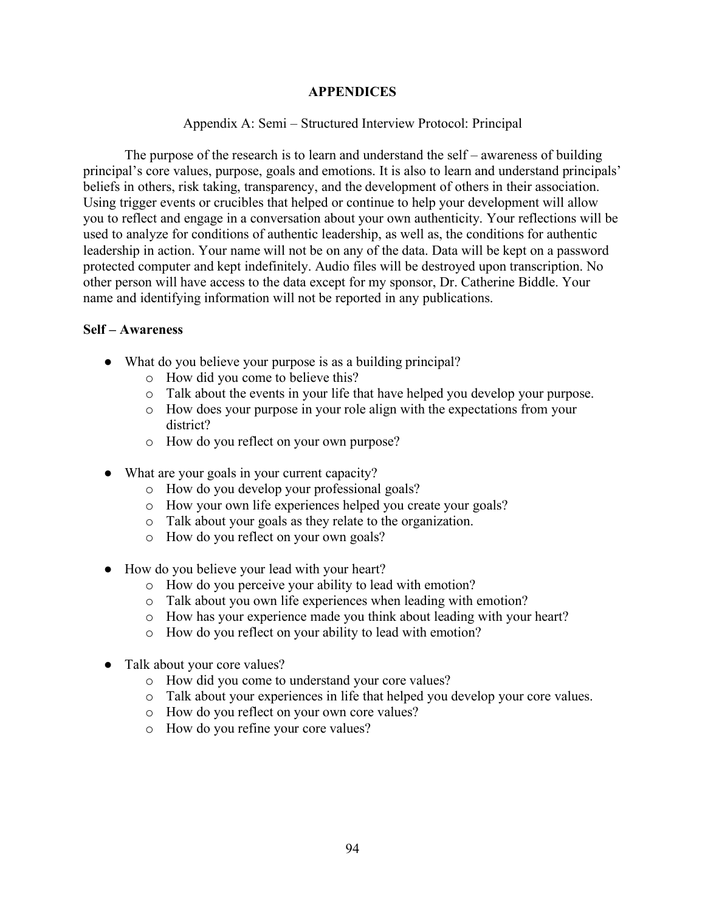# APPENDICES

## Appendix A: Semi – Structured Interview Protocol: Principal

The purpose of the research is to learn and understand the self – awareness of building principal's core values, purpose, goals and emotions. It is also to learn and understand principals' beliefs in others, risk taking, transparency, and the development of others in their association. Using trigger events or crucibles that helped or continue to help your development will allow you to reflect and engage in a conversation about your own authenticity. Your reflections will be used to analyze for conditions of authentic leadership, as well as, the conditions for authentic leadership in action. Your name will not be on any of the data. Data will be kept on a password protected computer and kept indefinitely. Audio files will be destroyed upon transcription. No other person will have access to the data except for my sponsor, Dr. Catherine Biddle. Your name and identifying information will not be reported in any publications.

**Self – Awareness**

- What do you believe your purpose is as a building principal?
  - How did you come to believe this?
  - Talk about the events in your life that have helped you develop your purpose.
  - How does your purpose in your role align with the expectations from your district?
  - How do you reflect on your own purpose?

- What are your goals in your current capacity?
  - How do you develop your professional goals?
  - How your own life experiences helped you create your goals?
  - Talk about your goals as they relate to the organization.
  - How do you reflect on your own goals?

- How do you believe your lead with your heart?
  - How do you perceive your ability to lead with emotion?
  - Talk about you own life experiences when leading with emotion?
  - How has your experience made you think about leading with your heart?
  - How do you reflect on your ability to lead with emotion?

- Talk about your core values?
  - How did you come to understand your core values?
  - Talk about your experiences in life that helped you develop your core values.
  - How do you reflect on your own core values?
  - How do you refine your core values?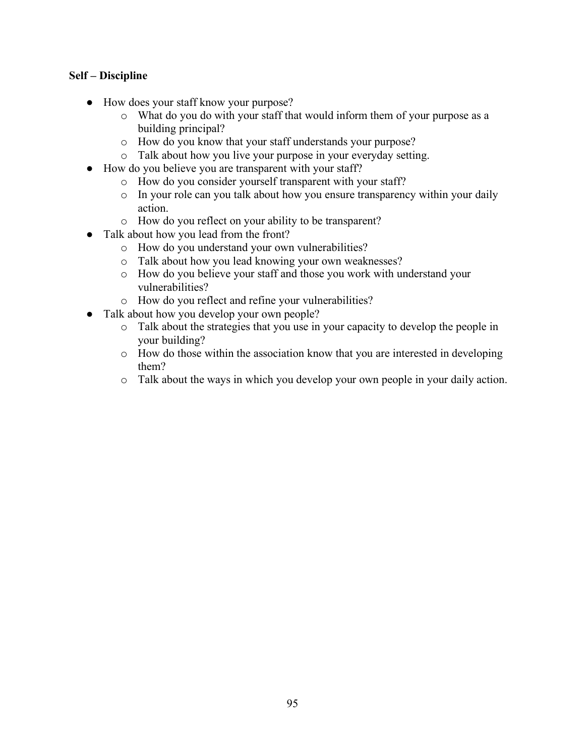**Self – Discipline**

- How does your staff know your purpose?
    - What do you do with your staff that would inform them of your purpose as a building principal?
    - How do you know that your staff understands your purpose?
    - Talk about how you live your purpose in your everyday setting.
- How do you believe you are transparent with your staff?
    - How do you consider yourself transparent with your staff?
    - In your role can you talk about how you ensure transparency within your daily action.
    - How do you reflect on your ability to be transparent?
- Talk about how you lead from the front?
    - How do you understand your own vulnerabilities?
    - Talk about how you lead knowing your own weaknesses?
    - How do you believe your staff and those you work with understand your vulnerabilities?
    - How do you reflect and refine your vulnerabilities?
- Talk about how you develop your own people?
    - Talk about the strategies that you use in your capacity to develop the people in your building?
    - How do those within the association know that you are interested in developing them?
    - Talk about the ways in which you develop your own people in your daily action.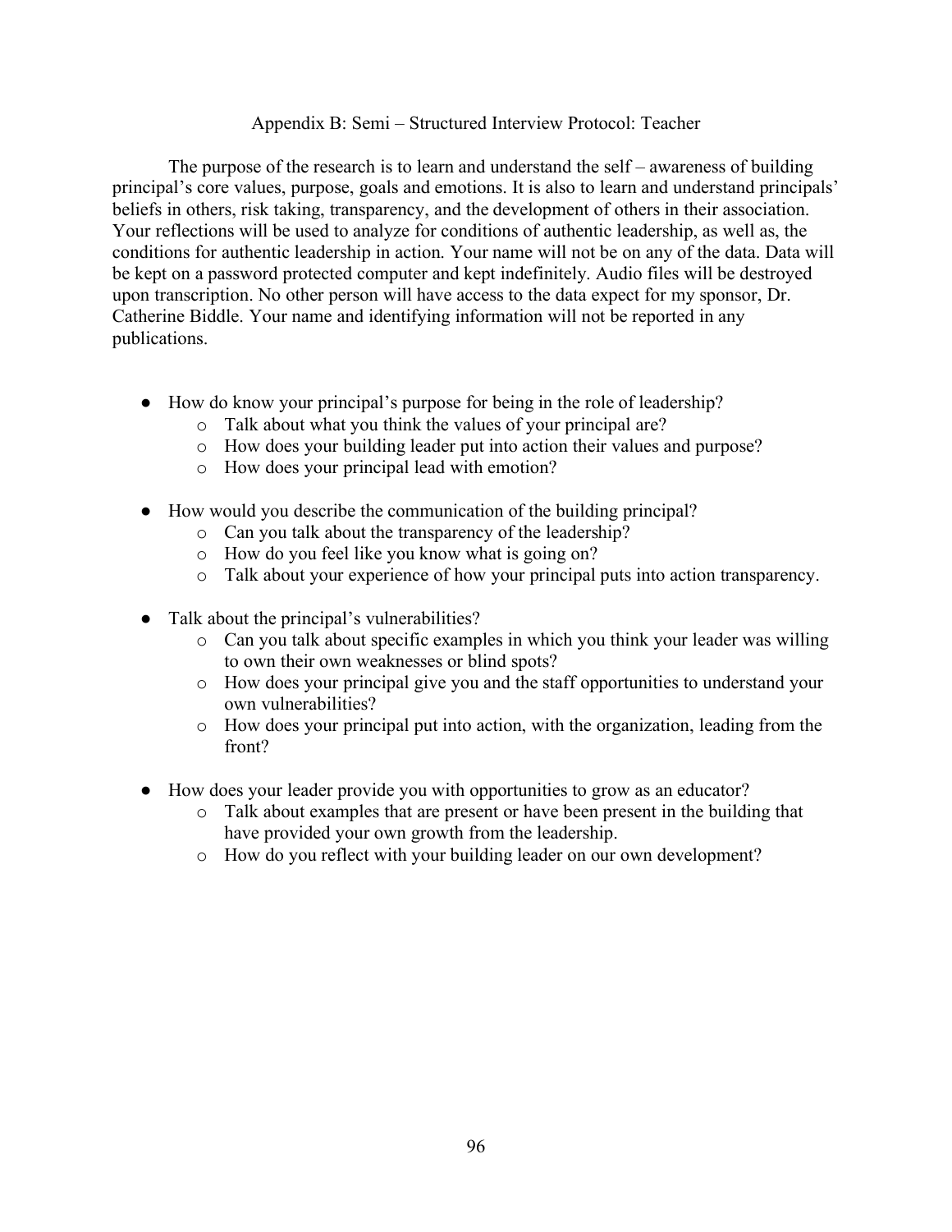## Appendix B: Semi – Structured Interview Protocol: Teacher

The purpose of the research is to learn and understand the self – awareness of building principal's core values, purpose, goals and emotions. It is also to learn and understand principals' beliefs in others, risk taking, transparency, and the development of others in their association. Your reflections will be used to analyze for conditions of authentic leadership, as well as, the conditions for authentic leadership in action. Your name will not be on any of the data. Data will be kept on a password protected computer and kept indefinitely. Audio files will be destroyed upon transcription. No other person will have access to the data expect for my sponsor, Dr. Catherine Biddle. Your name and identifying information will not be reported in any publications.

- How do know your principal's purpose for being in the role of leadership?
  - Talk about what you think the values of your principal are?
  - How does your building leader put into action their values and purpose?
  - How does your principal lead with emotion?
- How would you describe the communication of the building principal?
  - Can you talk about the transparency of the leadership?
  - How do you feel like you know what is going on?
  - Talk about your experience of how your principal puts into action transparency.
- Talk about the principal's vulnerabilities?
  - Can you talk about specific examples in which you think your leader was willing to own their own weaknesses or blind spots?
  - How does your principal give you and the staff opportunities to understand your own vulnerabilities?
  - How does your principal put into action, with the organization, leading from the front?
- How does your leader provide you with opportunities to grow as an educator?
  - Talk about examples that are present or have been present in the building that have provided your own growth from the leadership.
  - How do you reflect with your building leader on our own development?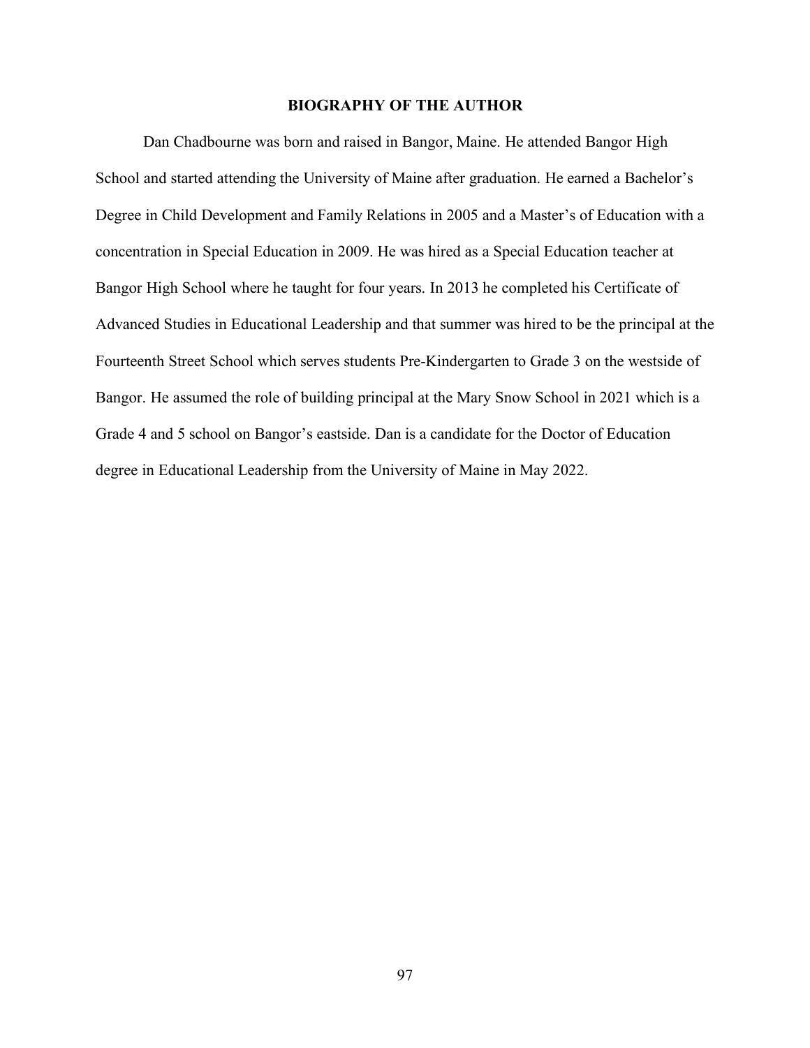## BIOGRAPHY OF THE AUTHOR

Dan Chadbourne was born and raised in Bangor, Maine. He attended Bangor High School and started attending the University of Maine after graduation. He earned a Bachelor's Degree in Child Development and Family Relations in 2005 and a Master's of Education with a concentration in Special Education in 2009. He was hired as a Special Education teacher at Bangor High School where he taught for four years. In 2013 he completed his Certificate of Advanced Studies in Educational Leadership and that summer was hired to be the principal at the Fourteenth Street School which serves students Pre-Kindergarten to Grade 3 on the westside of Bangor. He assumed the role of building principal at the Mary Snow School in 2021 which is a Grade 4 and 5 school on Bangor's eastside. Dan is a candidate for the Doctor of Education degree in Educational Leadership from the University of Maine in May 2022.